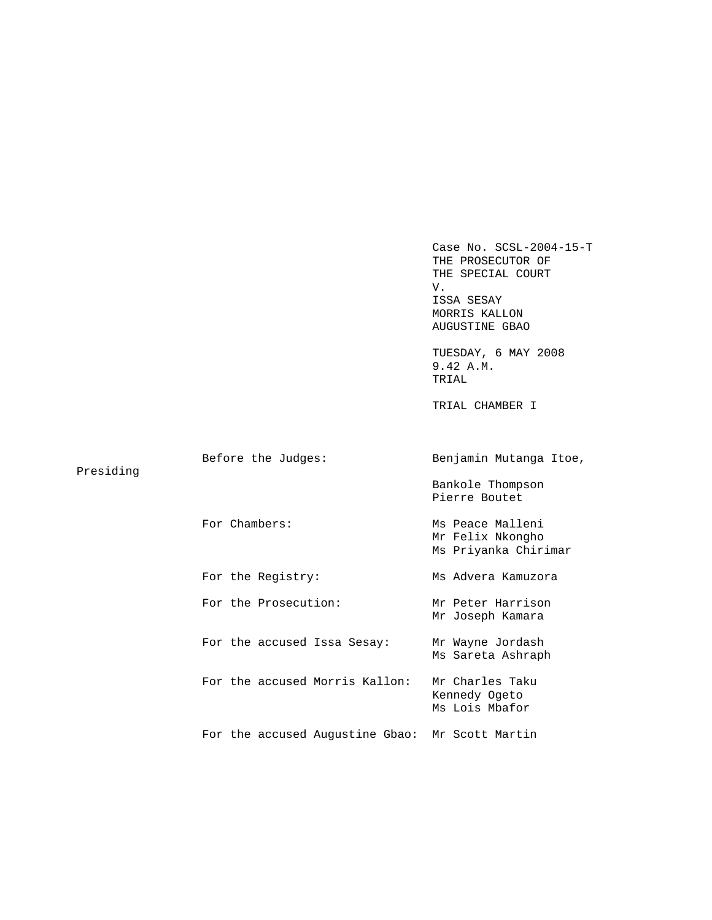Case No. SCSL-2004-15-T
THE PROSECUTOR OF
THE SPECIAL COURT
V.
ISSA SESAY
MORRIS KALLON
AUGUSTINE GBAO

TUESDAY, 6 MAY 2008
9.42 A.M.
TRIAL

TRIAL CHAMBER I

| | |
|---|---|
| Before the Judges: | Benjamin Mutanga Itoe, Presiding<br>Bankole Thompson<br>Pierre Boutet |
| For Chambers: | Ms Peace Malleni<br>Mr Felix Nkongho<br>Ms Priyanka Chirimar |
| For the Registry: | Ms Advera Kamuzora |
| For the Prosecution: | Mr Peter Harrison<br>Mr Joseph Kamara |
| For the accused Issa Sesay: | Mr Wayne Jordash<br>Ms Sareta Ashraph |
| For the accused Morris Kallon: | Mr Charles Taku<br>Kennedy Ogeto<br>Ms Lois Mbafor |
| For the accused Augustine Gbao: | Mr Scott Martin |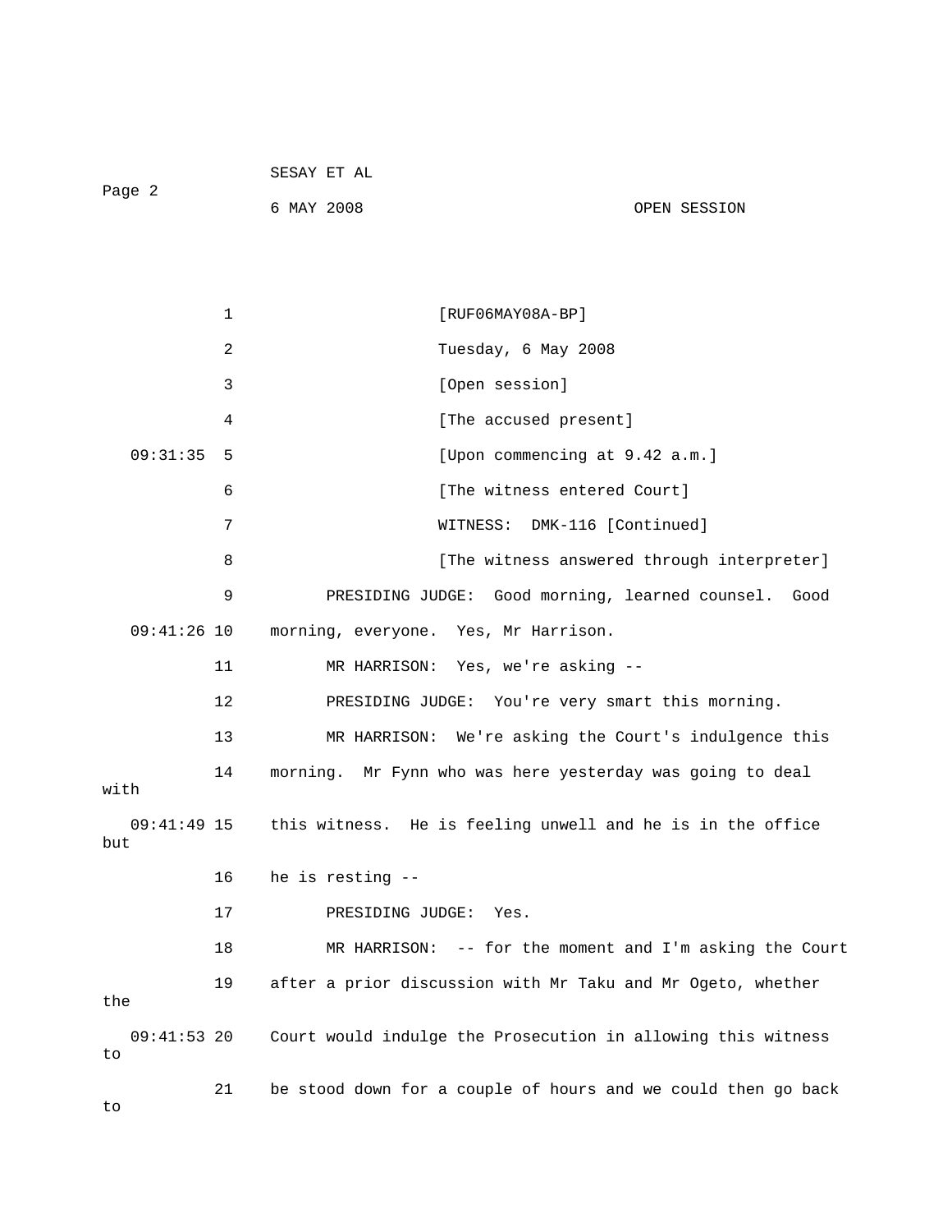[RUF06MAY08A-BP]

Tuesday, 6 May 2008

[Open session]

[The accused present]

[Upon commencing at 9.42 a.m.]

[The witness entered Court]

WITNESS: DMK-116 [Continued]

[The witness answered through interpreter]

PRESIDING JUDGE: Good morning, learned counsel. Good morning, everyone. Yes, Mr Harrison.

MR HARRISON: Yes, we're asking --

PRESIDING JUDGE: You're very smart this morning.

MR HARRISON: We're asking the Court's indulgence this morning. Mr Fynn who was here yesterday was going to deal with this witness. He is feeling unwell and he is in the office but he is resting --

PRESIDING JUDGE: Yes.

MR HARRISON: -- for the moment and I'm asking the Court after a prior discussion with Mr Taku and Mr Ogeto, whether the Court would indulge the Prosecution in allowing this witness to be stood down for a couple of hours and we could then go back to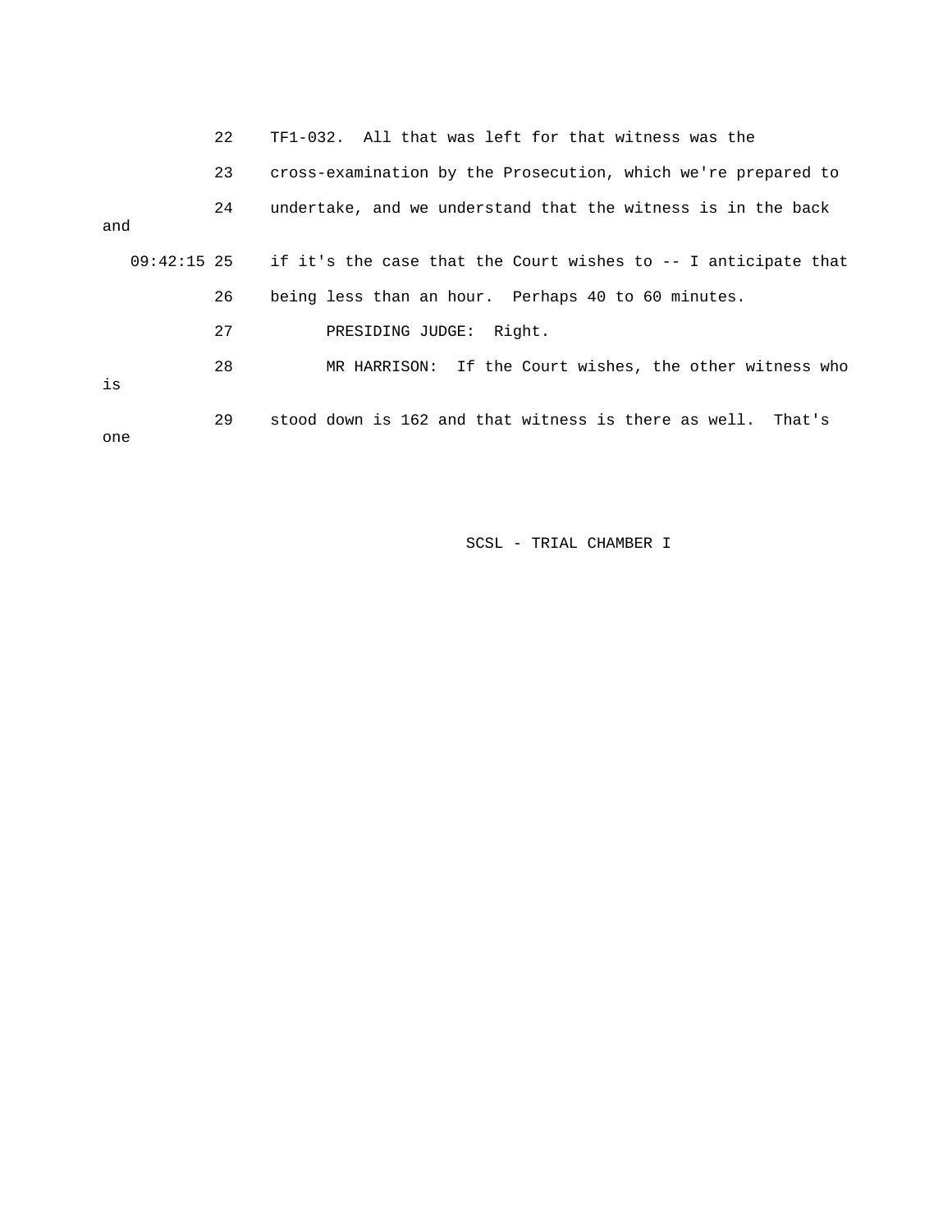22 TF1-032. All that was left for that witness was the

23 cross-examination by the Prosecution, which we're prepared to

24 undertake, and we understand that the witness is in the back and

09:42:15 25 if it's the case that the Court wishes to -- I anticipate that

26 being less than an hour. Perhaps 40 to 60 minutes.

27 PRESIDING JUDGE: Right.

28 MR HARRISON: If the Court wishes, the other witness who is

29 stood down is 162 and that witness is there as well. That's one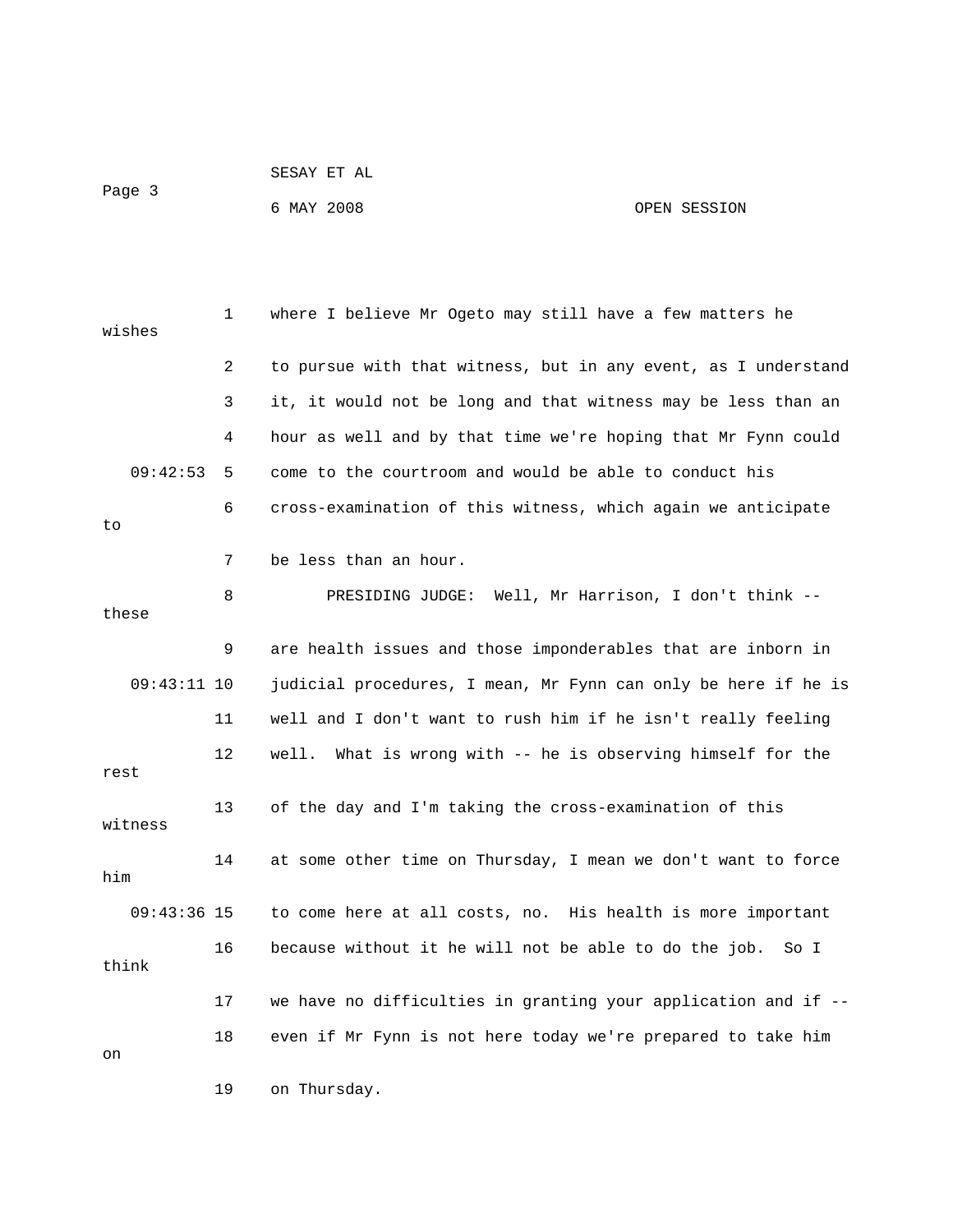where I believe Mr Ogeto may still have a few matters he wishes to pursue with that witness, but in any event, as I understand it, it would not be long and that witness may be less than an hour as well and by that time we're hoping that Mr Fynn could come to the courtroom and would be able to conduct his cross-examination of this witness, which again we anticipate to be less than an hour.

PRESIDING JUDGE: Well, Mr Harrison, I don't think -- these are health issues and those imponderables that are inborn in judicial procedures, I mean, Mr Fynn can only be here if he is well and I don't want to rush him if he isn't really feeling well. What is wrong with -- he is observing himself for the rest of the day and I'm taking the cross-examination of this witness at some other time on Thursday, I mean we don't want to force him to come here at all costs, no. His health is more important because without it he will not be able to do the job. So I think we have no difficulties in granting your application and if -- even if Mr Fynn is not here today we're prepared to take him on on Thursday.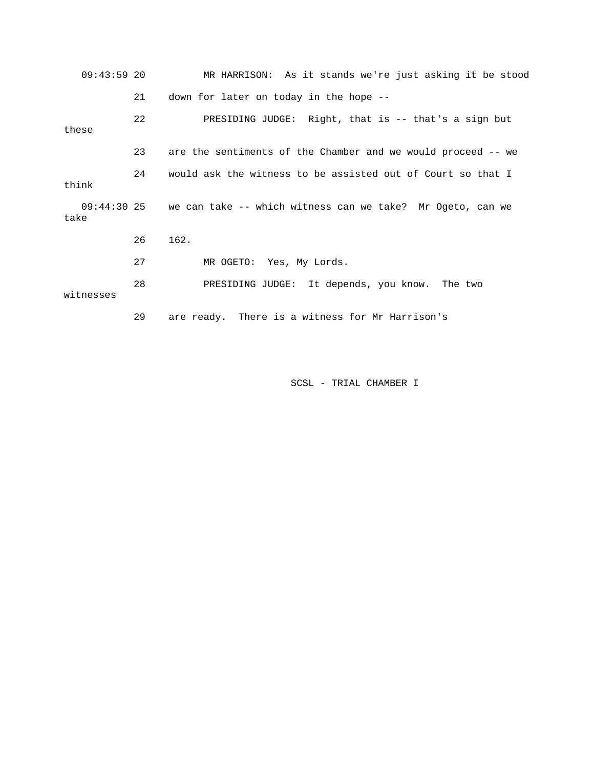09:43:59 20 MR HARRISON: As it stands we're just asking it be stood

21 down for later on today in the hope --

22 PRESIDING JUDGE: Right, that is -- that's a sign but these

23 are the sentiments of the Chamber and we would proceed -- we

24 would ask the witness to be assisted out of Court so that I think

09:44:30 25 we can take -- which witness can we take? Mr Ogeto, can we take

26 162.

27 MR OGETO: Yes, My Lords.

28 PRESIDING JUDGE: It depends, you know. The two witnesses

29 are ready. There is a witness for Mr Harrison's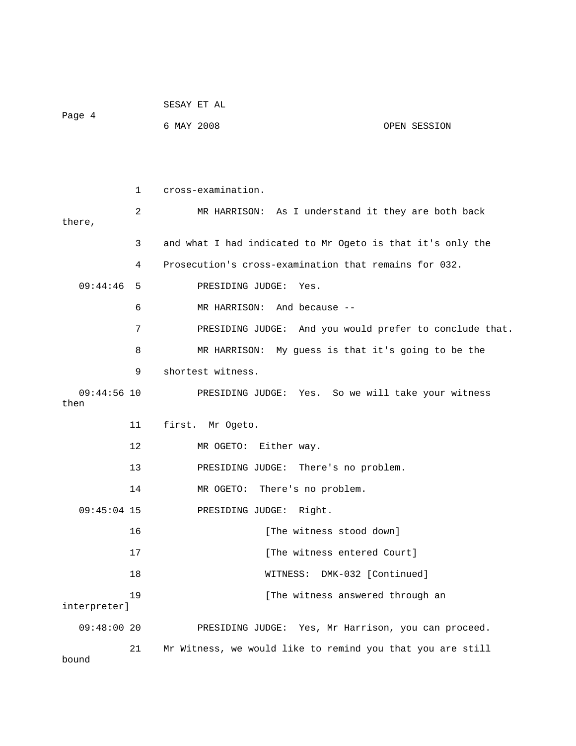1 cross-examination.

2 MR HARRISON: As I understand it they are both back there,

3 and what I had indicated to Mr Ogeto is that it's only the

4 Prosecution's cross-examination that remains for 032.

09:44:46 5 PRESIDING JUDGE: Yes.

6 MR HARRISON: And because --

7 PRESIDING JUDGE: And you would prefer to conclude that.

8 MR HARRISON: My guess is that it's going to be the

9 shortest witness.

09:44:56 10 PRESIDING JUDGE: Yes. So we will take your witness then

11 first. Mr Ogeto.

12 MR OGETO: Either way.

13 PRESIDING JUDGE: There's no problem.

14 MR OGETO: There's no problem.

09:45:04 15 PRESIDING JUDGE: Right.

16 [The witness stood down]

17 [The witness entered Court]

18 WITNESS: DMK-032 [Continued]

19 [The witness answered through an interpreter]

09:48:00 20 PRESIDING JUDGE: Yes, Mr Harrison, you can proceed.

21 Mr Witness, we would like to remind you that you are still bound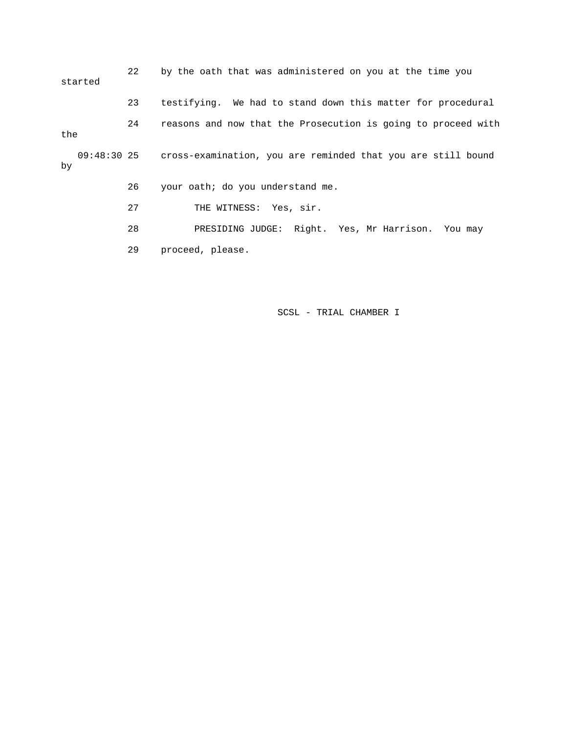22 by the oath that was administered on you at the time you started

23 testifying. We had to stand down this matter for procedural

24 reasons and now that the Prosecution is going to proceed with the

09:48:30 25 cross-examination, you are reminded that you are still bound by

26 your oath; do you understand me.

27 THE WITNESS: Yes, sir.

28 PRESIDING JUDGE: Right. Yes, Mr Harrison. You may

29 proceed, please.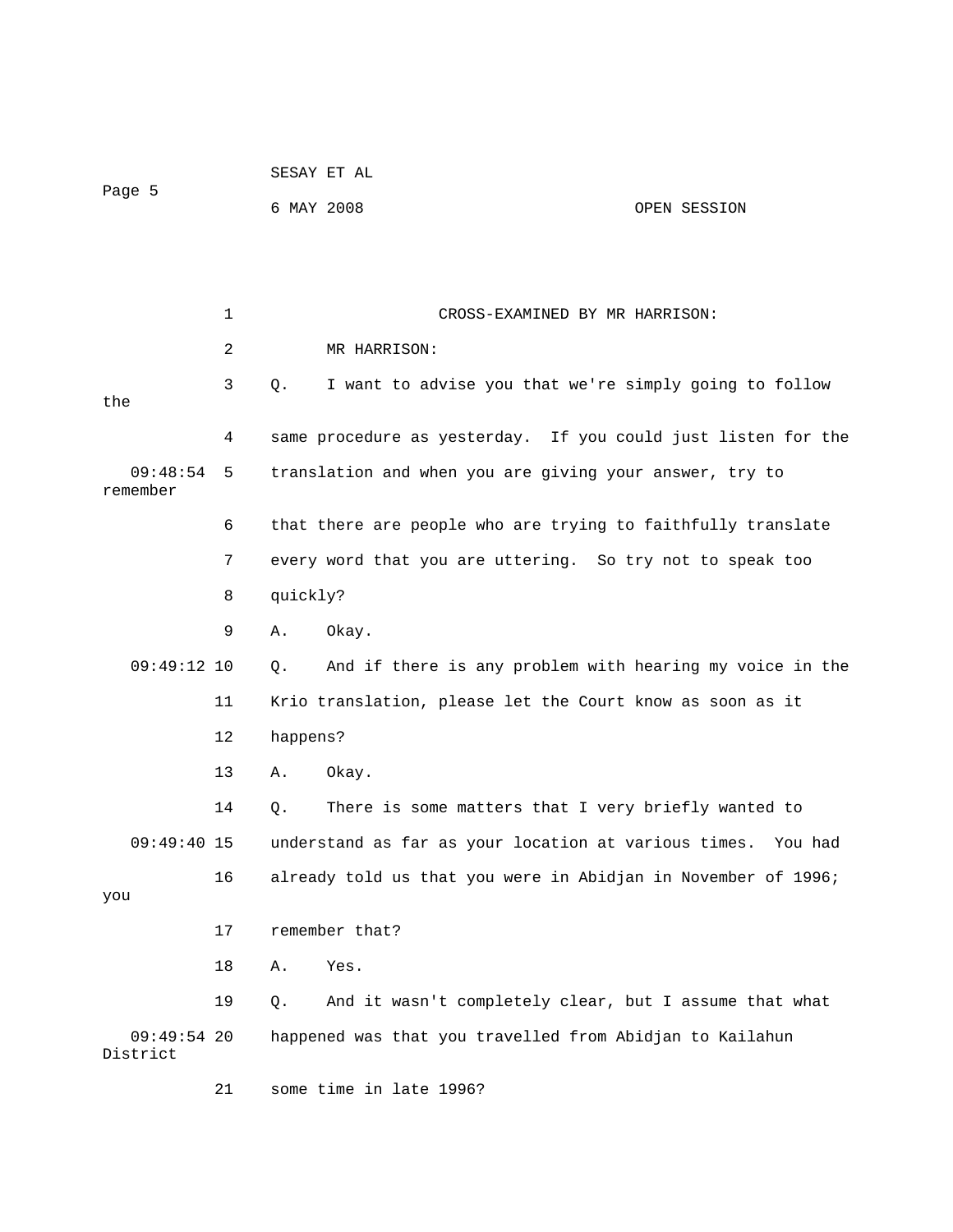CROSS-EXAMINED BY MR HARRISON:

MR HARRISON:

Q. I want to advise you that we're simply going to follow the same procedure as yesterday. If you could just listen for the translation and when you are giving your answer, try to remember that there are people who are trying to faithfully translate every word that you are uttering. So try not to speak too quickly?

A. Okay.

Q. And if there is any problem with hearing my voice in the Krio translation, please let the Court know as soon as it happens?

A. Okay.

Q. There is some matters that I very briefly wanted to understand as far as your location at various times. You had already told us that you were in Abidjan in November of 1996; you remember that?

A. Yes.

Q. And it wasn't completely clear, but I assume that what happened was that you travelled from Abidjan to Kailahun District some time in late 1996?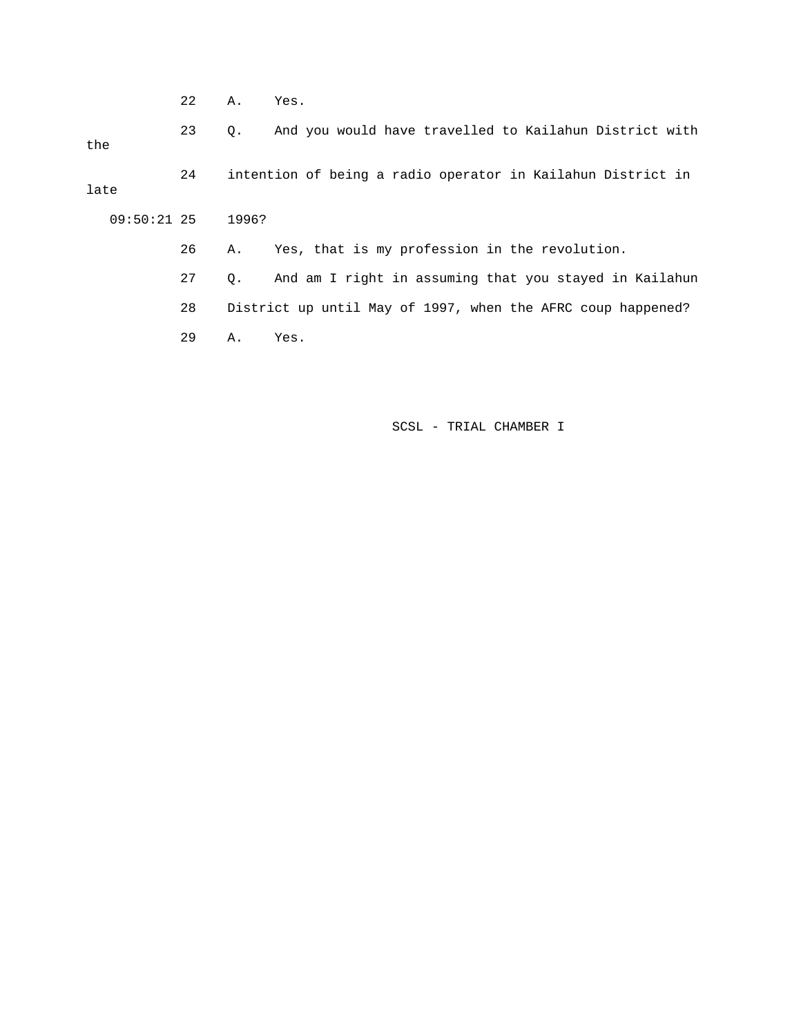22 A. Yes.

23 Q. And you would have travelled to Kailahun District with the

24 intention of being a radio operator in Kailahun District in late

09:50:21 25 1996?

26 A. Yes, that is my profession in the revolution.

27 Q. And am I right in assuming that you stayed in Kailahun

28 District up until May of 1997, when the AFRC coup happened?

29 A. Yes.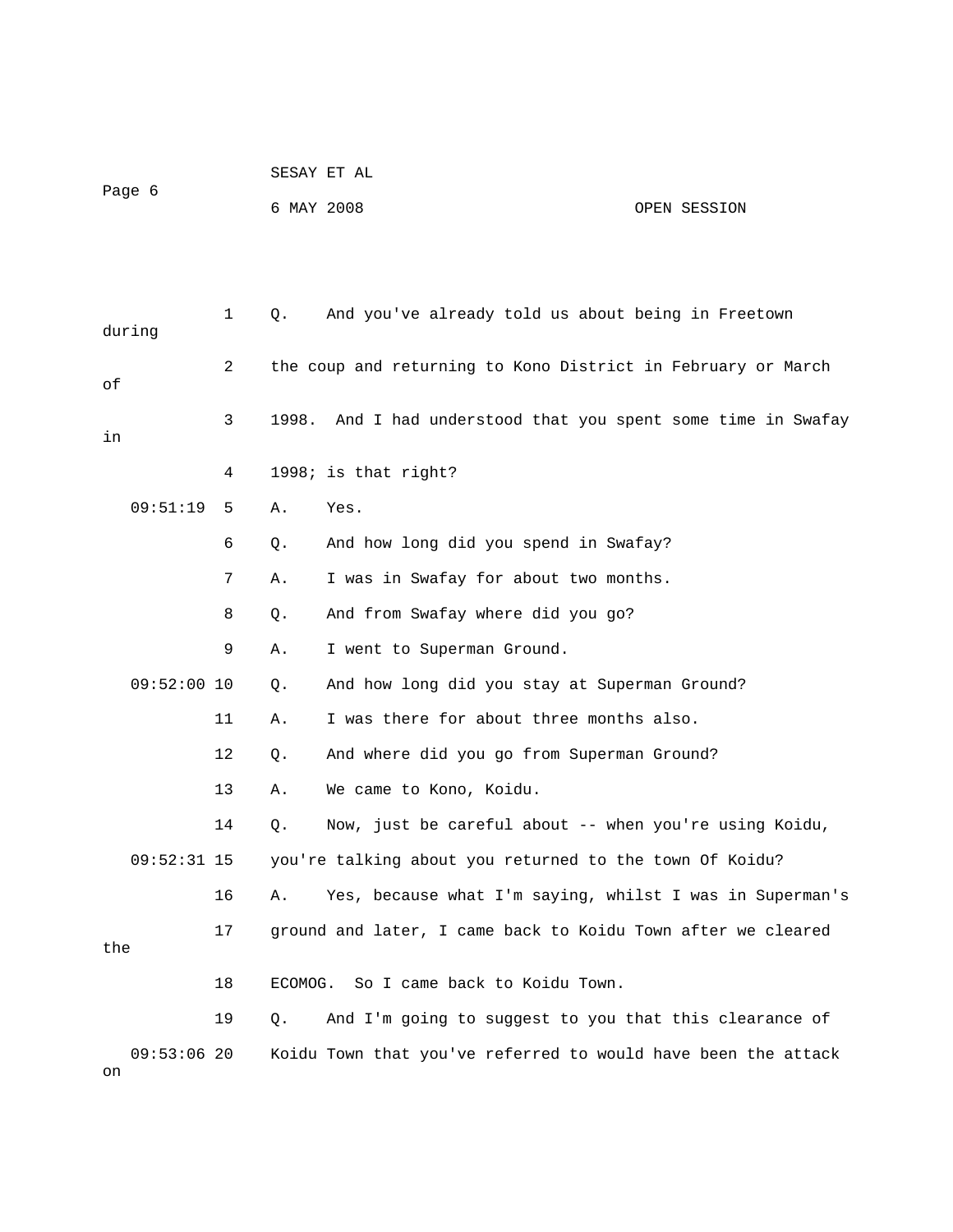1 Q. And you've already told us about being in Freetown during

2 the coup and returning to Kono District in February or March of

3 1998. And I had understood that you spent some time in Swafay in

4 1998; is that right?

09:51:19 5 A. Yes.

6 Q. And how long did you spend in Swafay?

7 A. I was in Swafay for about two months.

8 Q. And from Swafay where did you go?

9 A. I went to Superman Ground.

09:52:00 10 Q. And how long did you stay at Superman Ground?

11 A. I was there for about three months also.

12 Q. And where did you go from Superman Ground?

13 A. We came to Kono, Koidu.

14 Q. Now, just be careful about -- when you're using Koidu,

09:52:31 15 you're talking about you returned to the town Of Koidu?

16 A. Yes, because what I'm saying, whilst I was in Superman's

17 ground and later, I came back to Koidu Town after we cleared the

18 ECOMOG. So I came back to Koidu Town.

19 Q. And I'm going to suggest to you that this clearance of

09:53:06 20 Koidu Town that you've referred to would have been the attack on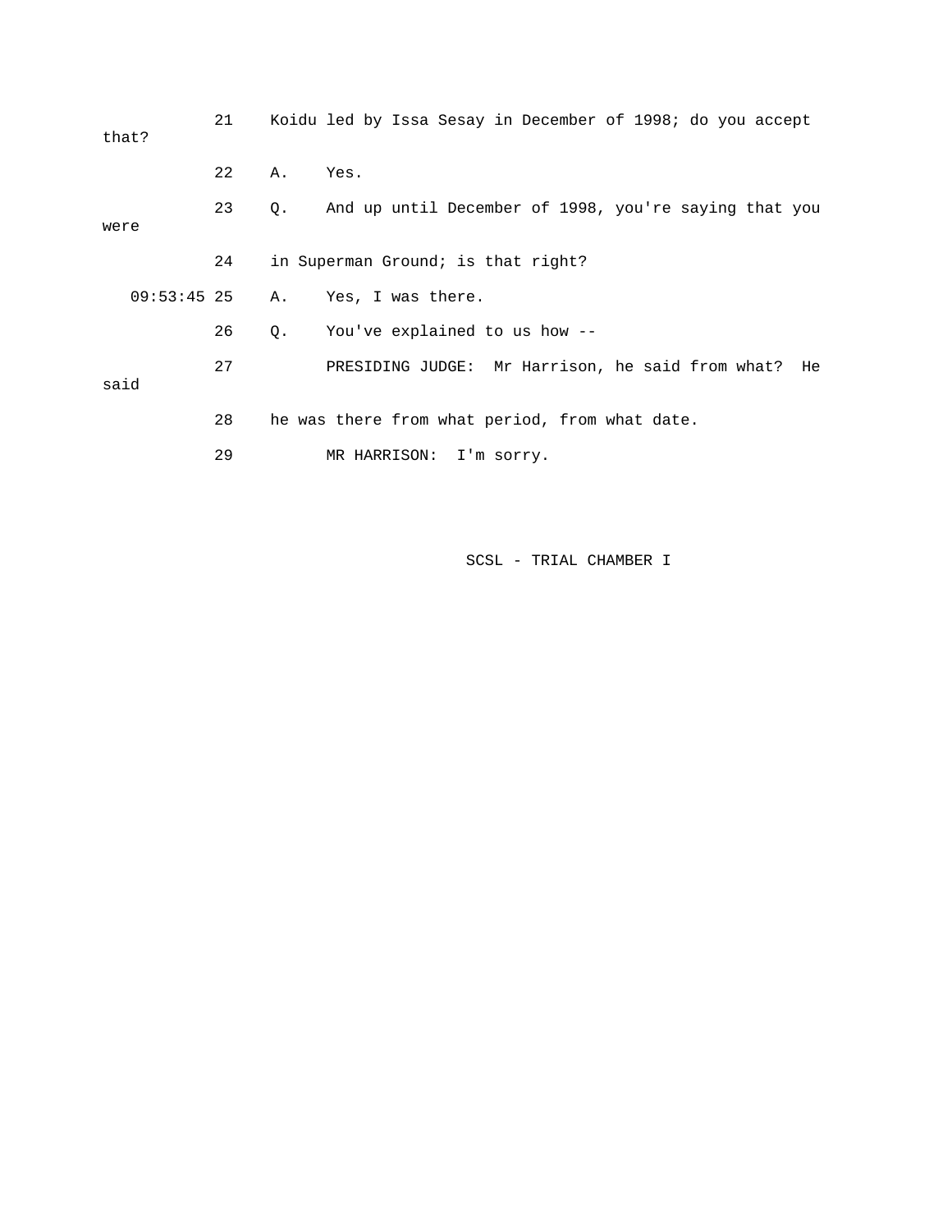21 Koidu led by Issa Sesay in December of 1998; do you accept that?

22 A. Yes.

23 Q. And up until December of 1998, you're saying that you were

24 in Superman Ground; is that right?

09:53:45 25 A. Yes, I was there.

26 Q. You've explained to us how --

27 PRESIDING JUDGE: Mr Harrison, he said from what? He said

28 he was there from what period, from what date.

29 MR HARRISON: I'm sorry.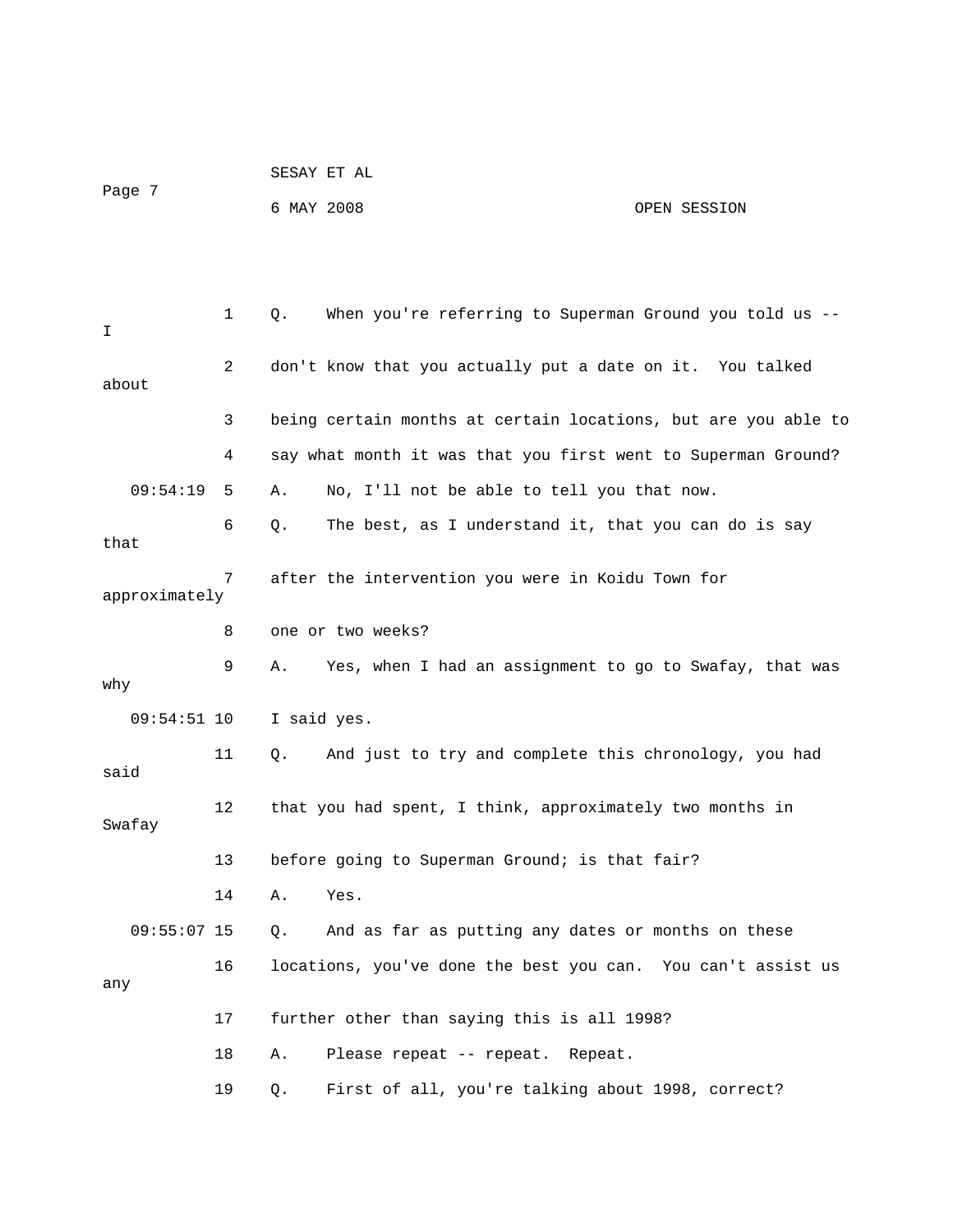Q. When you're referring to Superman Ground you told us -- I don't know that you actually put a date on it. You talked about being certain months at certain locations, but are you able to say what month it was that you first went to Superman Ground?

A. No, I'll not be able to tell you that now.

Q. The best, as I understand it, that you can do is say that after the intervention you were in Koidu Town for approximately one or two weeks?

A. Yes, when I had an assignment to go to Swafay, that was why I said yes.

Q. And just to try and complete this chronology, you had said that you had spent, I think, approximately two months in Swafay before going to Superman Ground; is that fair?

A. Yes.

Q. And as far as putting any dates or months on these locations, you've done the best you can. You can't assist us any further other than saying this is all 1998?

A. Please repeat -- repeat. Repeat.

Q. First of all, you're talking about 1998, correct?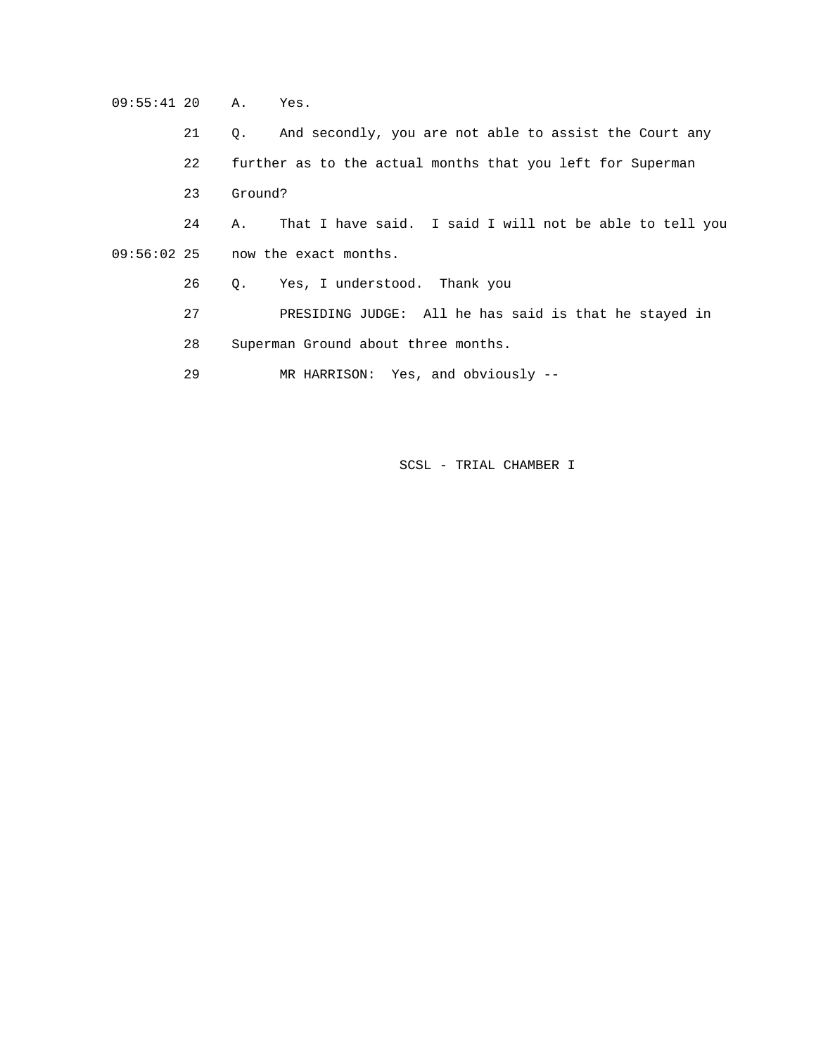09:55:41 20 A. Yes.

21 Q. And secondly, you are not able to assist the Court any

22 further as to the actual months that you left for Superman

23 Ground?

24 A. That I have said. I said I will not be able to tell you

09:56:02 25 now the exact months.

26 Q. Yes, I understood. Thank you

27 PRESIDING JUDGE: All he has said is that he stayed in

28 Superman Ground about three months.

29 MR HARRISON: Yes, and obviously --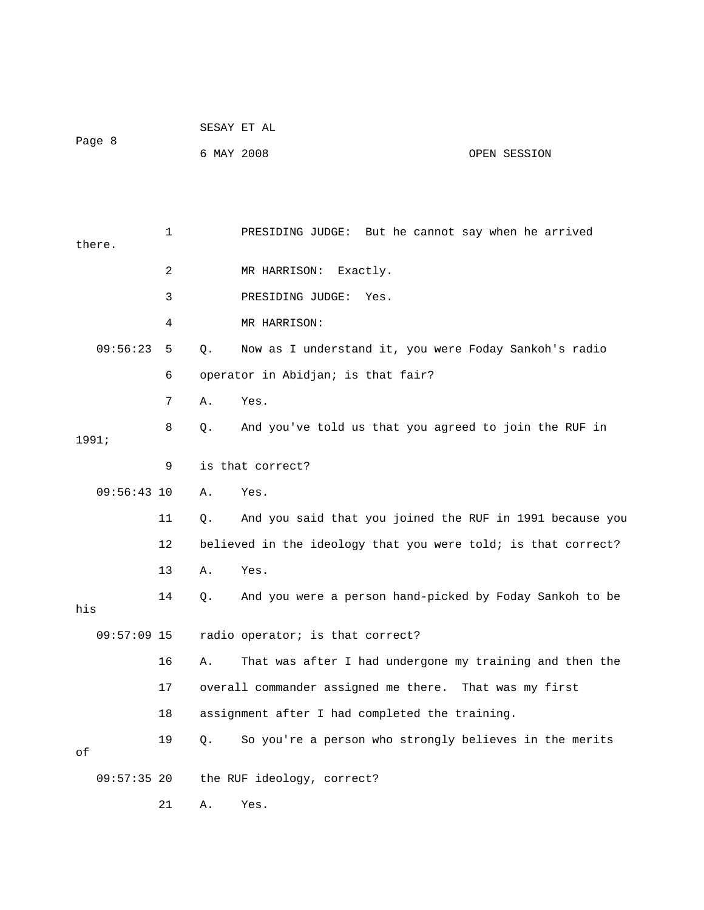1 PRESIDING JUDGE: But he cannot say when he arrived there.

2 MR HARRISON: Exactly.

3 PRESIDING JUDGE: Yes.

4 MR HARRISON:

09:56:23 5 Q. Now as I understand it, you were Foday Sankoh's radio

6 operator in Abidjan; is that fair?

7 A. Yes.

8 Q. And you've told us that you agreed to join the RUF in 1991;

9 is that correct?

09:56:43 10 A. Yes.

11 Q. And you said that you joined the RUF in 1991 because you

12 believed in the ideology that you were told; is that correct?

13 A. Yes.

14 Q. And you were a person hand-picked by Foday Sankoh to be his

09:57:09 15 radio operator; is that correct?

16 A. That was after I had undergone my training and then the

17 overall commander assigned me there. That was my first

18 assignment after I had completed the training.

19 Q. So you're a person who strongly believes in the merits of

09:57:35 20 the RUF ideology, correct?

21 A. Yes.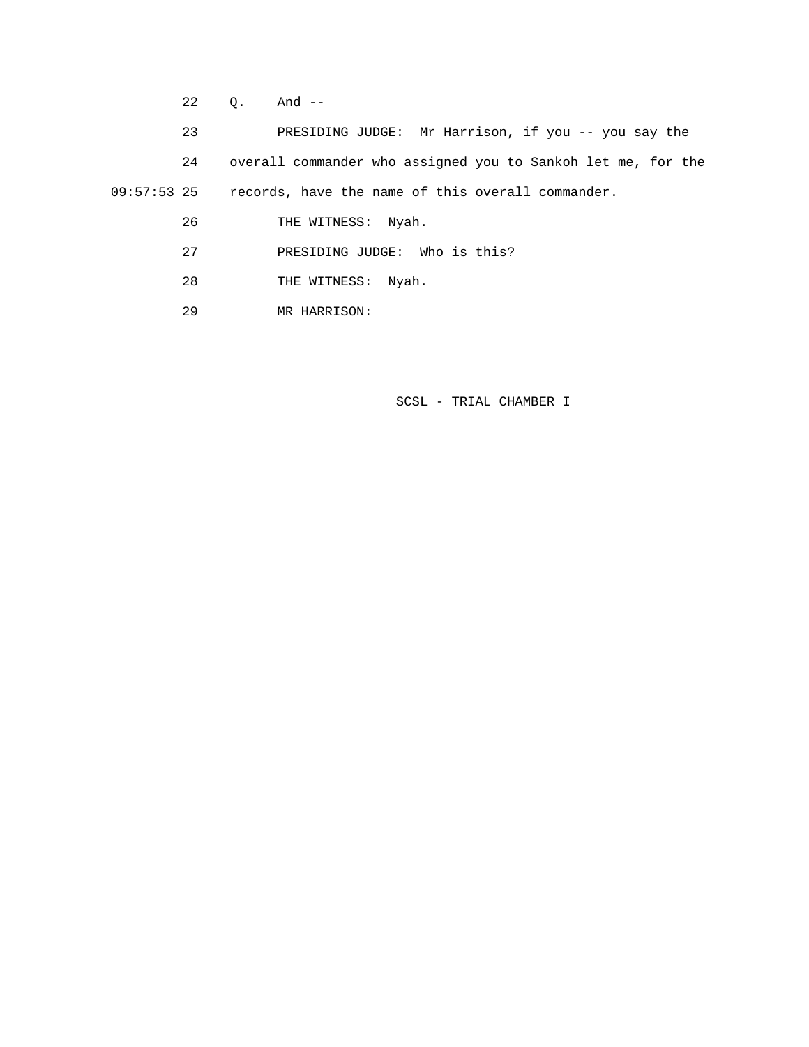22 Q. And --

23 PRESIDING JUDGE: Mr Harrison, if you -- you say the

24 overall commander who assigned you to Sankoh let me, for the

09:57:53 25 records, have the name of this overall commander.

26 THE WITNESS: Nyah.

27 PRESIDING JUDGE: Who is this?

28 THE WITNESS: Nyah.

29 MR HARRISON: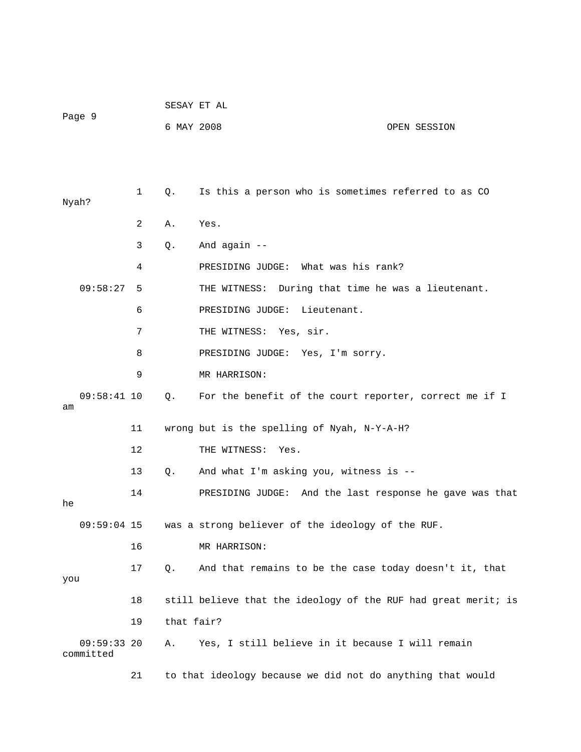1 Q. Is this a person who is sometimes referred to as CO Nyah?

2 A. Yes.

3 Q. And again --

4 PRESIDING JUDGE: What was his rank?

09:58:27 5 THE WITNESS: During that time he was a lieutenant.

6 PRESIDING JUDGE: Lieutenant.

7 THE WITNESS: Yes, sir.

8 PRESIDING JUDGE: Yes, I'm sorry.

9 MR HARRISON:

09:58:41 10 Q. For the benefit of the court reporter, correct me if I am

11 wrong but is the spelling of Nyah, N-Y-A-H?

12 THE WITNESS: Yes.

13 Q. And what I'm asking you, witness is --

14 PRESIDING JUDGE: And the last response he gave was that he

09:59:04 15 was a strong believer of the ideology of the RUF.

16 MR HARRISON:

17 Q. And that remains to be the case today doesn't it, that you

18 still believe that the ideology of the RUF had great merit; is

19 that fair?

09:59:33 20 A. Yes, I still believe in it because I will remain committed

21 to that ideology because we did not do anything that would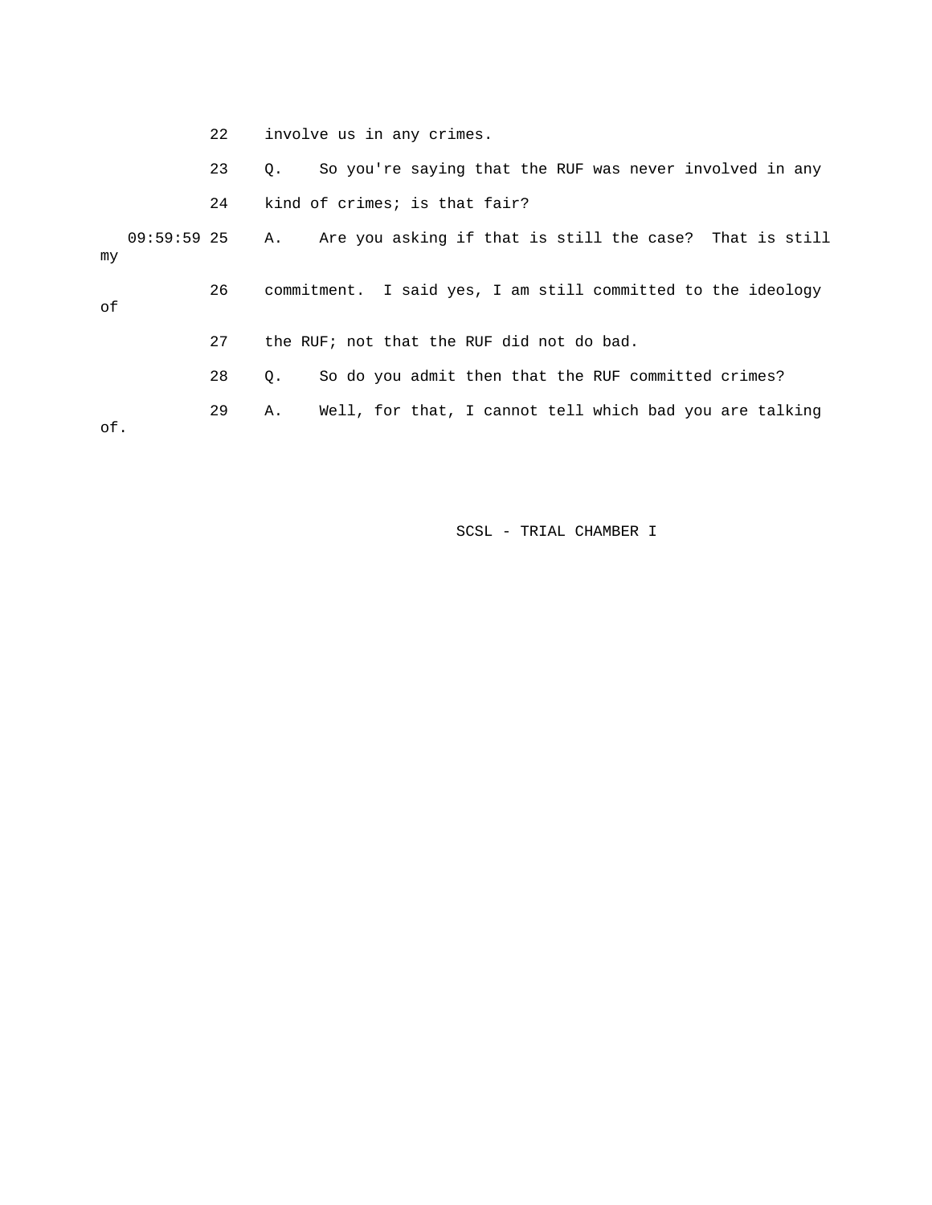22 involve us in any crimes.

23 Q. So you're saying that the RUF was never involved in any

24 kind of crimes; is that fair?

09:59:59 25 A. Are you asking if that is still the case? That is still my

26 commitment. I said yes, I am still committed to the ideology of

27 the RUF; not that the RUF did not do bad.

28 Q. So do you admit then that the RUF committed crimes?

29 A. Well, for that, I cannot tell which bad you are talking of.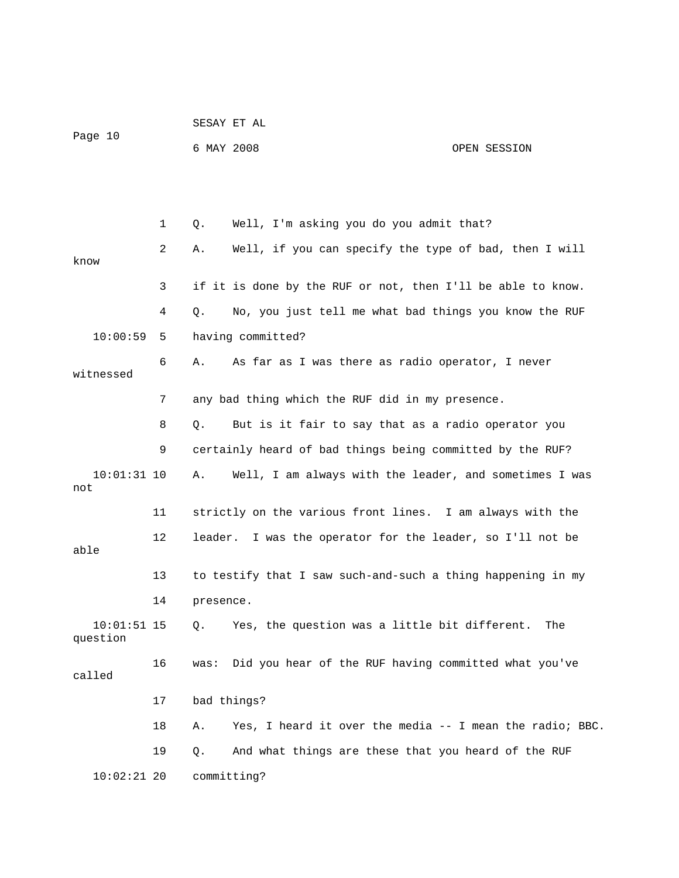Q. Well, I'm asking you do you admit that?

A. Well, if you can specify the type of bad, then I will know if it is done by the RUF or not, then I'll be able to know.

Q. No, you just tell me what bad things you know the RUF having committed?

A. As far as I was there as radio operator, I never witnessed any bad thing which the RUF did in my presence.

Q. But is it fair to say that as a radio operator you certainly heard of bad things being committed by the RUF?

A. Well, I am always with the leader, and sometimes I was not strictly on the various front lines. I am always with the leader. I was the operator for the leader, so I'll not be able to testify that I saw such-and-such a thing happening in my presence.

Q. Yes, the question was a little bit different. The question was: Did you hear of the RUF having committed what you've called bad things?

A. Yes, I heard it over the media -- I mean the radio; BBC.

Q. And what things are these that you heard of the RUF committing?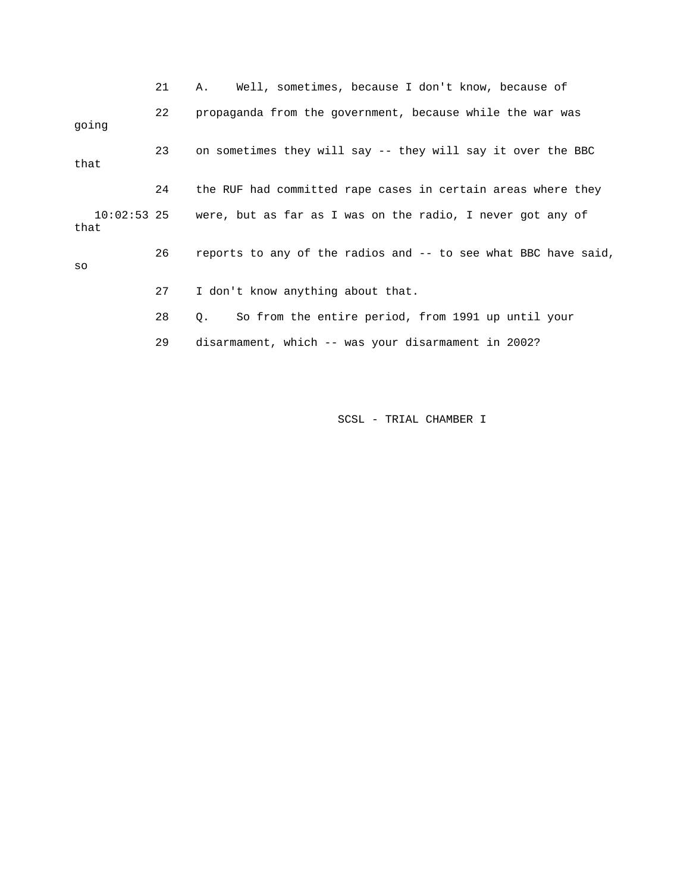21 A. Well, sometimes, because I don't know, because of

22 propaganda from the government, because while the war was going

23 on sometimes they will say -- they will say it over the BBC that

24 the RUF had committed rape cases in certain areas where they

10:02:53 25 were, but as far as I was on the radio, I never got any of that

26 reports to any of the radios and -- to see what BBC have said, so

27 I don't know anything about that.

28 Q. So from the entire period, from 1991 up until your

29 disarmament, which -- was your disarmament in 2002?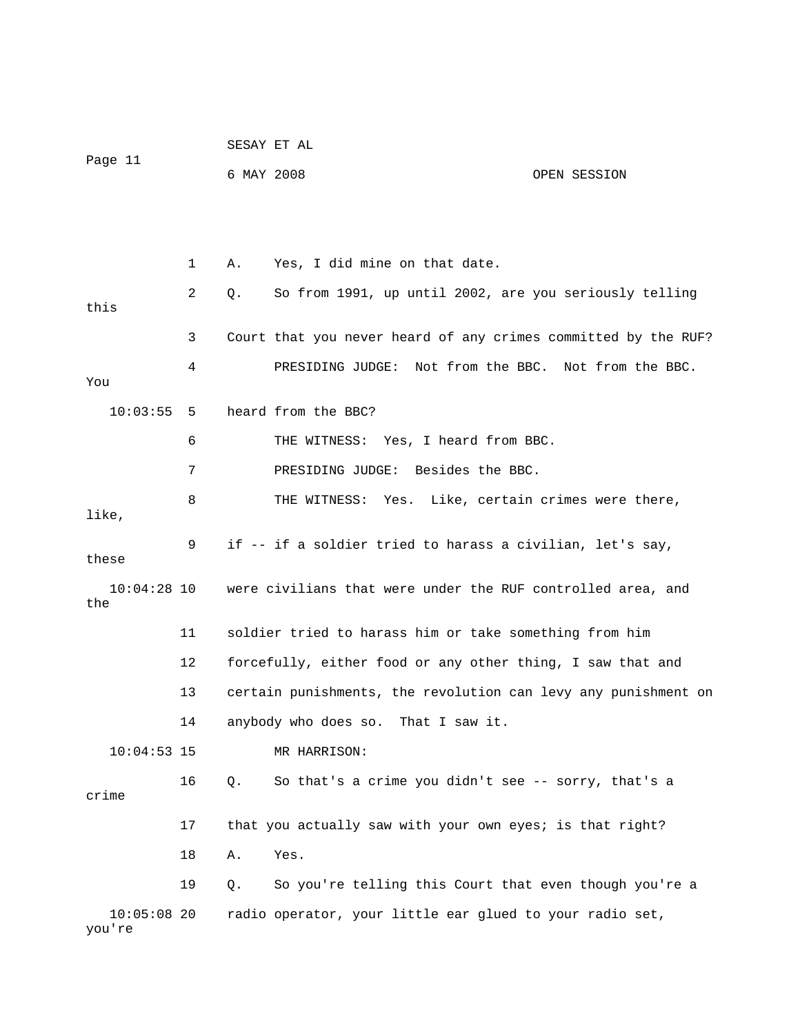1 A. Yes, I did mine on that date.

2 Q. So from 1991, up until 2002, are you seriously telling this

3 Court that you never heard of any crimes committed by the RUF?

4 PRESIDING JUDGE: Not from the BBC. Not from the BBC. You

10:03:55 5 heard from the BBC?

6 THE WITNESS: Yes, I heard from BBC.

7 PRESIDING JUDGE: Besides the BBC.

8 THE WITNESS: Yes. Like, certain crimes were there, like,

9 if -- if a soldier tried to harass a civilian, let's say, these

10:04:28 10 were civilians that were under the RUF controlled area, and the

11 soldier tried to harass him or take something from him

12 forcefully, either food or any other thing, I saw that and

13 certain punishments, the revolution can levy any punishment on

14 anybody who does so. That I saw it.

10:04:53 15 MR HARRISON:

16 Q. So that's a crime you didn't see -- sorry, that's a crime

17 that you actually saw with your own eyes; is that right?

18 A. Yes.

19 Q. So you're telling this Court that even though you're a

10:05:08 20 radio operator, your little ear glued to your radio set, you're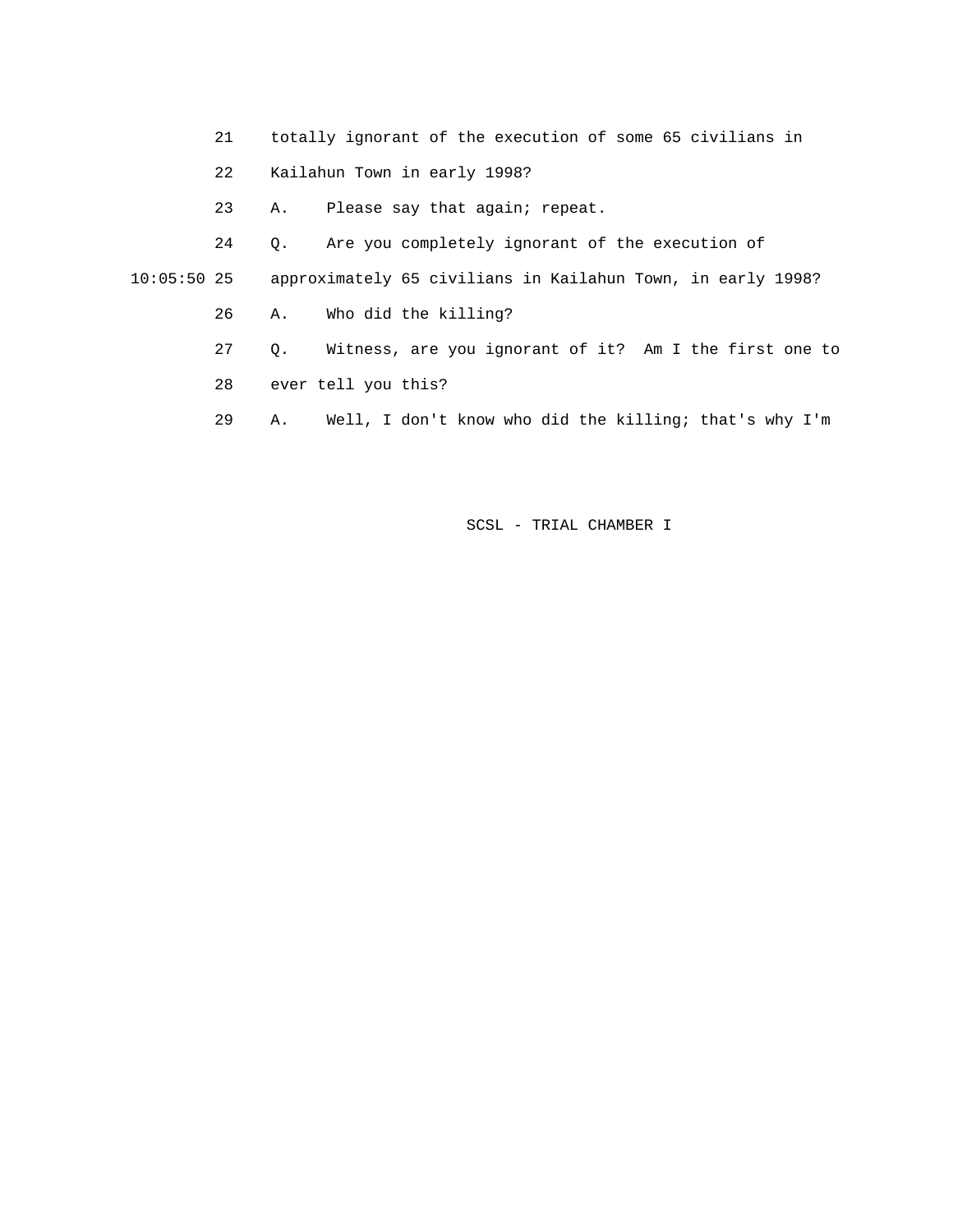21 totally ignorant of the execution of some 65 civilians in

22 Kailahun Town in early 1998?

23 A. Please say that again; repeat.

24 Q. Are you completely ignorant of the execution of

10:05:50 25 approximately 65 civilians in Kailahun Town, in early 1998?

26 A. Who did the killing?

27 Q. Witness, are you ignorant of it? Am I the first one to

28 ever tell you this?

29 A. Well, I don't know who did the killing; that's why I'm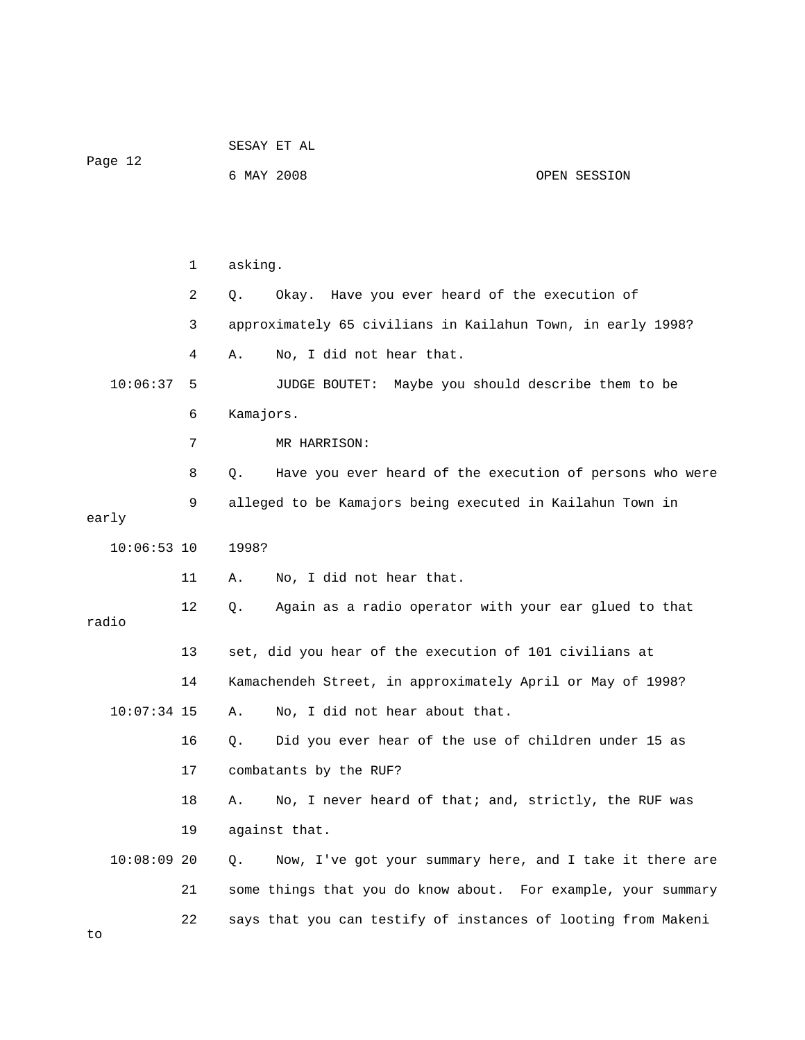asking.

Q. Okay. Have you ever heard of the execution of approximately 65 civilians in Kailahun Town, in early 1998?

A. No, I did not hear that.

JUDGE BOUTET: Maybe you should describe them to be Kamajors.

MR HARRISON:

Q. Have you ever heard of the execution of persons who were alleged to be Kamajors being executed in Kailahun Town in early 1998?

A. No, I did not hear that.

Q. Again as a radio operator with your ear glued to that radio set, did you hear of the execution of 101 civilians at Kamachendeh Street, in approximately April or May of 1998?

A. No, I did not hear about that.

Q. Did you ever hear of the use of children under 15 as combatants by the RUF?

A. No, I never heard of that; and, strictly, the RUF was against that.

Q. Now, I've got your summary here, and I take it there are some things that you do know about. For example, your summary says that you can testify of instances of looting from Makeni to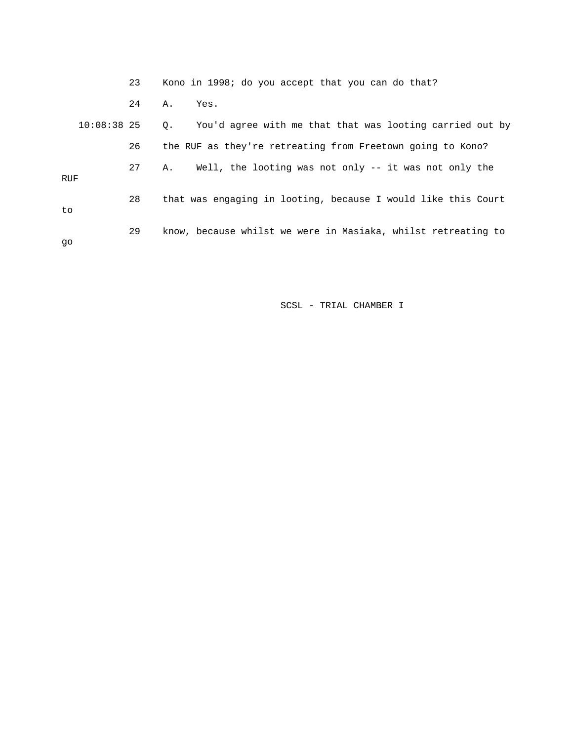23 Kono in 1998; do you accept that you can do that?

24 A. Yes.

10:08:38 25 Q. You'd agree with me that that was looting carried out by

26 the RUF as they're retreating from Freetown going to Kono?

27 A. Well, the looting was not only -- it was not only the RUF

28 that was engaging in looting, because I would like this Court to

29 know, because whilst we were in Masiaka, whilst retreating to go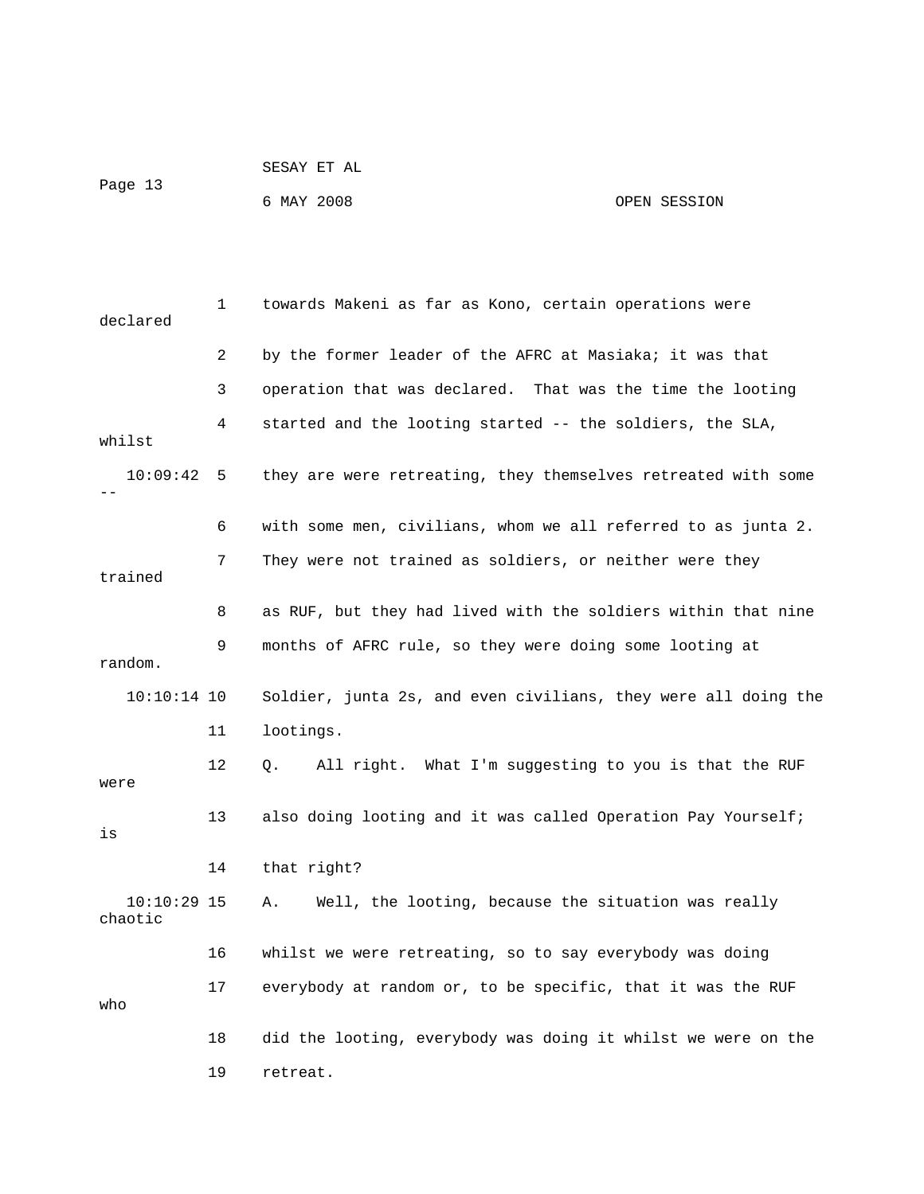1 towards Makeni as far as Kono, certain operations were declared

2 by the former leader of the AFRC at Masiaka; it was that

3 operation that was declared. That was the time the looting

4 started and the looting started -- the soldiers, the SLA, whilst

10:09:42 5 they are were retreating, they themselves retreated with some --

6 with some men, civilians, whom we all referred to as junta 2.

7 They were not trained as soldiers, or neither were they trained

8 as RUF, but they had lived with the soldiers within that nine

9 months of AFRC rule, so they were doing some looting at random.

10:10:14 10 Soldier, junta 2s, and even civilians, they were all doing the

11 lootings.

12 Q. All right. What I'm suggesting to you is that the RUF were

13 also doing looting and it was called Operation Pay Yourself; is

14 that right?

10:10:29 15 A. Well, the looting, because the situation was really chaotic

16 whilst we were retreating, so to say everybody was doing

17 everybody at random or, to be specific, that it was the RUF who

18 did the looting, everybody was doing it whilst we were on the

19 retreat.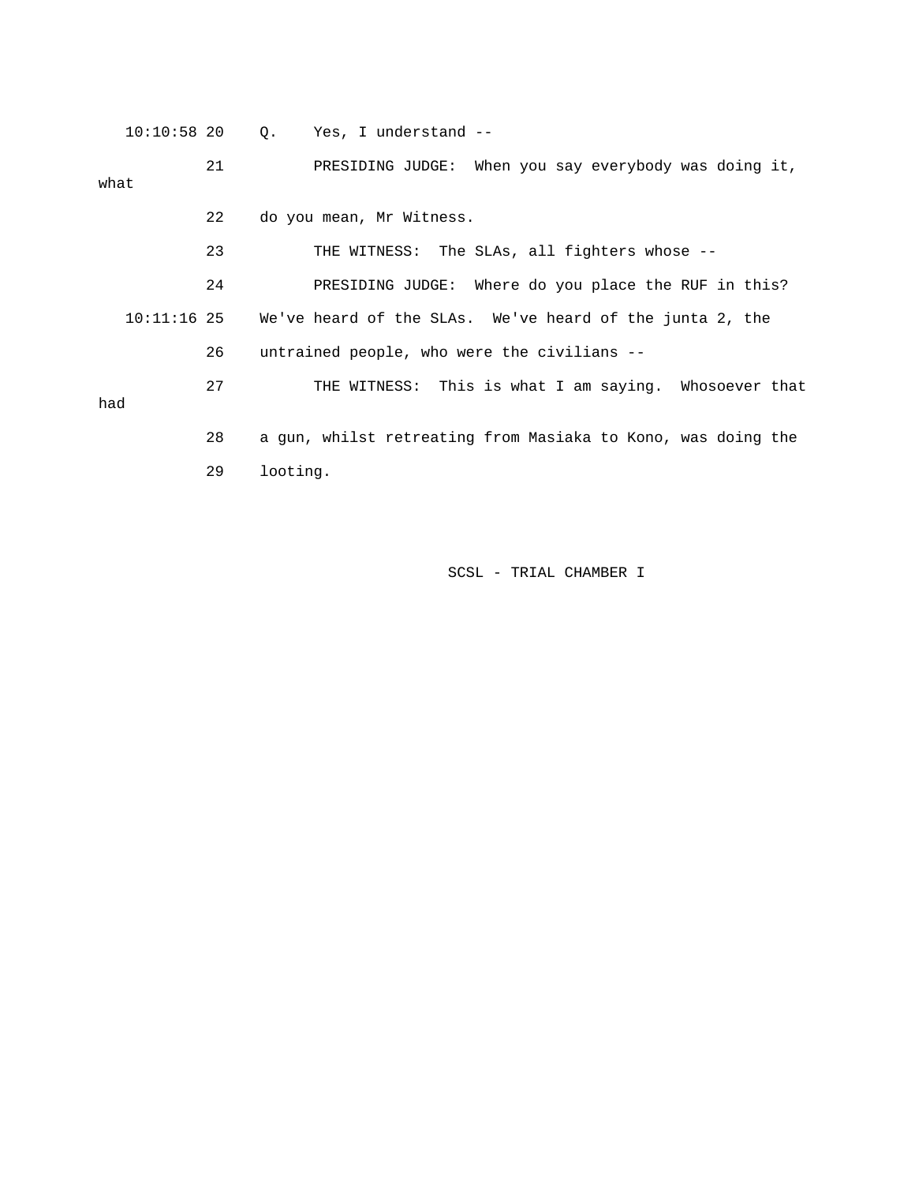10:10:58 20    Q.    Yes, I understand --

21          PRESIDING JUDGE:  When you say everybody was doing it, what

22    do you mean, Mr Witness.

23          THE WITNESS:  The SLAs, all fighters whose --

24          PRESIDING JUDGE:  Where do you place the RUF in this?

10:11:16 25    We've heard of the SLAs.  We've heard of the junta 2, the

26    untrained people, who were the civilians --

27          THE WITNESS:  This is what I am saying.  Whosoever that had

28    a gun, whilst retreating from Masiaka to Kono, was doing the

29    looting.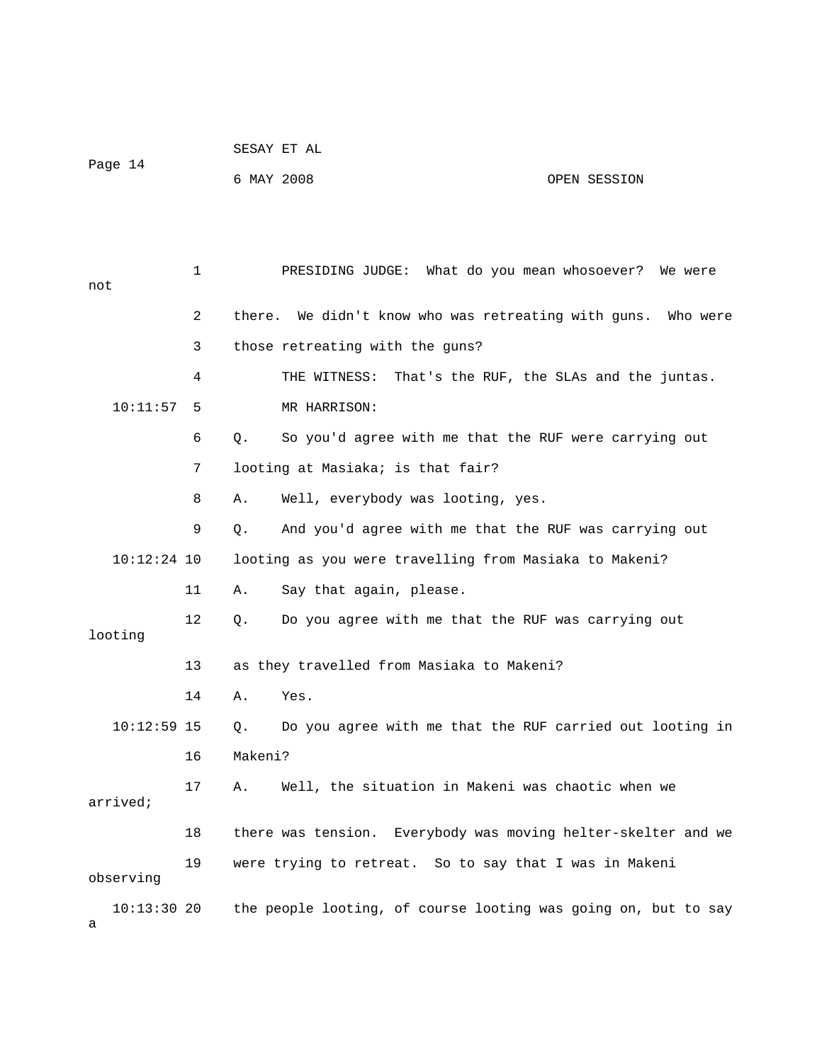PRESIDING JUDGE: What do you mean whosoever? We were not there. We didn't know who was retreating with guns. Who were those retreating with the guns?

THE WITNESS: That's the RUF, the SLAs and the juntas.

MR HARRISON:

Q. So you'd agree with me that the RUF were carrying out looting at Masiaka; is that fair?

A. Well, everybody was looting, yes.

Q. And you'd agree with me that the RUF was carrying out looting as you were travelling from Masiaka to Makeni?

A. Say that again, please.

Q. Do you agree with me that the RUF was carrying out looting as they travelled from Masiaka to Makeni?

A. Yes.

Q. Do you agree with me that the RUF carried out looting in Makeni?

A. Well, the situation in Makeni was chaotic when we arrived; there was tension. Everybody was moving helter-skelter and we were trying to retreat. So to say that I was in Makeni observing the people looting, of course looting was going on, but to say a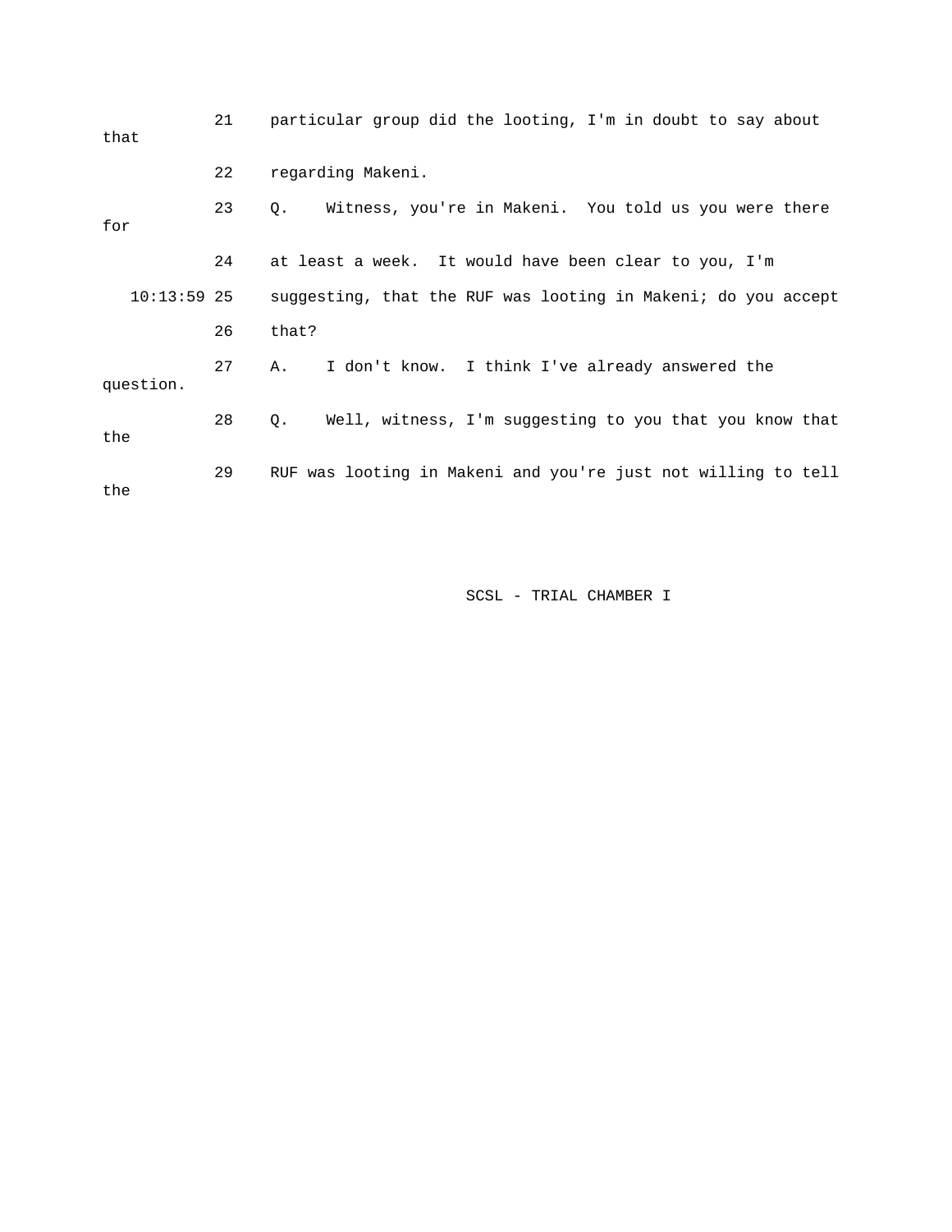21 particular group did the looting, I'm in doubt to say about that

22 regarding Makeni.

23 Q. Witness, you're in Makeni. You told us you were there for

24 at least a week. It would have been clear to you, I'm

10:13:59 25 suggesting, that the RUF was looting in Makeni; do you accept

26 that?

27 A. I don't know. I think I've already answered the question.

28 Q. Well, witness, I'm suggesting to you that you know that the

29 RUF was looting in Makeni and you're just not willing to tell the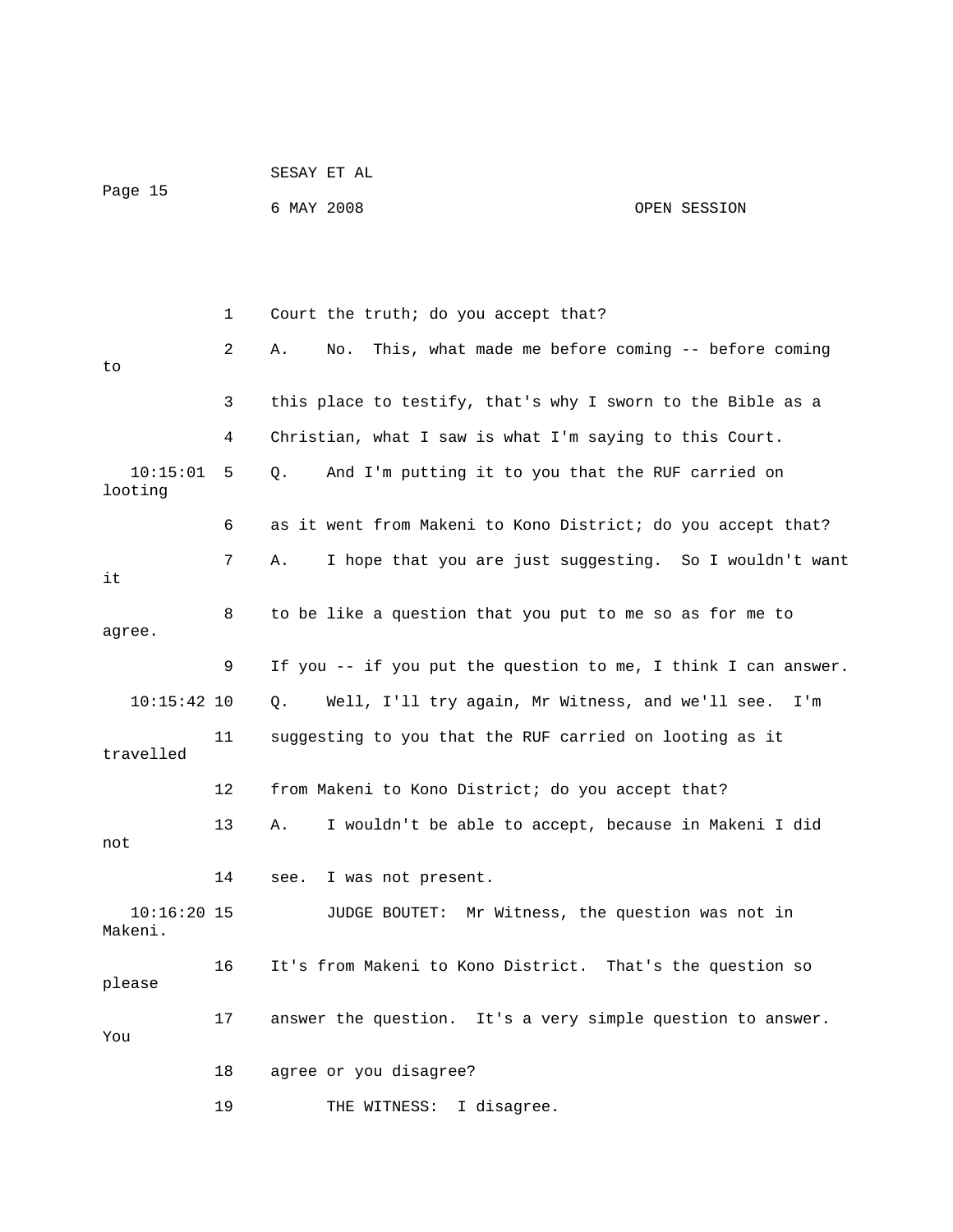1 Court the truth; do you accept that?

2 A. No. This, what made me before coming -- before coming to

3 this place to testify, that's why I sworn to the Bible as a

4 Christian, what I saw is what I'm saying to this Court.

10:15:01 5 Q. And I'm putting it to you that the RUF carried on looting

6 as it went from Makeni to Kono District; do you accept that?

7 A. I hope that you are just suggesting. So I wouldn't want it

8 to be like a question that you put to me so as for me to agree.

9 If you -- if you put the question to me, I think I can answer.

10:15:42 10 Q. Well, I'll try again, Mr Witness, and we'll see. I'm

11 suggesting to you that the RUF carried on looting as it travelled

12 from Makeni to Kono District; do you accept that?

13 A. I wouldn't be able to accept, because in Makeni I did not

14 see. I was not present.

10:16:20 15 JUDGE BOUTET: Mr Witness, the question was not in Makeni.

16 It's from Makeni to Kono District. That's the question so please

17 answer the question. It's a very simple question to answer. You

18 agree or you disagree?

19 THE WITNESS: I disagree.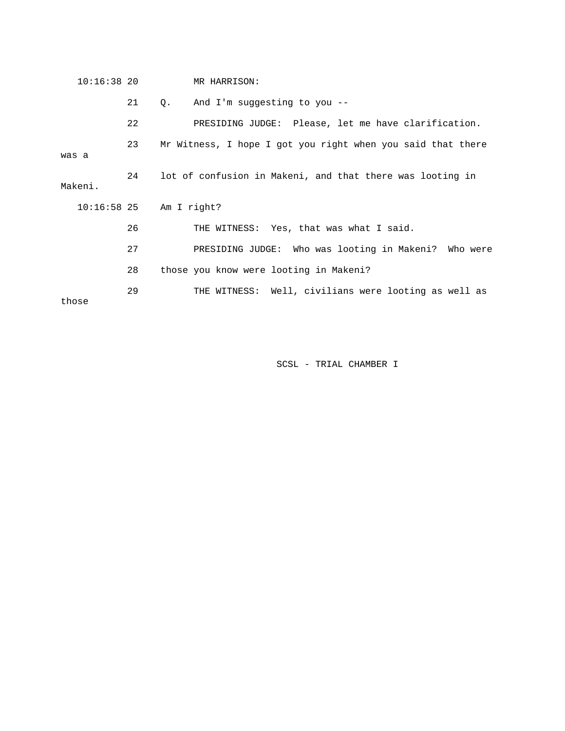10:16:38 20 MR HARRISON:

21 Q. And I'm suggesting to you --

22 PRESIDING JUDGE: Please, let me have clarification.

23 Mr Witness, I hope I got you right when you said that there was a

24 lot of confusion in Makeni, and that there was looting in Makeni.

10:16:58 25 Am I right?

26 THE WITNESS: Yes, that was what I said.

27 PRESIDING JUDGE: Who was looting in Makeni? Who were

28 those you know were looting in Makeni?

29 THE WITNESS: Well, civilians were looting as well as those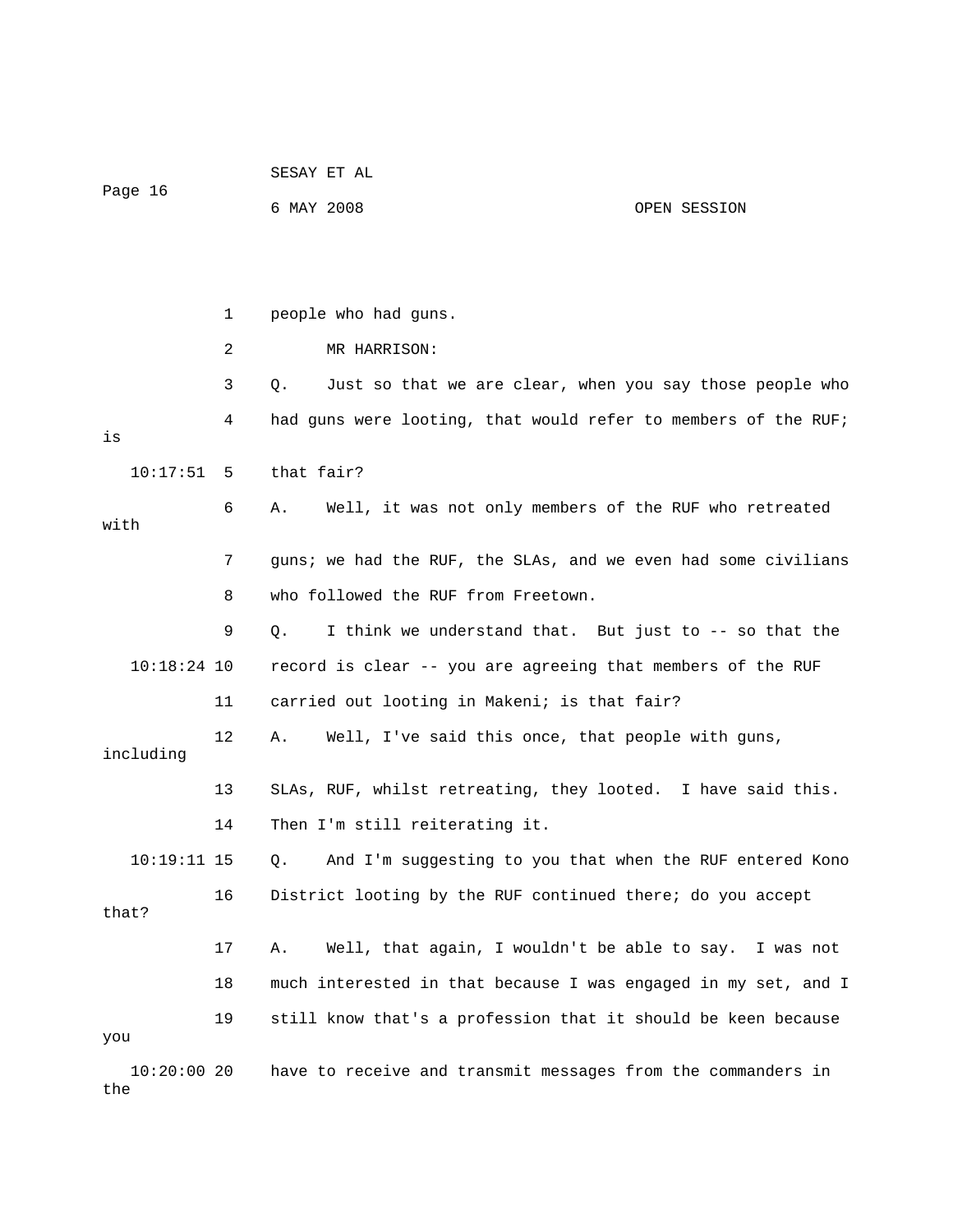1 people who had guns.

2 MR HARRISON:

3 Q. Just so that we are clear, when you say those people who

4 had guns were looting, that would refer to members of the RUF; is

10:17:51 5 that fair?

6 A. Well, it was not only members of the RUF who retreated with

7 guns; we had the RUF, the SLAs, and we even had some civilians

8 who followed the RUF from Freetown.

9 Q. I think we understand that. But just to -- so that the

10:18:24 10 record is clear -- you are agreeing that members of the RUF

11 carried out looting in Makeni; is that fair?

12 A. Well, I've said this once, that people with guns, including

13 SLAs, RUF, whilst retreating, they looted. I have said this.

14 Then I'm still reiterating it.

10:19:11 15 Q. And I'm suggesting to you that when the RUF entered Kono

16 District looting by the RUF continued there; do you accept that?

17 A. Well, that again, I wouldn't be able to say. I was not

18 much interested in that because I was engaged in my set, and I

19 still know that's a profession that it should be keen because you

10:20:00 20 have to receive and transmit messages from the commanders in the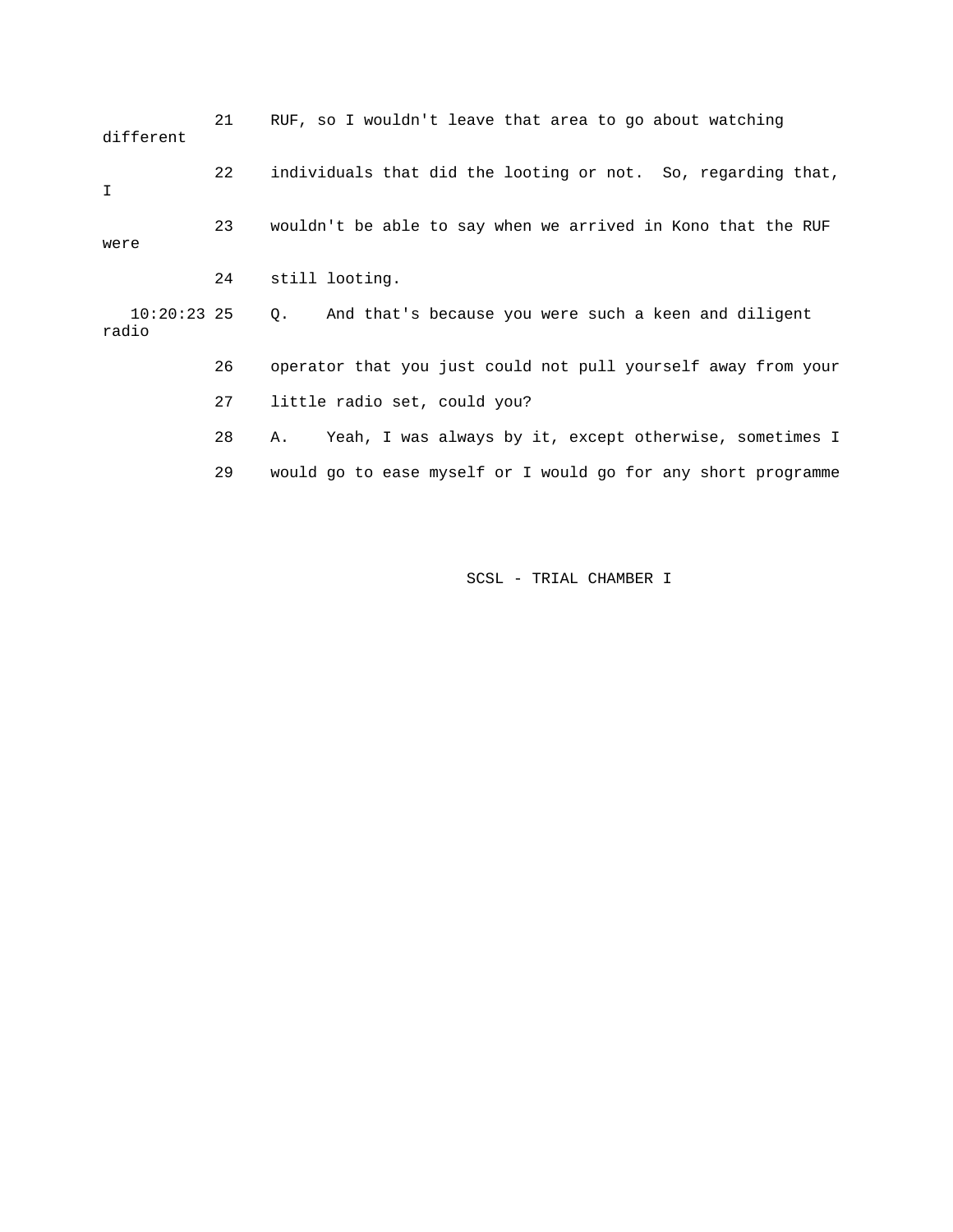21 RUF, so I wouldn't leave that area to go about watching different

22 individuals that did the looting or not. So, regarding that, I

23 wouldn't be able to say when we arrived in Kono that the RUF were

24 still looting.

10:20:23 25 Q. And that's because you were such a keen and diligent radio

26 operator that you just could not pull yourself away from your

27 little radio set, could you?

28 A. Yeah, I was always by it, except otherwise, sometimes I

29 would go to ease myself or I would go for any short programme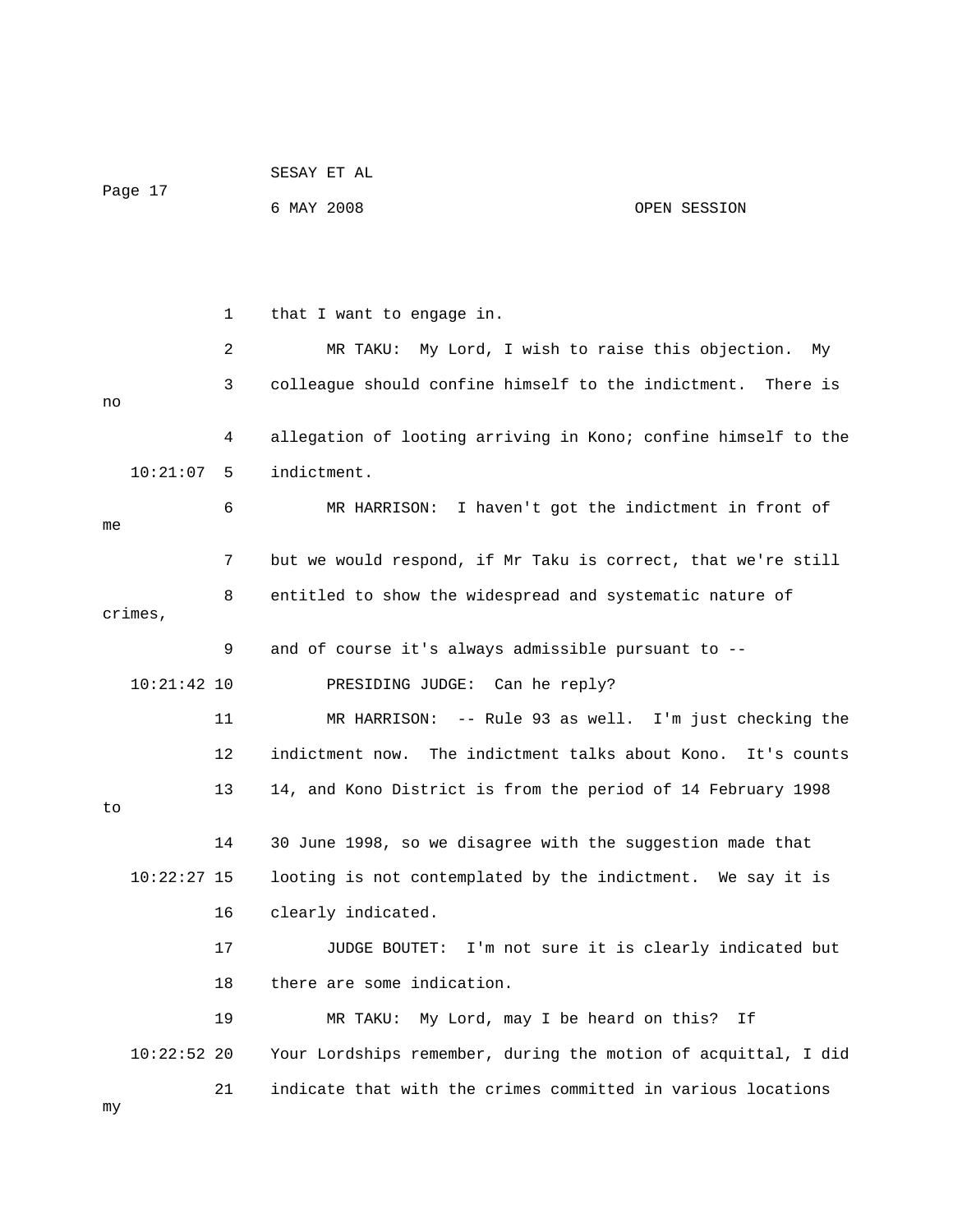1 that I want to engage in.

2 MR TAKU: My Lord, I wish to raise this objection. My

3 colleague should confine himself to the indictment. There is no

4 allegation of looting arriving in Kono; confine himself to the

10:21:07 5 indictment.

6 MR HARRISON: I haven't got the indictment in front of me

7 but we would respond, if Mr Taku is correct, that we're still

8 entitled to show the widespread and systematic nature of crimes,

9 and of course it's always admissible pursuant to --

10:21:42 10 PRESIDING JUDGE: Can he reply?

11 MR HARRISON: -- Rule 93 as well. I'm just checking the

12 indictment now. The indictment talks about Kono. It's counts

13 14, and Kono District is from the period of 14 February 1998 to

14 30 June 1998, so we disagree with the suggestion made that

10:22:27 15 looting is not contemplated by the indictment. We say it is

16 clearly indicated.

17 JUDGE BOUTET: I'm not sure it is clearly indicated but

18 there are some indication.

19 MR TAKU: My Lord, may I be heard on this? If

10:22:52 20 Your Lordships remember, during the motion of acquittal, I did

21 indicate that with the crimes committed in various locations my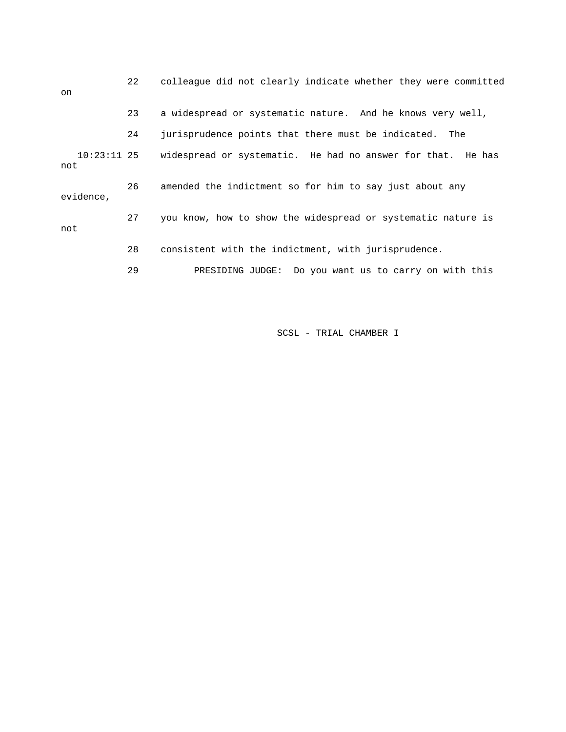22 colleague did not clearly indicate whether they were committed on

23 a widespread or systematic nature. And he knows very well,

24 jurisprudence points that there must be indicated. The

10:23:11 25 widespread or systematic. He had no answer for that. He has not

26 amended the indictment so for him to say just about any evidence,

27 you know, how to show the widespread or systematic nature is not

28 consistent with the indictment, with jurisprudence.

29 PRESIDING JUDGE: Do you want us to carry on with this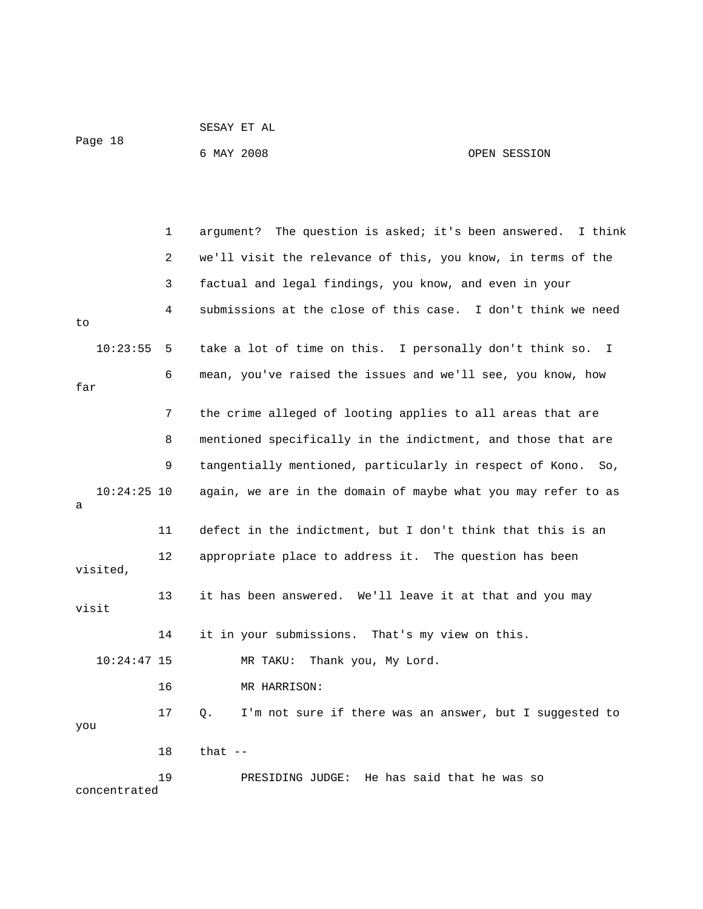argument? The question is asked; it's been answered. I think we'll visit the relevance of this, you know, in terms of the factual and legal findings, you know, and even in your submissions at the close of this case. I don't think we need to take a lot of time on this. I personally don't think so. I mean, you've raised the issues and we'll see, you know, how far the crime alleged of looting applies to all areas that are mentioned specifically in the indictment, and those that are tangentially mentioned, particularly in respect of Kono. So, again, we are in the domain of maybe what you may refer to as a defect in the indictment, but I don't think that this is an appropriate place to address it. The question has been visited, it has been answered. We'll leave it at that and you may visit it in your submissions. That's my view on this.

MR TAKU: Thank you, My Lord.

MR HARRISON:

Q. I'm not sure if there was an answer, but I suggested to you that --

PRESIDING JUDGE: He has said that he was so concentrated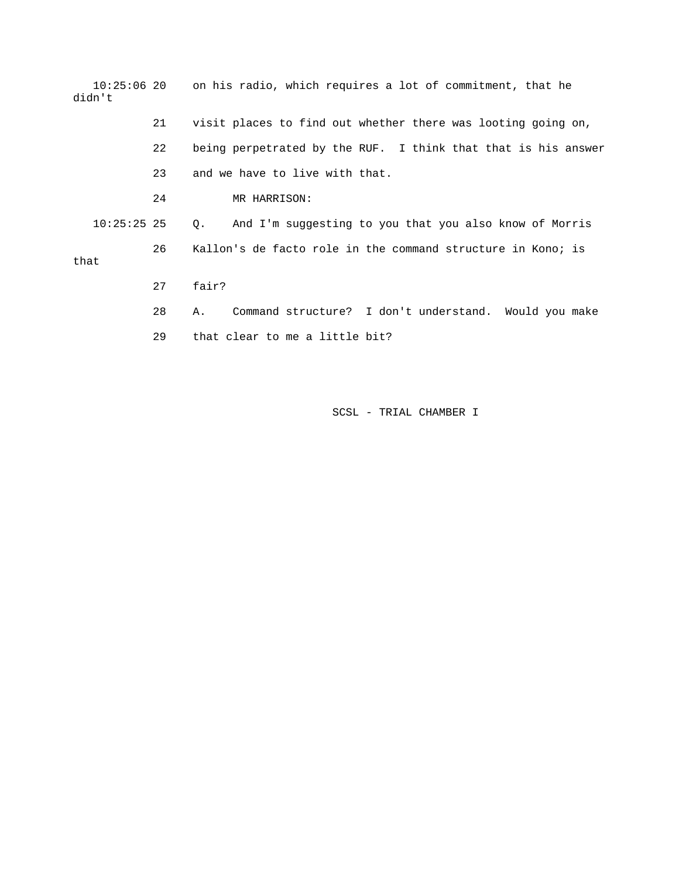10:25:06 20 on his radio, which requires a lot of commitment, that he didn't

21 visit places to find out whether there was looting going on,

22 being perpetrated by the RUF. I think that that is his answer

23 and we have to live with that.

24 MR HARRISON:

10:25:25 25 Q. And I'm suggesting to you that you also know of Morris

26 Kallon's de facto role in the command structure in Kono; is that

27 fair?

28 A. Command structure? I don't understand. Would you make

29 that clear to me a little bit?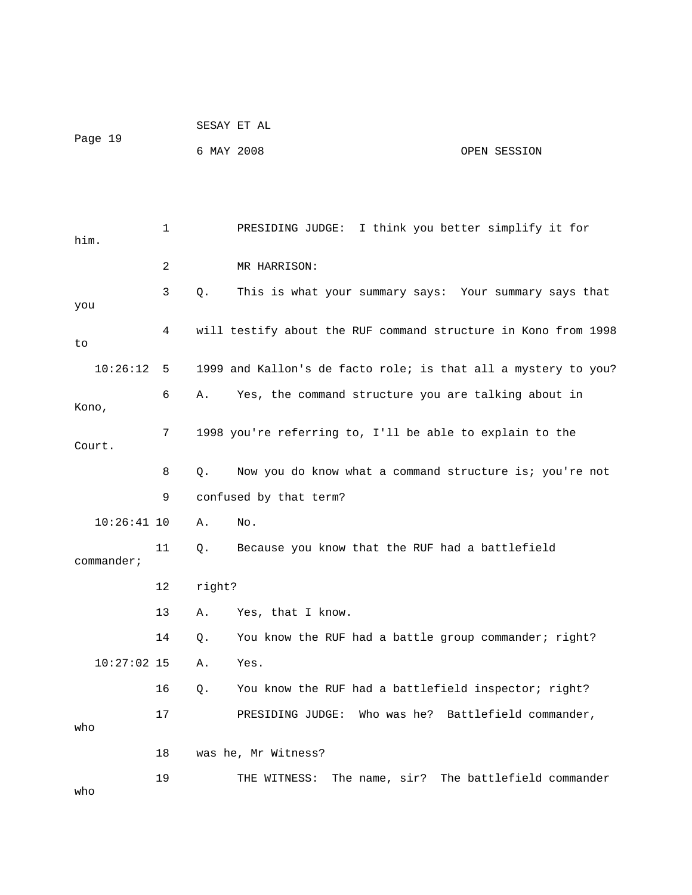1 PRESIDING JUDGE: I think you better simplify it for him.

2 MR HARRISON:

3 Q. This is what your summary says: Your summary says that you

4 will testify about the RUF command structure in Kono from 1998 to

10:26:12 5 1999 and Kallon's de facto role; is that all a mystery to you?

6 A. Yes, the command structure you are talking about in Kono,

7 1998 you're referring to, I'll be able to explain to the Court.

8 Q. Now you do know what a command structure is; you're not

9 confused by that term?

10:26:41 10 A. No.

11 Q. Because you know that the RUF had a battlefield commander;

12 right?

13 A. Yes, that I know.

14 Q. You know the RUF had a battle group commander; right?

10:27:02 15 A. Yes.

16 Q. You know the RUF had a battlefield inspector; right?

17 PRESIDING JUDGE: Who was he? Battlefield commander, who

18 was he, Mr Witness?

19 THE WITNESS: The name, sir? The battlefield commander who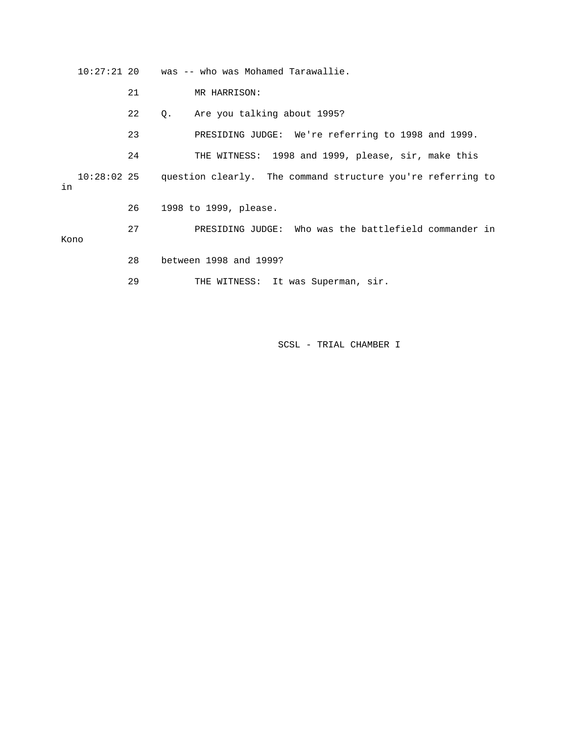10:27:21 20 was -- who was Mohamed Tarawallie.

21 MR HARRISON:

22 Q. Are you talking about 1995?

23 PRESIDING JUDGE: We're referring to 1998 and 1999.

24 THE WITNESS: 1998 and 1999, please, sir, make this

10:28:02 25 question clearly. The command structure you're referring to in

26 1998 to 1999, please.

27 PRESIDING JUDGE: Who was the battlefield commander in Kono

28 between 1998 and 1999?

29 THE WITNESS: It was Superman, sir.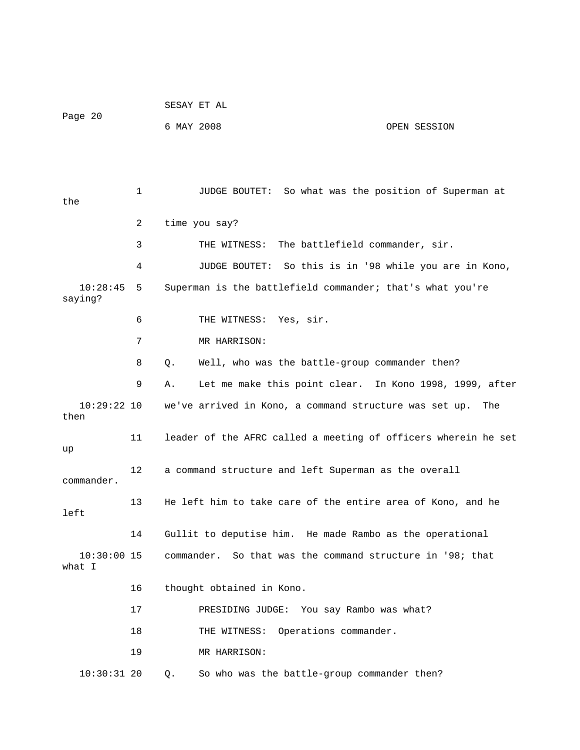1 JUDGE BOUTET: So what was the position of Superman at the

2 time you say?

3 THE WITNESS: The battlefield commander, sir.

4 JUDGE BOUTET: So this is in '98 while you are in Kono,

10:28:45 5 Superman is the battlefield commander; that's what you're saying?

6 THE WITNESS: Yes, sir.

7 MR HARRISON:

8 Q. Well, who was the battle-group commander then?

9 A. Let me make this point clear. In Kono 1998, 1999, after

10:29:22 10 we've arrived in Kono, a command structure was set up. The then

11 leader of the AFRC called a meeting of officers wherein he set up

12 a command structure and left Superman as the overall commander.

13 He left him to take care of the entire area of Kono, and he left

14 Gullit to deputise him. He made Rambo as the operational

10:30:00 15 commander. So that was the command structure in '98; that what I

16 thought obtained in Kono.

17 PRESIDING JUDGE: You say Rambo was what?

18 THE WITNESS: Operations commander.

19 MR HARRISON:

10:30:31 20 Q. So who was the battle-group commander then?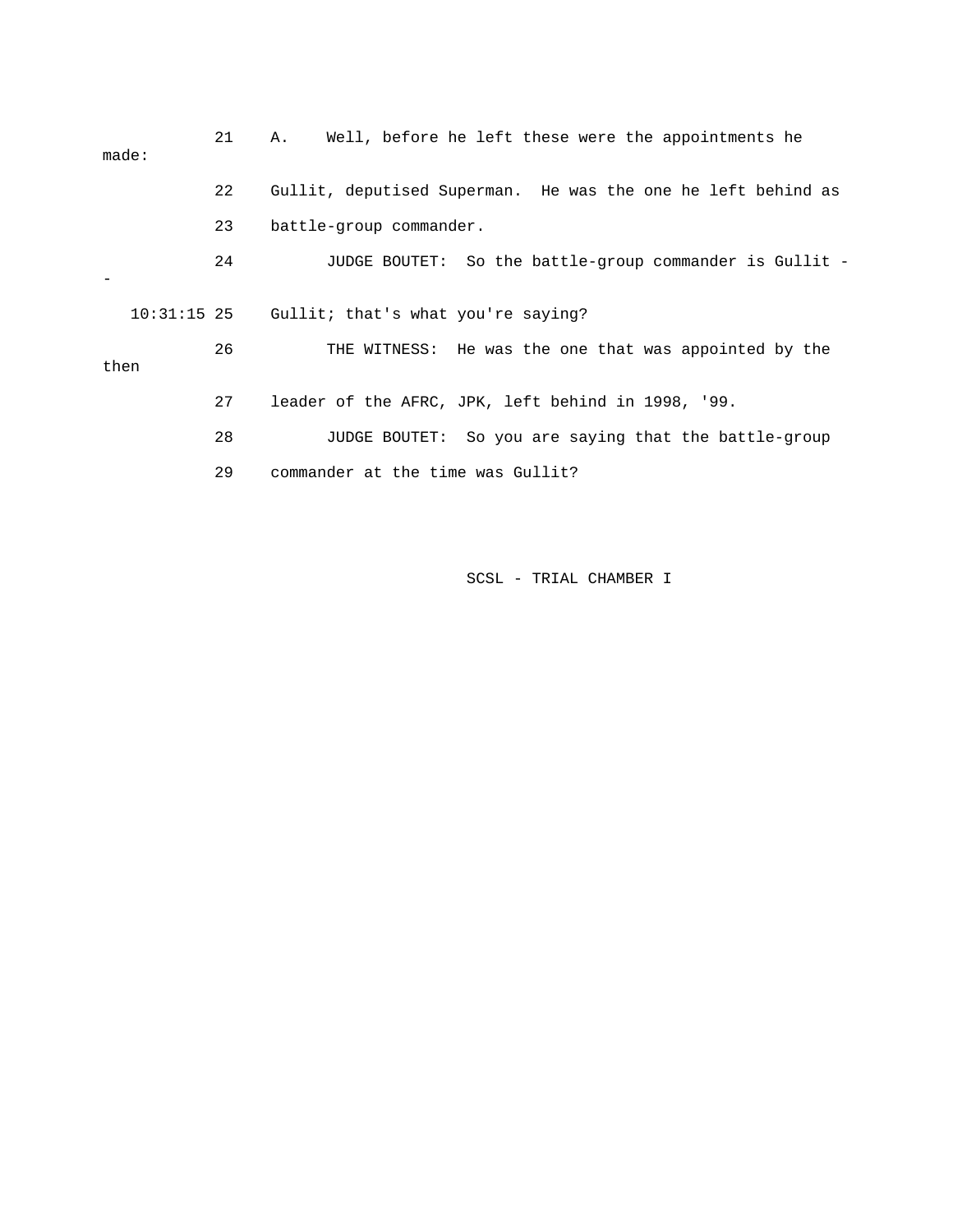21 A. Well, before he left these were the appointments he made:

22 Gullit, deputised Superman. He was the one he left behind as

23 battle-group commander.

24 JUDGE BOUTET: So the battle-group commander is Gullit --

10:31:15 25 Gullit; that's what you're saying?

26 THE WITNESS: He was the one that was appointed by the then

27 leader of the AFRC, JPK, left behind in 1998, '99.

28 JUDGE BOUTET: So you are saying that the battle-group

29 commander at the time was Gullit?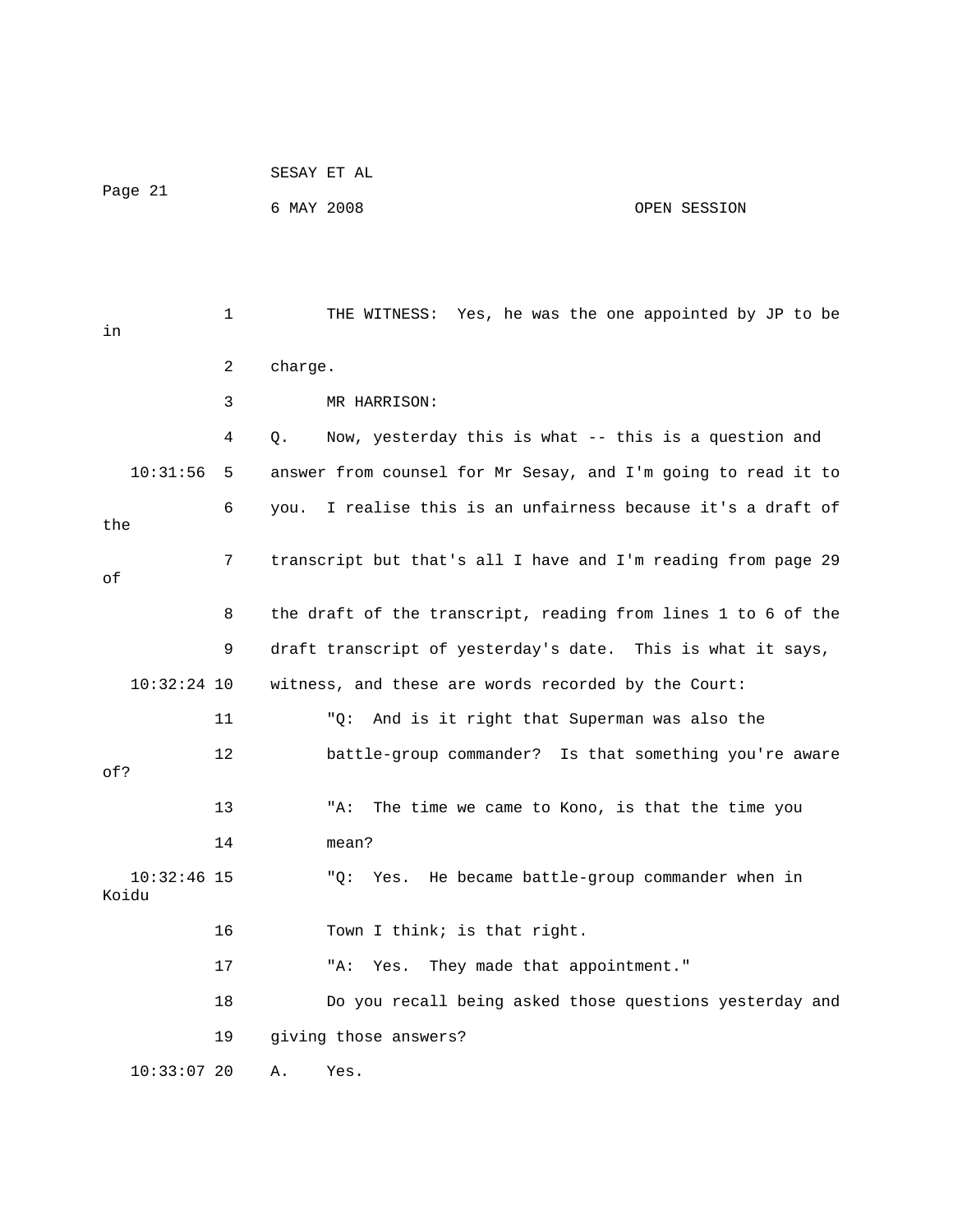THE WITNESS: Yes, he was the one appointed by JP to be in charge.

MR HARRISON:

Q. Now, yesterday this is what -- this is a question and answer from counsel for Mr Sesay, and I'm going to read it to you. I realise this is an unfairness because it's a draft of the transcript but that's all I have and I'm reading from page 29 of the draft of the transcript, reading from lines 1 to 6 of the draft transcript of yesterday's date. This is what it says, witness, and these are words recorded by the Court:

"Q: And is it right that Superman was also the battle-group commander? Is that something you're aware of?

"A: The time we came to Kono, is that the time you mean?

"Q: Yes. He became battle-group commander when in Koidu Town I think; is that right.

"A: Yes. They made that appointment."

Do you recall being asked those questions yesterday and giving those answers?

A. Yes.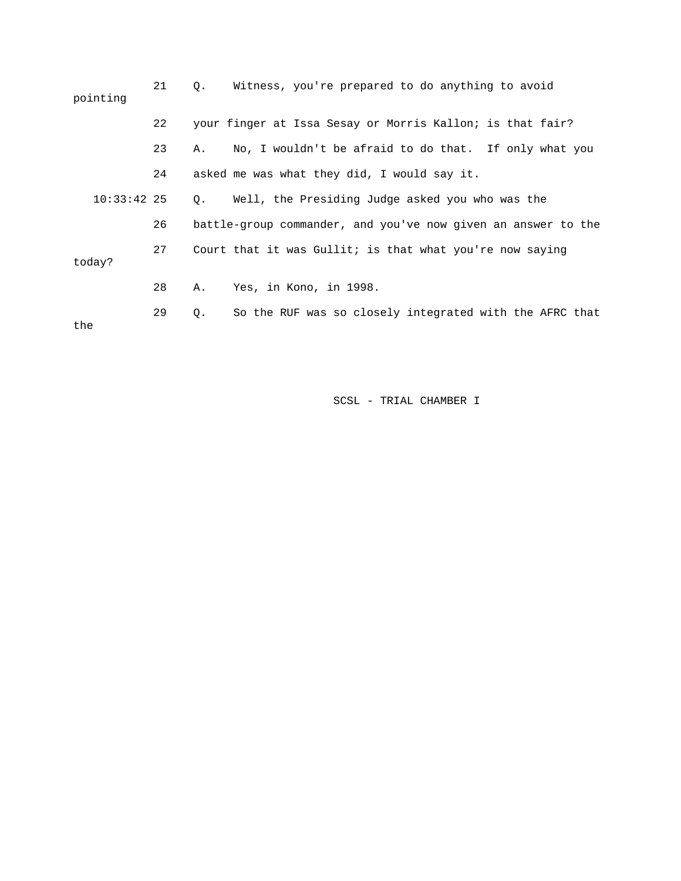21 Q. Witness, you're prepared to do anything to avoid pointing

22 your finger at Issa Sesay or Morris Kallon; is that fair?

23 A. No, I wouldn't be afraid to do that. If only what you

24 asked me was what they did, I would say it.

10:33:42 25 Q. Well, the Presiding Judge asked you who was the

26 battle-group commander, and you've now given an answer to the

27 Court that it was Gullit; is that what you're now saying today?

28 A. Yes, in Kono, in 1998.

29 Q. So the RUF was so closely integrated with the AFRC that the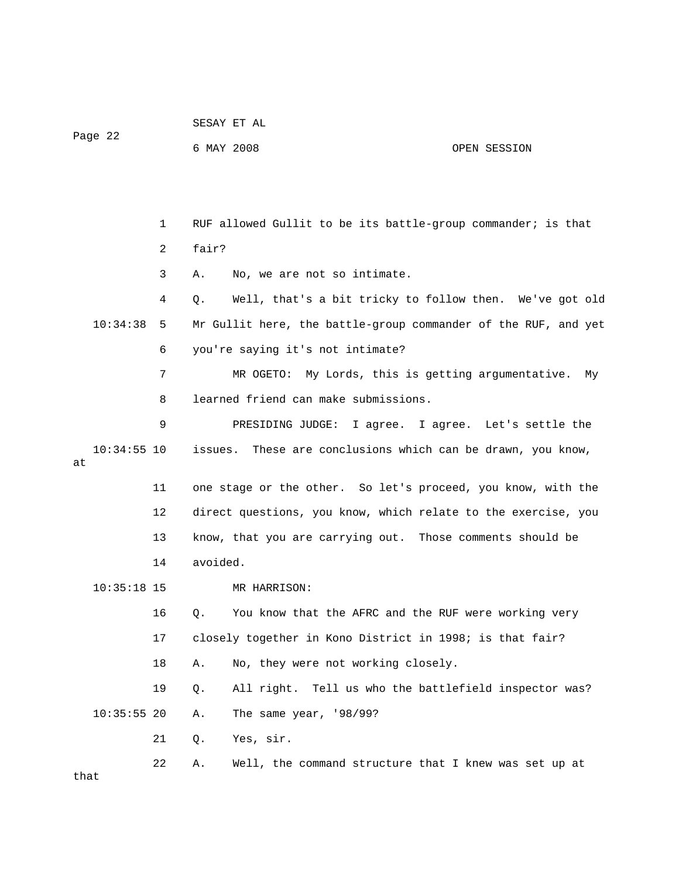RUF allowed Gullit to be its battle-group commander; is that fair?

A. No, we are not so intimate.

Q. Well, that's a bit tricky to follow then. We've got old Mr Gullit here, the battle-group commander of the RUF, and yet you're saying it's not intimate?

MR OGETO: My Lords, this is getting argumentative. My learned friend can make submissions.

PRESIDING JUDGE: I agree. I agree. Let's settle the issues. These are conclusions which can be drawn, you know, at one stage or the other. So let's proceed, you know, with the direct questions, you know, which relate to the exercise, you know, that you are carrying out. Those comments should be avoided.

MR HARRISON:

Q. You know that the AFRC and the RUF were working very closely together in Kono District in 1998; is that fair?

A. No, they were not working closely.

Q. All right. Tell us who the battlefield inspector was?

A. The same year, '98/99?

Q. Yes, sir.

A. Well, the command structure that I knew was set up at that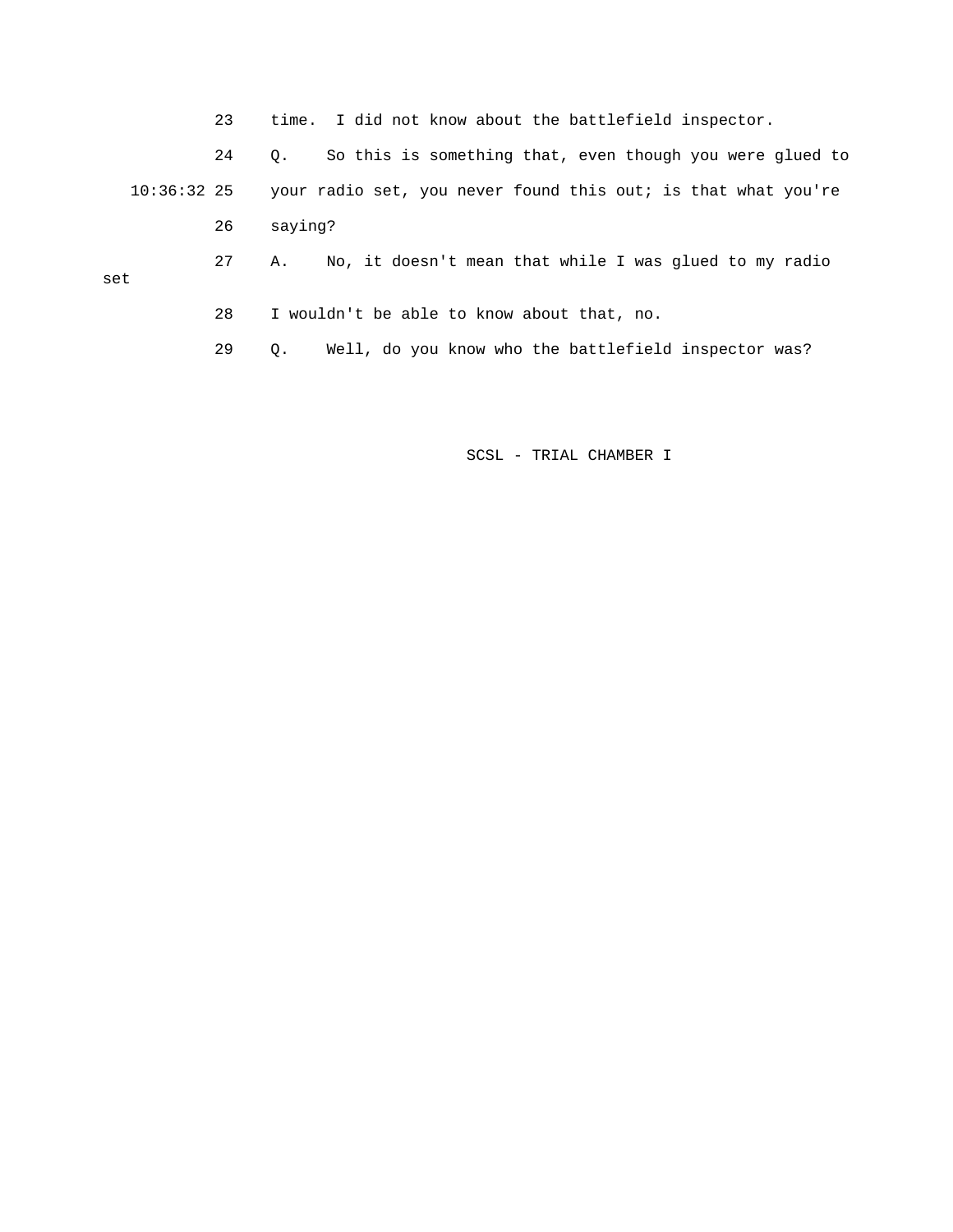23 time. I did not know about the battlefield inspector.

24 Q. So this is something that, even though you were glued to

10:36:32 25 your radio set, you never found this out; is that what you're

26 saying?

27 A. No, it doesn't mean that while I was glued to my radio set

28 I wouldn't be able to know about that, no.

29 Q. Well, do you know who the battlefield inspector was?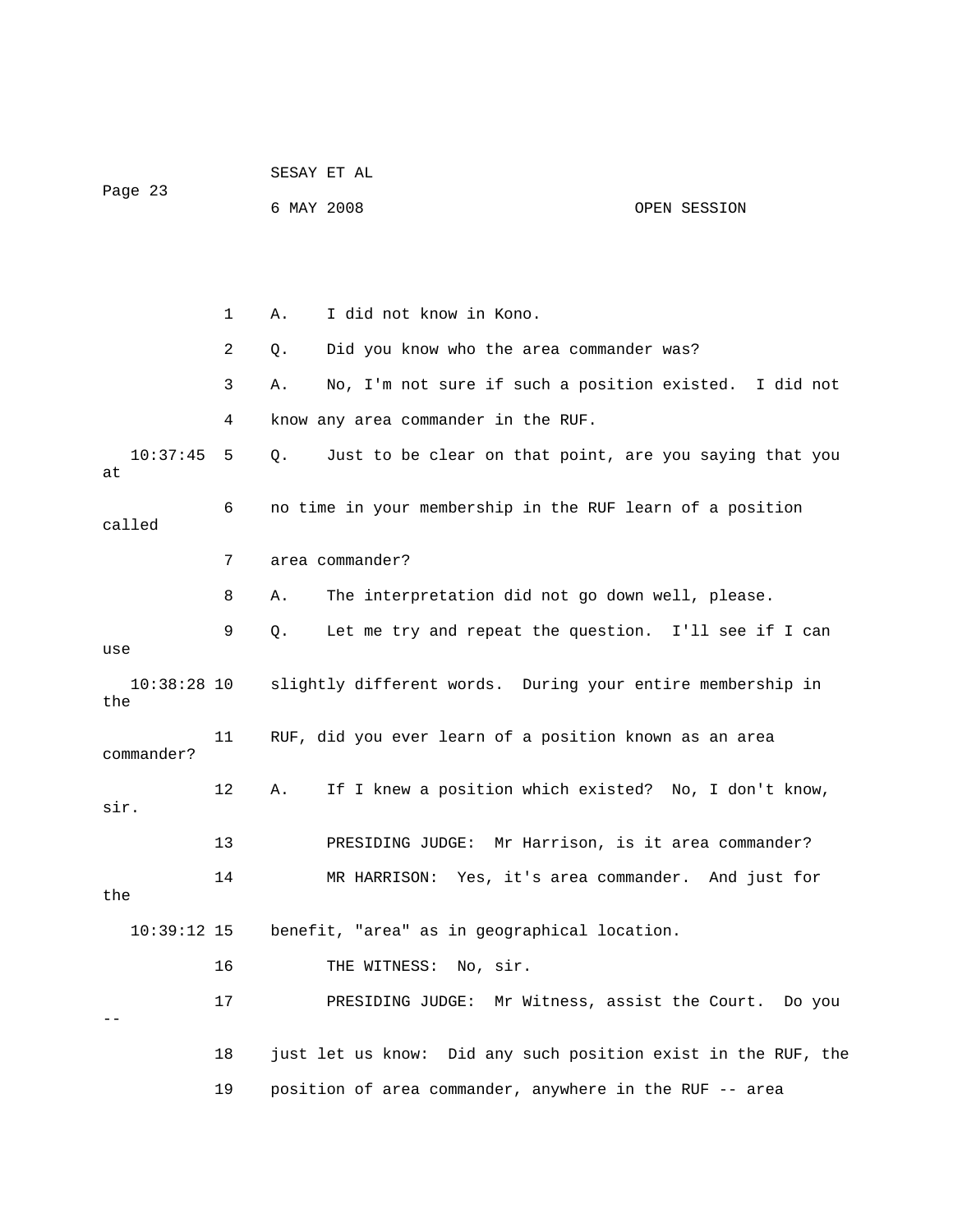1 A. I did not know in Kono.

2 Q. Did you know who the area commander was?

3 A. No, I'm not sure if such a position existed. I did not

4 know any area commander in the RUF.

10:37:45 5 Q. Just to be clear on that point, are you saying that you at

6 no time in your membership in the RUF learn of a position called

7 area commander?

8 A. The interpretation did not go down well, please.

9 Q. Let me try and repeat the question. I'll see if I can use

10:38:28 10 slightly different words. During your entire membership in the

11 RUF, did you ever learn of a position known as an area commander?

12 A. If I knew a position which existed? No, I don't know, sir.

13 PRESIDING JUDGE: Mr Harrison, is it area commander?

14 MR HARRISON: Yes, it's area commander. And just for the

10:39:12 15 benefit, "area" as in geographical location.

16 THE WITNESS: No, sir.

17 PRESIDING JUDGE: Mr Witness, assist the Court. Do you --

18 just let us know: Did any such position exist in the RUF, the

19 position of area commander, anywhere in the RUF -- area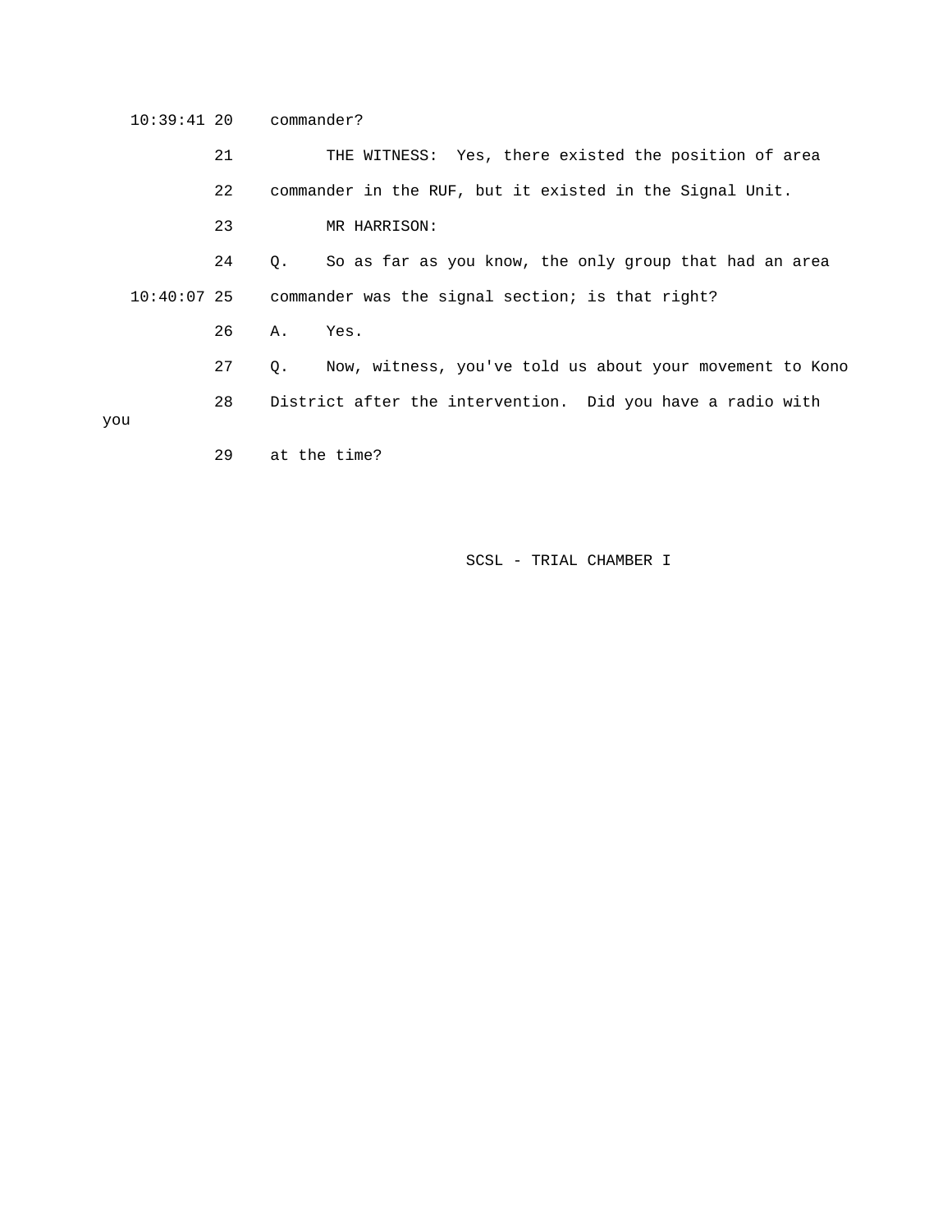10:39:41 20 commander?

21 THE WITNESS: Yes, there existed the position of area

22 commander in the RUF, but it existed in the Signal Unit.

23 MR HARRISON:

24 Q. So as far as you know, the only group that had an area

10:40:07 25 commander was the signal section; is that right?

26 A. Yes.

27 Q. Now, witness, you've told us about your movement to Kono

28 District after the intervention. Did you have a radio with you

29 at the time?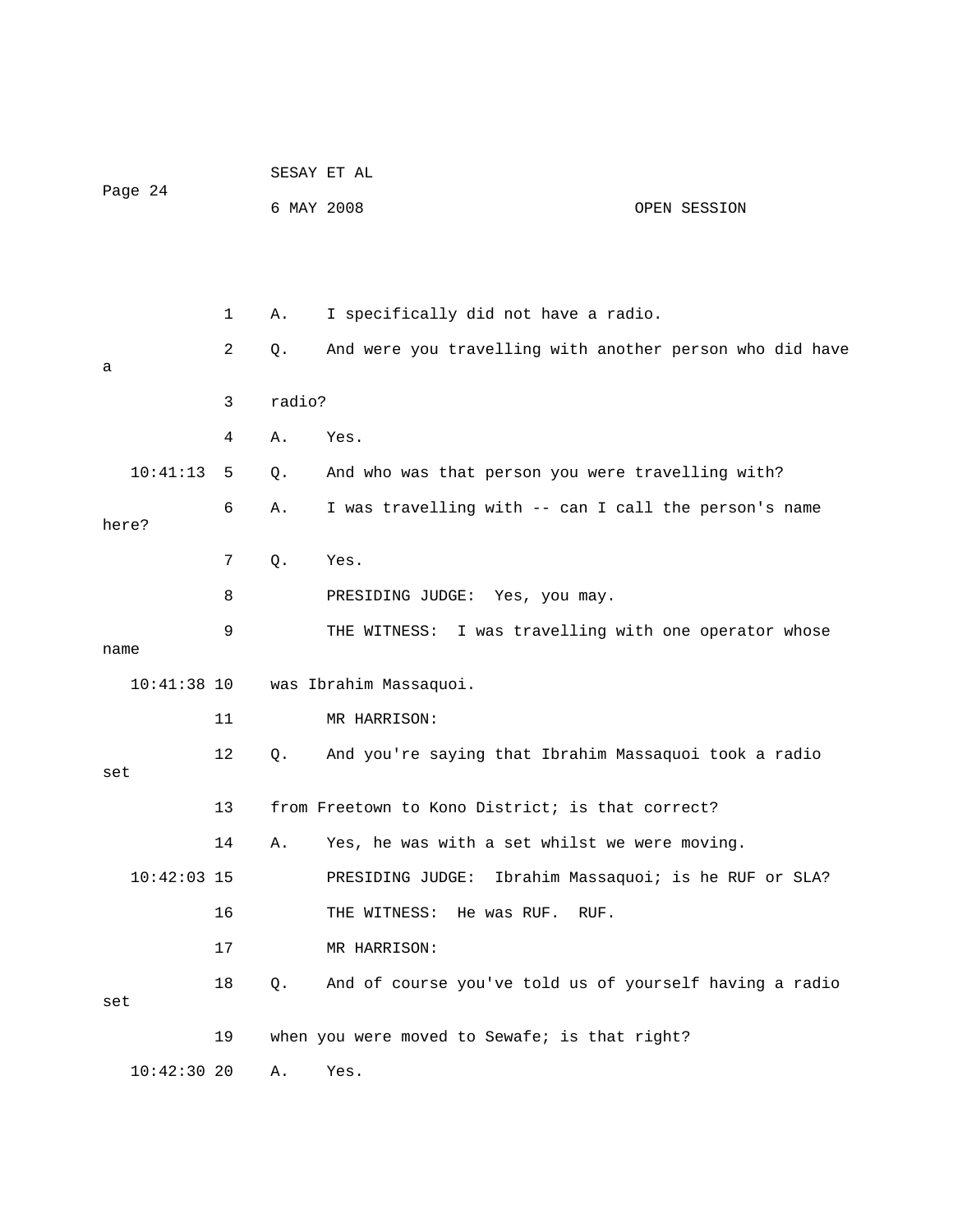1 A. I specifically did not have a radio.

2 Q. And were you travelling with another person who did have a

3 radio?

4 A. Yes.

10:41:13 5 Q. And who was that person you were travelling with?

6 A. I was travelling with -- can I call the person's name here?

7 Q. Yes.

8 PRESIDING JUDGE: Yes, you may.

9 THE WITNESS: I was travelling with one operator whose name

10:41:38 10 was Ibrahim Massaquoi.

11 MR HARRISON:

12 Q. And you're saying that Ibrahim Massaquoi took a radio set

13 from Freetown to Kono District; is that correct?

14 A. Yes, he was with a set whilst we were moving.

10:42:03 15 PRESIDING JUDGE: Ibrahim Massaquoi; is he RUF or SLA?

16 THE WITNESS: He was RUF. RUF.

17 MR HARRISON:

18 Q. And of course you've told us of yourself having a radio set

19 when you were moved to Sewafe; is that right?

10:42:30 20 A. Yes.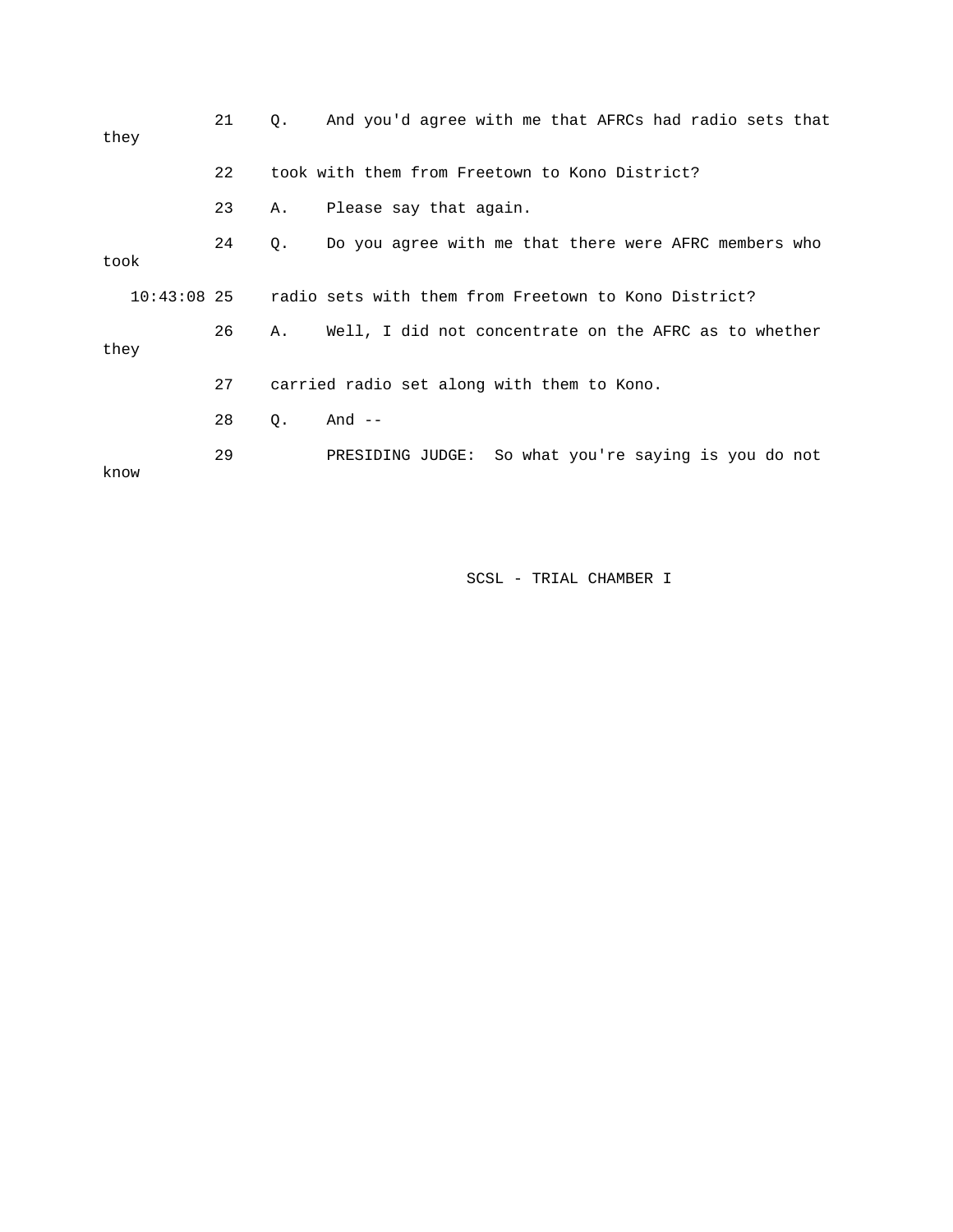21 Q. And you'd agree with me that AFRCs had radio sets that they

22 took with them from Freetown to Kono District?

23 A. Please say that again.

24 Q. Do you agree with me that there were AFRC members who took

10:43:08 25 radio sets with them from Freetown to Kono District?

26 A. Well, I did not concentrate on the AFRC as to whether they

27 carried radio set along with them to Kono.

28 Q. And --

29 PRESIDING JUDGE: So what you're saying is you do not know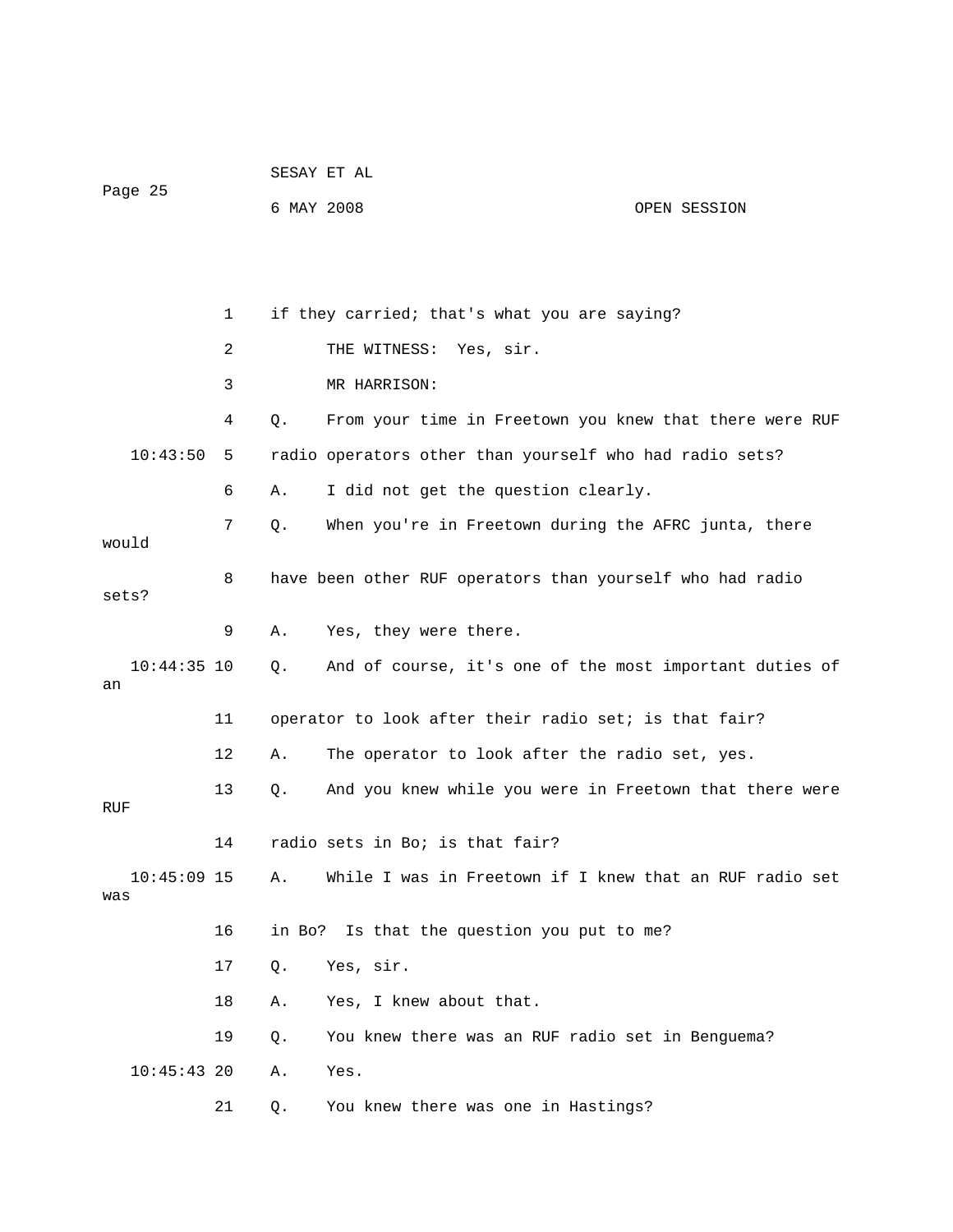1 if they carried; that's what you are saying?

2 THE WITNESS: Yes, sir.

3 MR HARRISON:

4 Q. From your time in Freetown you knew that there were RUF

10:43:50 5 radio operators other than yourself who had radio sets?

6 A. I did not get the question clearly.

7 Q. When you're in Freetown during the AFRC junta, there would

8 have been other RUF operators than yourself who had radio sets?

9 A. Yes, they were there.

10:44:35 10 Q. And of course, it's one of the most important duties of an

11 operator to look after their radio set; is that fair?

12 A. The operator to look after the radio set, yes.

13 Q. And you knew while you were in Freetown that there were RUF

14 radio sets in Bo; is that fair?

10:45:09 15 A. While I was in Freetown if I knew that an RUF radio set was

16 in Bo? Is that the question you put to me?

17 Q. Yes, sir.

18 A. Yes, I knew about that.

19 Q. You knew there was an RUF radio set in Benguema?

10:45:43 20 A. Yes.

21 Q. You knew there was one in Hastings?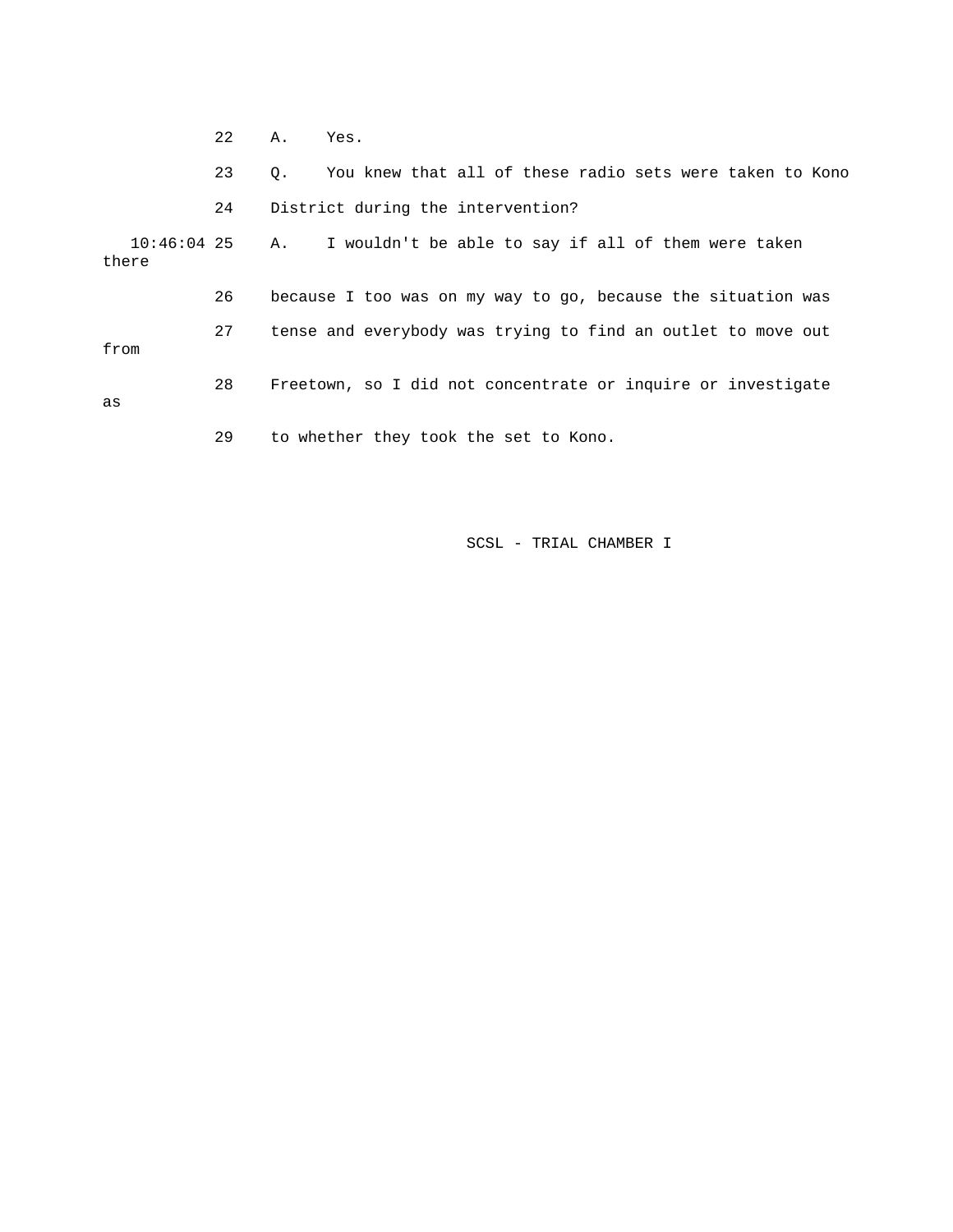22 A. Yes.

23 Q. You knew that all of these radio sets were taken to Kono

24 District during the intervention?

10:46:04 25 A. I wouldn't be able to say if all of them were taken there

26 because I too was on my way to go, because the situation was

27 tense and everybody was trying to find an outlet to move out from

28 Freetown, so I did not concentrate or inquire or investigate as

29 to whether they took the set to Kono.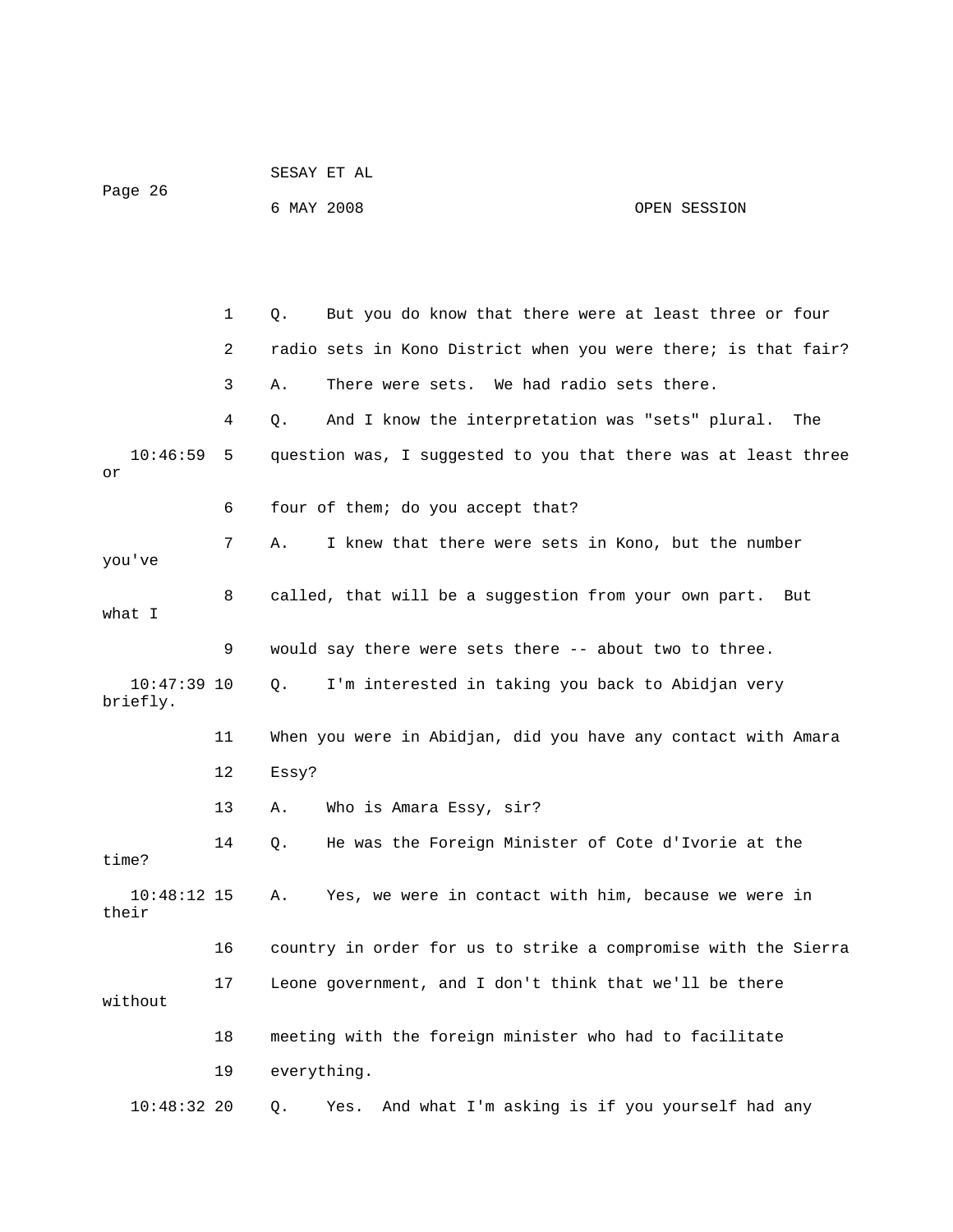1 Q. But you do know that there were at least three or four
2 radio sets in Kono District when you were there; is that fair?
3 A. There were sets. We had radio sets there.
4 Q. And I know the interpretation was "sets" plural. The
10:46:59 5 question was, I suggested to you that there was at least three or
6 four of them; do you accept that?
7 A. I knew that there were sets in Kono, but the number you've
8 called, that will be a suggestion from your own part. But what I
9 would say there were sets there -- about two to three.
10:47:39 10 Q. I'm interested in taking you back to Abidjan very briefly.
11 When you were in Abidjan, did you have any contact with Amara
12 Essy?
13 A. Who is Amara Essy, sir?
14 Q. He was the Foreign Minister of Cote d'Ivorie at the time?
10:48:12 15 A. Yes, we were in contact with him, because we were in their
16 country in order for us to strike a compromise with the Sierra
17 Leone government, and I don't think that we'll be there without
18 meeting with the foreign minister who had to facilitate
19 everything.
10:48:32 20 Q. Yes. And what I'm asking is if you yourself had any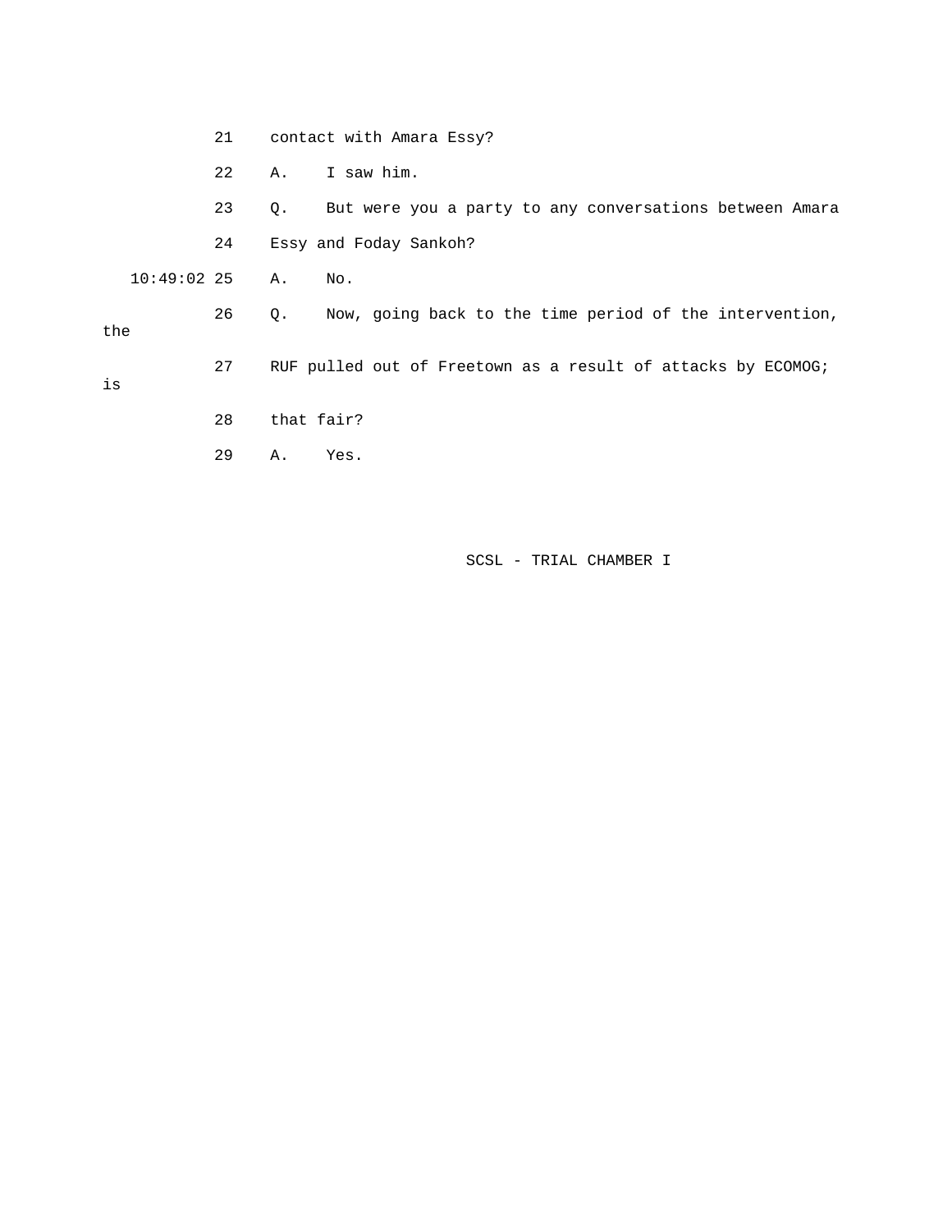21 contact with Amara Essy?

22 A. I saw him.

23 Q. But were you a party to any conversations between Amara

24 Essy and Foday Sankoh?

10:49:02 25 A. No.

26 Q. Now, going back to the time period of the intervention, the

27 RUF pulled out of Freetown as a result of attacks by ECOMOG; is

28 that fair?

29 A. Yes.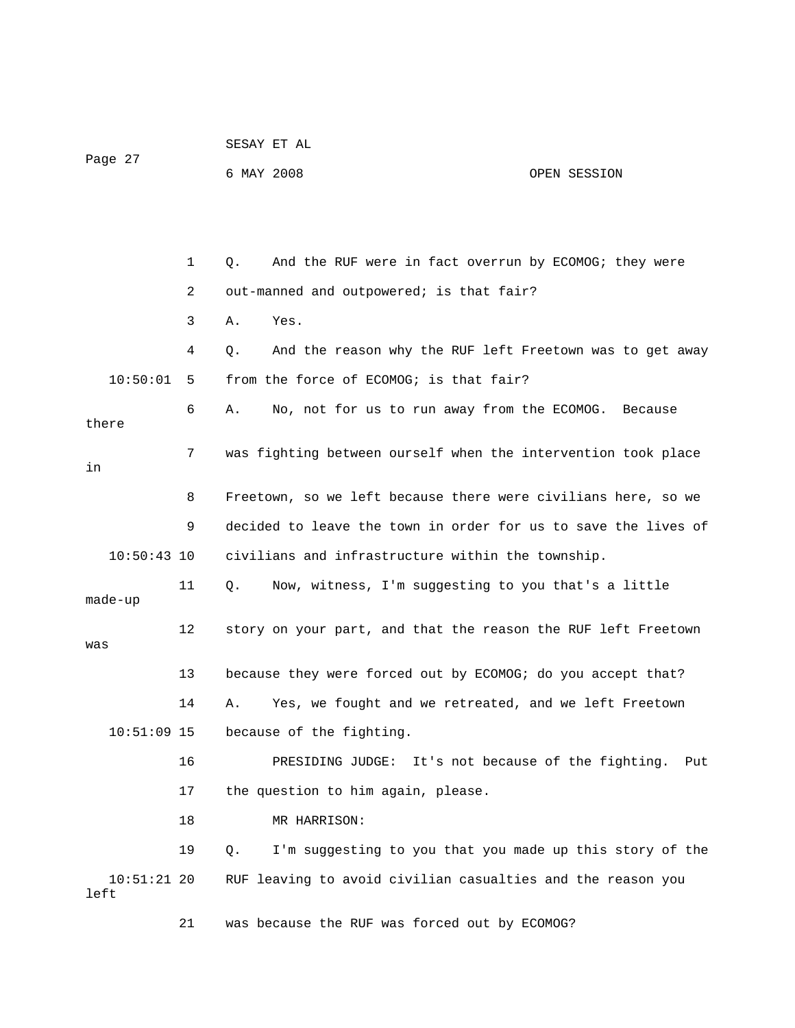1 Q. And the RUF were in fact overrun by ECOMOG; they were

2 out-manned and outpowered; is that fair?

3 A. Yes.

4 Q. And the reason why the RUF left Freetown was to get away

10:50:01 5 from the force of ECOMOG; is that fair?

6 A. No, not for us to run away from the ECOMOG. Because there

7 was fighting between ourself when the intervention took place in

8 Freetown, so we left because there were civilians here, so we

9 decided to leave the town in order for us to save the lives of

10:50:43 10 civilians and infrastructure within the township.

11 Q. Now, witness, I'm suggesting to you that's a little made-up

12 story on your part, and that the reason the RUF left Freetown was

13 because they were forced out by ECOMOG; do you accept that?

14 A. Yes, we fought and we retreated, and we left Freetown

10:51:09 15 because of the fighting.

16 PRESIDING JUDGE: It's not because of the fighting. Put

17 the question to him again, please.

18 MR HARRISON:

19 Q. I'm suggesting to you that you made up this story of the

10:51:21 20 RUF leaving to avoid civilian casualties and the reason you left

21 was because the RUF was forced out by ECOMOG?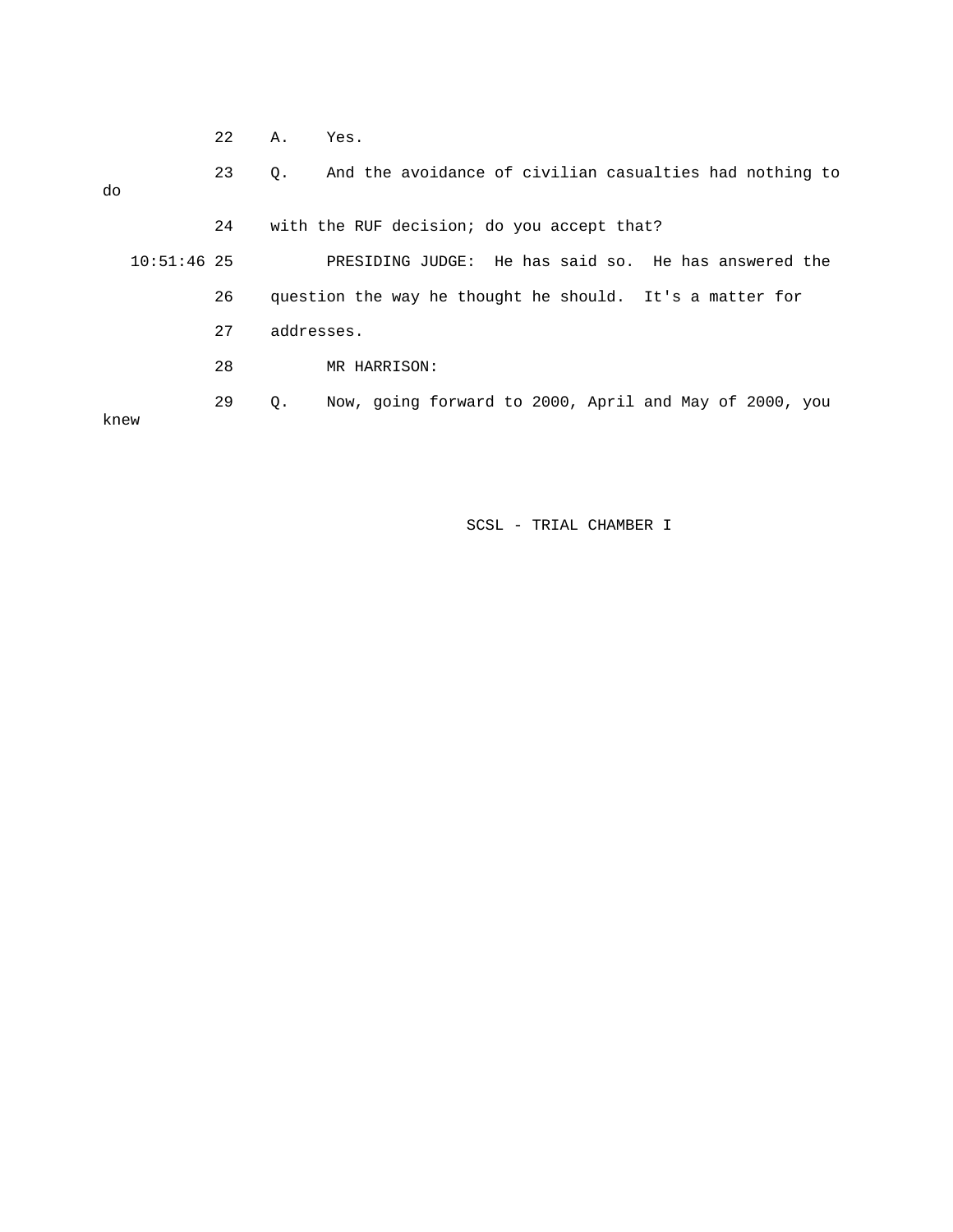22 A. Yes.

23 Q. And the avoidance of civilian casualties had nothing to do

24 with the RUF decision; do you accept that?

10:51:46 25 PRESIDING JUDGE: He has said so. He has answered the

26 question the way he thought he should. It's a matter for

27 addresses.

28 MR HARRISON:

29 Q. Now, going forward to 2000, April and May of 2000, you knew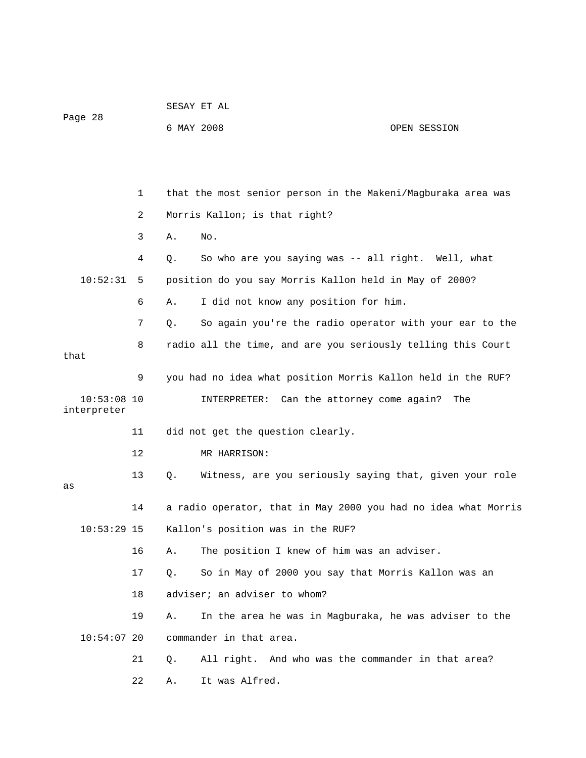1 that the most senior person in the Makeni/Magburaka area was

2 Morris Kallon; is that right?

3 A. No.

4 Q. So who are you saying was -- all right. Well, what

10:52:31 5 position do you say Morris Kallon held in May of 2000?

6 A. I did not know any position for him.

7 Q. So again you're the radio operator with your ear to the

8 radio all the time, and are you seriously telling this Court that

9 you had no idea what position Morris Kallon held in the RUF?

10:53:08 10 INTERPRETER: Can the attorney come again? The interpreter

11 did not get the question clearly.

12 MR HARRISON:

13 Q. Witness, are you seriously saying that, given your role as

14 a radio operator, that in May 2000 you had no idea what Morris

10:53:29 15 Kallon's position was in the RUF?

16 A. The position I knew of him was an adviser.

17 Q. So in May of 2000 you say that Morris Kallon was an

18 adviser; an adviser to whom?

19 A. In the area he was in Magburaka, he was adviser to the

10:54:07 20 commander in that area.

21 Q. All right. And who was the commander in that area?

22 A. It was Alfred.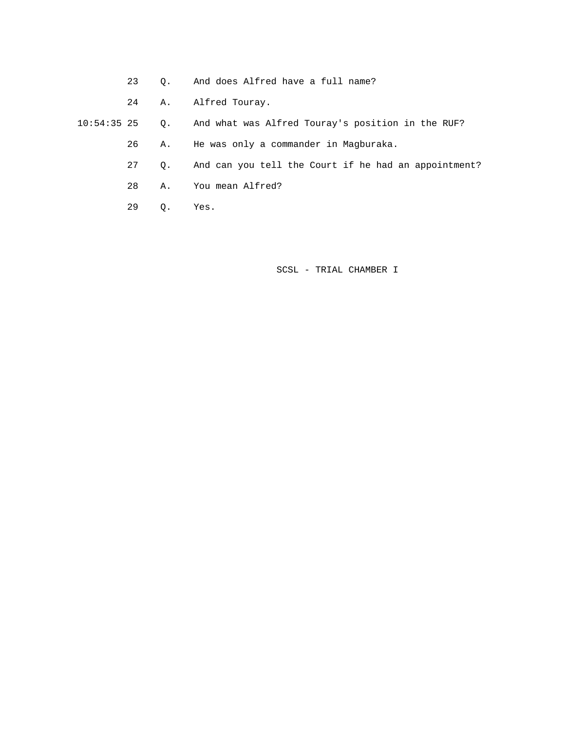23 Q. And does Alfred have a full name?

24 A. Alfred Touray.

10:54:35 25 Q. And what was Alfred Touray's position in the RUF?

26 A. He was only a commander in Magburaka.

27 Q. And can you tell the Court if he had an appointment?

28 A. You mean Alfred?

29 Q. Yes.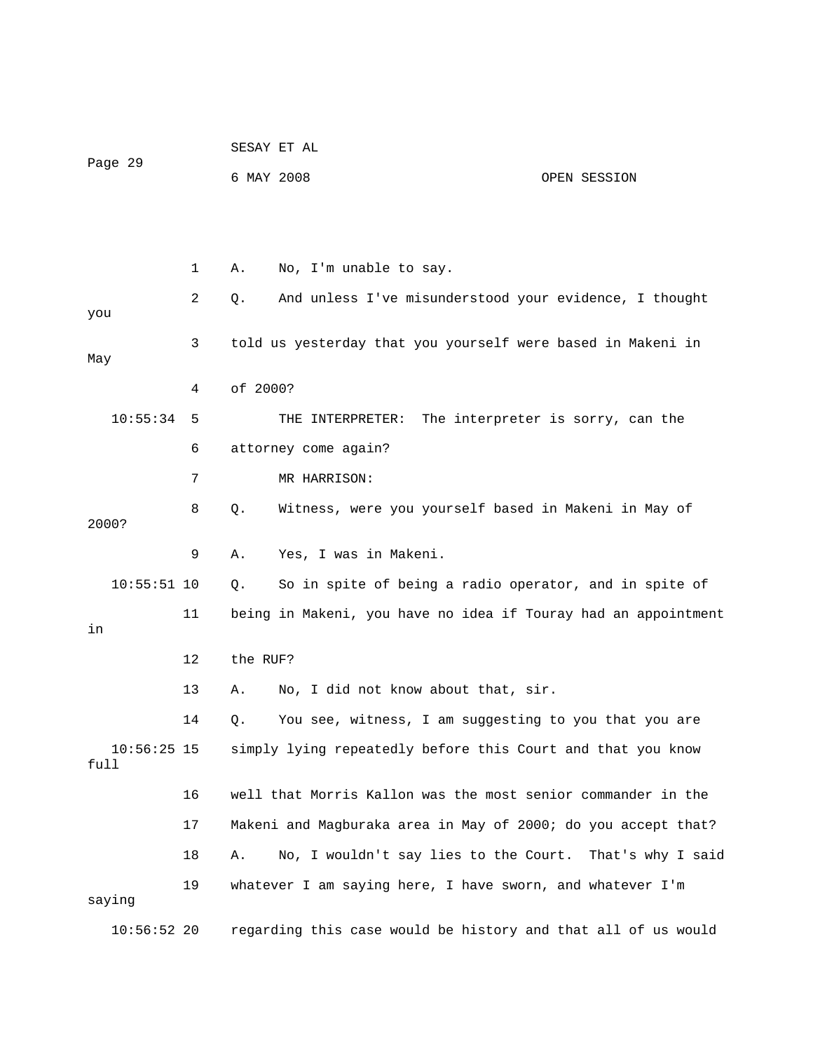A. No, I'm unable to say.

Q. And unless I've misunderstood your evidence, I thought you told us yesterday that you yourself were based in Makeni in May of 2000?

THE INTERPRETER: The interpreter is sorry, can the attorney come again?

MR HARRISON:

Q. Witness, were you yourself based in Makeni in May of 2000?

A. Yes, I was in Makeni.

Q. So in spite of being a radio operator, and in spite of being in Makeni, you have no idea if Touray had an appointment in the RUF?

A. No, I did not know about that, sir.

Q. You see, witness, I am suggesting to you that you are simply lying repeatedly before this Court and that you know full well that Morris Kallon was the most senior commander in the Makeni and Magburaka area in May of 2000; do you accept that?

A. No, I wouldn't say lies to the Court. That's why I said whatever I am saying here, I have sworn, and whatever I'm saying regarding this case would be history and that all of us would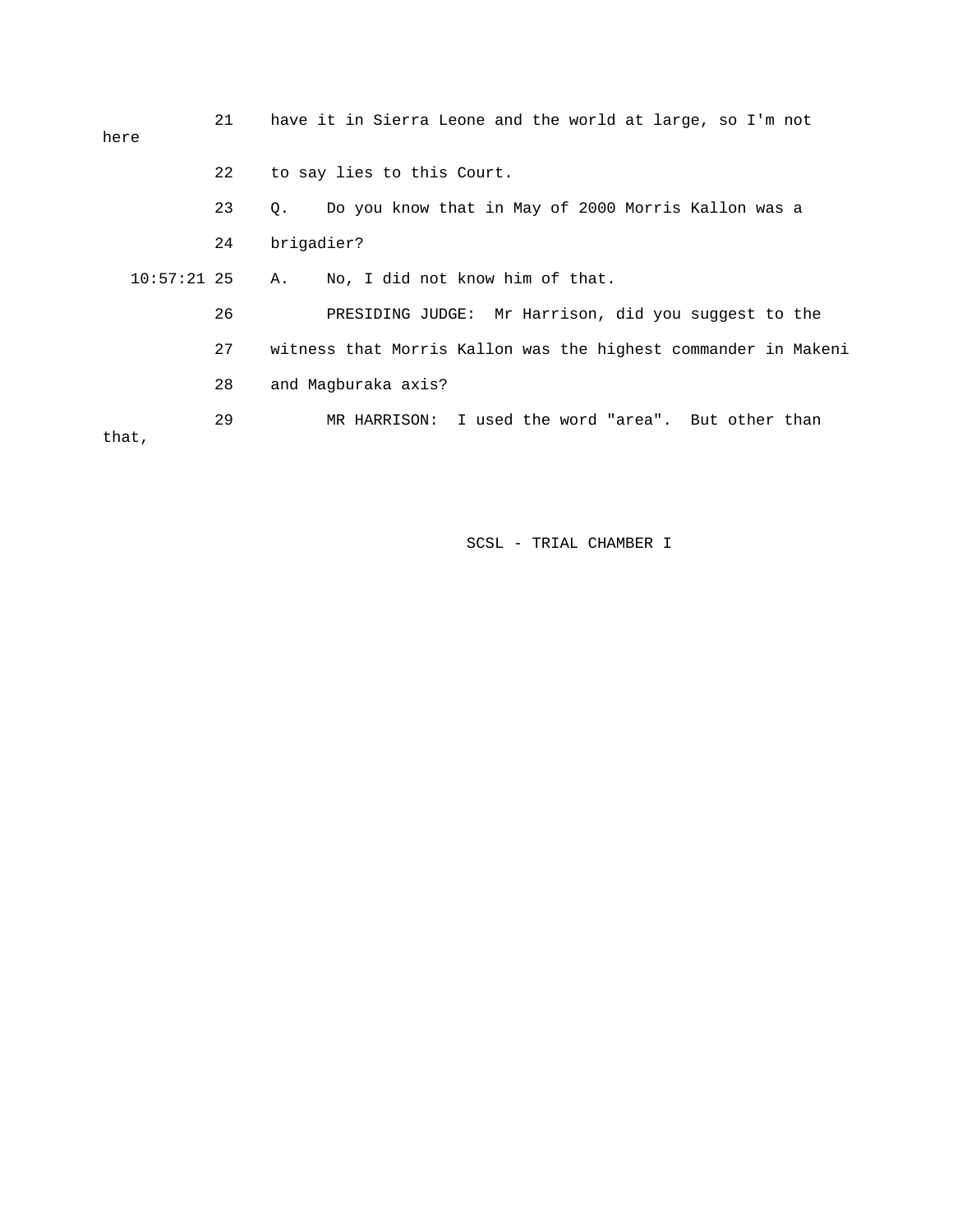21 have it in Sierra Leone and the world at large, so I'm not here

22 to say lies to this Court.

23 Q. Do you know that in May of 2000 Morris Kallon was a

24 brigadier?

10:57:21 25 A. No, I did not know him of that.

26 PRESIDING JUDGE: Mr Harrison, did you suggest to the

27 witness that Morris Kallon was the highest commander in Makeni

28 and Magburaka axis?

29 MR HARRISON: I used the word "area". But other than that,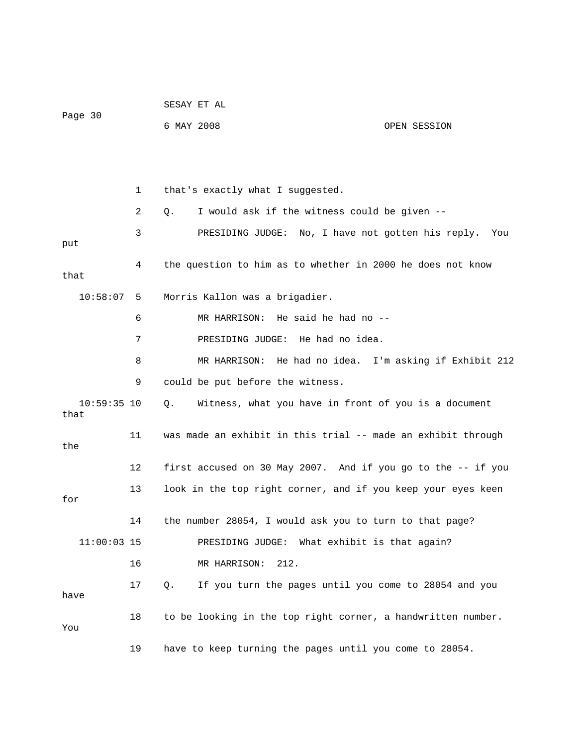1 that's exactly what I suggested.

2 Q. I would ask if the witness could be given --

3 PRESIDING JUDGE: No, I have not gotten his reply. You put

4 the question to him as to whether in 2000 he does not know that

10:58:07 5 Morris Kallon was a brigadier.

6 MR HARRISON: He said he had no --

7 PRESIDING JUDGE: He had no idea.

8 MR HARRISON: He had no idea. I'm asking if Exhibit 212

9 could be put before the witness.

10:59:35 10 Q. Witness, what you have in front of you is a document that

11 was made an exhibit in this trial -- made an exhibit through the

12 first accused on 30 May 2007. And if you go to the -- if you

13 look in the top right corner, and if you keep your eyes keen for

14 the number 28054, I would ask you to turn to that page?

11:00:03 15 PRESIDING JUDGE: What exhibit is that again?

16 MR HARRISON: 212.

17 Q. If you turn the pages until you come to 28054 and you have

18 to be looking in the top right corner, a handwritten number. You

19 have to keep turning the pages until you come to 28054.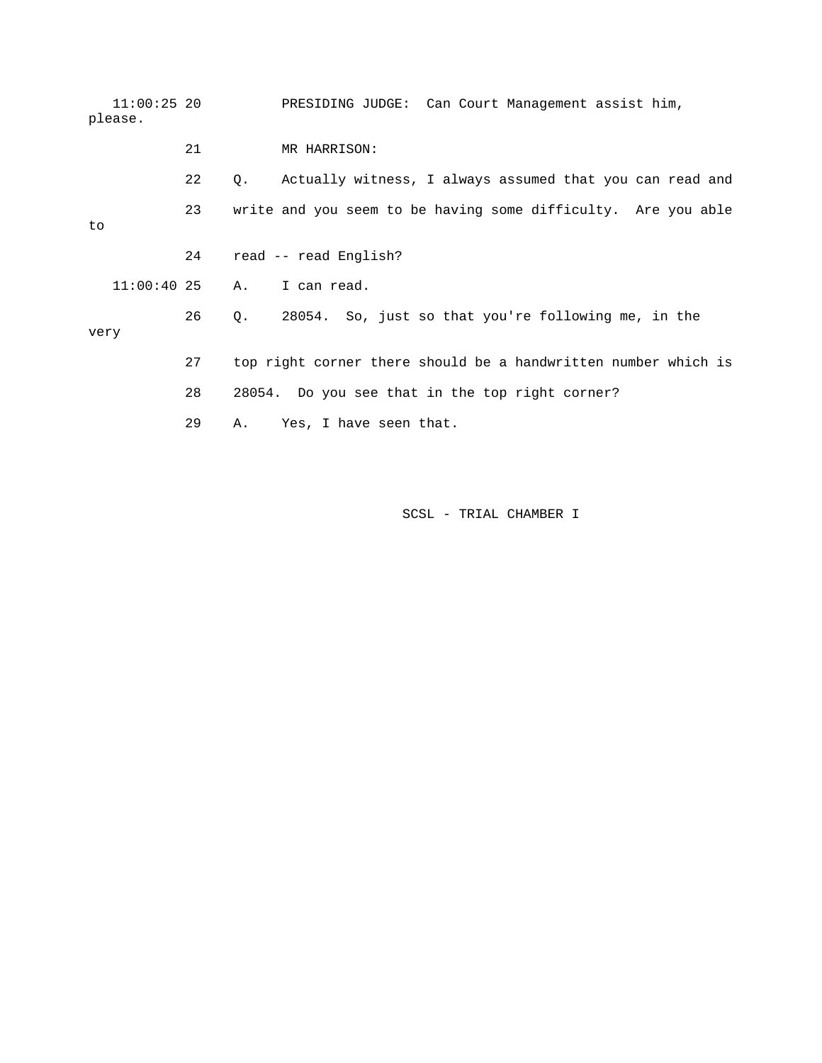11:00:25 20 PRESIDING JUDGE: Can Court Management assist him, please.

21 MR HARRISON:

22 Q. Actually witness, I always assumed that you can read and

23 write and you seem to be having some difficulty. Are you able to

24 read -- read English?

11:00:40 25 A. I can read.

26 Q. 28054. So, just so that you're following me, in the very

27 top right corner there should be a handwritten number which is

28 28054. Do you see that in the top right corner?

29 A. Yes, I have seen that.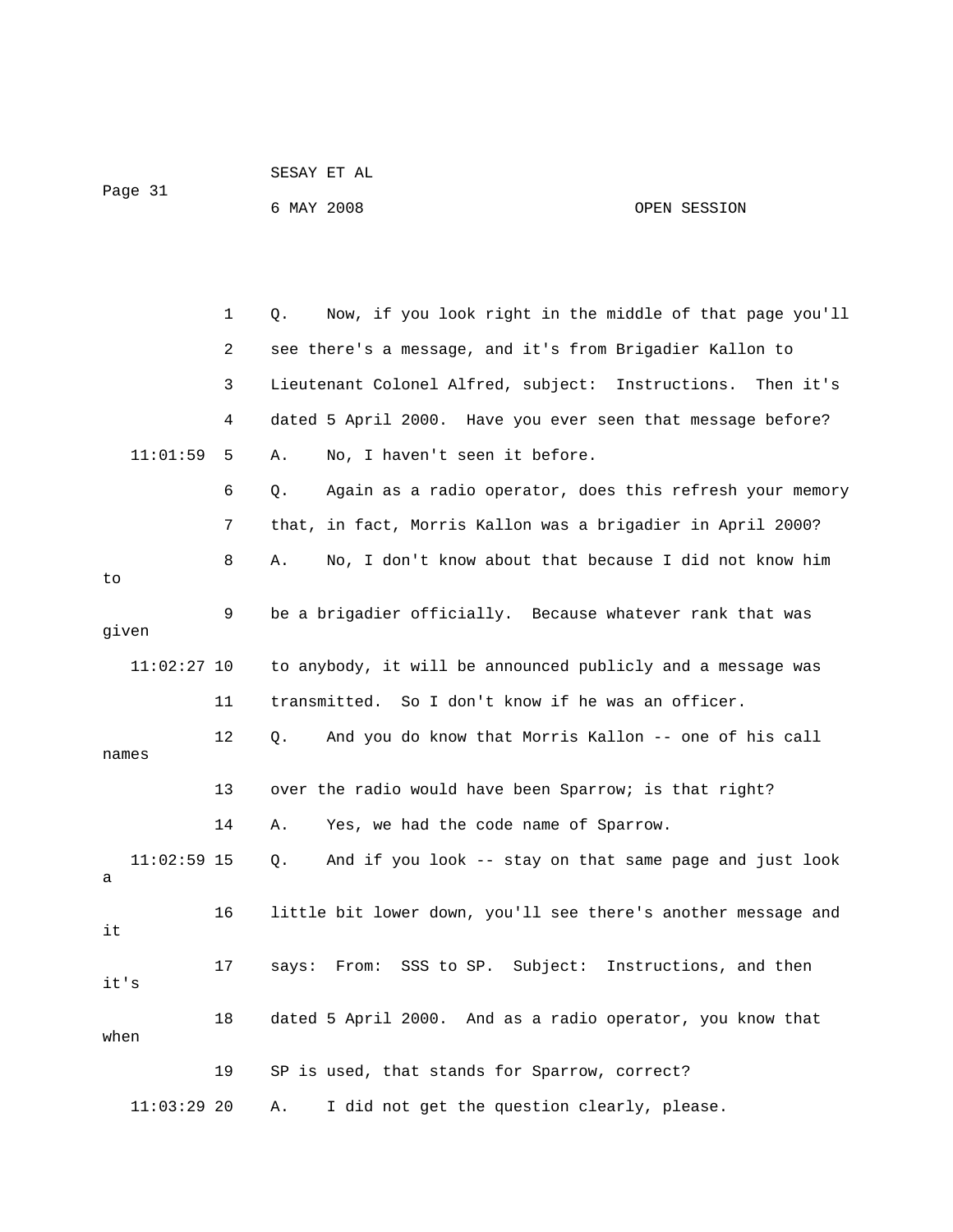Q. Now, if you look right in the middle of that page you'll see there's a message, and it's from Brigadier Kallon to Lieutenant Colonel Alfred, subject: Instructions. Then it's dated 5 April 2000. Have you ever seen that message before?

A. No, I haven't seen it before.

Q. Again as a radio operator, does this refresh your memory that, in fact, Morris Kallon was a brigadier in April 2000?

A. No, I don't know about that because I did not know him to be a brigadier officially. Because whatever rank that was given to anybody, it will be announced publicly and a message was transmitted. So I don't know if he was an officer.

Q. And you do know that Morris Kallon -- one of his call names over the radio would have been Sparrow; is that right?

A. Yes, we had the code name of Sparrow.

Q. And if you look -- stay on that same page and just look a little bit lower down, you'll see there's another message and it says: From: SSS to SP. Subject: Instructions, and then it's dated 5 April 2000. And as a radio operator, you know that when SP is used, that stands for Sparrow, correct?

A. I did not get the question clearly, please.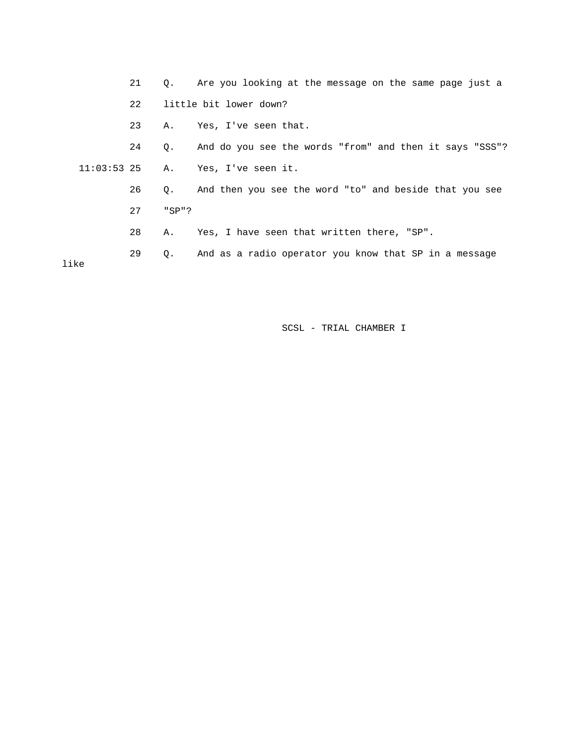21 Q. Are you looking at the message on the same page just a

22 little bit lower down?

23 A. Yes, I've seen that.

24 Q. And do you see the words "from" and then it says "SSS"?

11:03:53 25 A. Yes, I've seen it.

26 Q. And then you see the word "to" and beside that you see

27 "SP"?

28 A. Yes, I have seen that written there, "SP".

29 Q. And as a radio operator you know that SP in a message like

SCSL - TRIAL CHAMBER I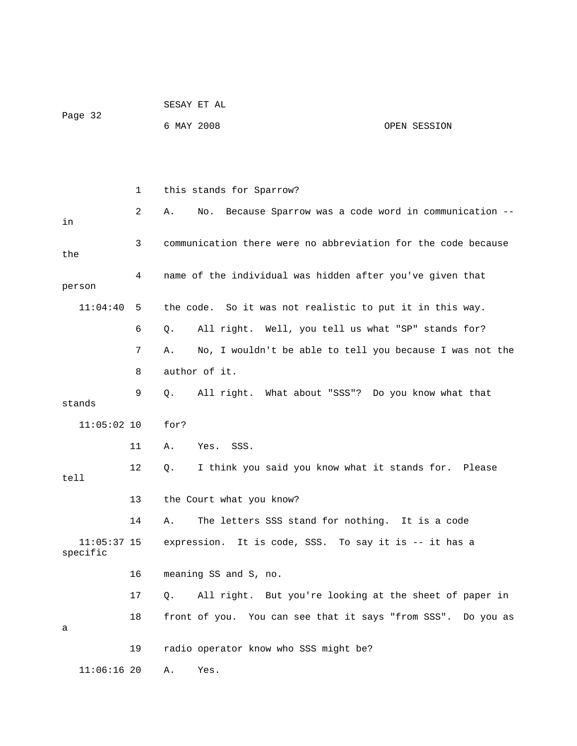1 this stands for Sparrow?

2 A. No. Because Sparrow was a code word in communication -- in

3 communication there were no abbreviation for the code because the

4 name of the individual was hidden after you've given that person

11:04:40 5 the code. So it was not realistic to put it in this way.

6 Q. All right. Well, you tell us what "SP" stands for?

7 A. No, I wouldn't be able to tell you because I was not the

8 author of it.

9 Q. All right. What about "SSS"? Do you know what that stands

11:05:02 10 for?

11 A. Yes. SSS.

12 Q. I think you said you know what it stands for. Please tell

13 the Court what you know?

14 A. The letters SSS stand for nothing. It is a code

11:05:37 15 expression. It is code, SSS. To say it is -- it has a specific

16 meaning SS and S, no.

17 Q. All right. But you're looking at the sheet of paper in

18 front of you. You can see that it says "from SSS". Do you as a

19 radio operator know who SSS might be?

11:06:16 20 A. Yes.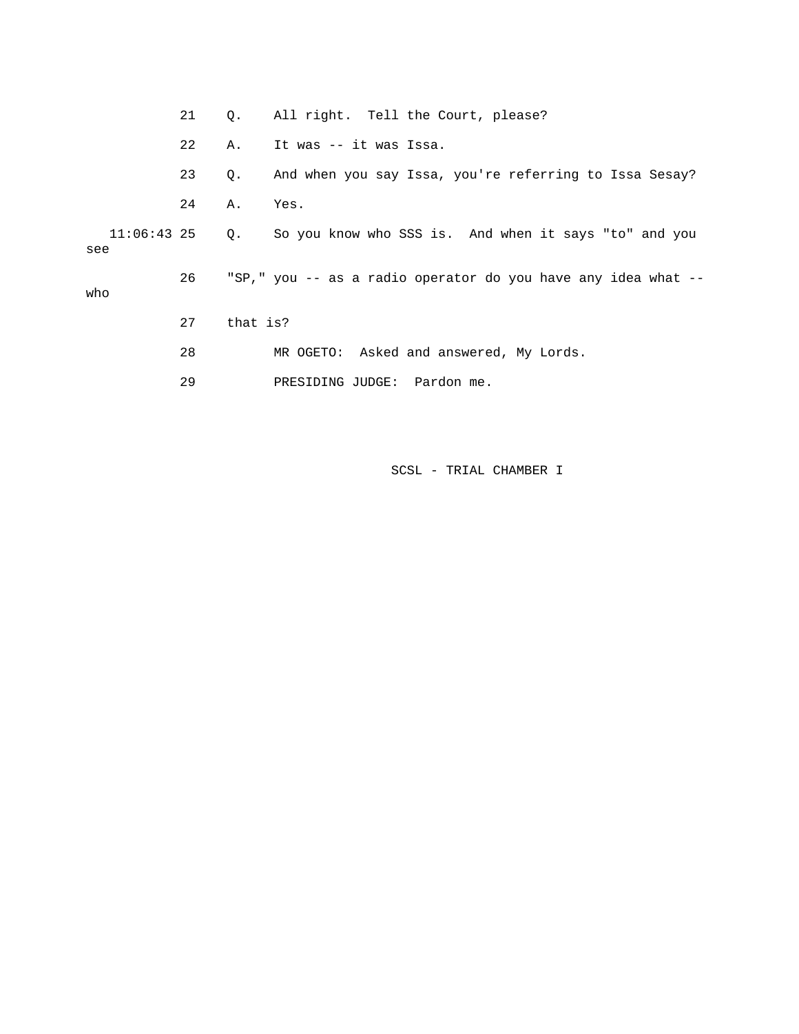21 Q. All right. Tell the Court, please?

22 A. It was -- it was Issa.

23 Q. And when you say Issa, you're referring to Issa Sesay?

24 A. Yes.

11:06:43 25 Q. So you know who SSS is. And when it says "to" and you see

26 "SP," you -- as a radio operator do you have any idea what -- who

27 that is?

28 MR OGETO: Asked and answered, My Lords.

29 PRESIDING JUDGE: Pardon me.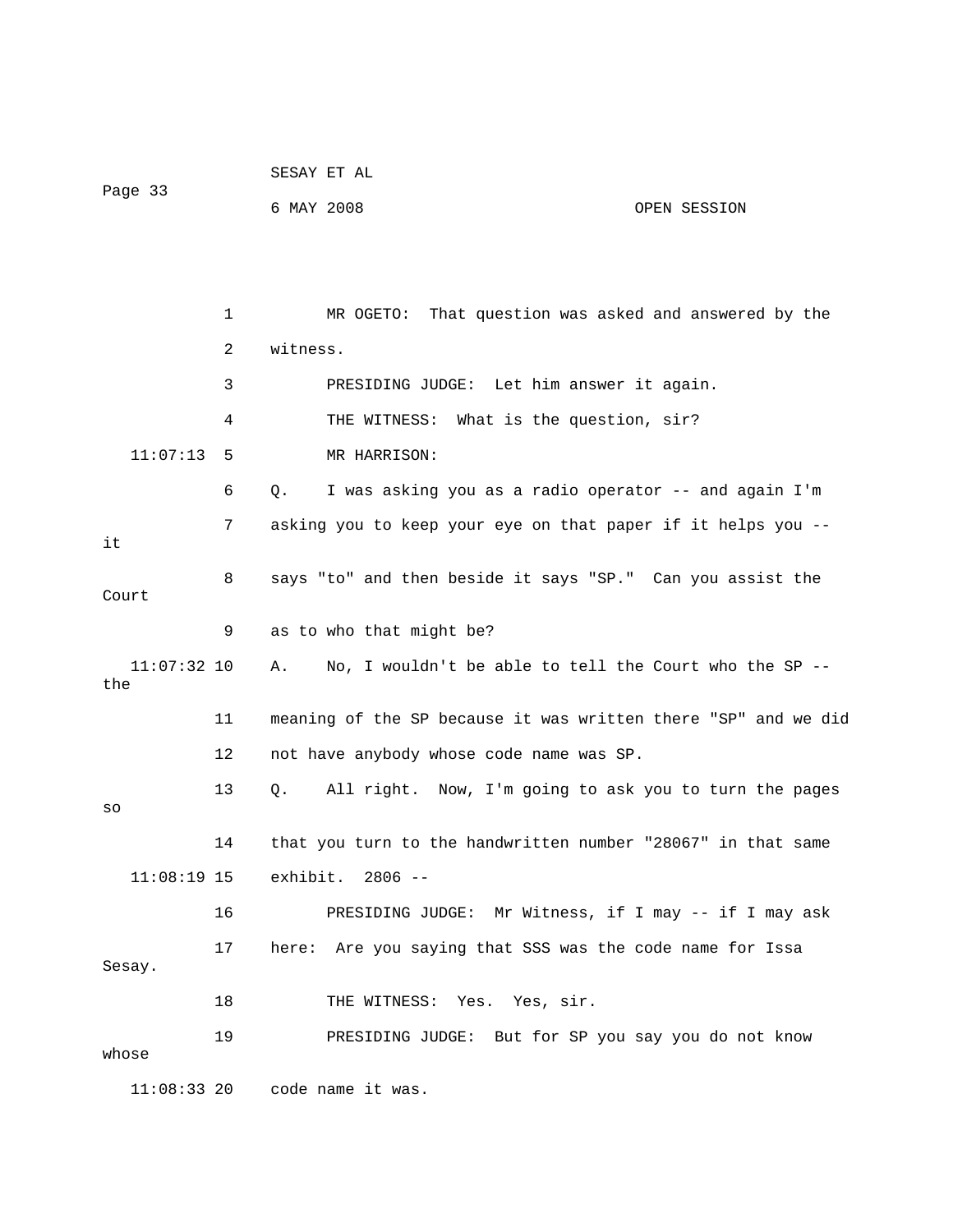MR OGETO: That question was asked and answered by the witness.

PRESIDING JUDGE: Let him answer it again.

THE WITNESS: What is the question, sir?

MR HARRISON:

Q. I was asking you as a radio operator -- and again I'm asking you to keep your eye on that paper if it helps you -- it says "to" and then beside it says "SP." Can you assist the Court as to who that might be?

A. No, I wouldn't be able to tell the Court who the SP -- the meaning of the SP because it was written there "SP" and we did not have anybody whose code name was SP.

Q. All right. Now, I'm going to ask you to turn the pages so that you turn to the handwritten number "28067" in that same exhibit. 2806 --

PRESIDING JUDGE: Mr Witness, if I may -- if I may ask here: Are you saying that SSS was the code name for Issa Sesay.

THE WITNESS: Yes. Yes, sir.

PRESIDING JUDGE: But for SP you say you do not know whose code name it was.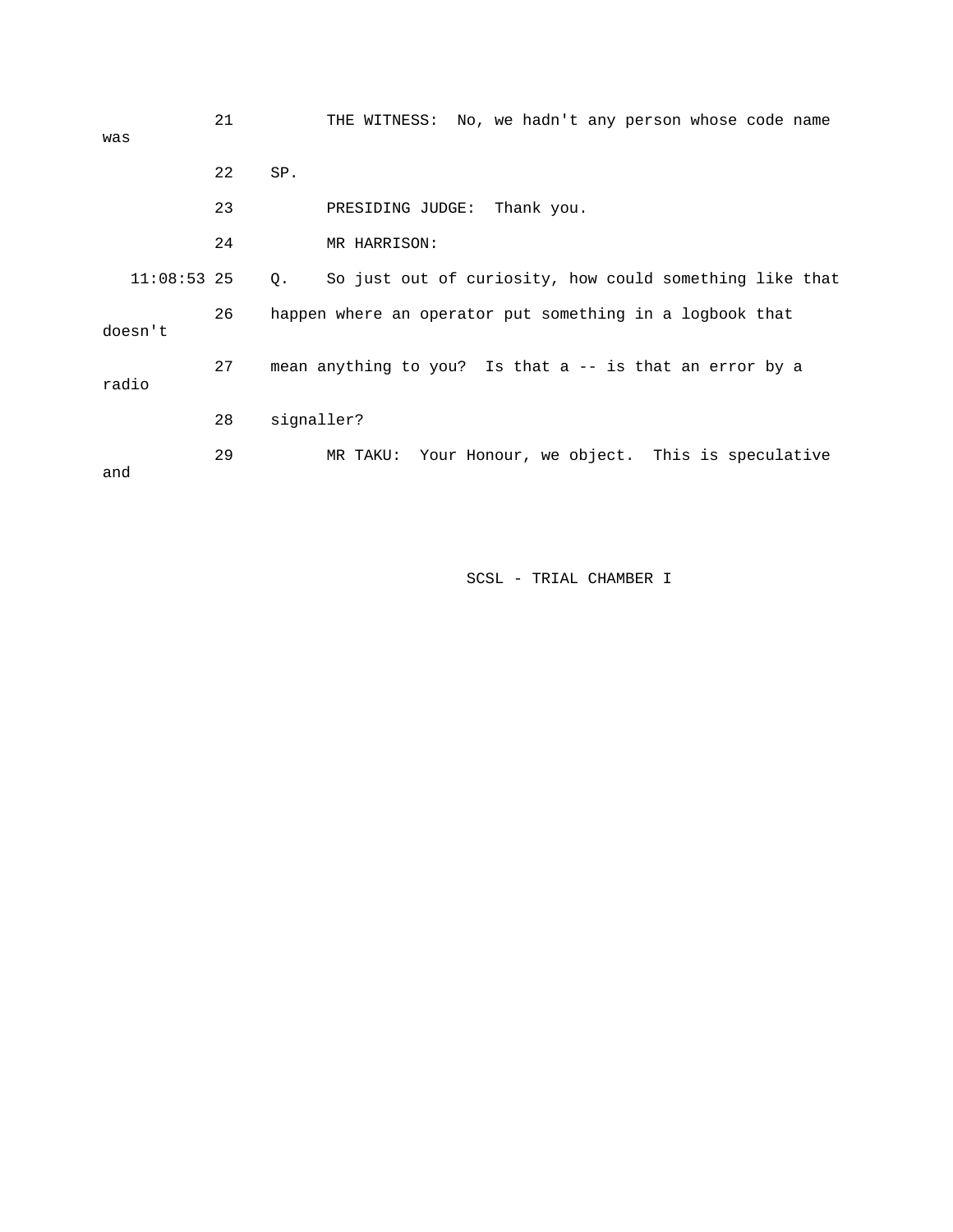21 THE WITNESS: No, we hadn't any person whose code name was

22 SP.

23 PRESIDING JUDGE: Thank you.

24 MR HARRISON:

11:08:53 25 Q. So just out of curiosity, how could something like that

26 happen where an operator put something in a logbook that doesn't

27 mean anything to you? Is that a -- is that an error by a radio

28 signaller?

29 MR TAKU: Your Honour, we object. This is speculative and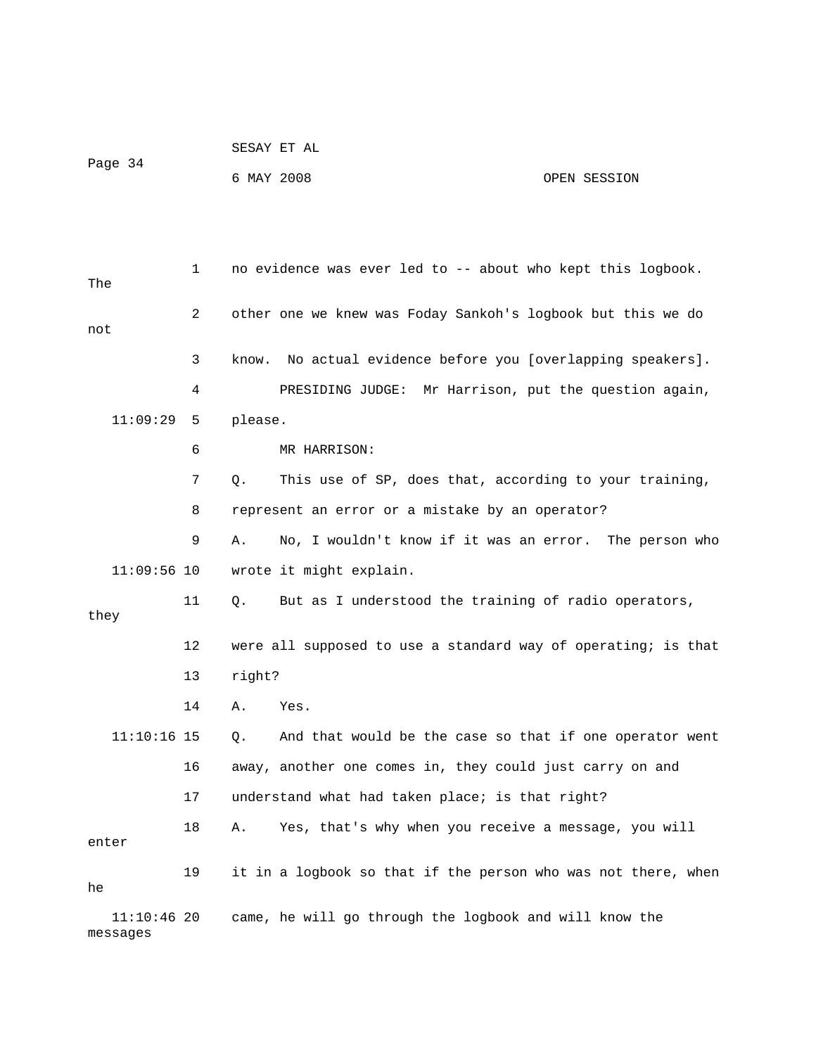1 no evidence was ever led to -- about who kept this logbook. The

2 other one we knew was Foday Sankoh's logbook but this we do not

3 know. No actual evidence before you [overlapping speakers].

4 PRESIDING JUDGE: Mr Harrison, put the question again,

11:09:29 5 please.

6 MR HARRISON:

7 Q. This use of SP, does that, according to your training,

8 represent an error or a mistake by an operator?

9 A. No, I wouldn't know if it was an error. The person who

11:09:56 10 wrote it might explain.

11 Q. But as I understood the training of radio operators, they

12 were all supposed to use a standard way of operating; is that

13 right?

14 A. Yes.

11:10:16 15 Q. And that would be the case so that if one operator went

16 away, another one comes in, they could just carry on and

17 understand what had taken place; is that right?

18 A. Yes, that's why when you receive a message, you will enter

19 it in a logbook so that if the person who was not there, when he

11:10:46 20 came, he will go through the logbook and will know the messages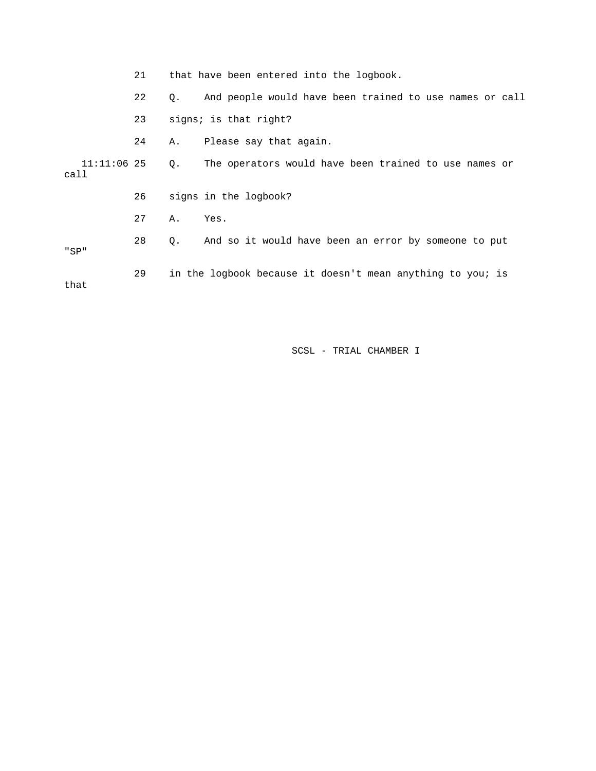21 that have been entered into the logbook.

22 Q. And people would have been trained to use names or call

23 signs; is that right?

24 A. Please say that again.

11:11:06 25 Q. The operators would have been trained to use names or call

26 signs in the logbook?

27 A. Yes.

28 Q. And so it would have been an error by someone to put "SP"

29 in the logbook because it doesn't mean anything to you; is that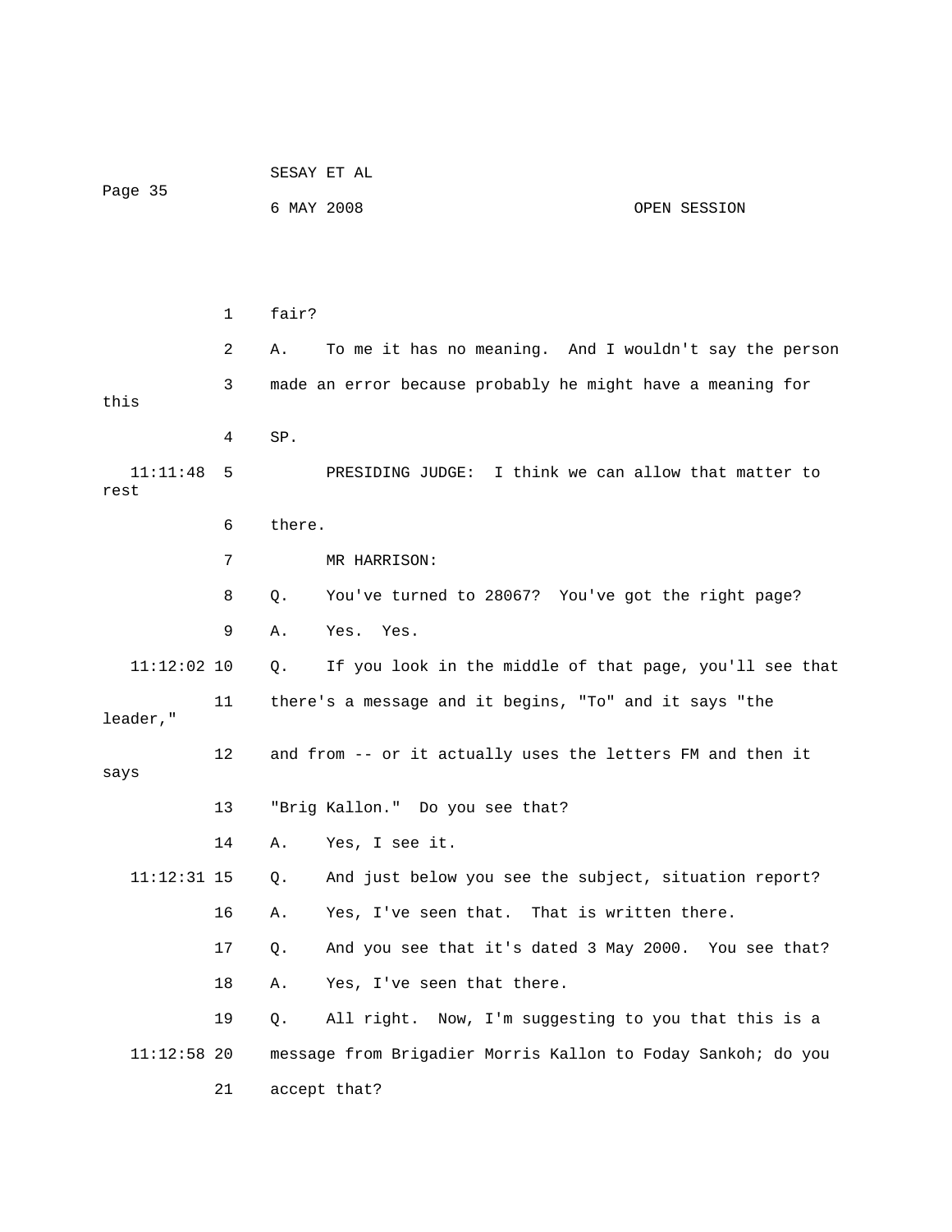1 fair?

2 A. To me it has no meaning. And I wouldn't say the person

3 made an error because probably he might have a meaning for this

4 SP.

11:11:48 5 PRESIDING JUDGE: I think we can allow that matter to rest

6 there.

7 MR HARRISON:

8 Q. You've turned to 28067? You've got the right page?

9 A. Yes. Yes.

11:12:02 10 Q. If you look in the middle of that page, you'll see that

11 there's a message and it begins, "To" and it says "the leader,"

12 and from -- or it actually uses the letters FM and then it says

13 "Brig Kallon." Do you see that?

14 A. Yes, I see it.

11:12:31 15 Q. And just below you see the subject, situation report?

16 A. Yes, I've seen that. That is written there.

17 Q. And you see that it's dated 3 May 2000. You see that?

18 A. Yes, I've seen that there.

19 Q. All right. Now, I'm suggesting to you that this is a

11:12:58 20 message from Brigadier Morris Kallon to Foday Sankoh; do you

21 accept that?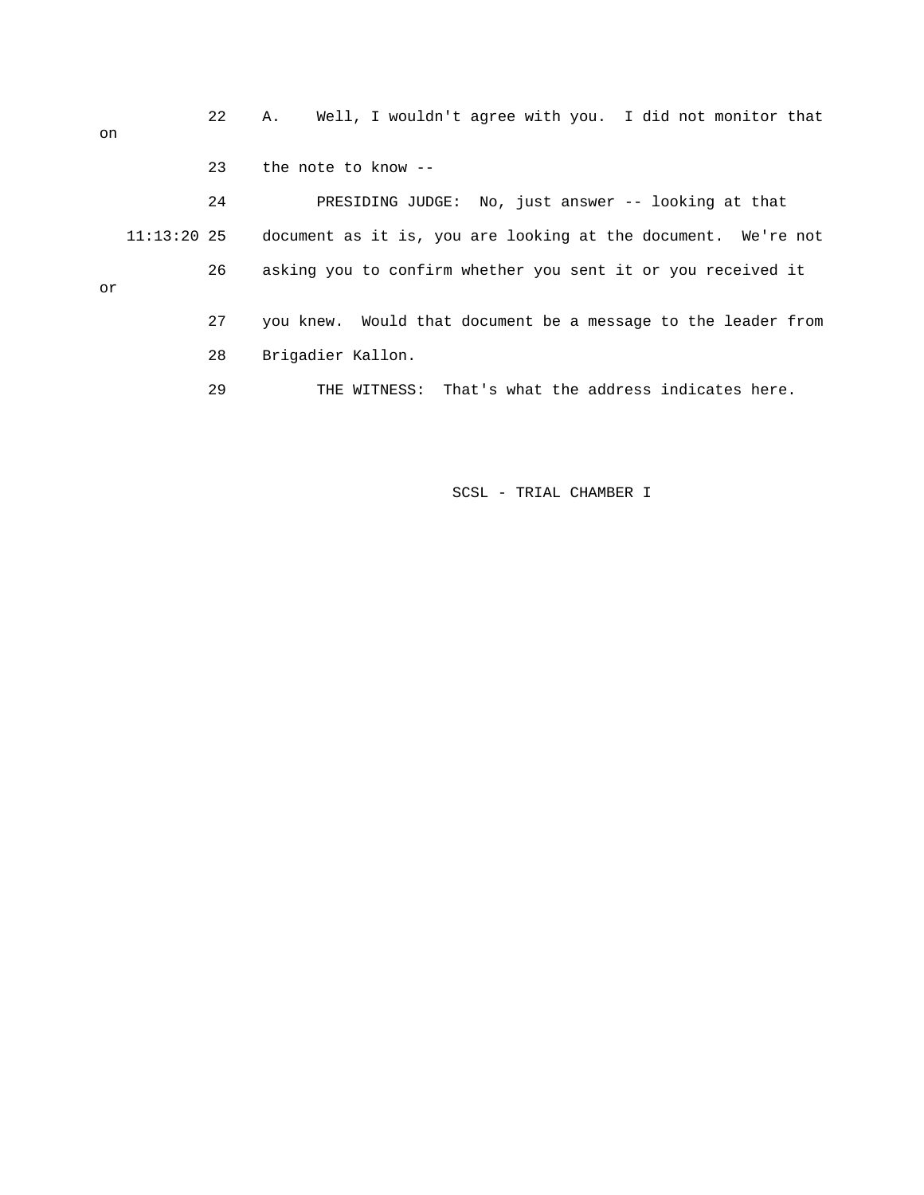22 A. Well, I wouldn't agree with you. I did not monitor that on

23 the note to know --

24 PRESIDING JUDGE: No, just answer -- looking at that

11:13:20 25 document as it is, you are looking at the document. We're not

26 asking you to confirm whether you sent it or you received it or

27 you knew. Would that document be a message to the leader from

28 Brigadier Kallon.

29 THE WITNESS: That's what the address indicates here.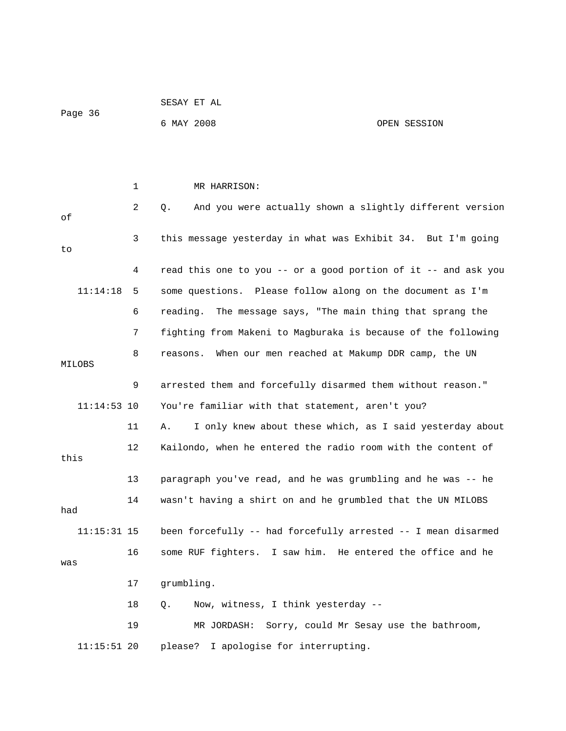MR HARRISON:

Q. And you were actually shown a slightly different version of this message yesterday in what was Exhibit 34. But I'm going to read this one to you -- or a good portion of it -- and ask you some questions. Please follow along on the document as I'm reading. The message says, "The main thing that sprang the fighting from Makeni to Magburaka is because of the following reasons. When our men reached at Makump DDR camp, the UN MILOBS arrested them and forcefully disarmed them without reason." You're familiar with that statement, aren't you?

A. I only knew about these which, as I said yesterday about Kailondo, when he entered the radio room with the content of this paragraph you've read, and he was grumbling and he was -- he wasn't having a shirt on and he grumbled that the UN MILOBS had been forcefully -- had forcefully arrested -- I mean disarmed some RUF fighters. I saw him. He entered the office and he was grumbling.

Q. Now, witness, I think yesterday --

MR JORDASH: Sorry, could Mr Sesay use the bathroom, please? I apologise for interrupting.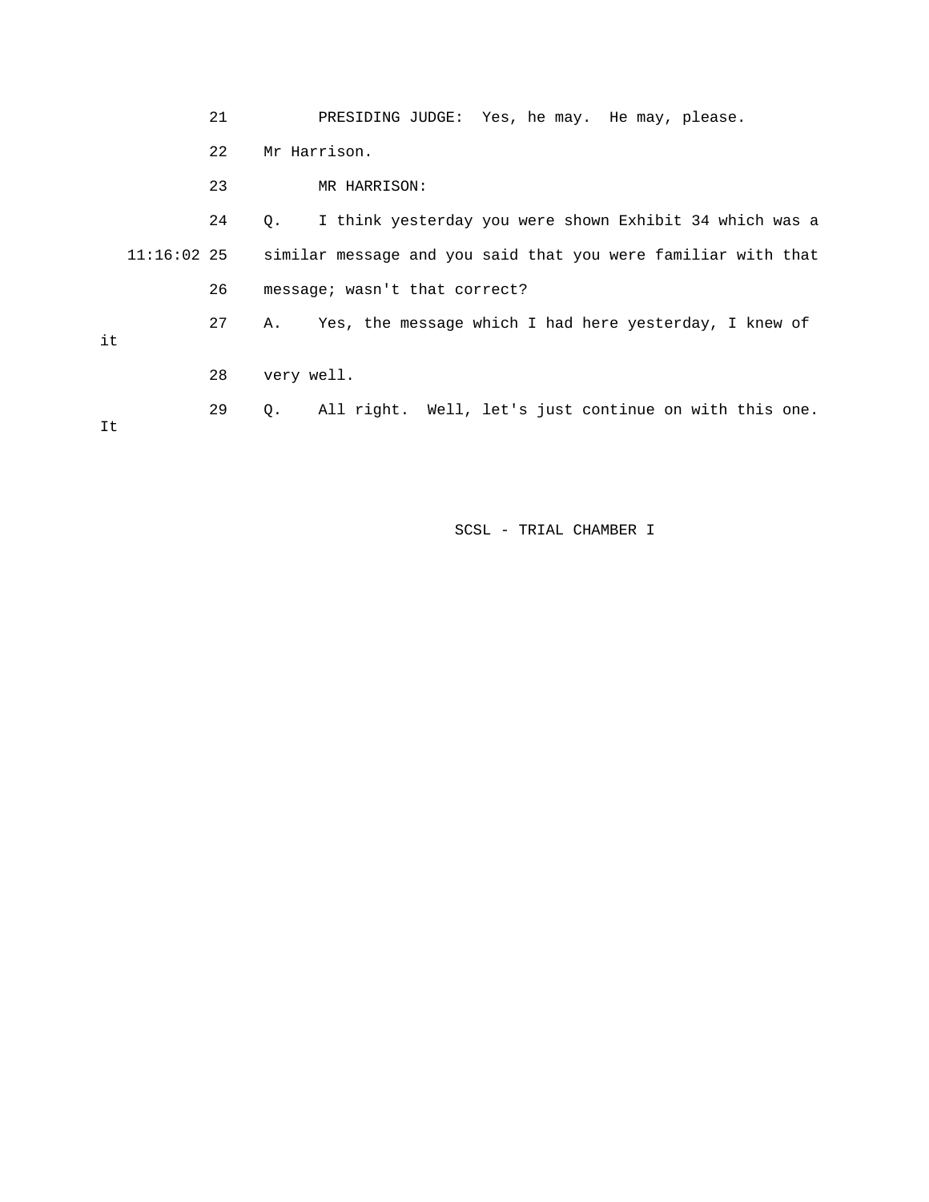21 PRESIDING JUDGE: Yes, he may. He may, please.

22 Mr Harrison.

23 MR HARRISON:

24 Q. I think yesterday you were shown Exhibit 34 which was a

11:16:02 25 similar message and you said that you were familiar with that

26 message; wasn't that correct?

27 A. Yes, the message which I had here yesterday, I knew of it

28 very well.

29 Q. All right. Well, let's just continue on with this one. It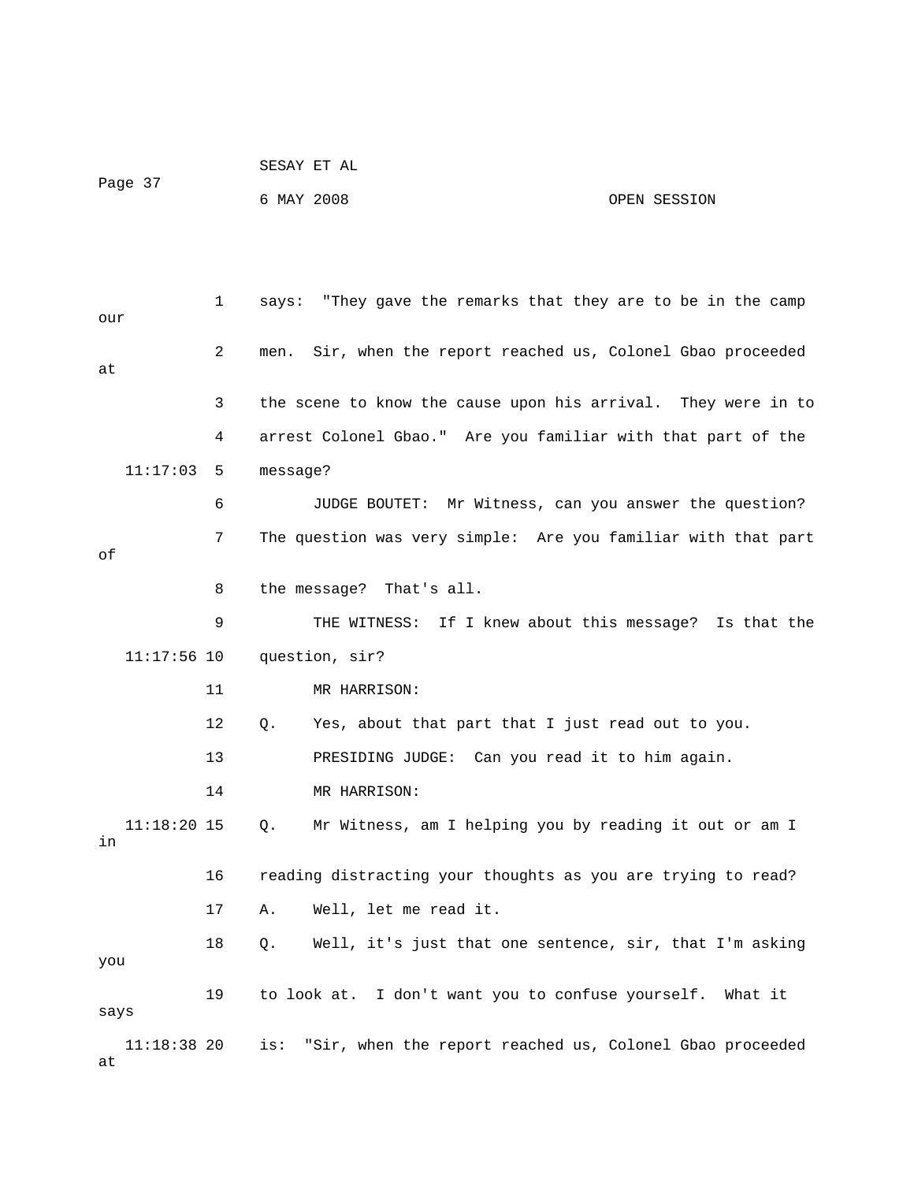1 says: "They gave the remarks that they are to be in the camp our

2 men. Sir, when the report reached us, Colonel Gbao proceeded at

3 the scene to know the cause upon his arrival. They were in to

4 arrest Colonel Gbao." Are you familiar with that part of the

11:17:03 5 message?

6 JUDGE BOUTET: Mr Witness, can you answer the question?

7 The question was very simple: Are you familiar with that part of

8 the message? That's all.

9 THE WITNESS: If I knew about this message? Is that the

11:17:56 10 question, sir?

11 MR HARRISON:

12 Q. Yes, about that part that I just read out to you.

13 PRESIDING JUDGE: Can you read it to him again.

14 MR HARRISON:

11:18:20 15 Q. Mr Witness, am I helping you by reading it out or am I in

16 reading distracting your thoughts as you are trying to read?

17 A. Well, let me read it.

18 Q. Well, it's just that one sentence, sir, that I'm asking you

19 to look at. I don't want you to confuse yourself. What it says

11:18:38 20 is: "Sir, when the report reached us, Colonel Gbao proceeded at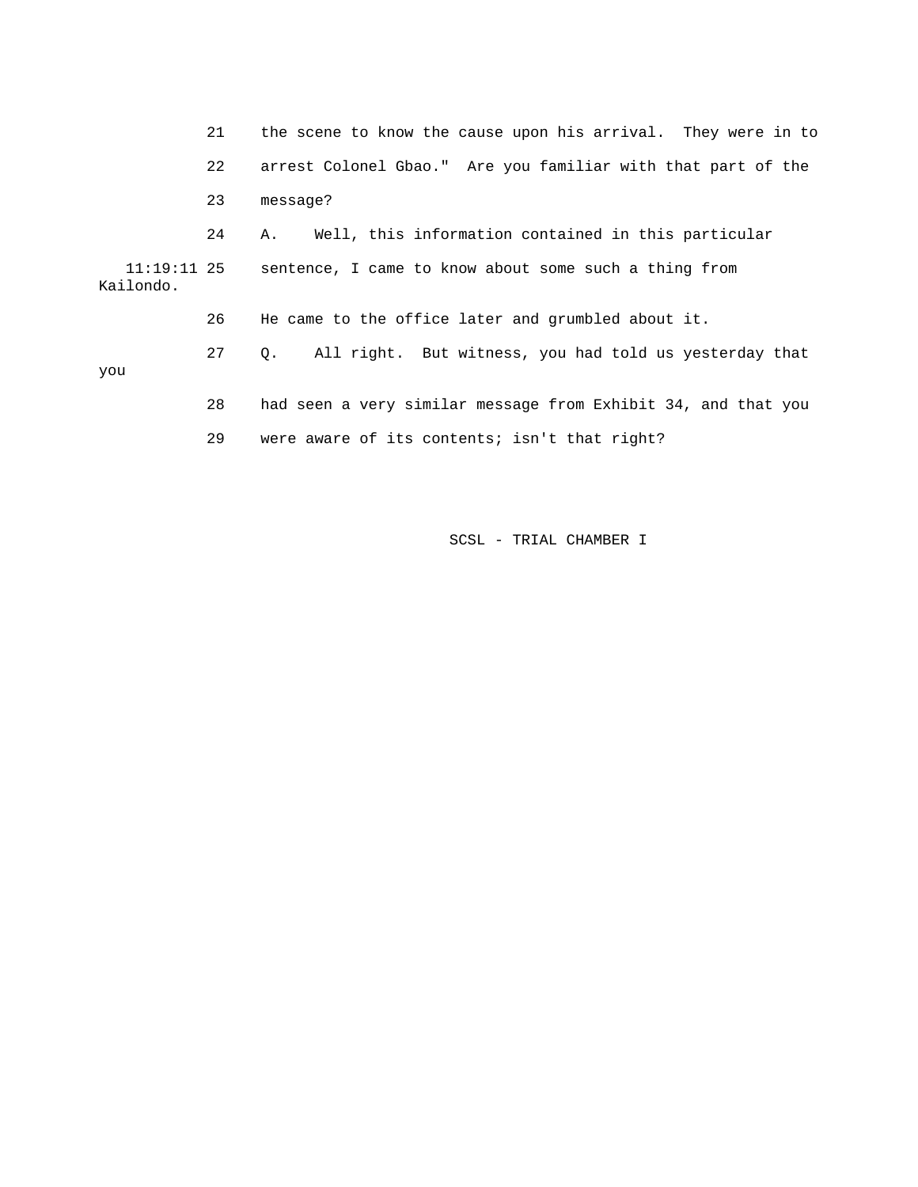21 the scene to know the cause upon his arrival. They were in to

22 arrest Colonel Gbao." Are you familiar with that part of the

23 message?

24 A. Well, this information contained in this particular

11:19:11 25 sentence, I came to know about some such a thing from Kailondo.

26 He came to the office later and grumbled about it.

27 Q. All right. But witness, you had told us yesterday that you

28 had seen a very similar message from Exhibit 34, and that you

29 were aware of its contents; isn't that right?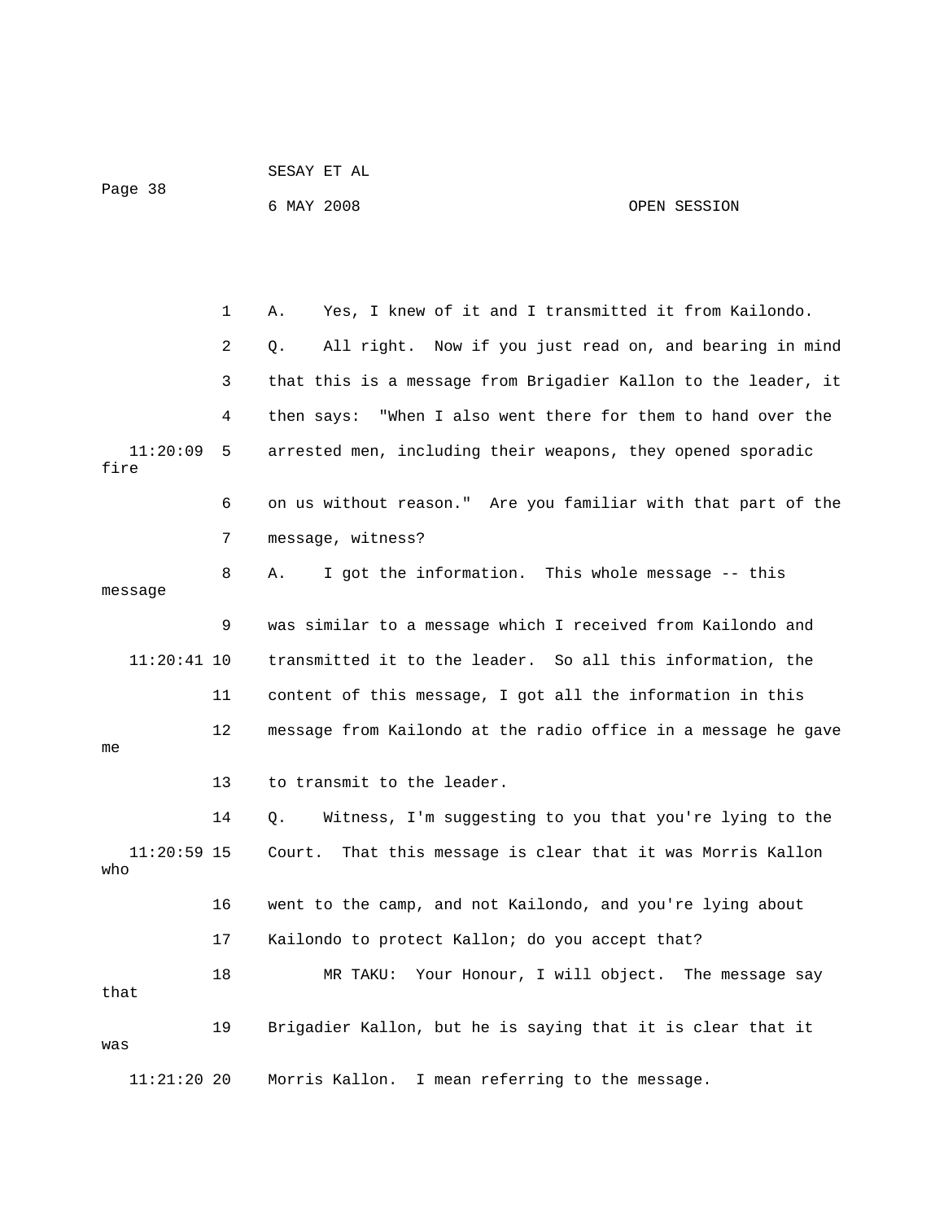A. Yes, I knew of it and I transmitted it from Kailondo.

Q. All right. Now if you just read on, and bearing in mind that this is a message from Brigadier Kallon to the leader, it then says: "When I also went there for them to hand over the arrested men, including their weapons, they opened sporadic fire on us without reason." Are you familiar with that part of the message, witness?

A. I got the information. This whole message -- this message was similar to a message which I received from Kailondo and transmitted it to the leader. So all this information, the content of this message, I got all the information in this message from Kailondo at the radio office in a message he gave me to transmit to the leader.

Q. Witness, I'm suggesting to you that you're lying to the Court. That this message is clear that it was Morris Kallon who went to the camp, and not Kailondo, and you're lying about Kailondo to protect Kallon; do you accept that?

MR TAKU: Your Honour, I will object. The message say that Brigadier Kallon, but he is saying that it is clear that it was Morris Kallon. I mean referring to the message.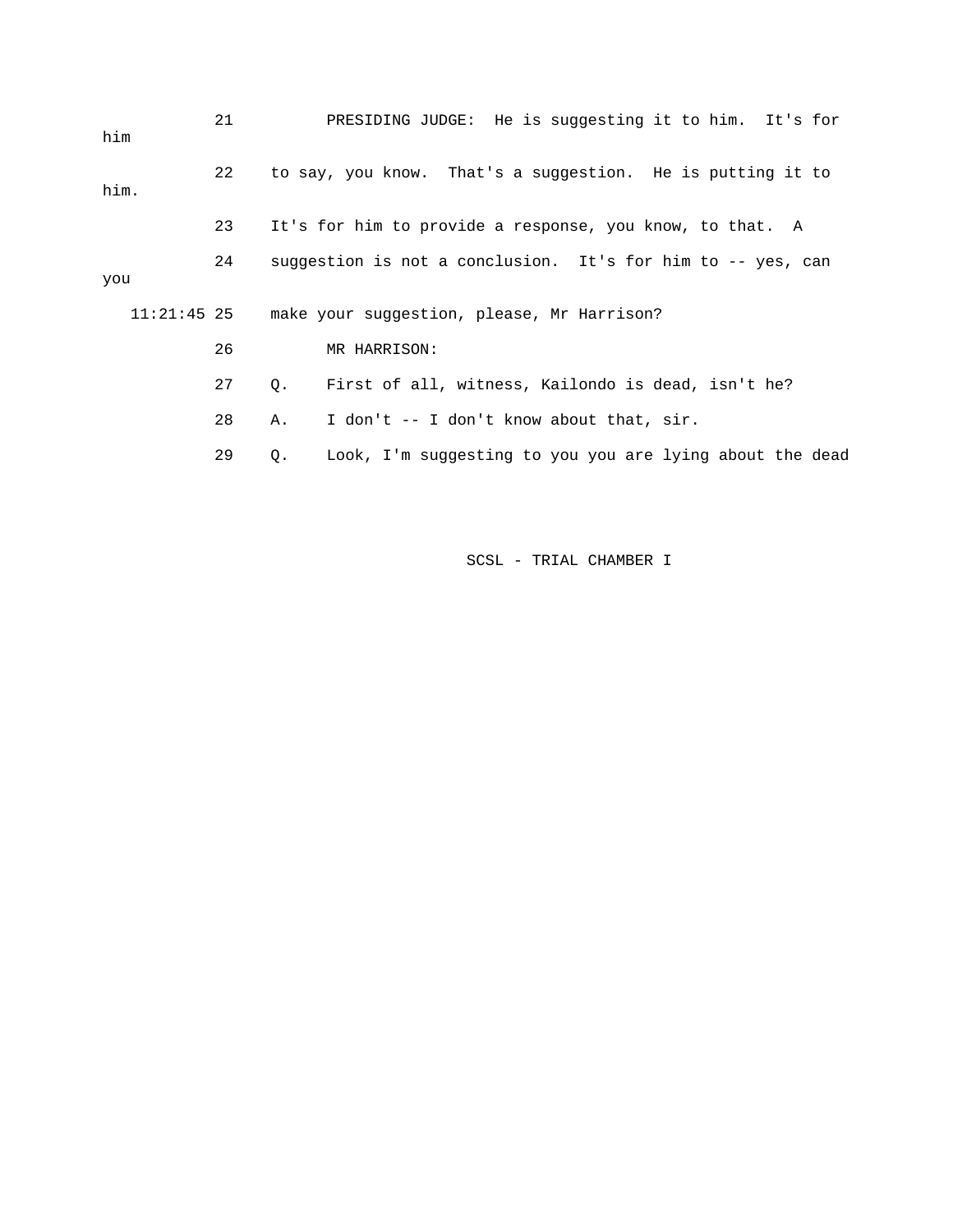21 PRESIDING JUDGE: He is suggesting it to him. It's for him

22 to say, you know. That's a suggestion. He is putting it to him.

23 It's for him to provide a response, you know, to that. A

24 suggestion is not a conclusion. It's for him to -- yes, can you

11:21:45 25 make your suggestion, please, Mr Harrison?

26 MR HARRISON:

27 Q. First of all, witness, Kailondo is dead, isn't he?

28 A. I don't -- I don't know about that, sir.

29 Q. Look, I'm suggesting to you you are lying about the dead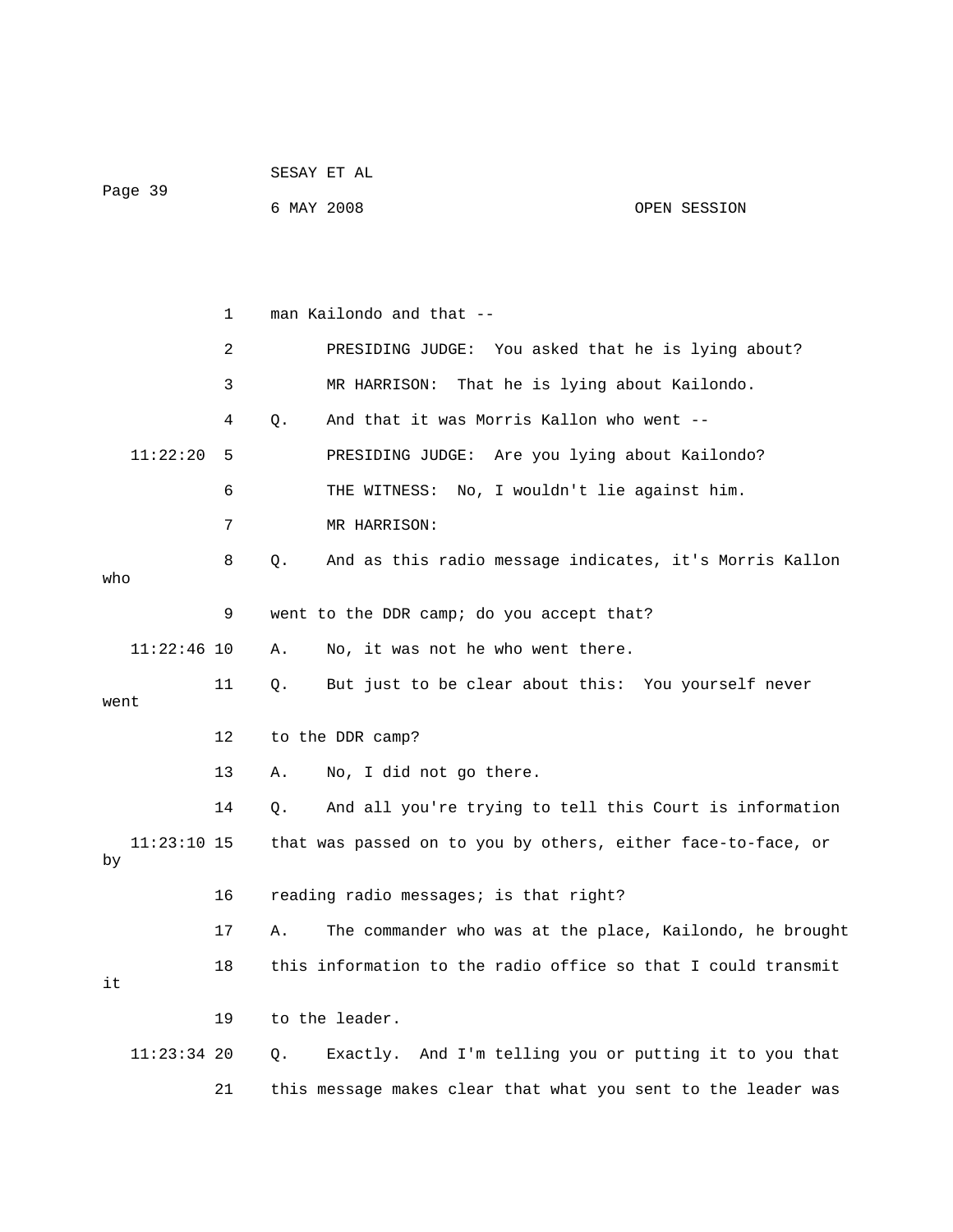1 man Kailondo and that --

2 PRESIDING JUDGE: You asked that he is lying about?

3 MR HARRISON: That he is lying about Kailondo.

4 Q. And that it was Morris Kallon who went --

11:22:20 5 PRESIDING JUDGE: Are you lying about Kailondo?

6 THE WITNESS: No, I wouldn't lie against him.

7 MR HARRISON:

8 Q. And as this radio message indicates, it's Morris Kallon who

9 went to the DDR camp; do you accept that?

11:22:46 10 A. No, it was not he who went there.

11 Q. But just to be clear about this: You yourself never went

12 to the DDR camp?

13 A. No, I did not go there.

14 Q. And all you're trying to tell this Court is information

11:23:10 15 that was passed on to you by others, either face-to-face, or by

16 reading radio messages; is that right?

17 A. The commander who was at the place, Kailondo, he brought

18 this information to the radio office so that I could transmit it

19 to the leader.

11:23:34 20 Q. Exactly. And I'm telling you or putting it to you that

21 this message makes clear that what you sent to the leader was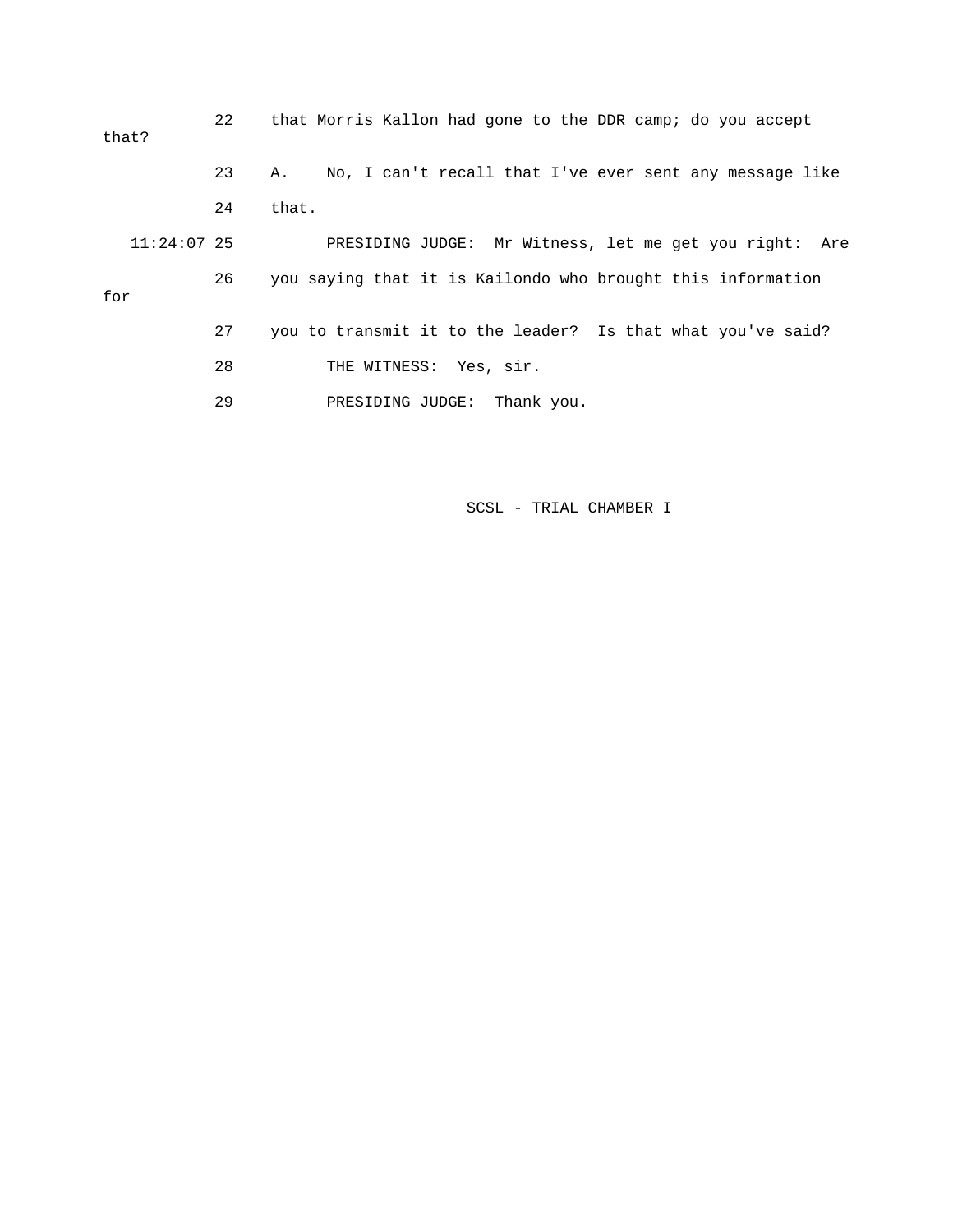22 that Morris Kallon had gone to the DDR camp; do you accept that?

23 A. No, I can't recall that I've ever sent any message like

24 that.

11:24:07 25 PRESIDING JUDGE: Mr Witness, let me get you right: Are

26 you saying that it is Kailondo who brought this information for

27 you to transmit it to the leader? Is that what you've said?

28 THE WITNESS: Yes, sir.

29 PRESIDING JUDGE: Thank you.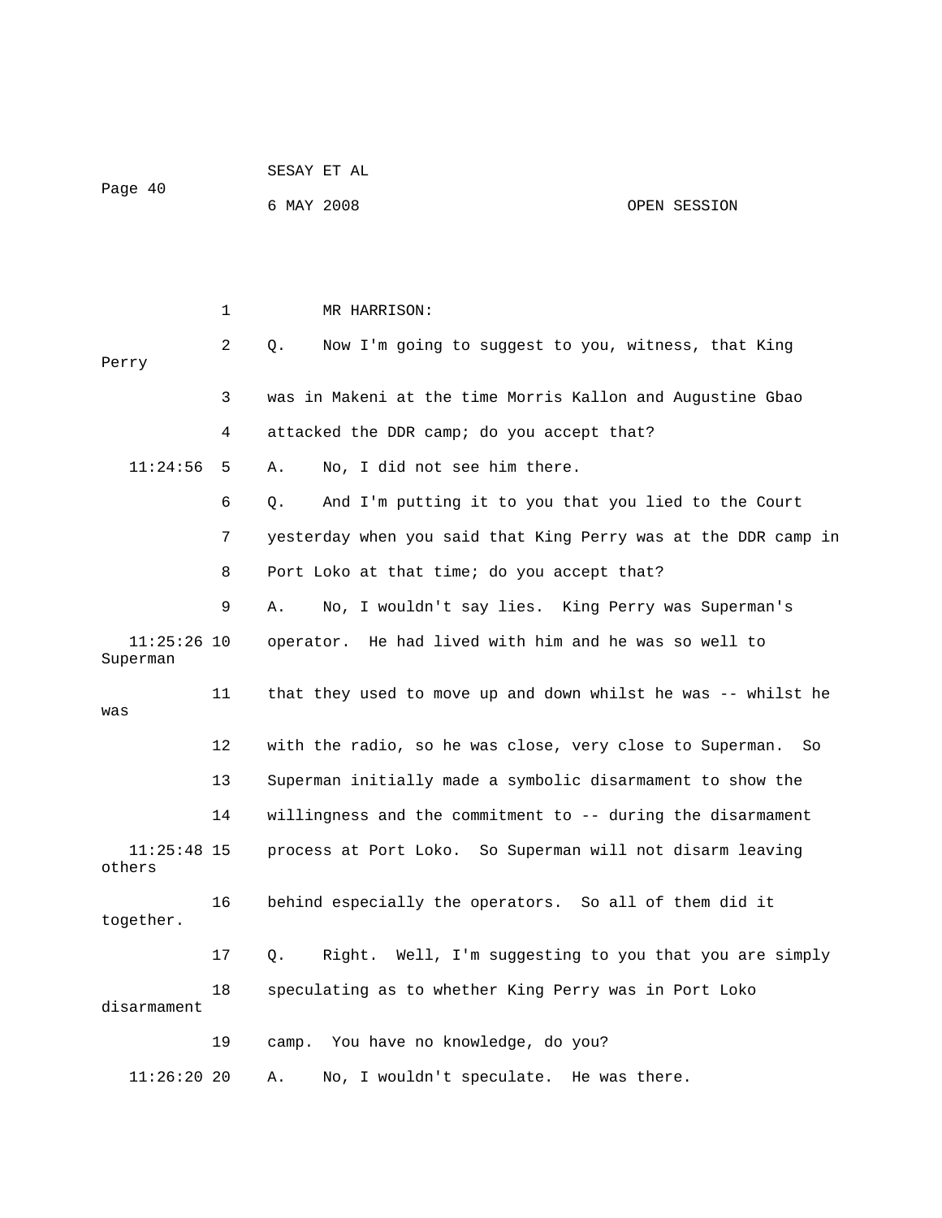MR HARRISON:

Q. Now I'm going to suggest to you, witness, that King Perry was in Makeni at the time Morris Kallon and Augustine Gbao attacked the DDR camp; do you accept that?

A. No, I did not see him there.

Q. And I'm putting it to you that you lied to the Court yesterday when you said that King Perry was at the DDR camp in Port Loko at that time; do you accept that?

A. No, I wouldn't say lies. King Perry was Superman's operator. He had lived with him and he was so well to Superman that they used to move up and down whilst he was -- whilst he was with the radio, so he was close, very close to Superman. So Superman initially made a symbolic disarmament to show the willingness and the commitment to -- during the disarmament process at Port Loko. So Superman will not disarm leaving others behind especially the operators. So all of them did it together.

Q. Right. Well, I'm suggesting to you that you are simply speculating as to whether King Perry was in Port Loko disarmament camp. You have no knowledge, do you?

A. No, I wouldn't speculate. He was there.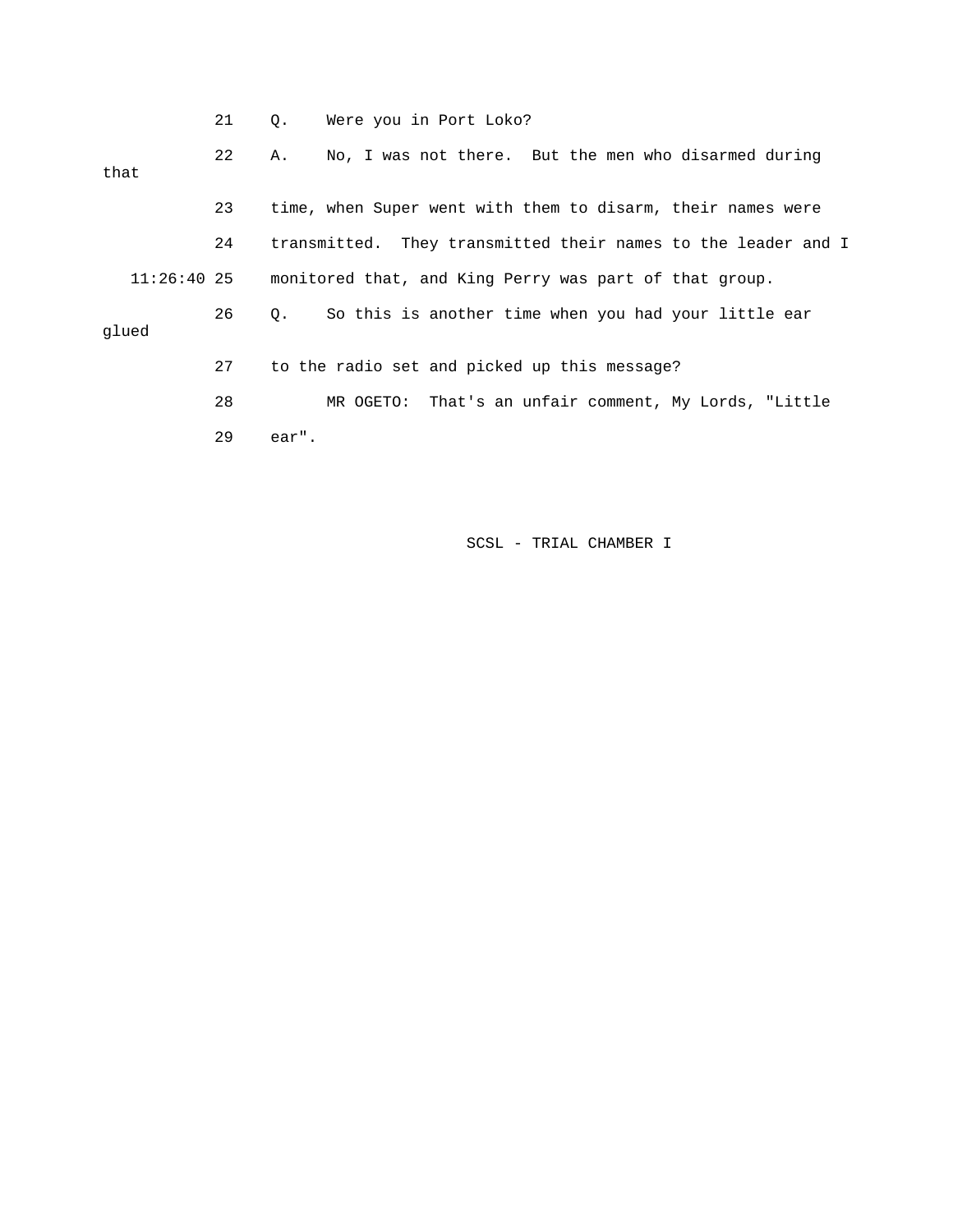21 Q. Were you in Port Loko?

22 A. No, I was not there. But the men who disarmed during that

23 time, when Super went with them to disarm, their names were

24 transmitted. They transmitted their names to the leader and I

11:26:40 25 monitored that, and King Perry was part of that group.

26 Q. So this is another time when you had your little ear glued

27 to the radio set and picked up this message?

28 MR OGETO: That's an unfair comment, My Lords, "Little

29 ear".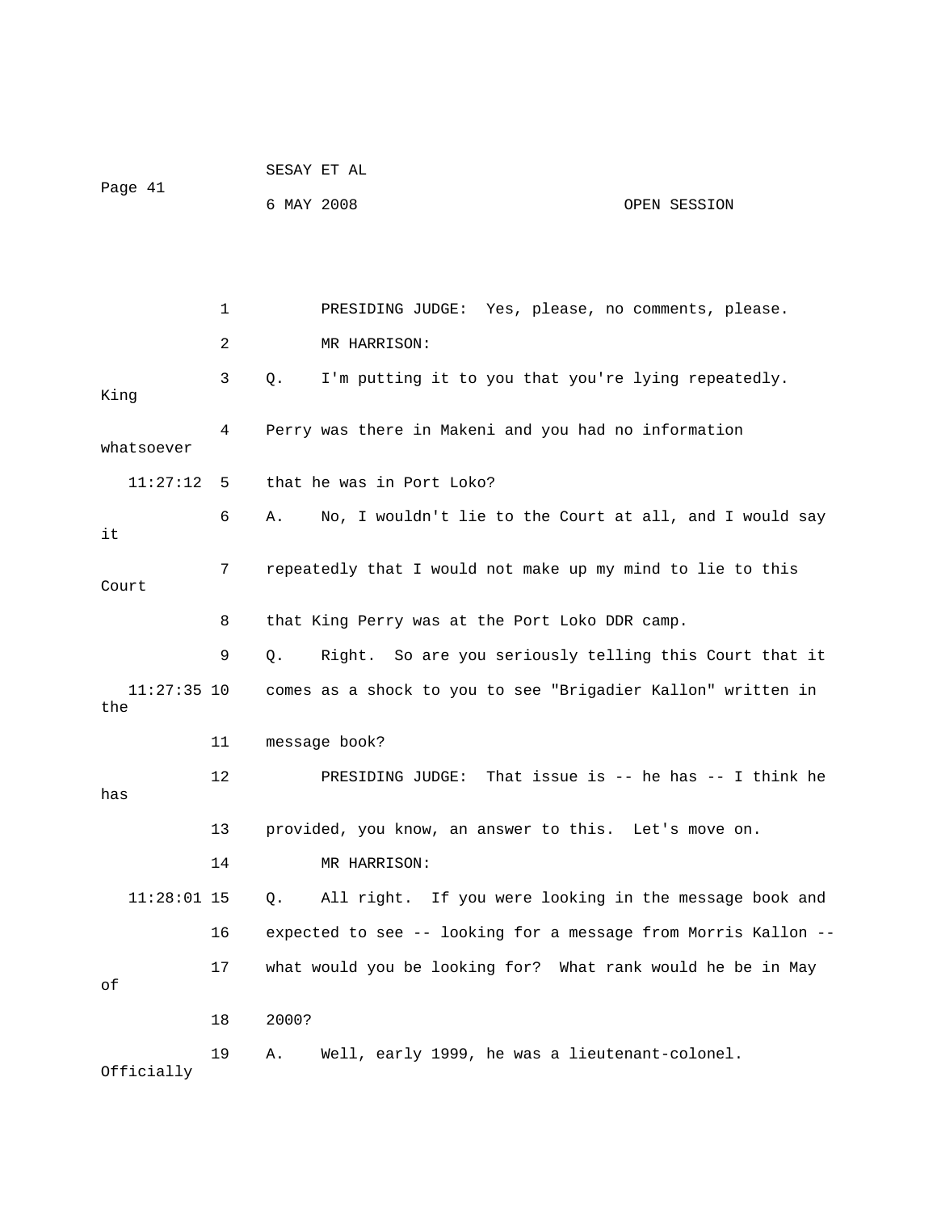1 PRESIDING JUDGE: Yes, please, no comments, please.

2 MR HARRISON:

3 Q. I'm putting it to you that you're lying repeatedly. King

4 Perry was there in Makeni and you had no information whatsoever

11:27:12 5 that he was in Port Loko?

6 A. No, I wouldn't lie to the Court at all, and I would say it

7 repeatedly that I would not make up my mind to lie to this Court

8 that King Perry was at the Port Loko DDR camp.

9 Q. Right. So are you seriously telling this Court that it

11:27:35 10 comes as a shock to you to see "Brigadier Kallon" written in the

11 message book?

12 PRESIDING JUDGE: That issue is -- he has -- I think he has

13 provided, you know, an answer to this. Let's move on.

14 MR HARRISON:

11:28:01 15 Q. All right. If you were looking in the message book and

16 expected to see -- looking for a message from Morris Kallon --

17 what would you be looking for? What rank would he be in May of

18 2000?

19 A. Well, early 1999, he was a lieutenant-colonel. Officially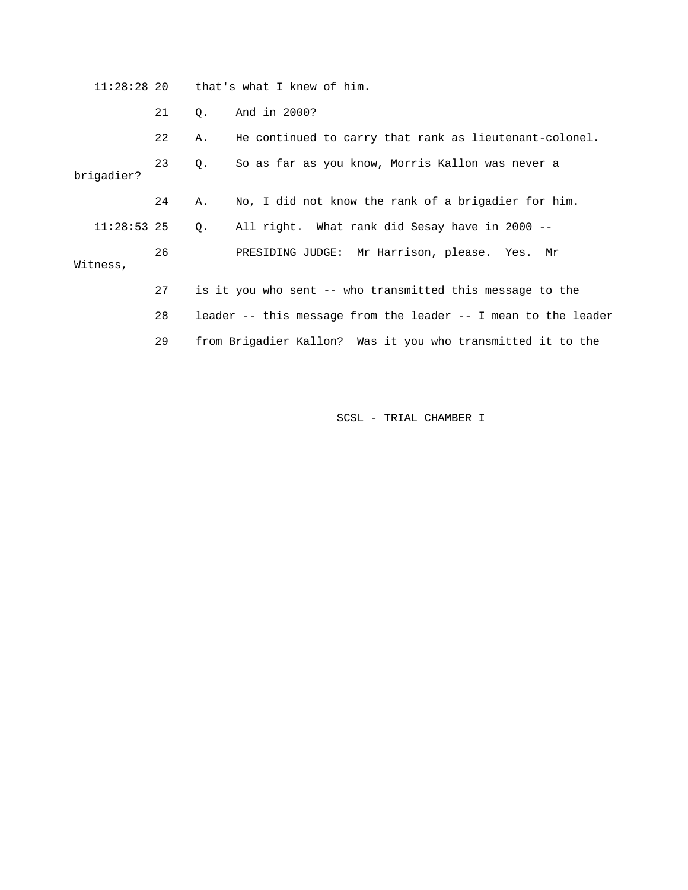11:28:28 20 that's what I knew of him.

21 Q. And in 2000?

22 A. He continued to carry that rank as lieutenant-colonel.

23 Q. So as far as you know, Morris Kallon was never a brigadier?

24 A. No, I did not know the rank of a brigadier for him.

11:28:53 25 Q. All right. What rank did Sesay have in 2000 --

26 PRESIDING JUDGE: Mr Harrison, please. Yes. Mr Witness,

27 is it you who sent -- who transmitted this message to the

28 leader -- this message from the leader -- I mean to the leader

29 from Brigadier Kallon? Was it you who transmitted it to the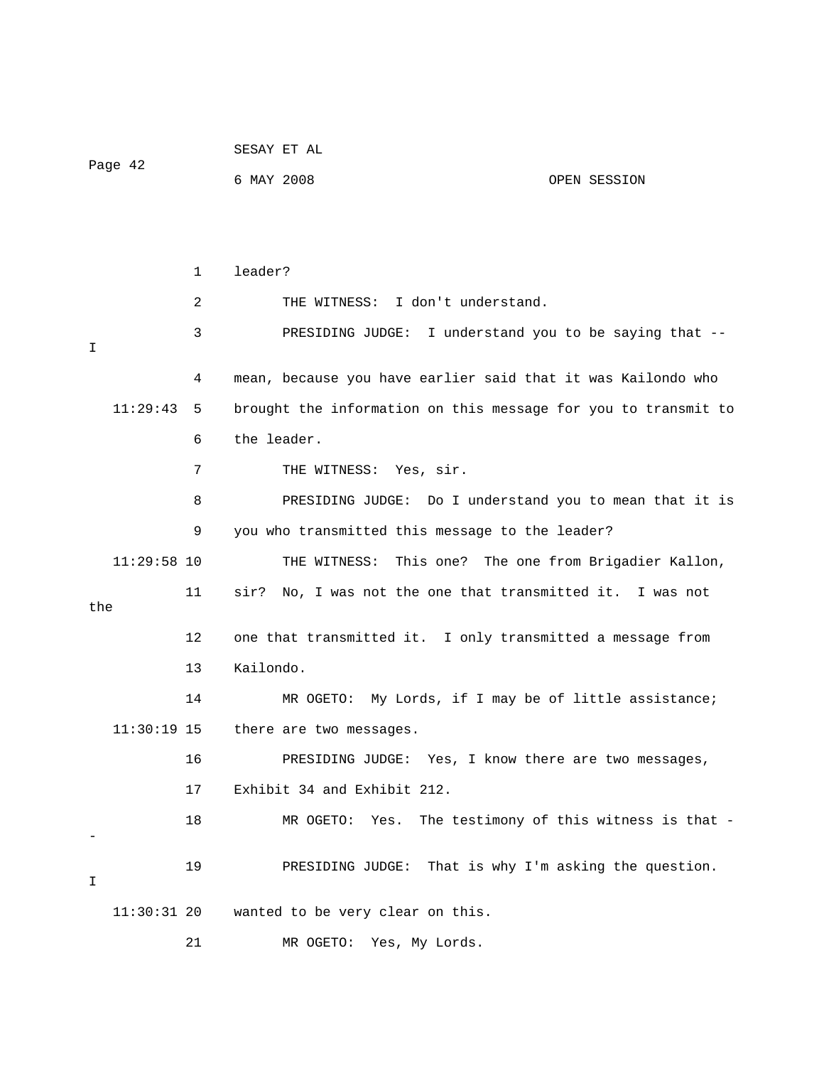leader?

THE WITNESS: I don't understand.

PRESIDING JUDGE: I understand you to be saying that -- I mean, because you have earlier said that it was Kailondo who brought the information on this message for you to transmit to the leader.

THE WITNESS: Yes, sir.

PRESIDING JUDGE: Do I understand you to mean that it is you who transmitted this message to the leader?

THE WITNESS: This one? The one from Brigadier Kallon, sir? No, I was not the one that transmitted it. I was not the one that transmitted it. I only transmitted a message from Kailondo.

MR OGETO: My Lords, if I may be of little assistance; there are two messages.

PRESIDING JUDGE: Yes, I know there are two messages, Exhibit 34 and Exhibit 212.

MR OGETO: Yes. The testimony of this witness is that --

PRESIDING JUDGE: That is why I'm asking the question. I wanted to be very clear on this.

MR OGETO: Yes, My Lords.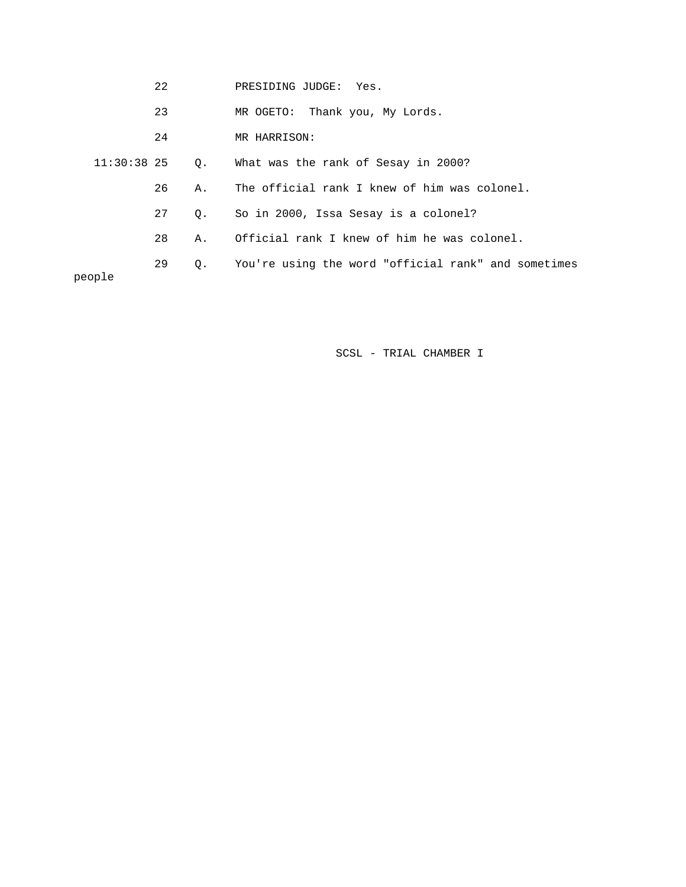22 PRESIDING JUDGE: Yes.

23 MR OGETO: Thank you, My Lords.

24 MR HARRISON:

11:30:38 25 Q. What was the rank of Sesay in 2000?

26 A. The official rank I knew of him was colonel.

27 Q. So in 2000, Issa Sesay is a colonel?

28 A. Official rank I knew of him he was colonel.

29 Q. You're using the word "official rank" and sometimes people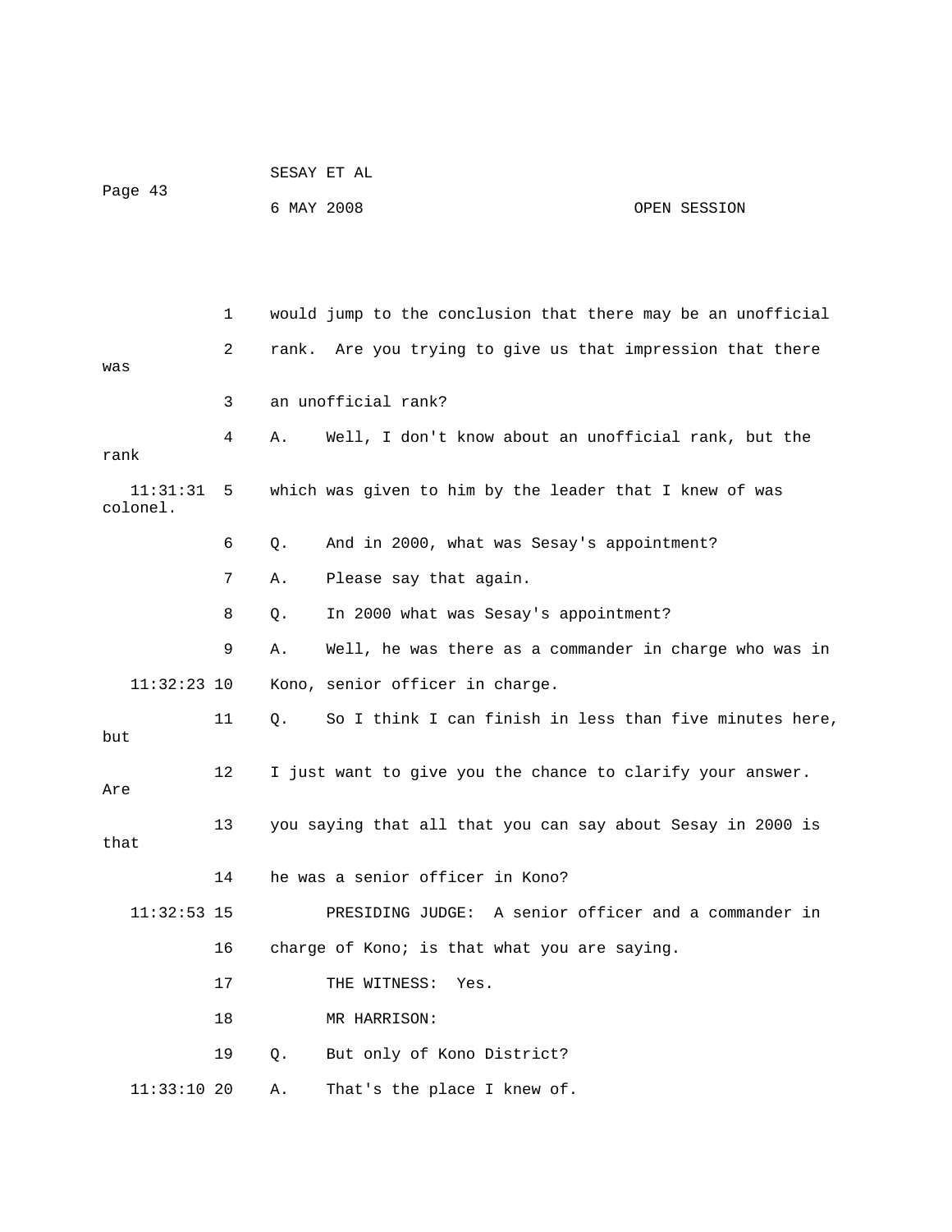1 would jump to the conclusion that there may be an unofficial

2 rank. Are you trying to give us that impression that there was

3 an unofficial rank?

4 A. Well, I don't know about an unofficial rank, but the rank

11:31:31 5 which was given to him by the leader that I knew of was colonel.

6 Q. And in 2000, what was Sesay's appointment?

7 A. Please say that again.

8 Q. In 2000 what was Sesay's appointment?

9 A. Well, he was there as a commander in charge who was in

11:32:23 10 Kono, senior officer in charge.

11 Q. So I think I can finish in less than five minutes here, but

12 I just want to give you the chance to clarify your answer. Are

13 you saying that all that you can say about Sesay in 2000 is that

14 he was a senior officer in Kono?

11:32:53 15 PRESIDING JUDGE: A senior officer and a commander in

16 charge of Kono; is that what you are saying.

17 THE WITNESS: Yes.

18 MR HARRISON:

19 Q. But only of Kono District?

11:33:10 20 A. That's the place I knew of.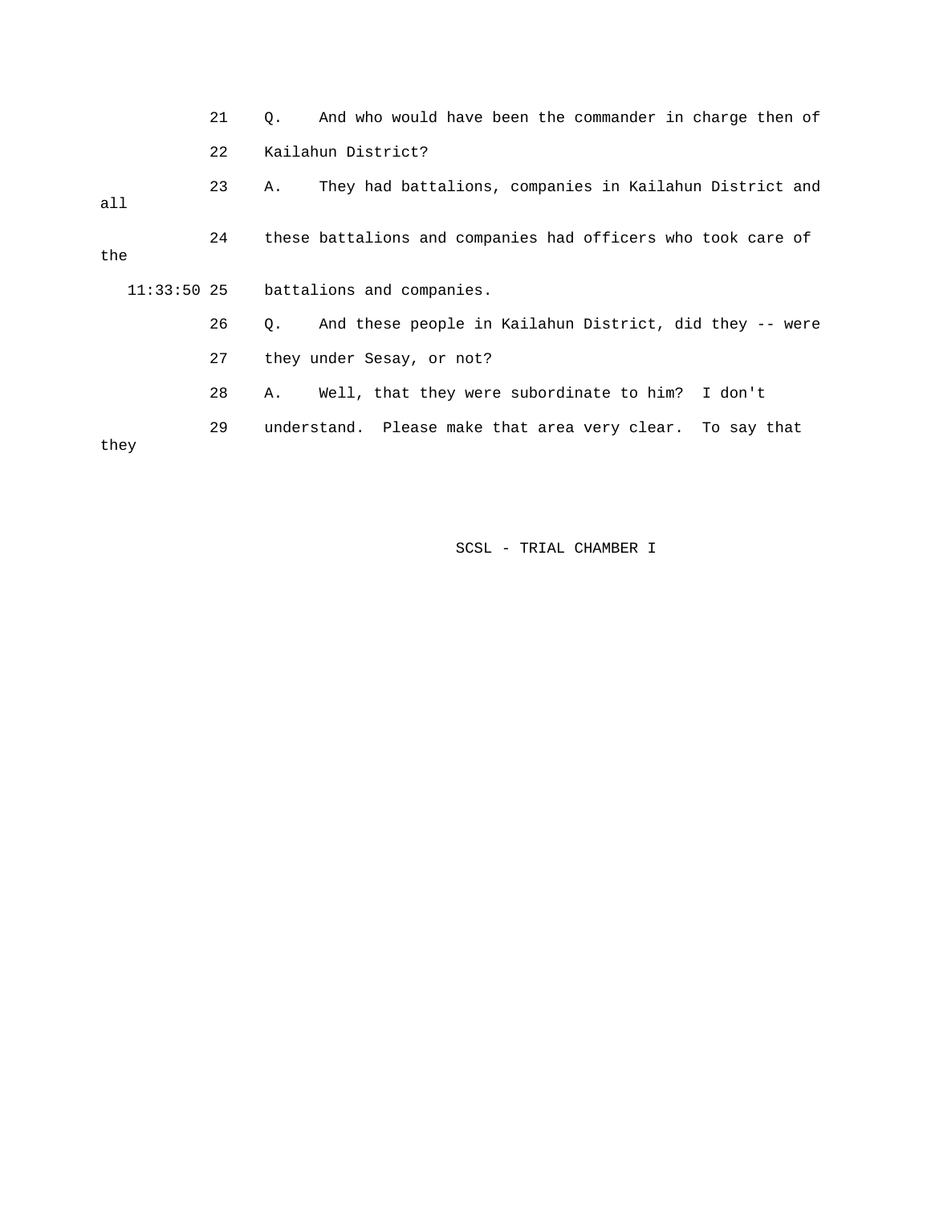21 Q. And who would have been the commander in charge then of

22 Kailahun District?

23 A. They had battalions, companies in Kailahun District and all

24 these battalions and companies had officers who took care of the

11:33:50 25 battalions and companies.

26 Q. And these people in Kailahun District, did they -- were

27 they under Sesay, or not?

28 A. Well, that they were subordinate to him? I don't

29 understand. Please make that area very clear. To say that they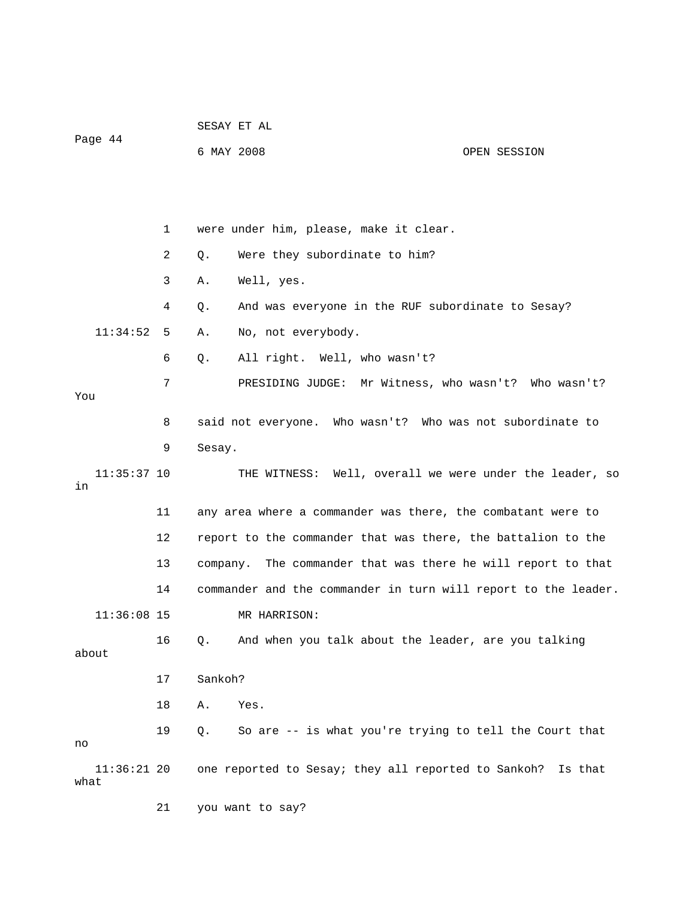were under him, please, make it clear.

Q. Were they subordinate to him?

A. Well, yes.

Q. And was everyone in the RUF subordinate to Sesay?

A. No, not everybody.

Q. All right. Well, who wasn't?

PRESIDING JUDGE: Mr Witness, who wasn't? Who wasn't? You said not everyone. Who wasn't? Who was not subordinate to Sesay.

THE WITNESS: Well, overall we were under the leader, so in any area where a commander was there, the combatant were to report to the commander that was there, the battalion to the company. The commander that was there he will report to that commander and the commander in turn will report to the leader.

MR HARRISON:

Q. And when you talk about the leader, are you talking about Sankoh?

A. Yes.

Q. So are -- is what you're trying to tell the Court that no one reported to Sesay; they all reported to Sankoh? Is that what you want to say?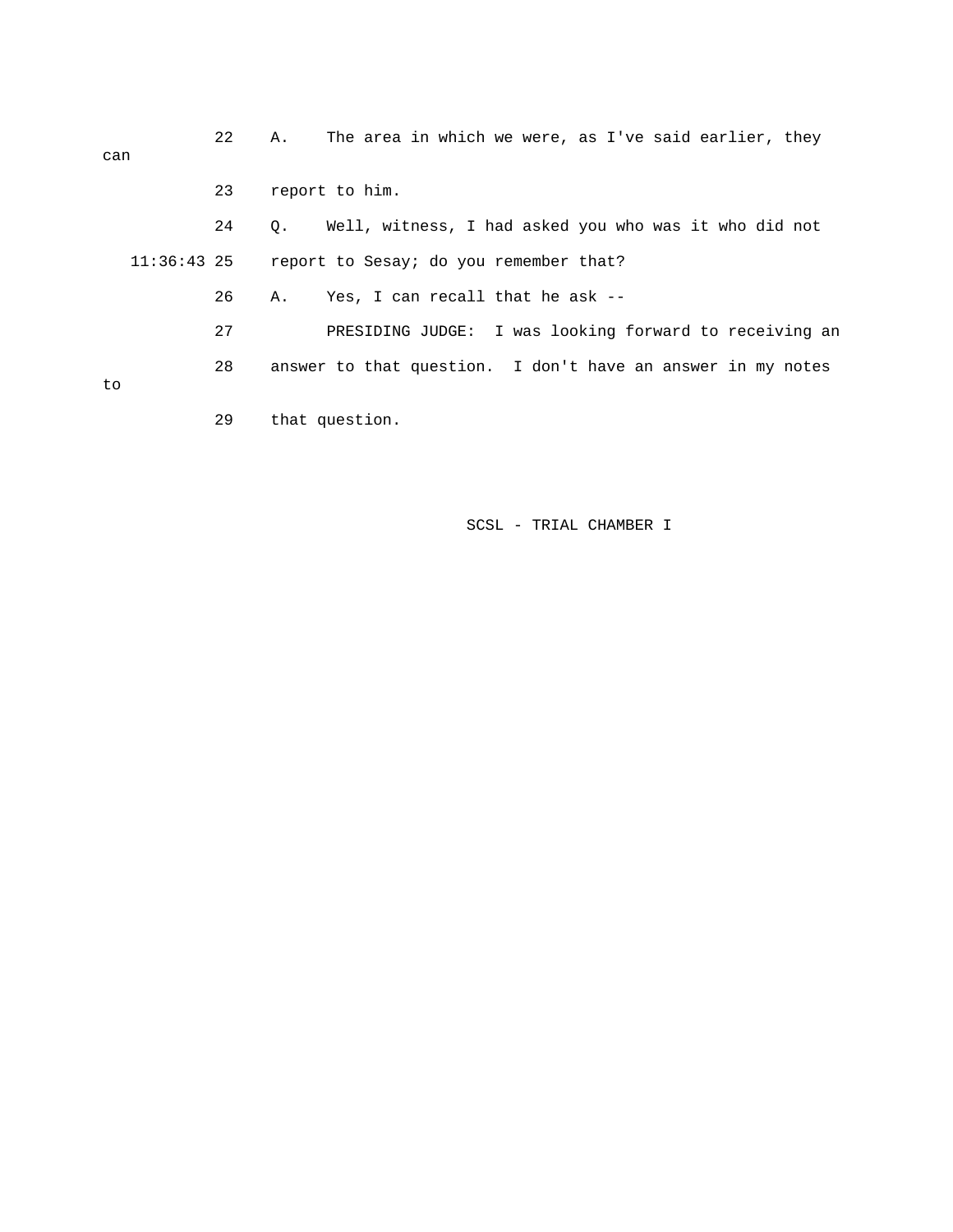22 A. The area in which we were, as I've said earlier, they can

23 report to him.

24 Q. Well, witness, I had asked you who was it who did not

11:36:43 25 report to Sesay; do you remember that?

26 A. Yes, I can recall that he ask --

27 PRESIDING JUDGE: I was looking forward to receiving an

28 answer to that question. I don't have an answer in my notes to

29 that question.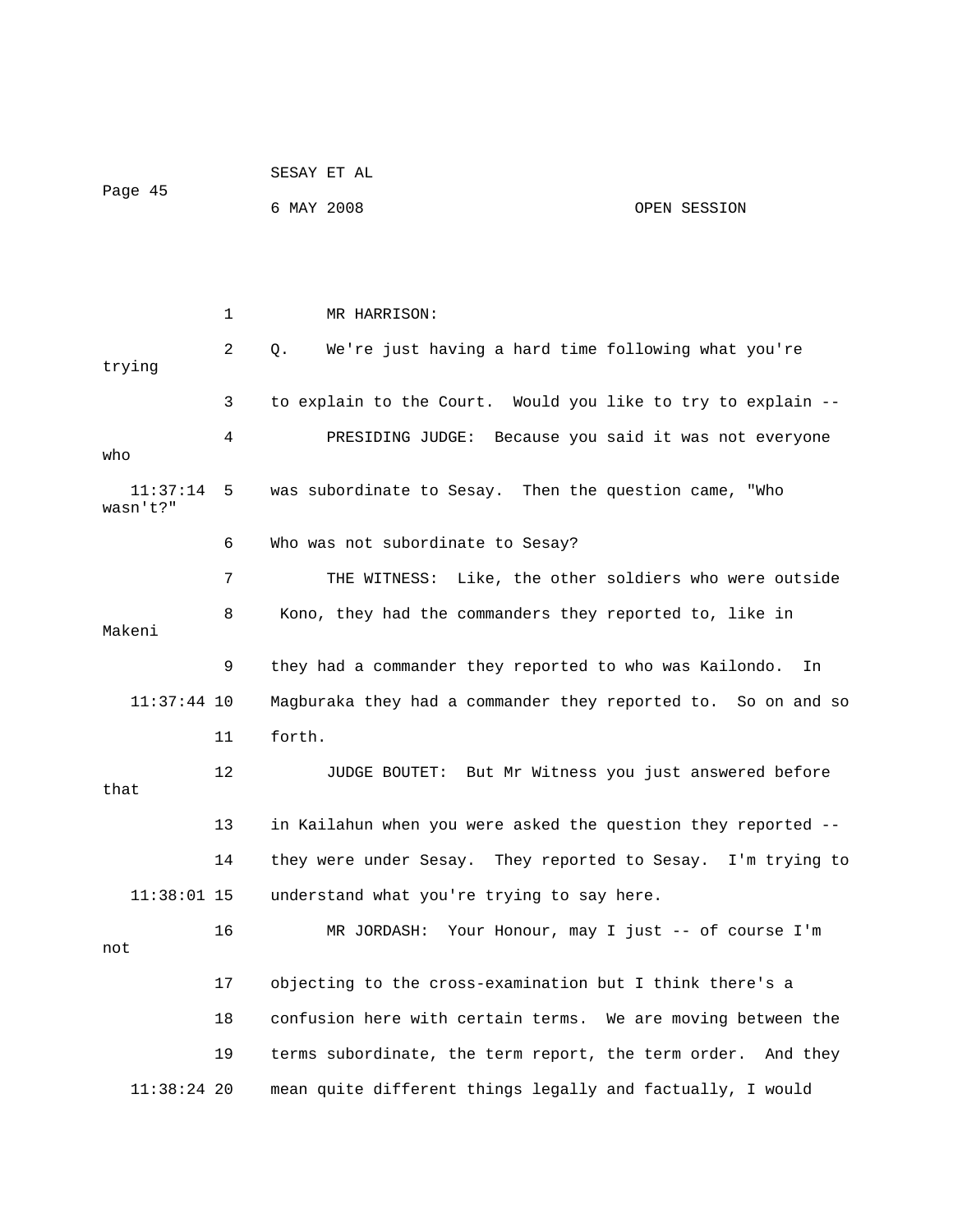MR HARRISON:

Q. We're just having a hard time following what you're trying to explain to the Court. Would you like to try to explain --

PRESIDING JUDGE: Because you said it was not everyone who was subordinate to Sesay. Then the question came, "Who wasn't?" Who was not subordinate to Sesay?

THE WITNESS: Like, the other soldiers who were outside Kono, they had the commanders they reported to, like in Makeni they had a commander they reported to who was Kailondo. In Magburaka they had a commander they reported to. So on and so forth.

JUDGE BOUTET: But Mr Witness you just answered before that in Kailahun when you were asked the question they reported -- they were under Sesay. They reported to Sesay. I'm trying to understand what you're trying to say here.

MR JORDASH: Your Honour, may I just -- of course I'm not objecting to the cross-examination but I think there's a confusion here with certain terms. We are moving between the terms subordinate, the term report, the term order. And they mean quite different things legally and factually, I would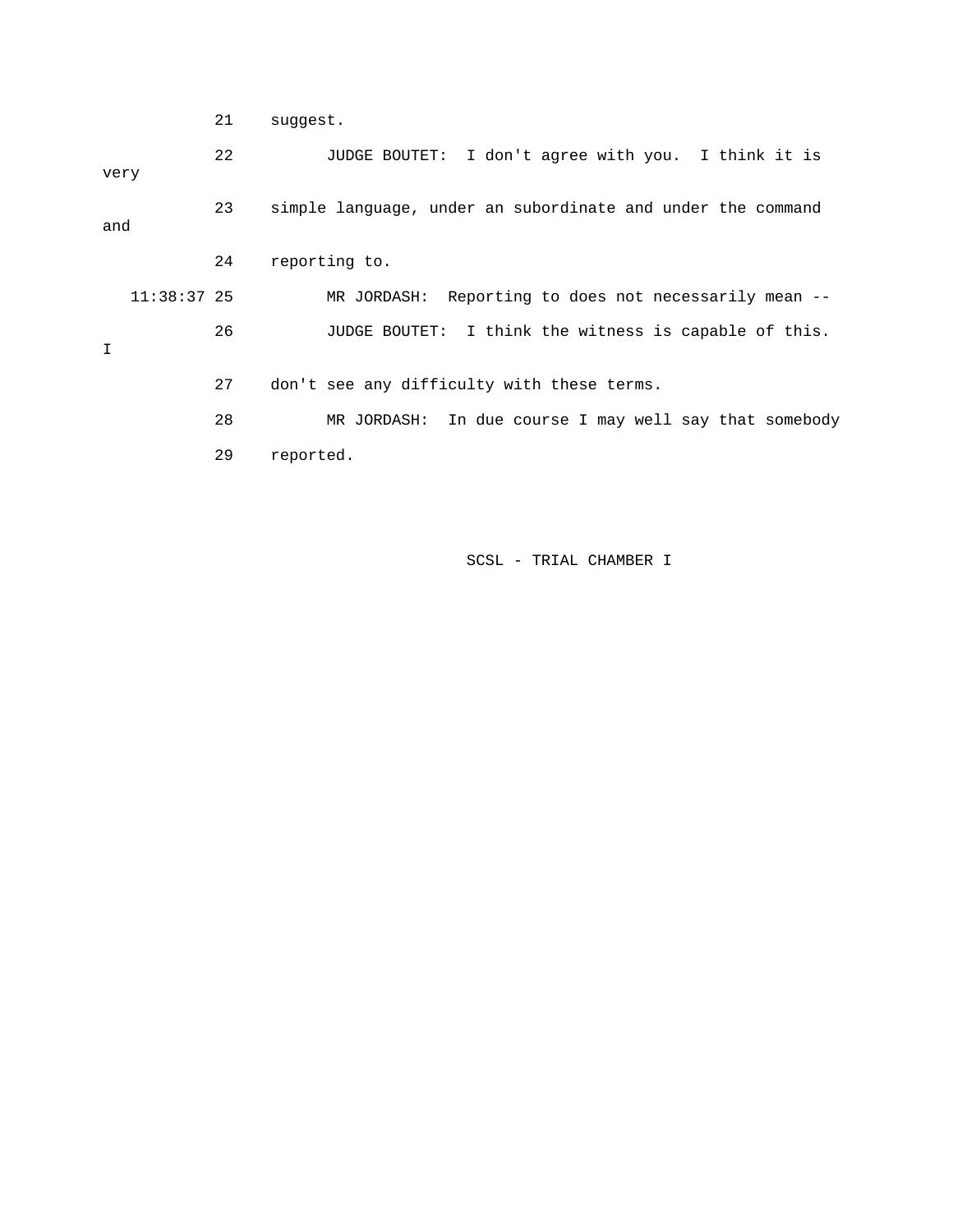21 suggest.

22 JUDGE BOUTET: I don't agree with you. I think it is very

23 simple language, under an subordinate and under the command and

24 reporting to.

11:38:37 25 MR JORDASH: Reporting to does not necessarily mean --

26 JUDGE BOUTET: I think the witness is capable of this. I

27 don't see any difficulty with these terms.

28 MR JORDASH: In due course I may well say that somebody

29 reported.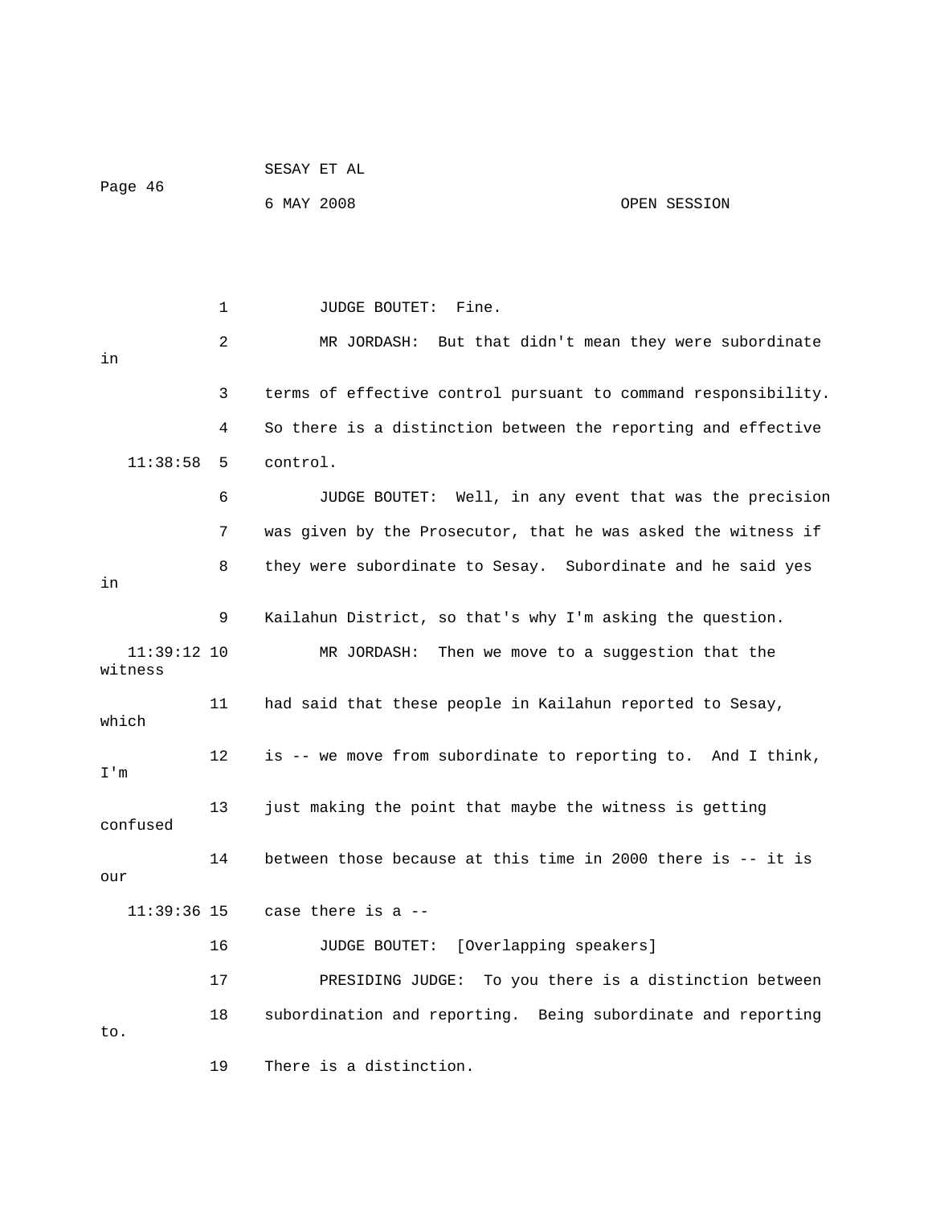JUDGE BOUTET: Fine.

MR JORDASH: But that didn't mean they were subordinate in terms of effective control pursuant to command responsibility. So there is a distinction between the reporting and effective control.

JUDGE BOUTET: Well, in any event that was the precision was given by the Prosecutor, that he was asked the witness if they were subordinate to Sesay. Subordinate and he said yes in Kailahun District, so that's why I'm asking the question.

MR JORDASH: Then we move to a suggestion that the witness had said that these people in Kailahun reported to Sesay, which is -- we move from subordinate to reporting to. And I think, I'm just making the point that maybe the witness is getting confused between those because at this time in 2000 there is -- it is our case there is a --

JUDGE BOUTET: [Overlapping speakers]

PRESIDING JUDGE: To you there is a distinction between subordination and reporting. Being subordinate and reporting to. There is a distinction.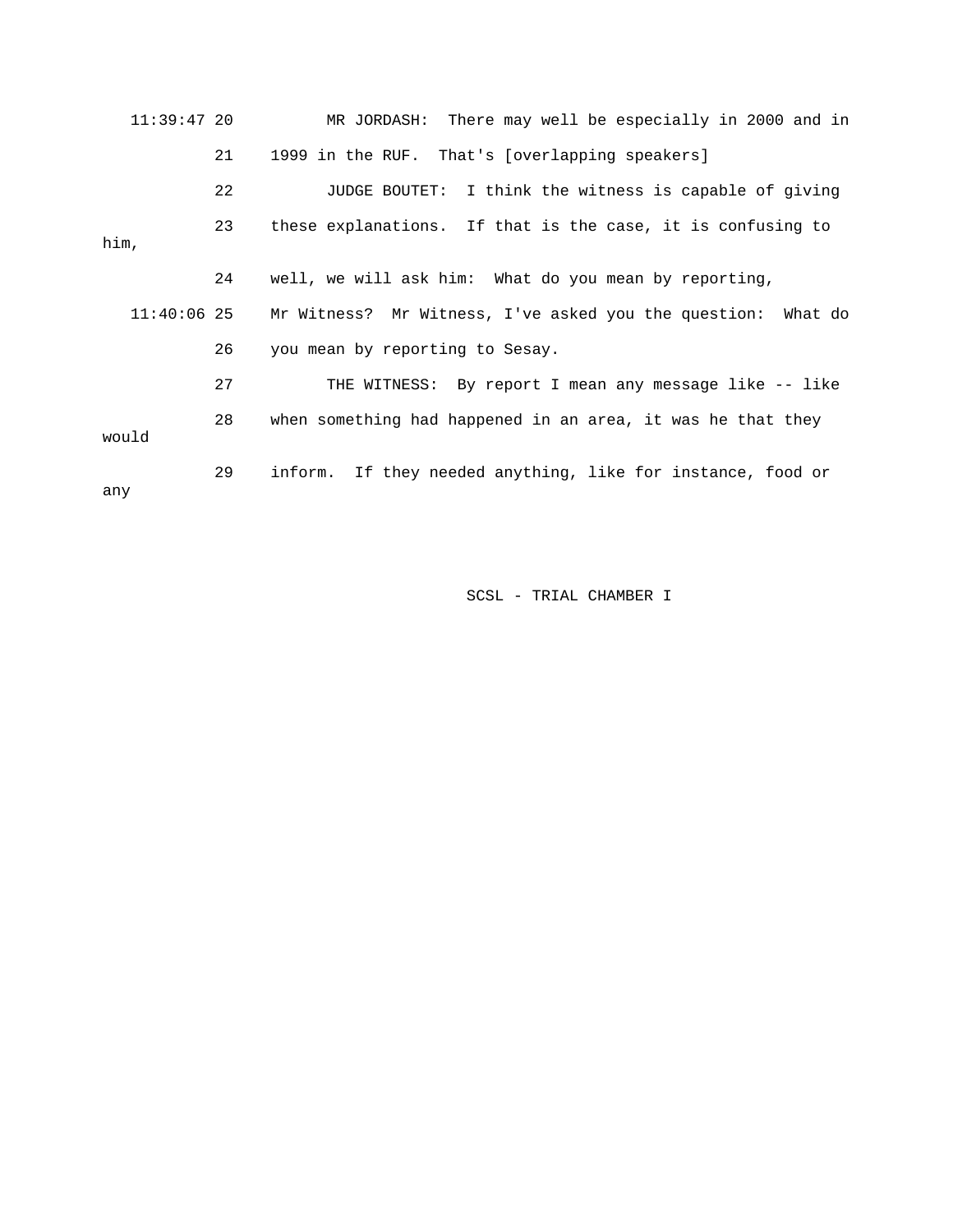11:39:47 20 MR JORDASH: There may well be especially in 2000 and in

21 1999 in the RUF. That's [overlapping speakers]

22 JUDGE BOUTET: I think the witness is capable of giving

23 these explanations. If that is the case, it is confusing to him,

24 well, we will ask him: What do you mean by reporting,

11:40:06 25 Mr Witness? Mr Witness, I've asked you the question: What do

26 you mean by reporting to Sesay.

27 THE WITNESS: By report I mean any message like -- like

28 when something had happened in an area, it was he that they would

29 inform. If they needed anything, like for instance, food or any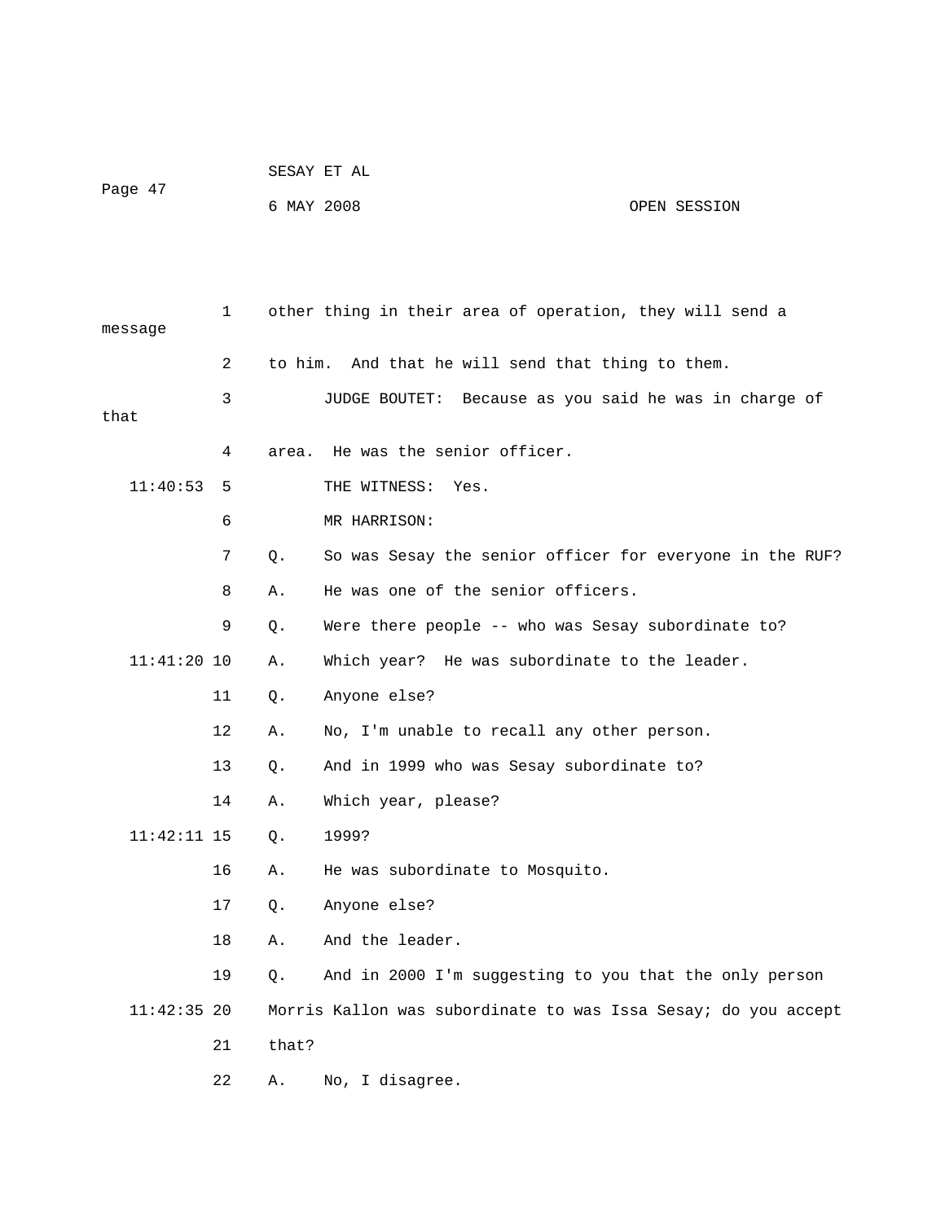other thing in their area of operation, they will send a message to him. And that he will send that thing to them.

JUDGE BOUTET: Because as you said he was in charge of that area. He was the senior officer.

THE WITNESS: Yes.

MR HARRISON:

Q. So was Sesay the senior officer for everyone in the RUF?

A. He was one of the senior officers.

Q. Were there people -- who was Sesay subordinate to?

A. Which year? He was subordinate to the leader.

Q. Anyone else?

A. No, I'm unable to recall any other person.

Q. And in 1999 who was Sesay subordinate to?

A. Which year, please?

Q. 1999?

A. He was subordinate to Mosquito.

Q. Anyone else?

A. And the leader.

Q. And in 2000 I'm suggesting to you that the only person Morris Kallon was subordinate to was Issa Sesay; do you accept that?

A. No, I disagree.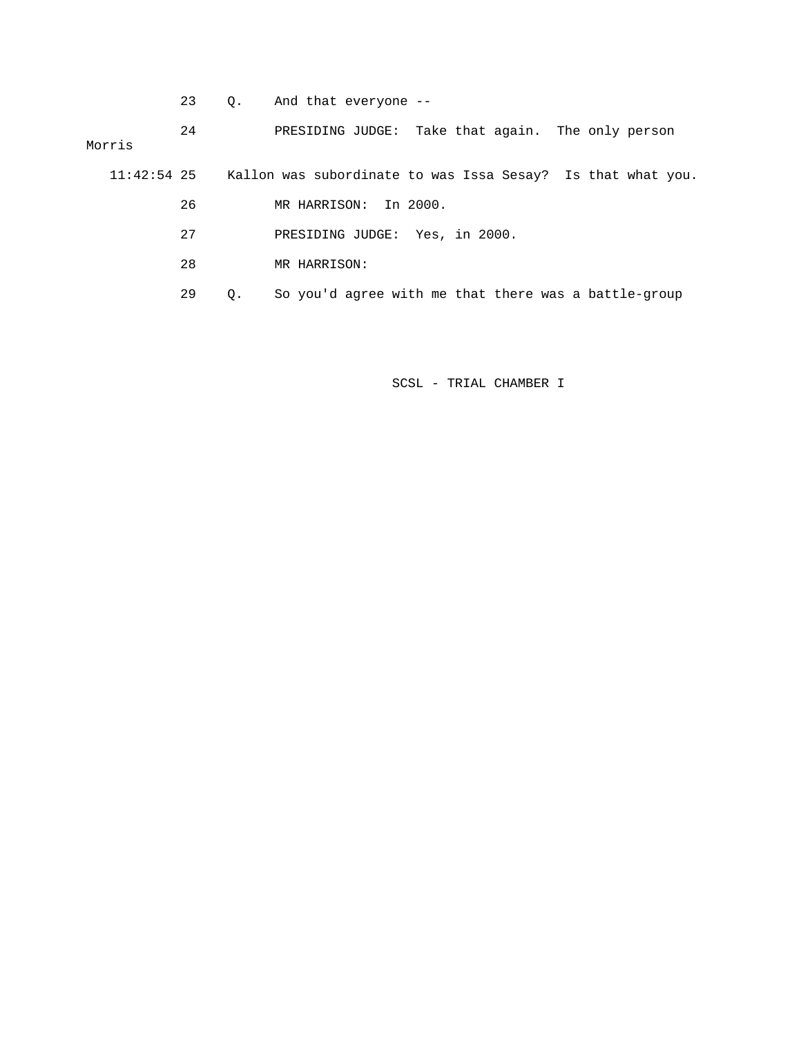23 Q. And that everyone --

24 PRESIDING JUDGE: Take that again. The only person Morris

11:42:54 25 Kallon was subordinate to was Issa Sesay? Is that what you.

26 MR HARRISON: In 2000.

27 PRESIDING JUDGE: Yes, in 2000.

28 MR HARRISON:

29 Q. So you'd agree with me that there was a battle-group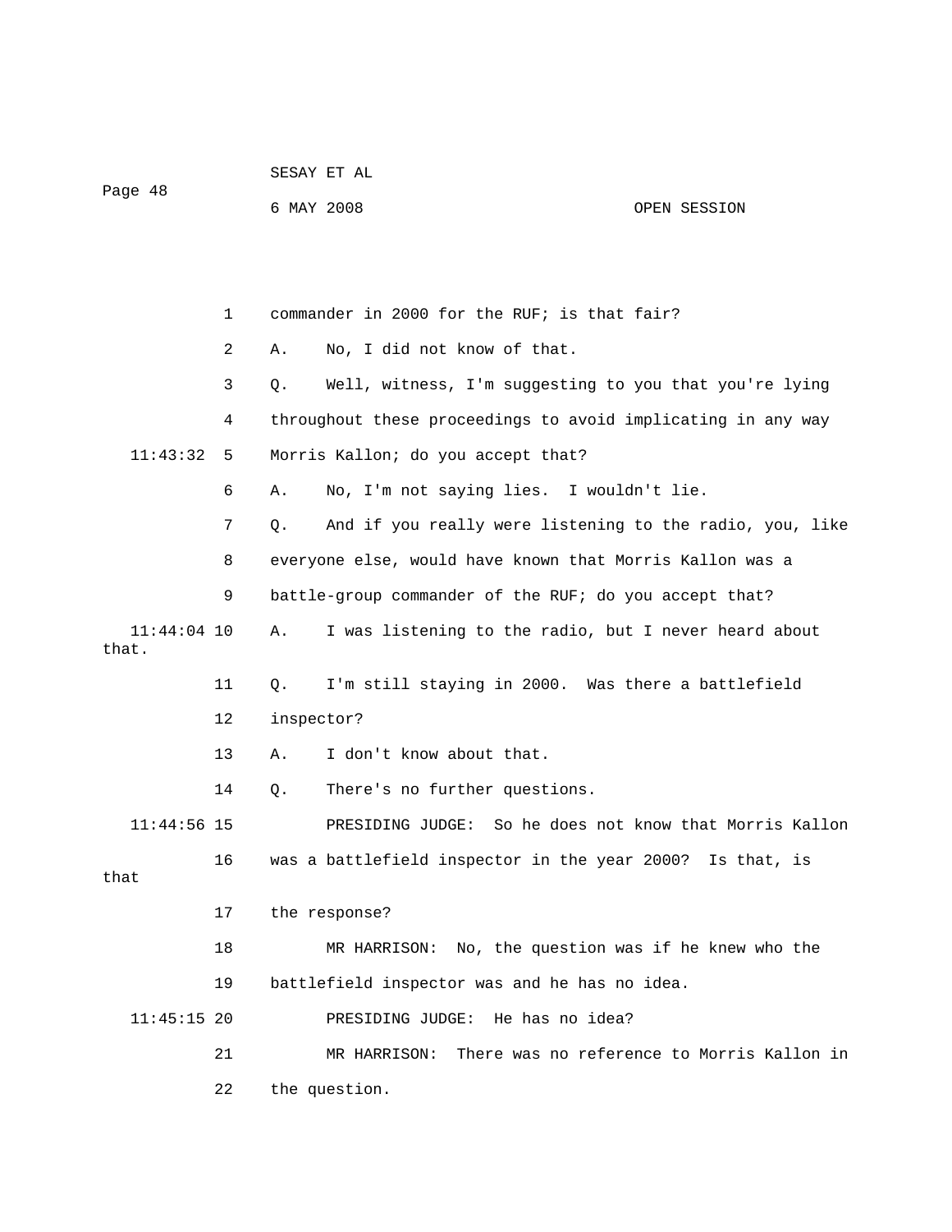1 commander in 2000 for the RUF; is that fair?

2 A. No, I did not know of that.

3 Q. Well, witness, I'm suggesting to you that you're lying

4 throughout these proceedings to avoid implicating in any way

11:43:32 5 Morris Kallon; do you accept that?

6 A. No, I'm not saying lies. I wouldn't lie.

7 Q. And if you really were listening to the radio, you, like

8 everyone else, would have known that Morris Kallon was a

9 battle-group commander of the RUF; do you accept that?

11:44:04 10 A. I was listening to the radio, but I never heard about that.

11 Q. I'm still staying in 2000. Was there a battlefield

12 inspector?

13 A. I don't know about that.

14 Q. There's no further questions.

11:44:56 15 PRESIDING JUDGE: So he does not know that Morris Kallon

16 was a battlefield inspector in the year 2000? Is that, is that

17 the response?

18 MR HARRISON: No, the question was if he knew who the

19 battlefield inspector was and he has no idea.

11:45:15 20 PRESIDING JUDGE: He has no idea?

21 MR HARRISON: There was no reference to Morris Kallon in

22 the question.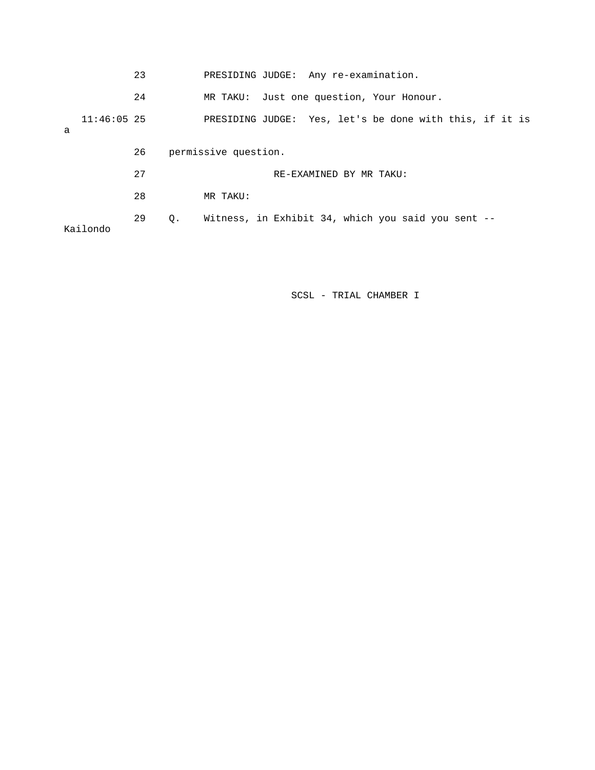23 PRESIDING JUDGE: Any re-examination.

24 MR TAKU: Just one question, Your Honour.

11:46:05 25 PRESIDING JUDGE: Yes, let's be done with this, if it is a

26 permissive question.

27 RE-EXAMINED BY MR TAKU:

28 MR TAKU:

29 Q. Witness, in Exhibit 34, which you said you sent -- Kailondo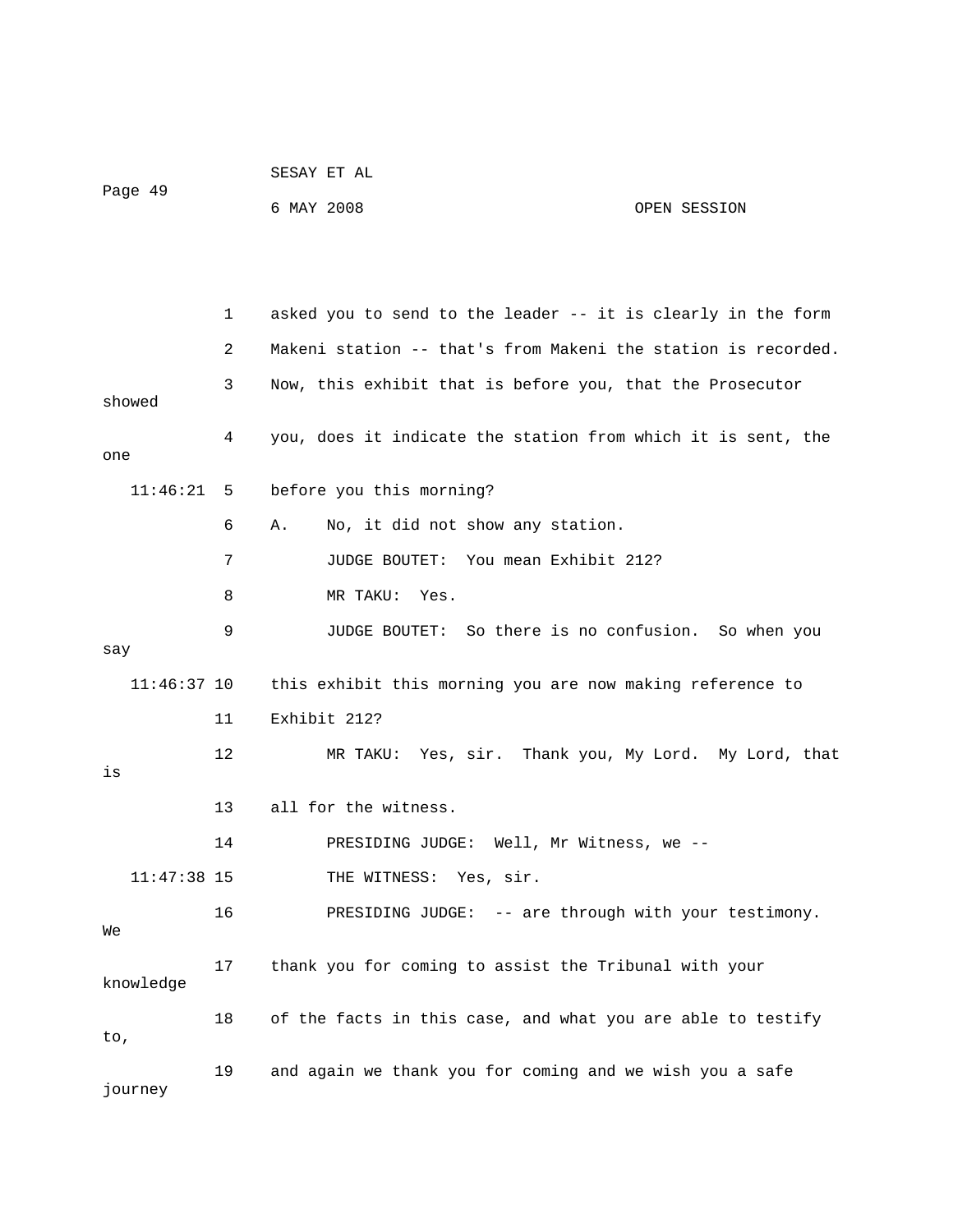asked you to send to the leader -- it is clearly in the form Makeni station -- that's from Makeni the station is recorded. Now, this exhibit that is before you, that the Prosecutor showed you, does it indicate the station from which it is sent, the one before you this morning?

A. No, it did not show any station.

JUDGE BOUTET: You mean Exhibit 212?

MR TAKU: Yes.

JUDGE BOUTET: So there is no confusion. So when you say this exhibit this morning you are now making reference to Exhibit 212?

MR TAKU: Yes, sir. Thank you, My Lord. My Lord, that is all for the witness.

PRESIDING JUDGE: Well, Mr Witness, we --

THE WITNESS: Yes, sir.

PRESIDING JUDGE: -- are through with your testimony. We thank you for coming to assist the Tribunal with your knowledge of the facts in this case, and what you are able to testify to, and again we thank you for coming and we wish you a safe journey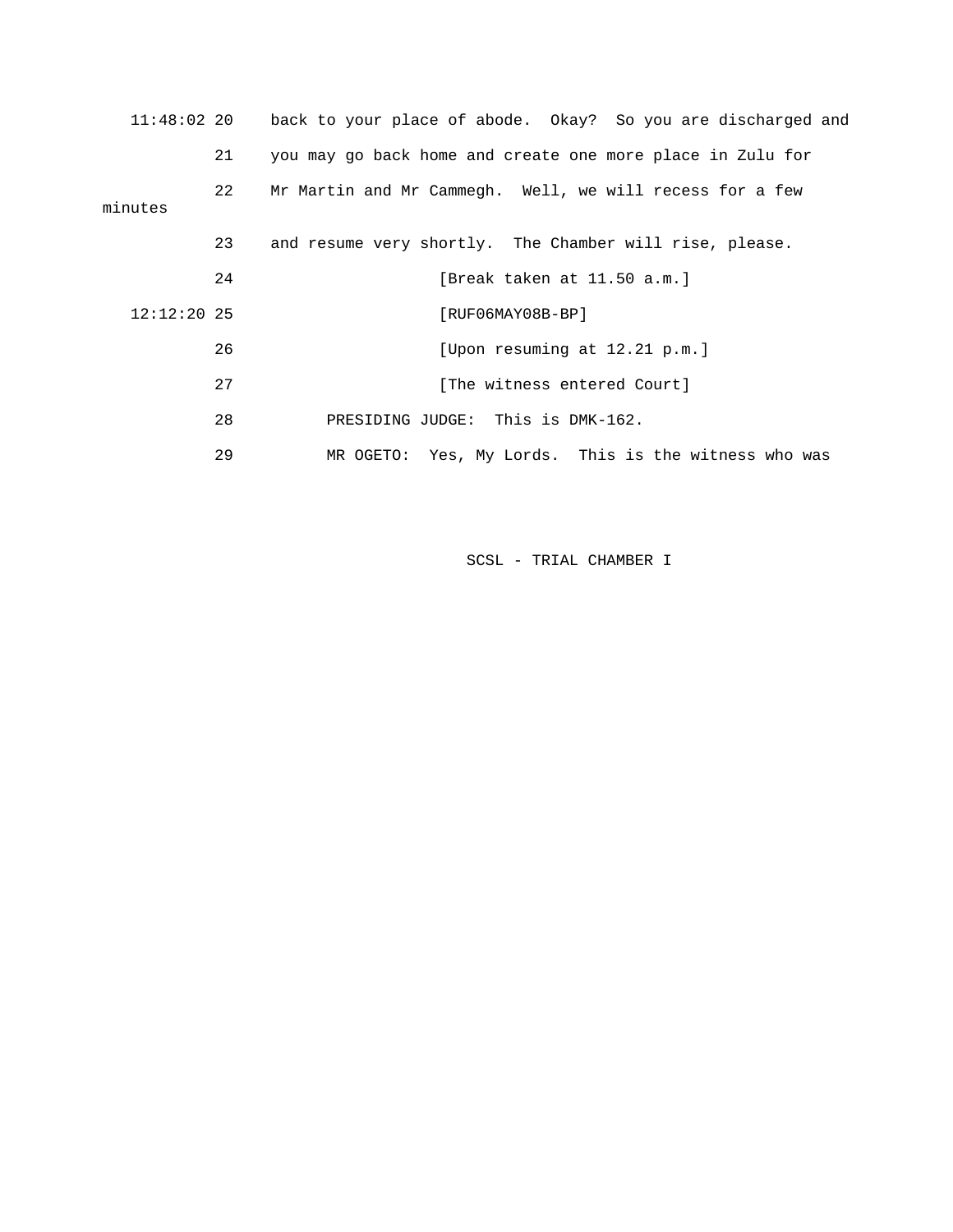11:48:02 20 back to your place of abode. Okay? So you are discharged and

21 you may go back home and create one more place in Zulu for

22 Mr Martin and Mr Cammegh. Well, we will recess for a few minutes

23 and resume very shortly. The Chamber will rise, please.

24 [Break taken at 11.50 a.m.]

12:12:20 25 [RUF06MAY08B-BP]

26 [Upon resuming at 12.21 p.m.]

27 [The witness entered Court]

28 PRESIDING JUDGE: This is DMK-162.

29 MR OGETO: Yes, My Lords. This is the witness who was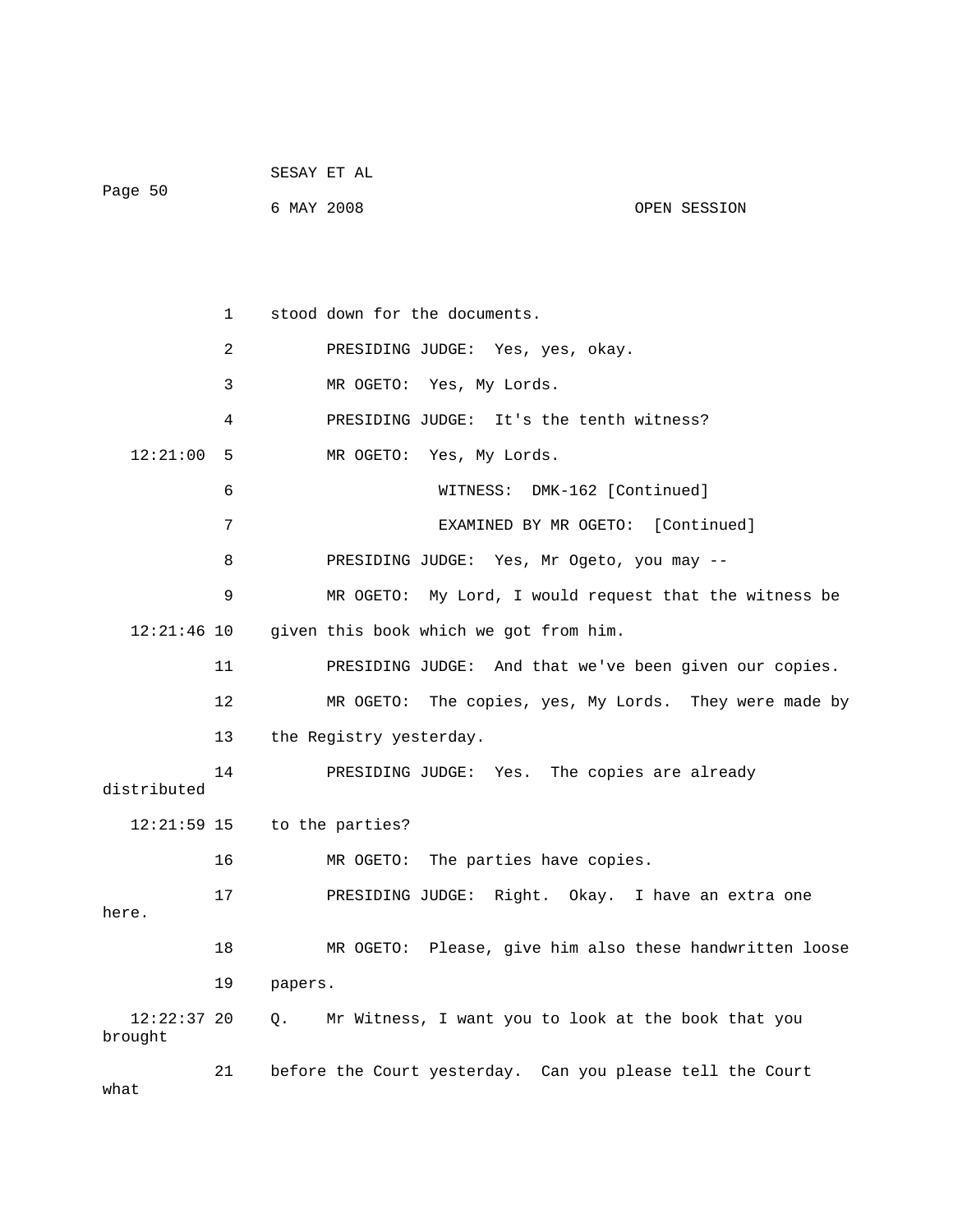1 stood down for the documents.

2 PRESIDING JUDGE: Yes, yes, okay.

3 MR OGETO: Yes, My Lords.

4 PRESIDING JUDGE: It's the tenth witness?

12:21:00 5 MR OGETO: Yes, My Lords.

6 WITNESS: DMK-162 [Continued]

7 EXAMINED BY MR OGETO: [Continued]

8 PRESIDING JUDGE: Yes, Mr Ogeto, you may --

9 MR OGETO: My Lord, I would request that the witness be

12:21:46 10 given this book which we got from him.

11 PRESIDING JUDGE: And that we've been given our copies.

12 MR OGETO: The copies, yes, My Lords. They were made by

13 the Registry yesterday.

14 PRESIDING JUDGE: Yes. The copies are already distributed

12:21:59 15 to the parties?

16 MR OGETO: The parties have copies.

17 PRESIDING JUDGE: Right. Okay. I have an extra one here.

18 MR OGETO: Please, give him also these handwritten loose

19 papers.

12:22:37 20 Q. Mr Witness, I want you to look at the book that you brought

21 before the Court yesterday. Can you please tell the Court what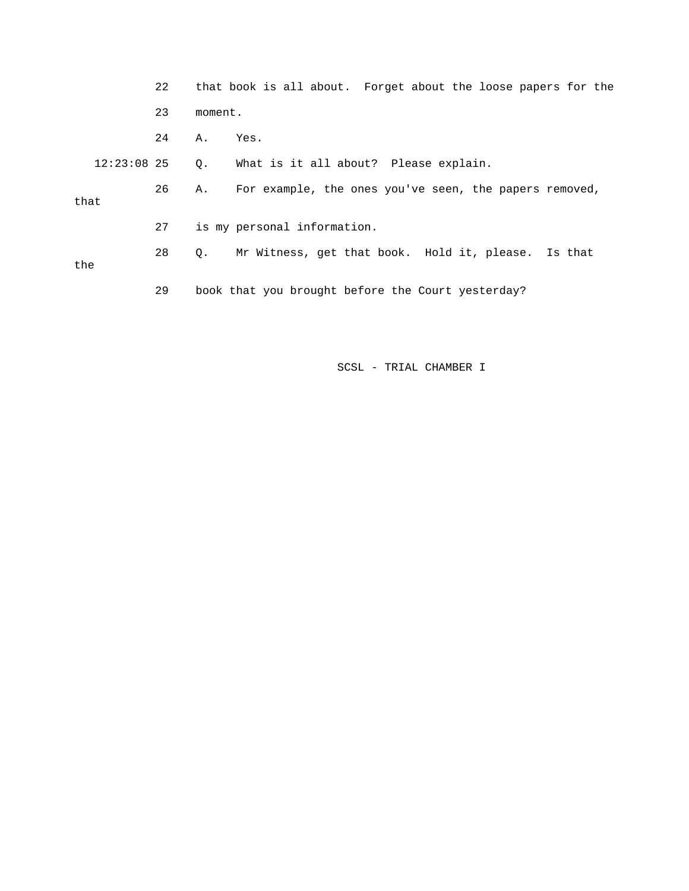22 that book is all about. Forget about the loose papers for the

23 moment.

24 A. Yes.

12:23:08 25 Q. What is it all about? Please explain.

26 A. For example, the ones you've seen, the papers removed, that

27 is my personal information.

28 Q. Mr Witness, get that book. Hold it, please. Is that the

29 book that you brought before the Court yesterday?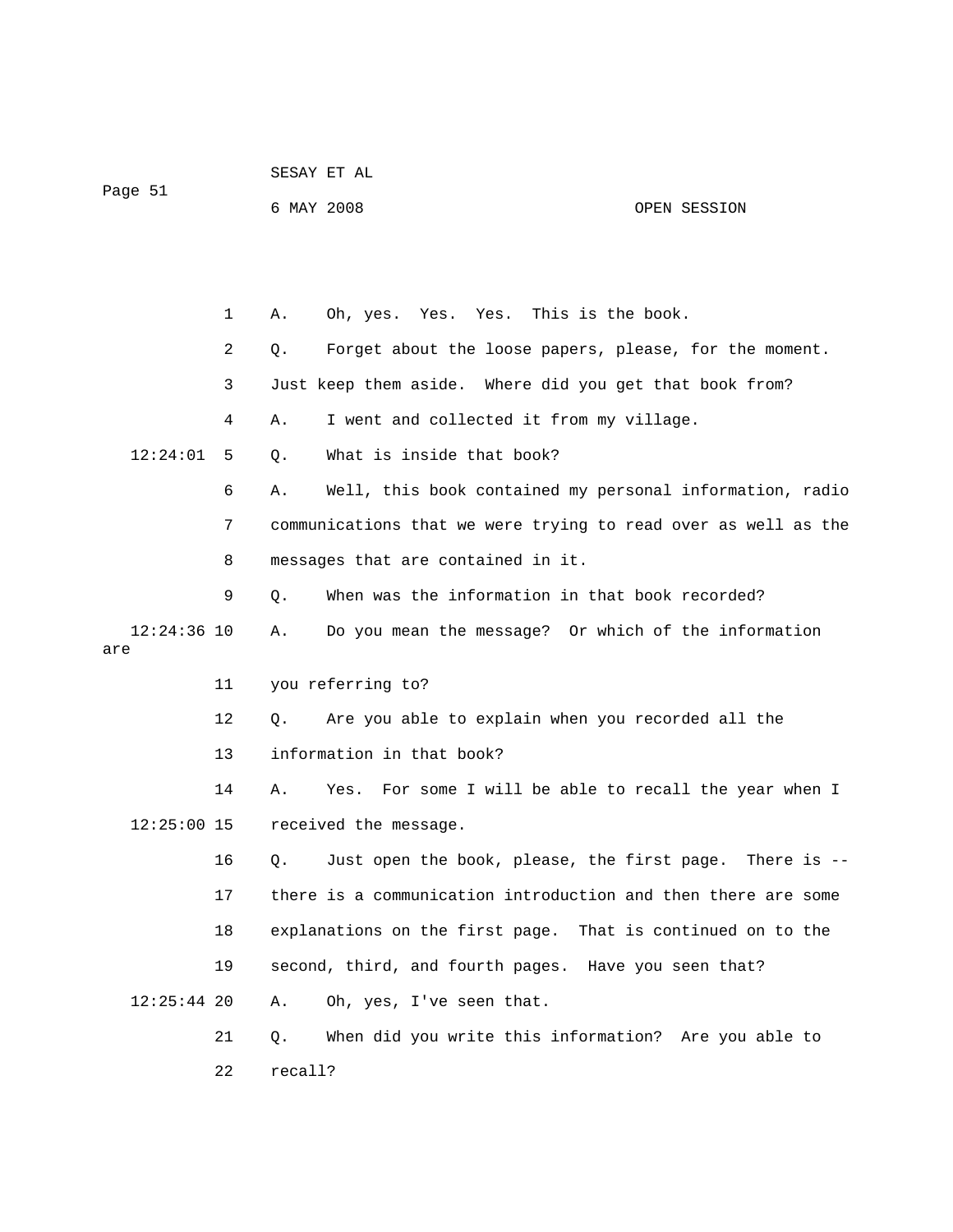1 A. Oh, yes. Yes. Yes. This is the book.

2 Q. Forget about the loose papers, please, for the moment.

3 Just keep them aside. Where did you get that book from?

4 A. I went and collected it from my village.

12:24:01 5 Q. What is inside that book?

6 A. Well, this book contained my personal information, radio

7 communications that we were trying to read over as well as the

8 messages that are contained in it.

9 Q. When was the information in that book recorded?

12:24:36 10 A. Do you mean the message? Or which of the information are

11 you referring to?

12 Q. Are you able to explain when you recorded all the

13 information in that book?

14 A. Yes. For some I will be able to recall the year when I

12:25:00 15 received the message.

16 Q. Just open the book, please, the first page. There is --

17 there is a communication introduction and then there are some

18 explanations on the first page. That is continued on to the

19 second, third, and fourth pages. Have you seen that?

12:25:44 20 A. Oh, yes, I've seen that.

21 Q. When did you write this information? Are you able to

22 recall?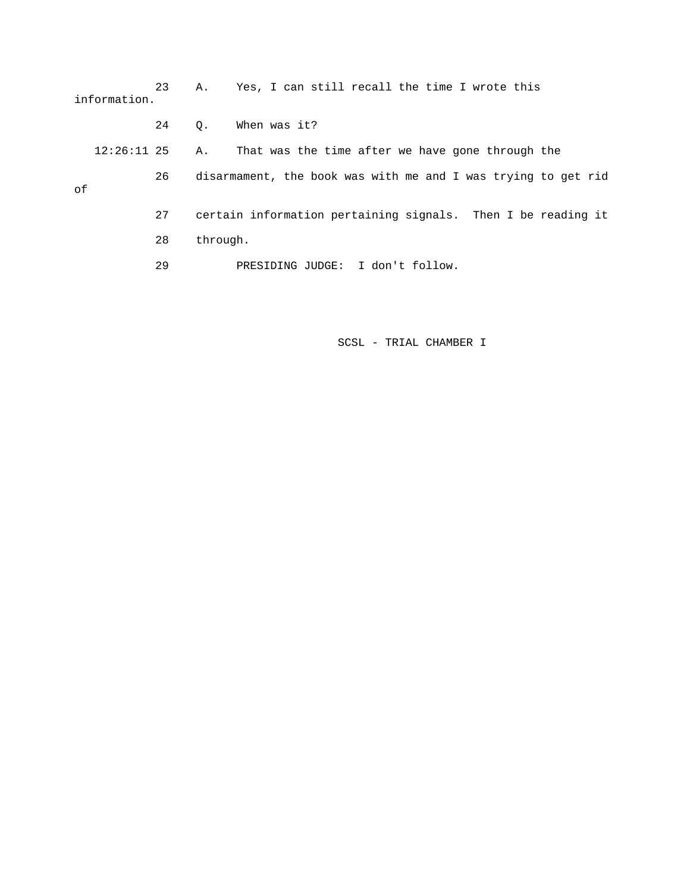23 A. Yes, I can still recall the time I wrote this information.

24 Q. When was it?

12:26:11 25 A. That was the time after we have gone through the

26 disarmament, the book was with me and I was trying to get rid of

27 certain information pertaining signals. Then I be reading it

28 through.

29 PRESIDING JUDGE: I don't follow.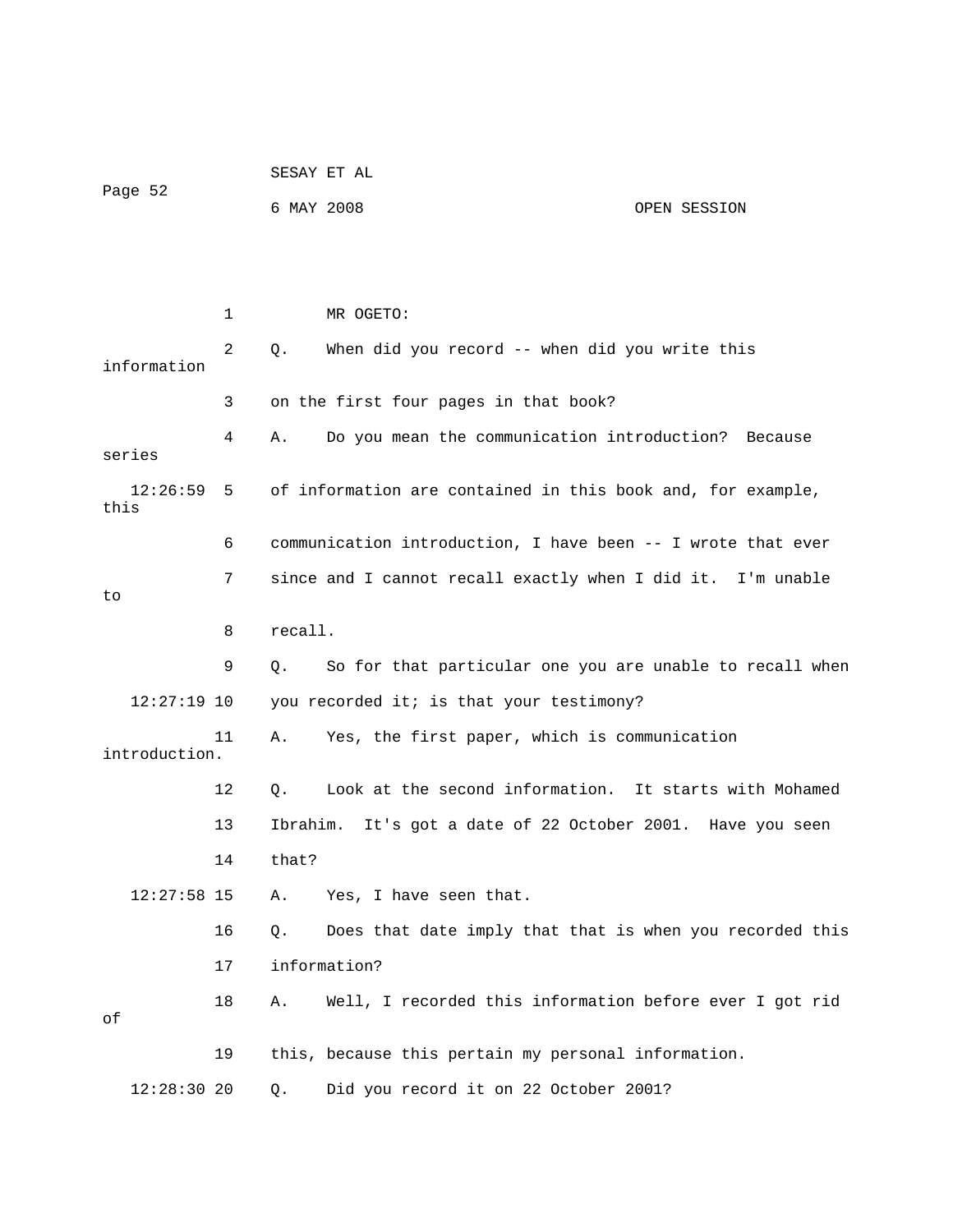MR OGETO:

Q. When did you record -- when did you write this information on the first four pages in that book?

A. Do you mean the communication introduction? Because series of information are contained in this book and, for example, this communication introduction, I have been -- I wrote that ever since and I cannot recall exactly when I did it. I'm unable to recall.

Q. So for that particular one you are unable to recall when you recorded it; is that your testimony?

A. Yes, the first paper, which is communication introduction.

Q. Look at the second information. It starts with Mohamed Ibrahim. It's got a date of 22 October 2001. Have you seen that?

A. Yes, I have seen that.

Q. Does that date imply that that is when you recorded this information?

A. Well, I recorded this information before ever I got rid of this, because this pertain my personal information.

Q. Did you record it on 22 October 2001?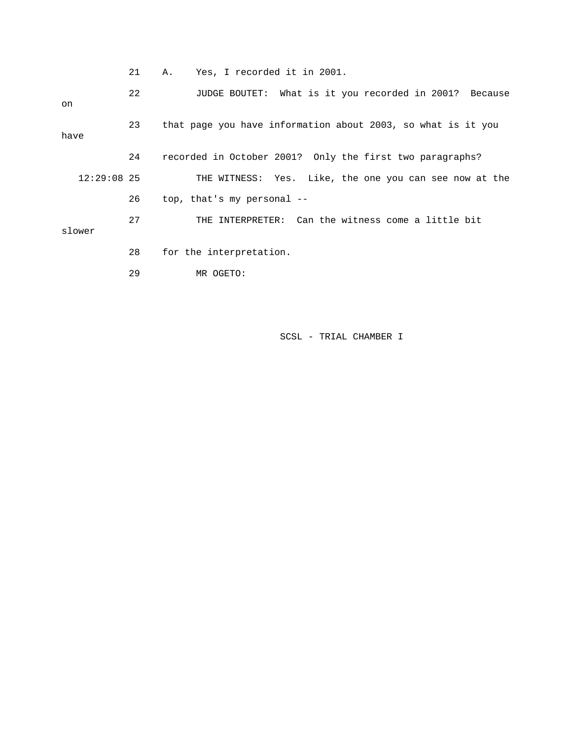21 A. Yes, I recorded it in 2001.

22 JUDGE BOUTET: What is it you recorded in 2001? Because on

23 that page you have information about 2003, so what is it you have

24 recorded in October 2001? Only the first two paragraphs?

12:29:08 25 THE WITNESS: Yes. Like, the one you can see now at the

26 top, that's my personal --

27 THE INTERPRETER: Can the witness come a little bit slower

28 for the interpretation.

29 MR OGETO: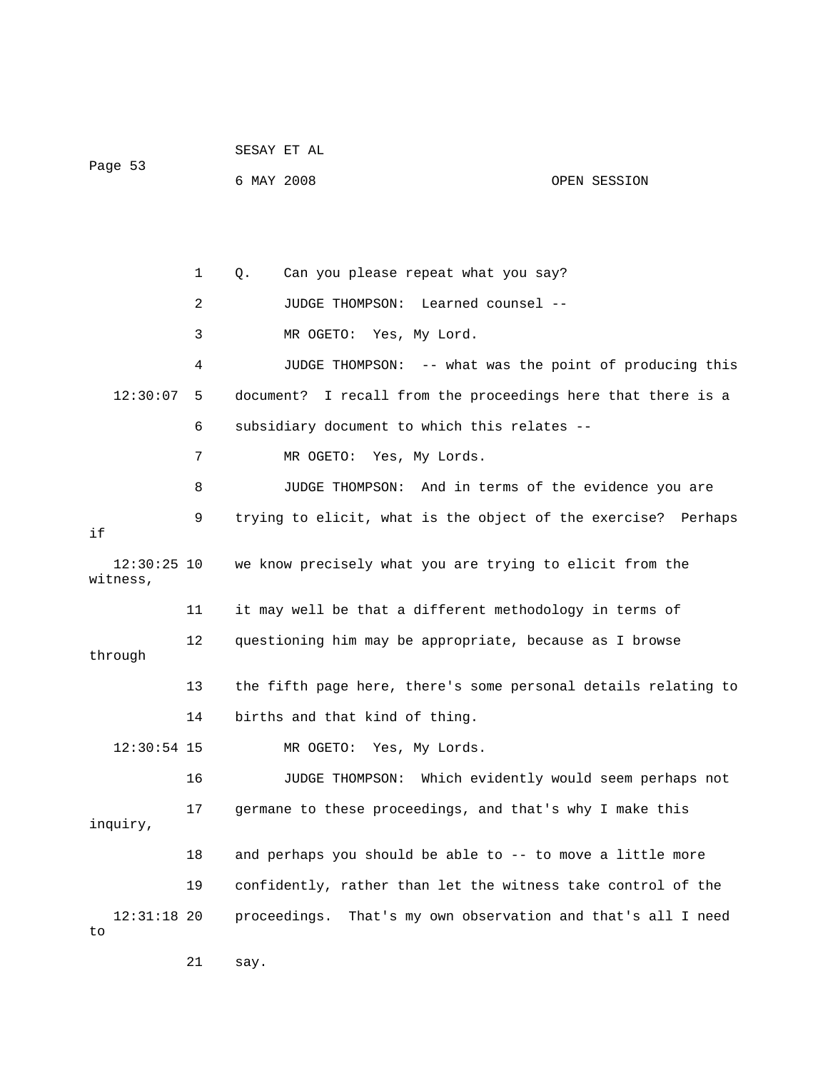1 Q. Can you please repeat what you say?

2 JUDGE THOMPSON: Learned counsel --

3 MR OGETO: Yes, My Lord.

4 JUDGE THOMPSON: -- what was the point of producing this

12:30:07 5 document? I recall from the proceedings here that there is a

6 subsidiary document to which this relates --

7 MR OGETO: Yes, My Lords.

8 JUDGE THOMPSON: And in terms of the evidence you are

9 trying to elicit, what is the object of the exercise? Perhaps if

12:30:25 10 we know precisely what you are trying to elicit from the witness,

11 it may well be that a different methodology in terms of

12 questioning him may be appropriate, because as I browse through

13 the fifth page here, there's some personal details relating to

14 births and that kind of thing.

12:30:54 15 MR OGETO: Yes, My Lords.

16 JUDGE THOMPSON: Which evidently would seem perhaps not

17 germane to these proceedings, and that's why I make this inquiry,

18 and perhaps you should be able to -- to move a little more

19 confidently, rather than let the witness take control of the

12:31:18 20 proceedings. That's my own observation and that's all I need to

21 say.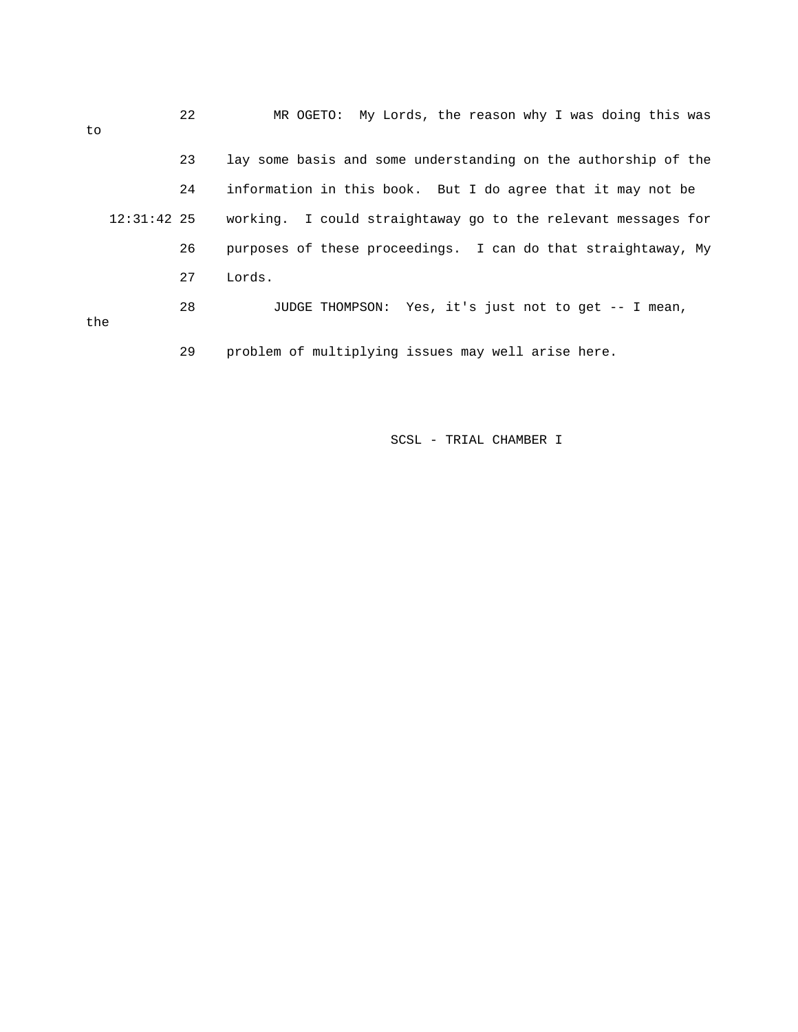22 MR OGETO: My Lords, the reason why I was doing this was to

23 lay some basis and some understanding on the authorship of the

24 information in this book. But I do agree that it may not be

12:31:42 25 working. I could straightaway go to the relevant messages for

26 purposes of these proceedings. I can do that straightaway, My

27 Lords.

28 JUDGE THOMPSON: Yes, it's just not to get -- I mean, the

29 problem of multiplying issues may well arise here.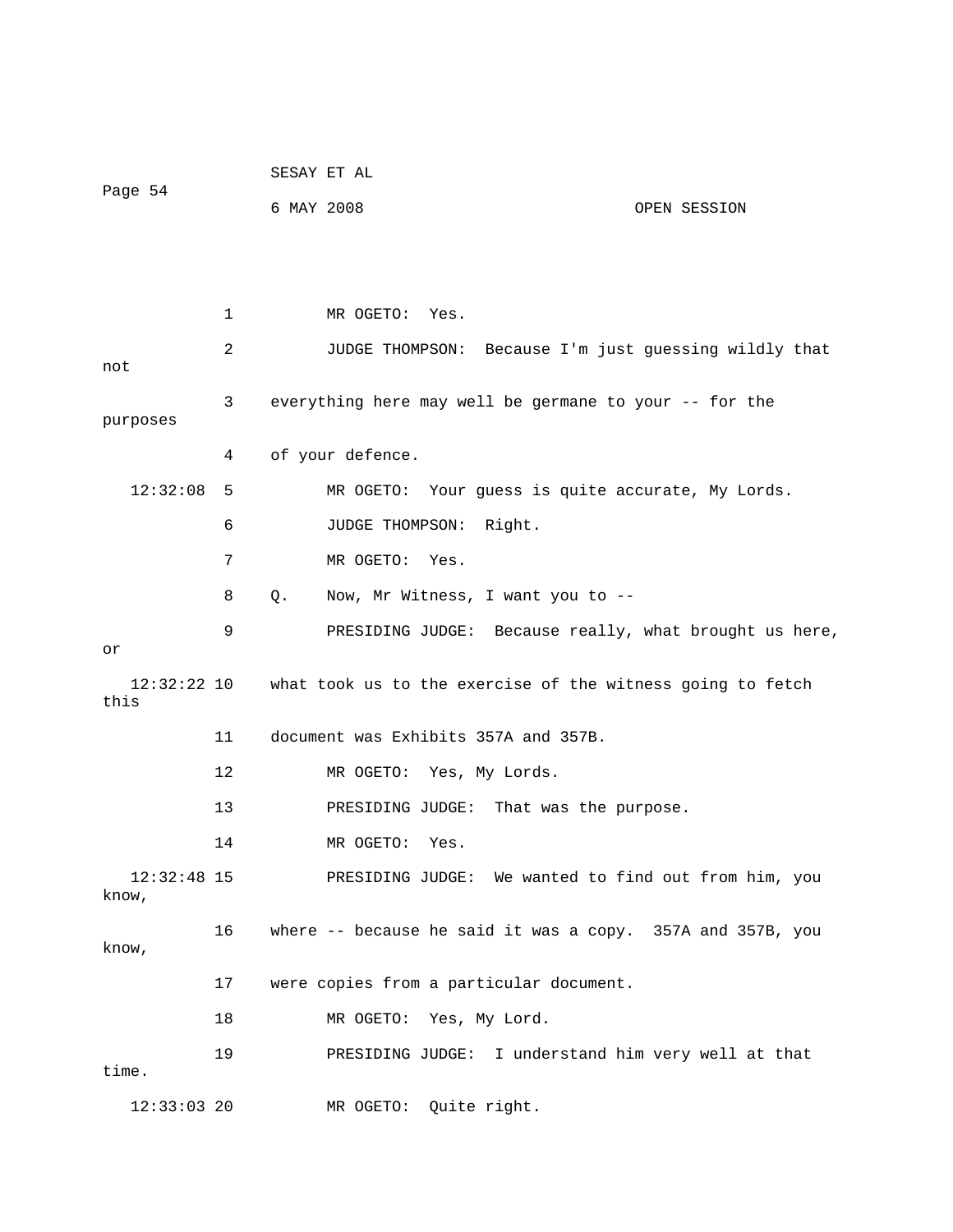1 MR OGETO: Yes.

2 JUDGE THOMPSON: Because I'm just guessing wildly that not

3 everything here may well be germane to your -- for the purposes

4 of your defence.

12:32:08 5 MR OGETO: Your guess is quite accurate, My Lords.

6 JUDGE THOMPSON: Right.

7 MR OGETO: Yes.

8 Q. Now, Mr Witness, I want you to --

9 PRESIDING JUDGE: Because really, what brought us here, or

12:32:22 10 what took us to the exercise of the witness going to fetch this

11 document was Exhibits 357A and 357B.

12 MR OGETO: Yes, My Lords.

13 PRESIDING JUDGE: That was the purpose.

14 MR OGETO: Yes.

12:32:48 15 PRESIDING JUDGE: We wanted to find out from him, you know,

16 where -- because he said it was a copy. 357A and 357B, you know,

17 were copies from a particular document.

18 MR OGETO: Yes, My Lord.

19 PRESIDING JUDGE: I understand him very well at that time.

12:33:03 20 MR OGETO: Quite right.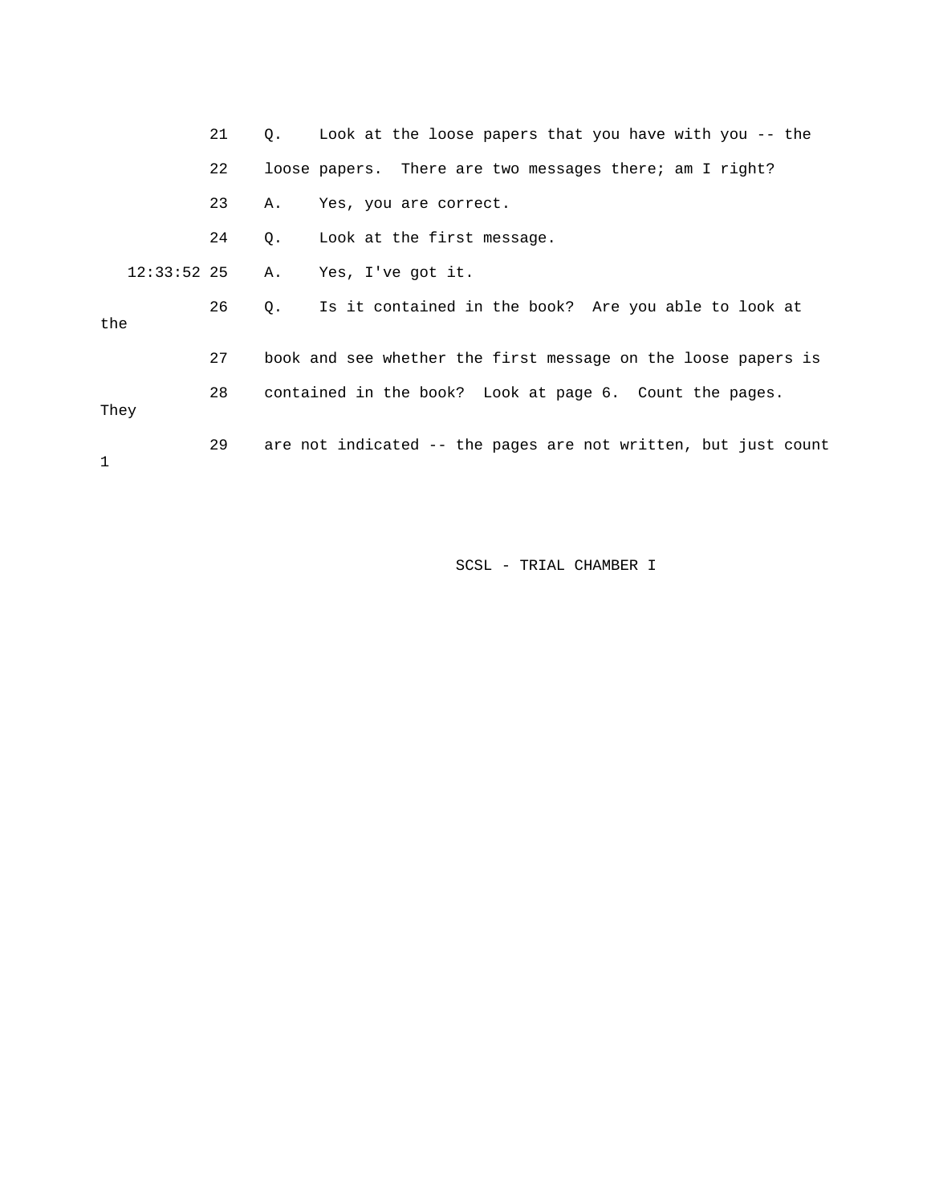21 Q. Look at the loose papers that you have with you -- the

22 loose papers. There are two messages there; am I right?

23 A. Yes, you are correct.

24 Q. Look at the first message.

12:33:52 25 A. Yes, I've got it.

26 Q. Is it contained in the book? Are you able to look at the

27 book and see whether the first message on the loose papers is

28 contained in the book? Look at page 6. Count the pages. They

29 are not indicated -- the pages are not written, but just count 1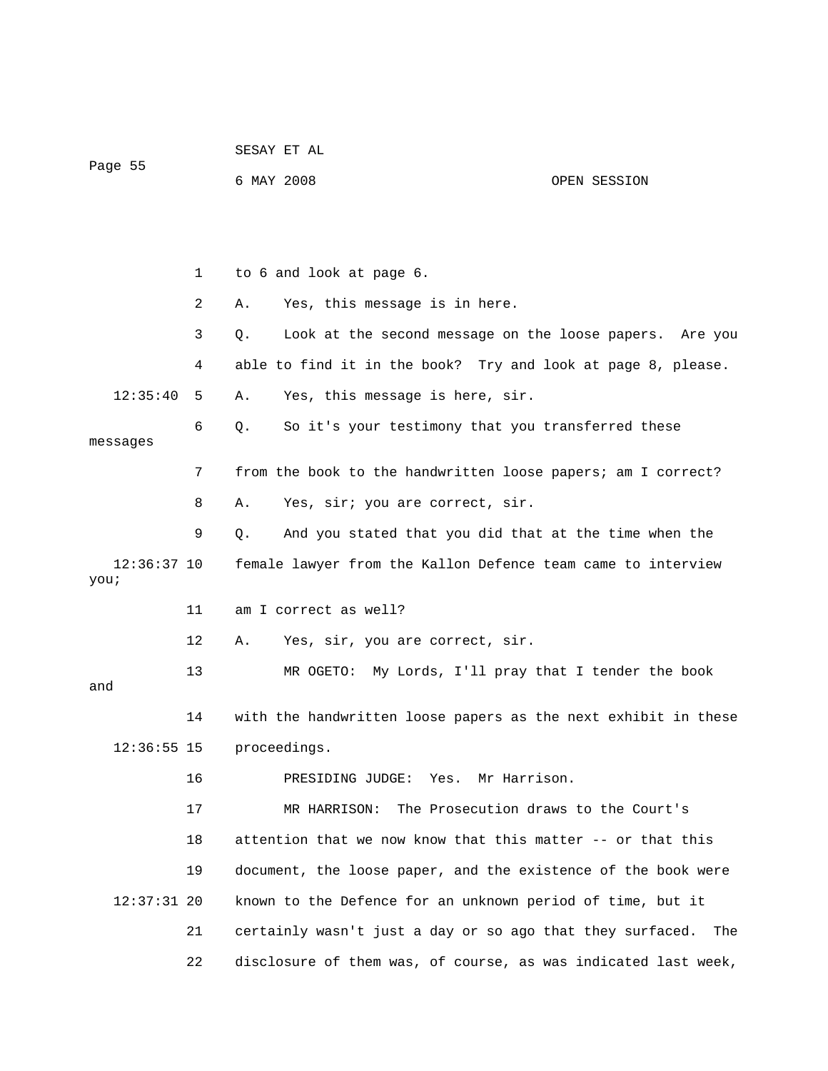to 6 and look at page 6.

A. Yes, this message is in here.

Q. Look at the second message on the loose papers. Are you able to find it in the book? Try and look at page 8, please.

A. Yes, this message is here, sir.

Q. So it's your testimony that you transferred these messages from the book to the handwritten loose papers; am I correct?

A. Yes, sir; you are correct, sir.

Q. And you stated that you did that at the time when the female lawyer from the Kallon Defence team came to interview you; am I correct as well?

A. Yes, sir, you are correct, sir.

MR OGETO: My Lords, I'll pray that I tender the book and with the handwritten loose papers as the next exhibit in these proceedings.

PRESIDING JUDGE: Yes. Mr Harrison.

MR HARRISON: The Prosecution draws to the Court's attention that we now know that this matter -- or that this document, the loose paper, and the existence of the book were known to the Defence for an unknown period of time, but it certainly wasn't just a day or so ago that they surfaced. The disclosure of them was, of course, as was indicated last week,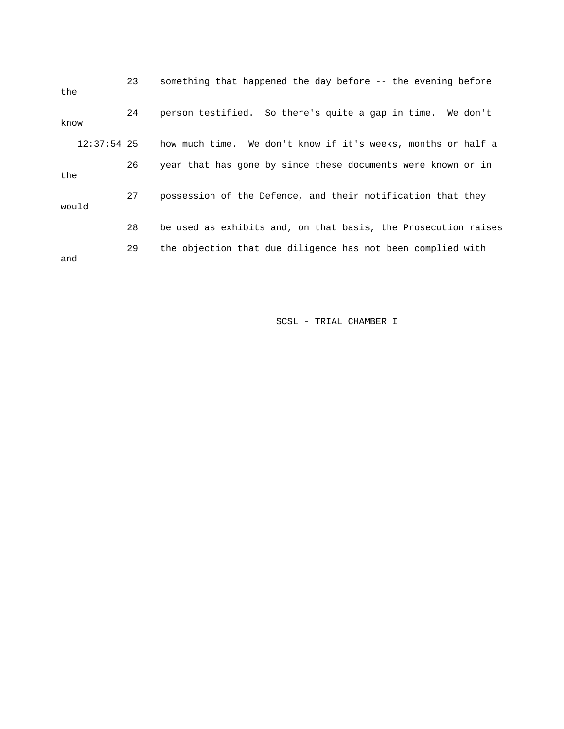23 something that happened the day before -- the evening before the

24 person testified. So there's quite a gap in time. We don't know

12:37:54 25 how much time. We don't know if it's weeks, months or half a

26 year that has gone by since these documents were known or in the

27 possession of the Defence, and their notification that they would

28 be used as exhibits and, on that basis, the Prosecution raises

29 the objection that due diligence has not been complied with and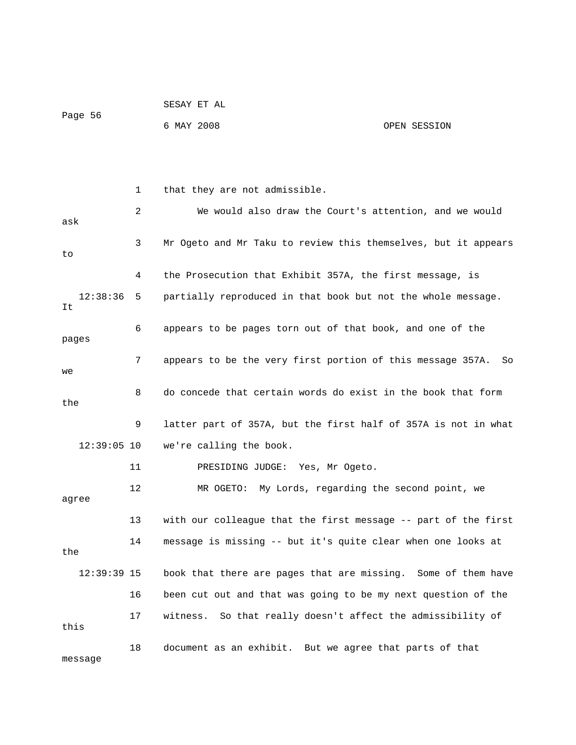that they are not admissible.

We would also draw the Court's attention, and we would ask Mr Ogeto and Mr Taku to review this themselves, but it appears to the Prosecution that Exhibit 357A, the first message, is partially reproduced in that book but not the whole message. It appears to be pages torn out of that book, and one of the pages appears to be the very first portion of this message 357A. So we do concede that certain words do exist in the book that form the latter part of 357A, but the first half of 357A is not in what we're calling the book.

PRESIDING JUDGE: Yes, Mr Ogeto.

MR OGETO: My Lords, regarding the second point, we agree with our colleague that the first message -- part of the first message is missing -- but it's quite clear when one looks at the book that there are pages that are missing. Some of them have been cut out and that was going to be my next question of the witness. So that really doesn't affect the admissibility of this document as an exhibit. But we agree that parts of that message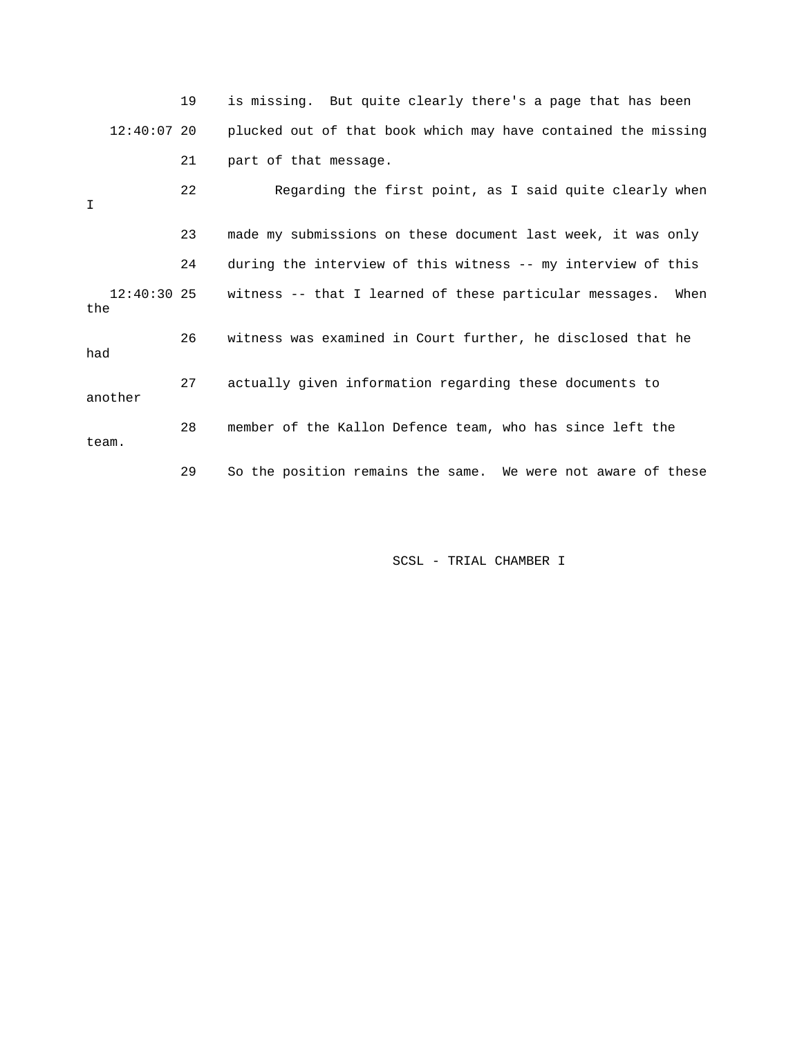19 is missing. But quite clearly there's a page that has been

12:40:07 20 plucked out of that book which may have contained the missing

21 part of that message.

22 Regarding the first point, as I said quite clearly when I

23 made my submissions on these document last week, it was only

24 during the interview of this witness -- my interview of this

12:40:30 25 witness -- that I learned of these particular messages. When the

26 witness was examined in Court further, he disclosed that he had

27 actually given information regarding these documents to another

28 member of the Kallon Defence team, who has since left the team.

29 So the position remains the same. We were not aware of these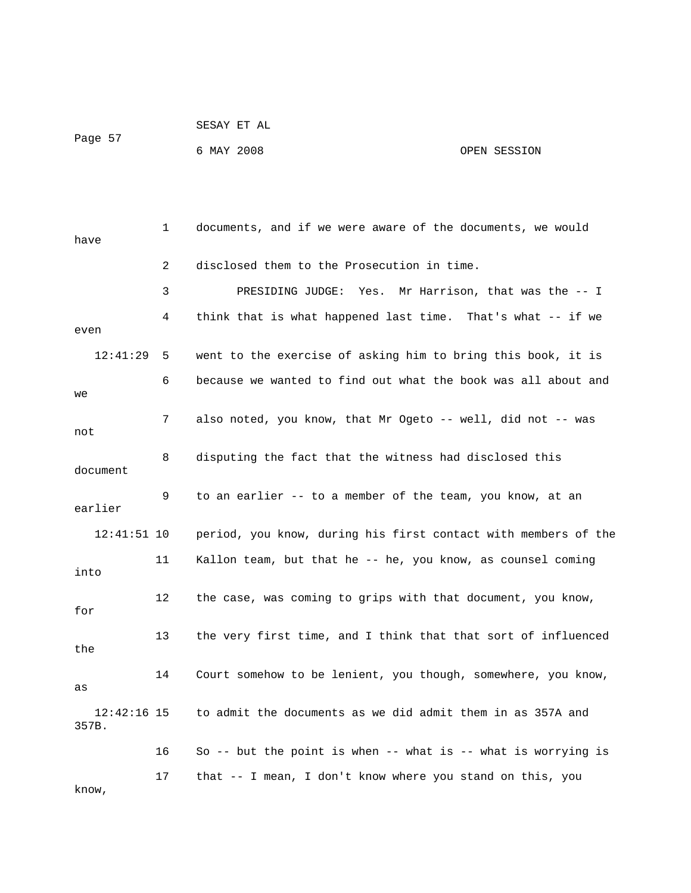documents, and if we were aware of the documents, we would have disclosed them to the Prosecution in time.

PRESIDING JUDGE: Yes. Mr Harrison, that was the -- I think that is what happened last time. That's what -- if we even went to the exercise of asking him to bring this book, it is because we wanted to find out what the book was all about and we also noted, you know, that Mr Ogeto -- well, did not -- was not disputing the fact that the witness had disclosed this document to an earlier -- to a member of the team, you know, at an earlier period, you know, during his first contact with members of the Kallon team, but that he -- he, you know, as counsel coming into the case, was coming to grips with that document, you know, for the very first time, and I think that that sort of influenced the Court somehow to be lenient, you though, somewhere, you know, as to admit the documents as we did admit them in as 357A and 357B. So -- but the point is when -- what is -- what is worrying is that -- I mean, I don't know where you stand on this, you know,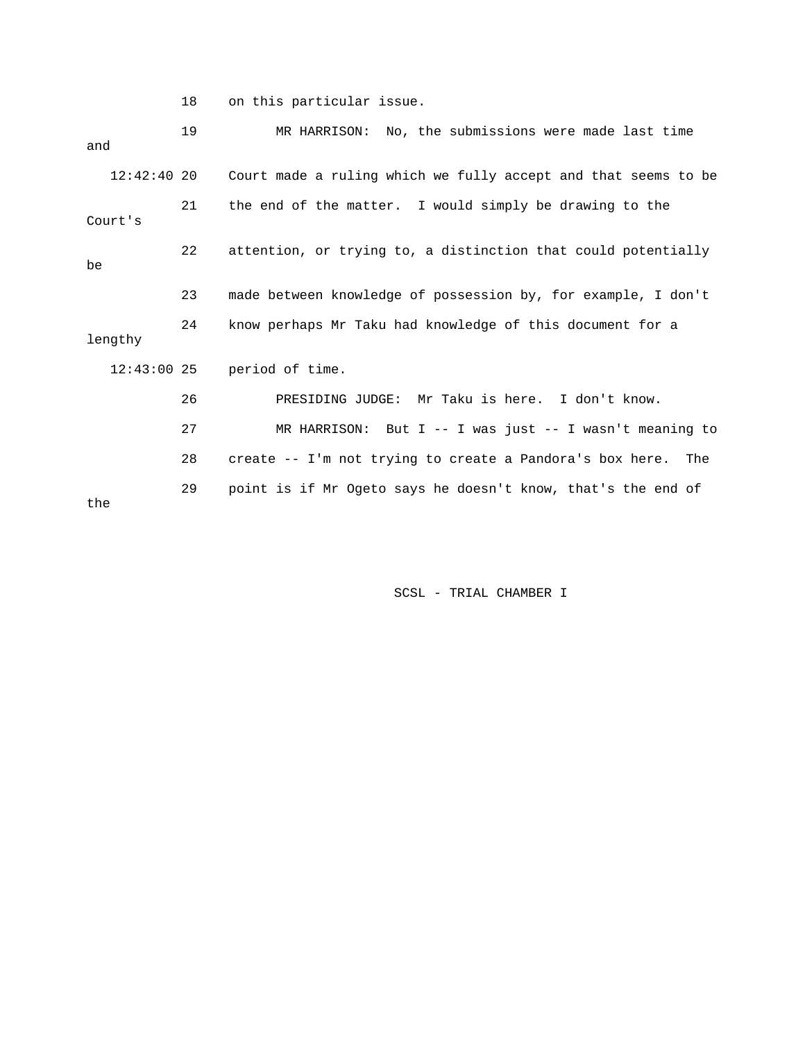18 on this particular issue.

19 MR HARRISON: No, the submissions were made last time and

12:42:40 20 Court made a ruling which we fully accept and that seems to be

21 the end of the matter. I would simply be drawing to the Court's

22 attention, or trying to, a distinction that could potentially be

23 made between knowledge of possession by, for example, I don't

24 know perhaps Mr Taku had knowledge of this document for a lengthy

12:43:00 25 period of time.

26 PRESIDING JUDGE: Mr Taku is here. I don't know.

27 MR HARRISON: But I -- I was just -- I wasn't meaning to

28 create -- I'm not trying to create a Pandora's box here. The

29 point is if Mr Ogeto says he doesn't know, that's the end of the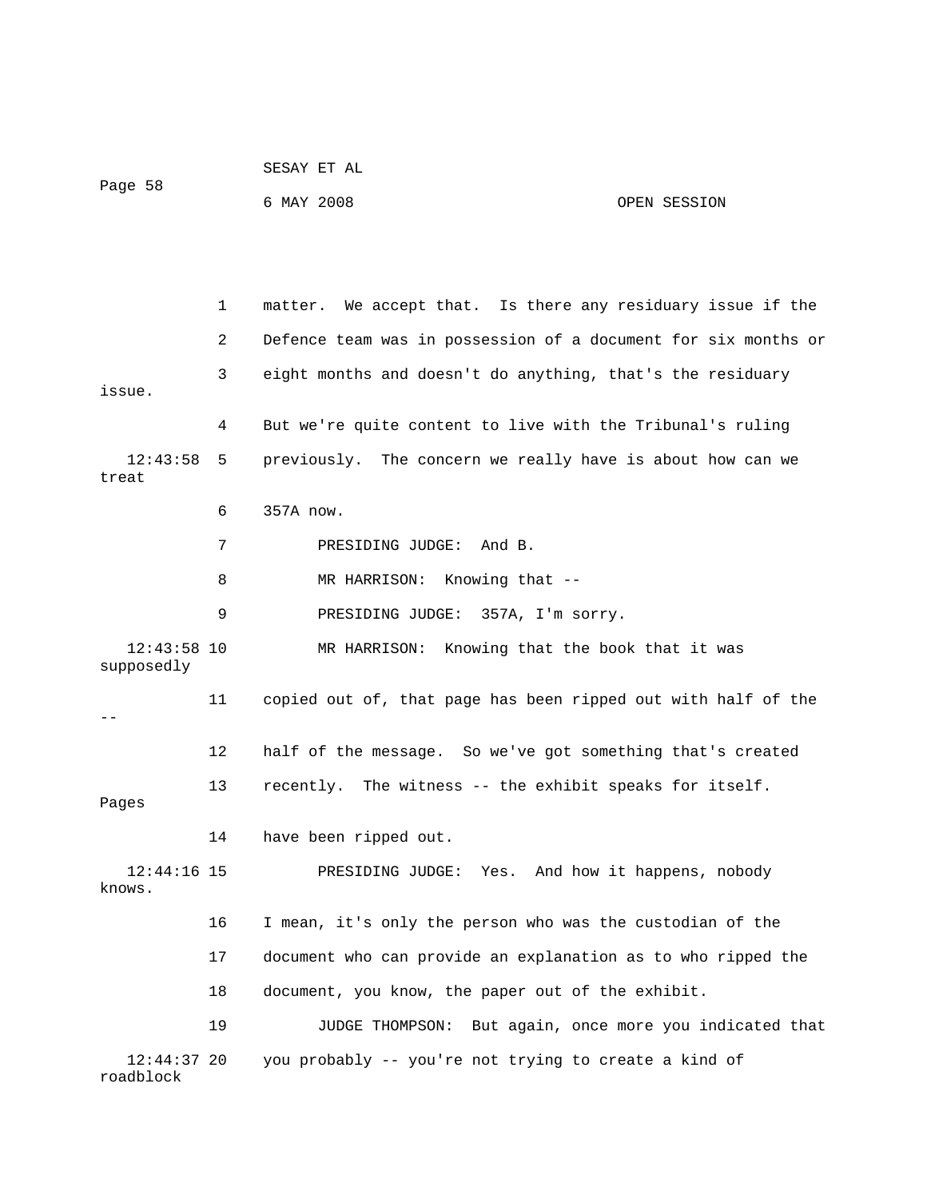1 matter. We accept that. Is there any residuary issue if the

2 Defence team was in possession of a document for six months or

3 eight months and doesn't do anything, that's the residuary issue.

4 But we're quite content to live with the Tribunal's ruling

12:43:58 5 previously. The concern we really have is about how can we treat

6 357A now.

7 PRESIDING JUDGE: And B.

8 MR HARRISON: Knowing that --

9 PRESIDING JUDGE: 357A, I'm sorry.

12:43:58 10 MR HARRISON: Knowing that the book that it was supposedly

11 copied out of, that page has been ripped out with half of the --

12 half of the message. So we've got something that's created

13 recently. The witness -- the exhibit speaks for itself. Pages

14 have been ripped out.

12:44:16 15 PRESIDING JUDGE: Yes. And how it happens, nobody knows.

16 I mean, it's only the person who was the custodian of the

17 document who can provide an explanation as to who ripped the

18 document, you know, the paper out of the exhibit.

19 JUDGE THOMPSON: But again, once more you indicated that

12:44:37 20 you probably -- you're not trying to create a kind of roadblock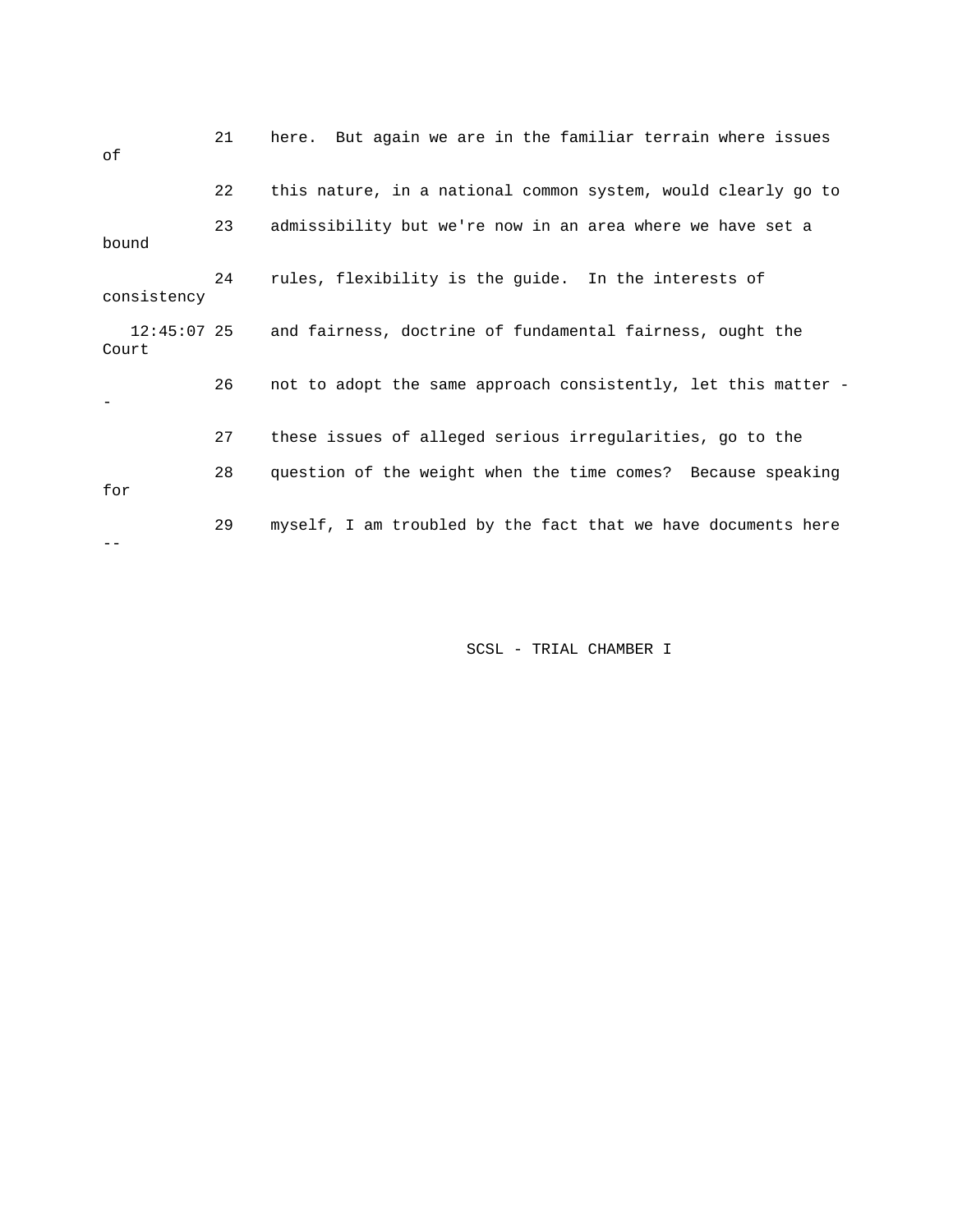21 here. But again we are in the familiar terrain where issues of

22 this nature, in a national common system, would clearly go to

23 admissibility but we're now in an area where we have set a bound

24 rules, flexibility is the guide. In the interests of consistency

12:45:07 25 and fairness, doctrine of fundamental fairness, ought the Court

26 not to adopt the same approach consistently, let this matter --

27 these issues of alleged serious irregularities, go to the

28 question of the weight when the time comes? Because speaking for

29 myself, I am troubled by the fact that we have documents here --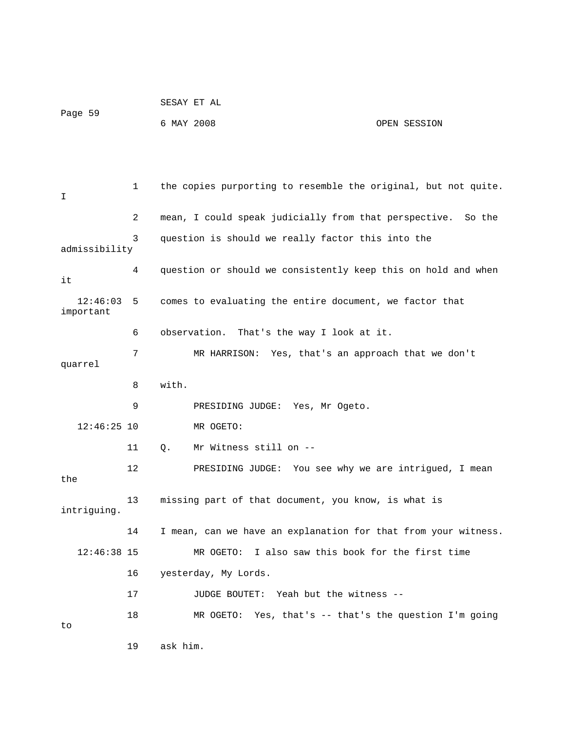1 the copies purporting to resemble the original, but not quite. I

2 mean, I could speak judicially from that perspective. So the

3 question is should we really factor this into the admissibility

4 question or should we consistently keep this on hold and when it

12:46:03 5 comes to evaluating the entire document, we factor that important

6 observation. That's the way I look at it.

7 MR HARRISON: Yes, that's an approach that we don't quarrel

8 with.

9 PRESIDING JUDGE: Yes, Mr Ogeto.

12:46:25 10 MR OGETO:

11 Q. Mr Witness still on --

12 PRESIDING JUDGE: You see why we are intrigued, I mean the

13 missing part of that document, you know, is what is intriguing.

14 I mean, can we have an explanation for that from your witness.

12:46:38 15 MR OGETO: I also saw this book for the first time

16 yesterday, My Lords.

17 JUDGE BOUTET: Yeah but the witness --

18 MR OGETO: Yes, that's -- that's the question I'm going to

19 ask him.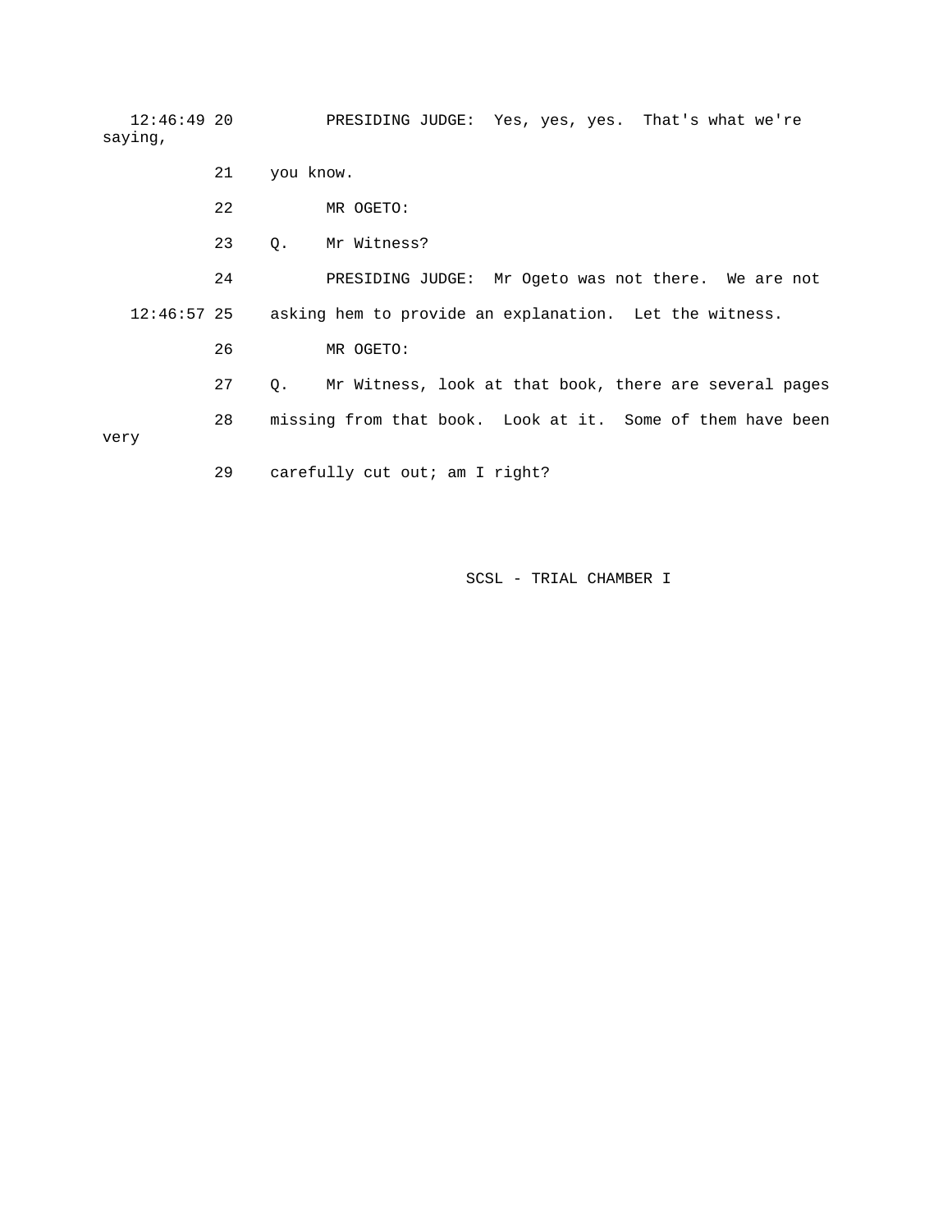12:46:49 20 PRESIDING JUDGE: Yes, yes, yes. That's what we're saying,

21 you know.

22 MR OGETO:

23 Q. Mr Witness?

24 PRESIDING JUDGE: Mr Ogeto was not there. We are not

12:46:57 25 asking hem to provide an explanation. Let the witness.

26 MR OGETO:

27 Q. Mr Witness, look at that book, there are several pages

28 missing from that book. Look at it. Some of them have been very

29 carefully cut out; am I right?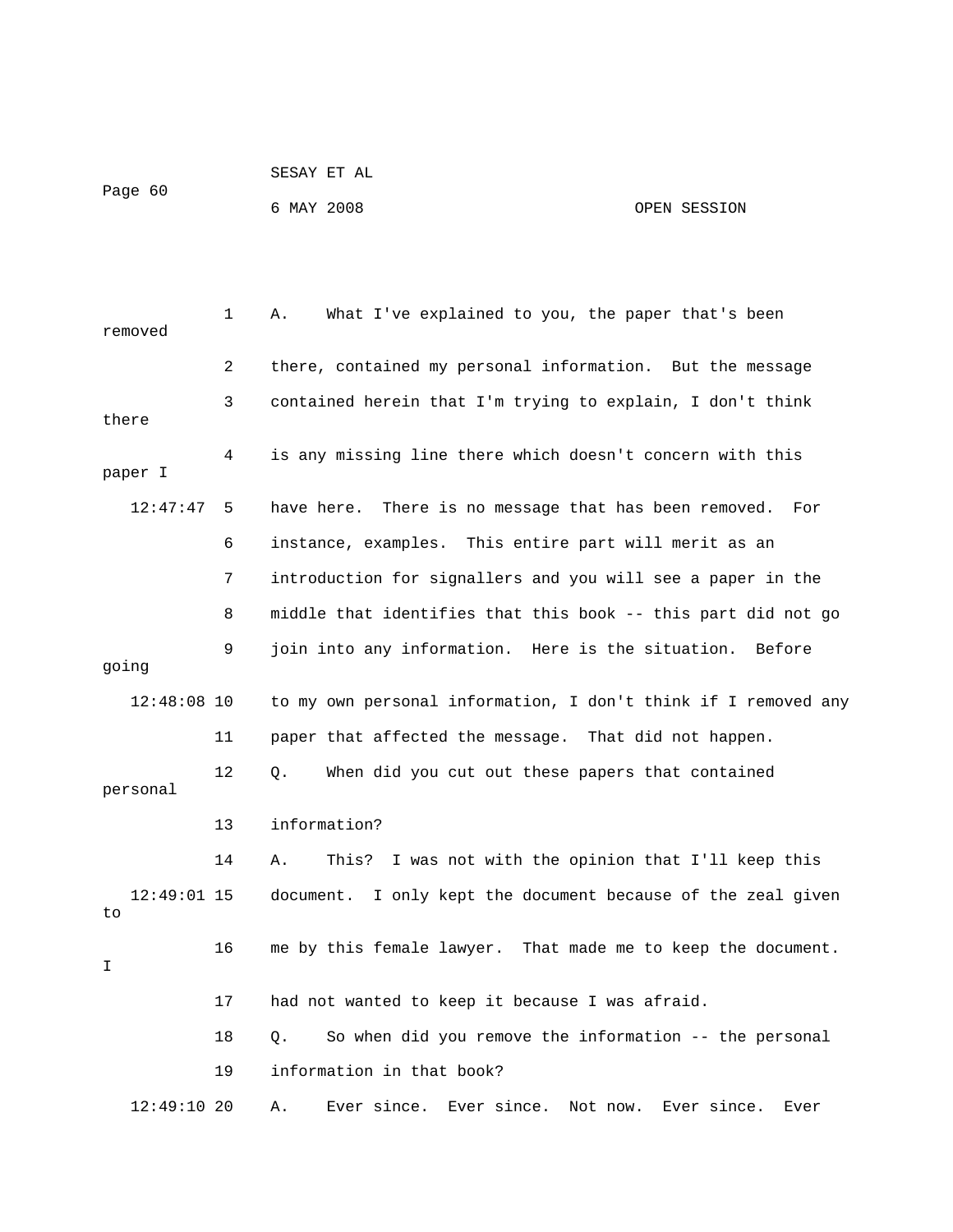1 A. What I've explained to you, the paper that's been removed

2 there, contained my personal information. But the message

3 contained herein that I'm trying to explain, I don't think there

4 is any missing line there which doesn't concern with this paper I

12:47:47 5 have here. There is no message that has been removed. For

6 instance, examples. This entire part will merit as an

7 introduction for signallers and you will see a paper in the

8 middle that identifies that this book -- this part did not go

9 join into any information. Here is the situation. Before going

12:48:08 10 to my own personal information, I don't think if I removed any

11 paper that affected the message. That did not happen.

12 Q. When did you cut out these papers that contained personal

13 information?

14 A. This? I was not with the opinion that I'll keep this

12:49:01 15 document. I only kept the document because of the zeal given to

16 me by this female lawyer. That made me to keep the document. I

17 had not wanted to keep it because I was afraid.

18 Q. So when did you remove the information -- the personal

19 information in that book?

12:49:10 20 A. Ever since. Ever since. Not now. Ever since. Ever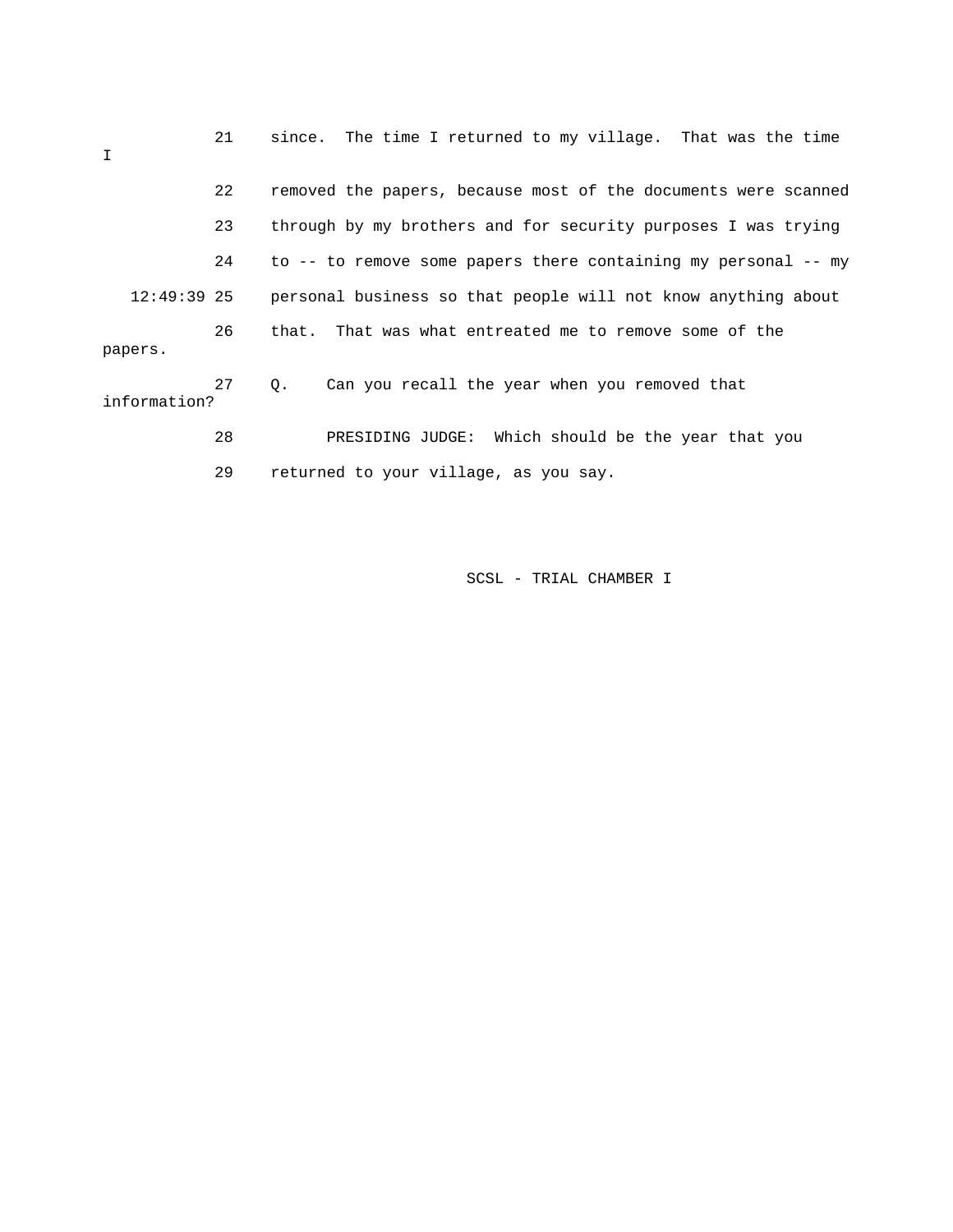21 since. The time I returned to my village. That was the time I

22 removed the papers, because most of the documents were scanned

23 through by my brothers and for security purposes I was trying

24 to -- to remove some papers there containing my personal -- my

12:49:39 25 personal business so that people will not know anything about

26 that. That was what entreated me to remove some of the papers.

27 Q. Can you recall the year when you removed that information?

28 PRESIDING JUDGE: Which should be the year that you

29 returned to your village, as you say.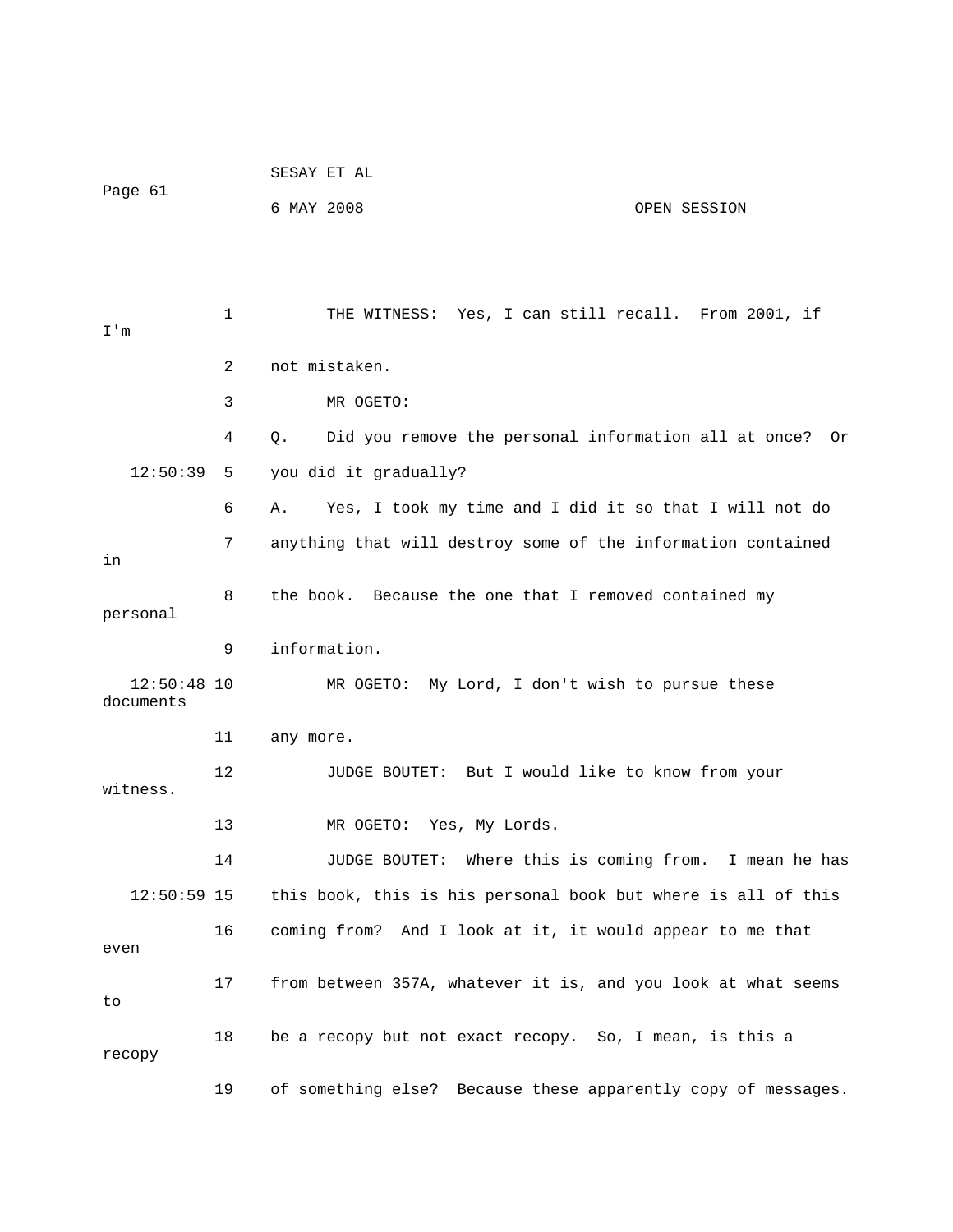THE WITNESS: Yes, I can still recall. From 2001, if I'm not mistaken.

MR OGETO:

Q. Did you remove the personal information all at once? Or you did it gradually?

A. Yes, I took my time and I did it so that I will not do anything that will destroy some of the information contained in the book. Because the one that I removed contained my personal information.

MR OGETO: My Lord, I don't wish to pursue these documents any more.

JUDGE BOUTET: But I would like to know from your witness.

MR OGETO: Yes, My Lords.

JUDGE BOUTET: Where this is coming from. I mean he has this book, this is his personal book but where is all of this coming from? And I look at it, it would appear to me that even from between 357A, whatever it is, and you look at what seems to be a recopy but not exact recopy. So, I mean, is this a recopy of something else? Because these apparently copy of messages.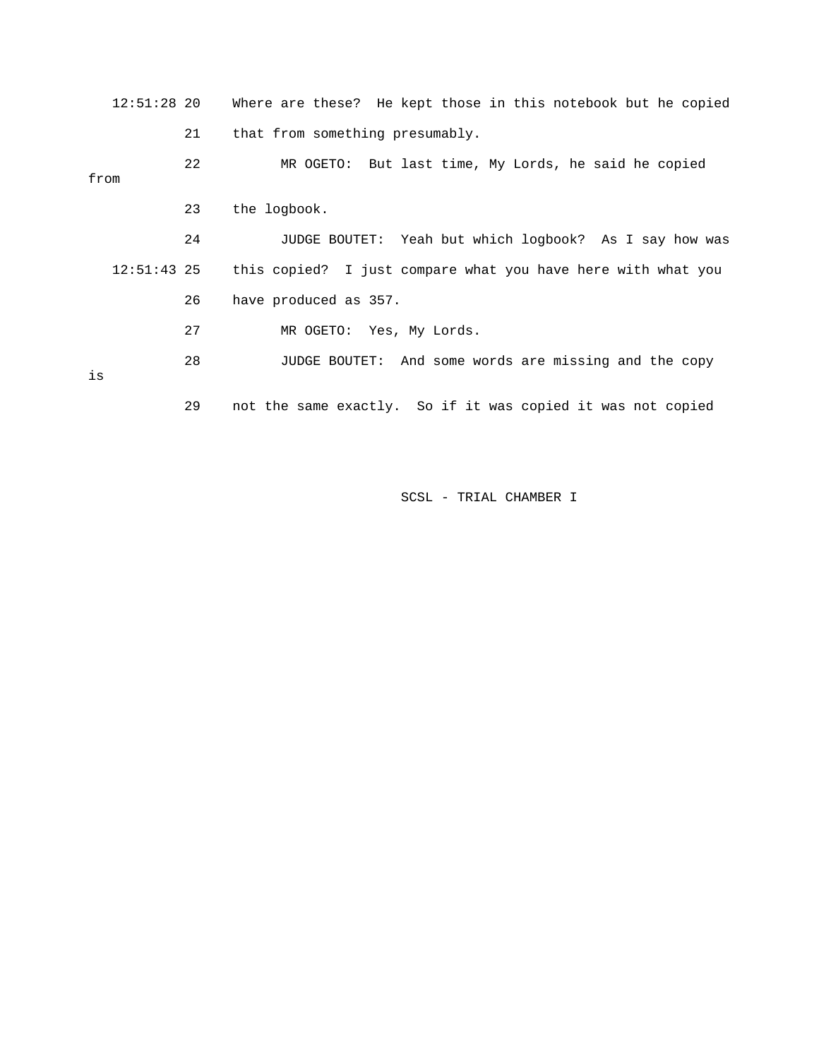12:51:28 20 Where are these? He kept those in this notebook but he copied

21 that from something presumably.

22 MR OGETO: But last time, My Lords, he said he copied from

23 the logbook.

24 JUDGE BOUTET: Yeah but which logbook? As I say how was

12:51:43 25 this copied? I just compare what you have here with what you

26 have produced as 357.

27 MR OGETO: Yes, My Lords.

28 JUDGE BOUTET: And some words are missing and the copy is

29 not the same exactly. So if it was copied it was not copied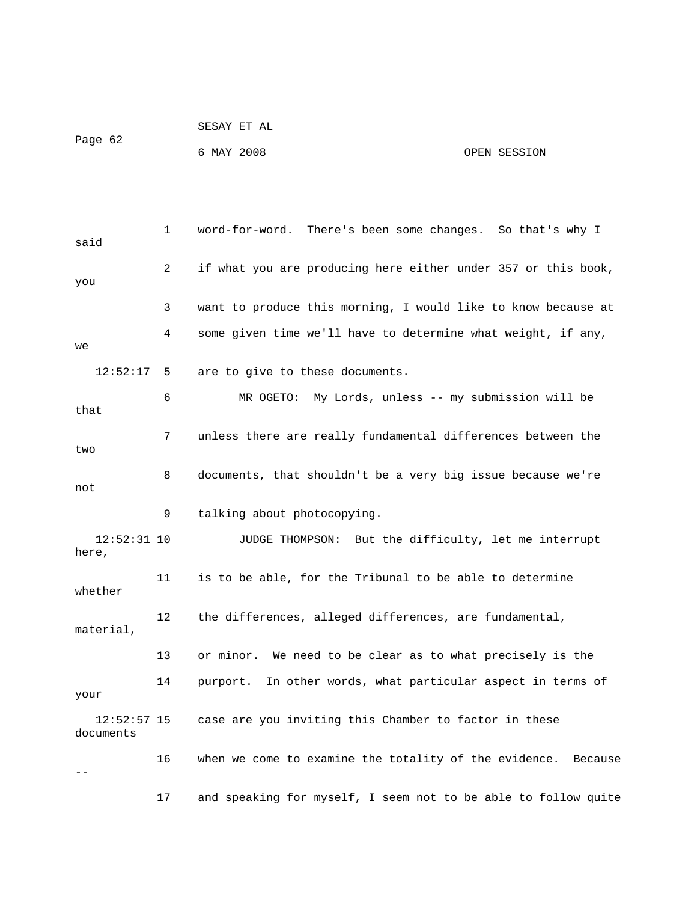1 word-for-word. There's been some changes. So that's why I said

2 if what you are producing here either under 357 or this book, you

3 want to produce this morning, I would like to know because at

4 some given time we'll have to determine what weight, if any, we

12:52:17 5 are to give to these documents.

6 MR OGETO: My Lords, unless -- my submission will be that

7 unless there are really fundamental differences between the two

8 documents, that shouldn't be a very big issue because we're not

9 talking about photocopying.

12:52:31 10 JUDGE THOMPSON: But the difficulty, let me interrupt here,

11 is to be able, for the Tribunal to be able to determine whether

12 the differences, alleged differences, are fundamental, material,

13 or minor. We need to be clear as to what precisely is the

14 purport. In other words, what particular aspect in terms of your

12:52:57 15 case are you inviting this Chamber to factor in these documents

16 when we come to examine the totality of the evidence. Because --

17 and speaking for myself, I seem not to be able to follow quite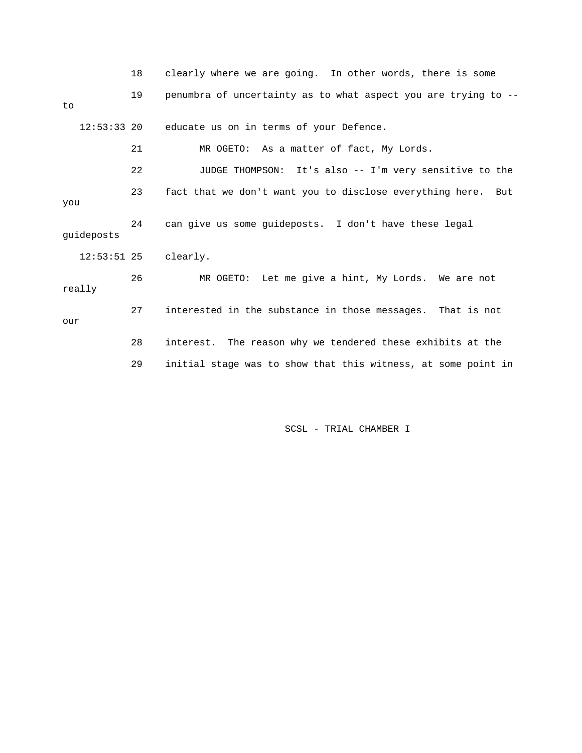18 clearly where we are going. In other words, there is some

19 penumbra of uncertainty as to what aspect you are trying to -- to

12:53:33 20 educate us on in terms of your Defence.

21 MR OGETO: As a matter of fact, My Lords.

22 JUDGE THOMPSON: It's also -- I'm very sensitive to the

23 fact that we don't want you to disclose everything here. But you

24 can give us some guideposts. I don't have these legal guideposts

12:53:51 25 clearly.

26 MR OGETO: Let me give a hint, My Lords. We are not really

27 interested in the substance in those messages. That is not our

28 interest. The reason why we tendered these exhibits at the

29 initial stage was to show that this witness, at some point in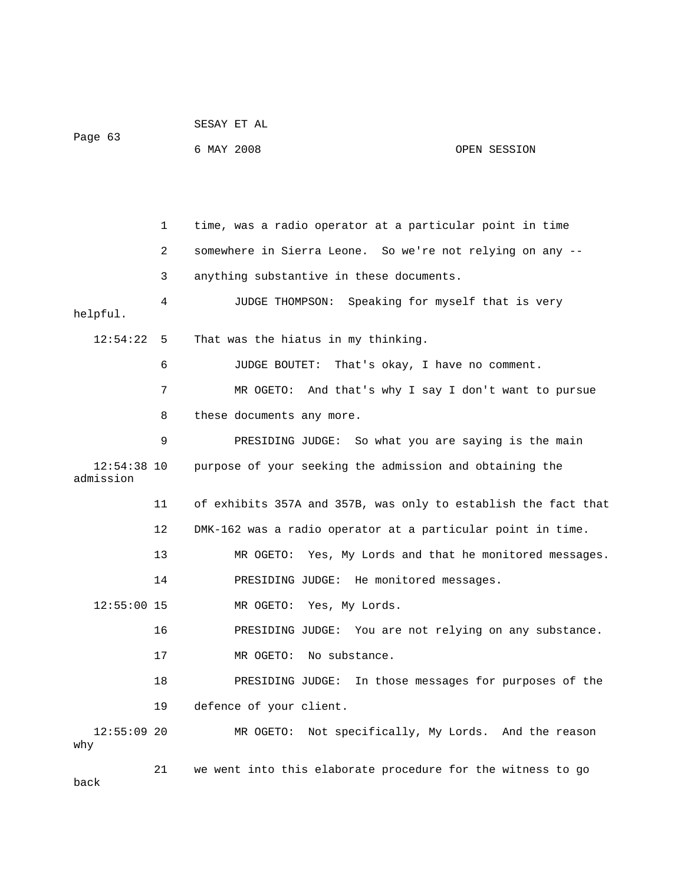1 time, was a radio operator at a particular point in time

2 somewhere in Sierra Leone. So we're not relying on any --

3 anything substantive in these documents.

4 JUDGE THOMPSON: Speaking for myself that is very helpful.

12:54:22 5 That was the hiatus in my thinking.

6 JUDGE BOUTET: That's okay, I have no comment.

7 MR OGETO: And that's why I say I don't want to pursue

8 these documents any more.

9 PRESIDING JUDGE: So what you are saying is the main

12:54:38 10 purpose of your seeking the admission and obtaining the admission

11 of exhibits 357A and 357B, was only to establish the fact that

12 DMK-162 was a radio operator at a particular point in time.

13 MR OGETO: Yes, My Lords and that he monitored messages.

14 PRESIDING JUDGE: He monitored messages.

12:55:00 15 MR OGETO: Yes, My Lords.

16 PRESIDING JUDGE: You are not relying on any substance.

17 MR OGETO: No substance.

18 PRESIDING JUDGE: In those messages for purposes of the

19 defence of your client.

12:55:09 20 MR OGETO: Not specifically, My Lords. And the reason why

21 we went into this elaborate procedure for the witness to go back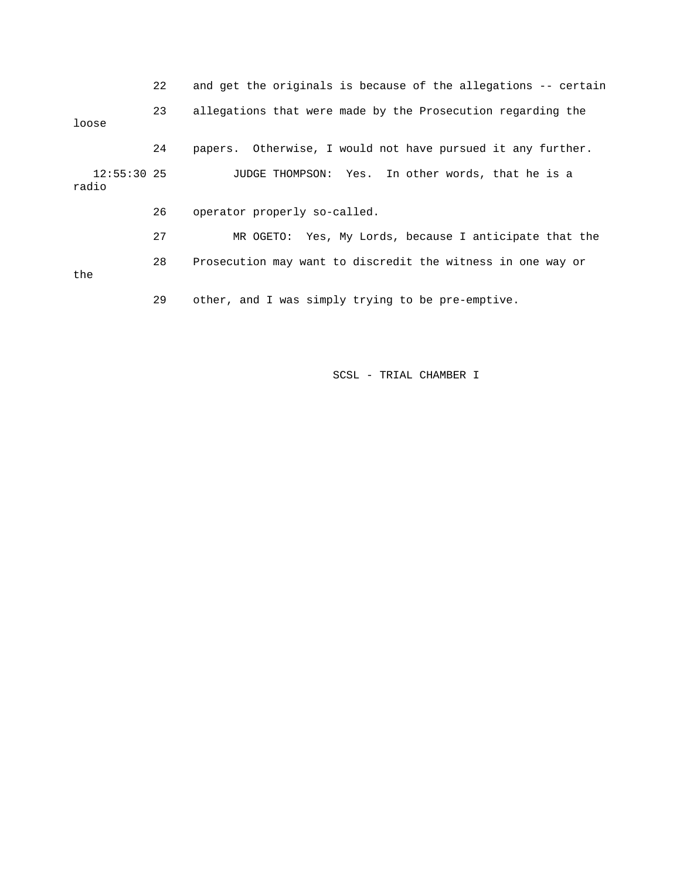22 and get the originals is because of the allegations -- certain

23 allegations that were made by the Prosecution regarding the loose

24 papers. Otherwise, I would not have pursued it any further.

12:55:30 25 JUDGE THOMPSON: Yes. In other words, that he is a radio

26 operator properly so-called.

27 MR OGETO: Yes, My Lords, because I anticipate that the

28 Prosecution may want to discredit the witness in one way or the

29 other, and I was simply trying to be pre-emptive.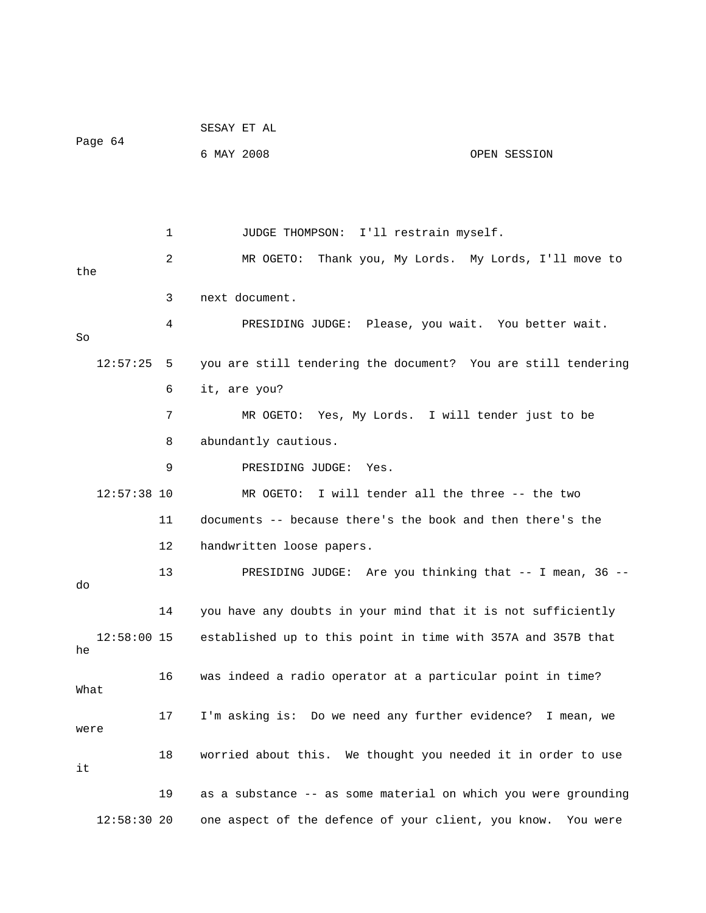1 JUDGE THOMPSON: I'll restrain myself.

2 MR OGETO: Thank you, My Lords. My Lords, I'll move to the

3 next document.

4 PRESIDING JUDGE: Please, you wait. You better wait. So

12:57:25 5 you are still tendering the document? You are still tendering

6 it, are you?

7 MR OGETO: Yes, My Lords. I will tender just to be

8 abundantly cautious.

9 PRESIDING JUDGE: Yes.

12:57:38 10 MR OGETO: I will tender all the three -- the two

11 documents -- because there's the book and then there's the

12 handwritten loose papers.

13 PRESIDING JUDGE: Are you thinking that -- I mean, 36 -- do

14 you have any doubts in your mind that it is not sufficiently

12:58:00 15 established up to this point in time with 357A and 357B that he

16 was indeed a radio operator at a particular point in time? What

17 I'm asking is: Do we need any further evidence? I mean, we were

18 worried about this. We thought you needed it in order to use it

19 as a substance -- as some material on which you were grounding

12:58:30 20 one aspect of the defence of your client, you know. You were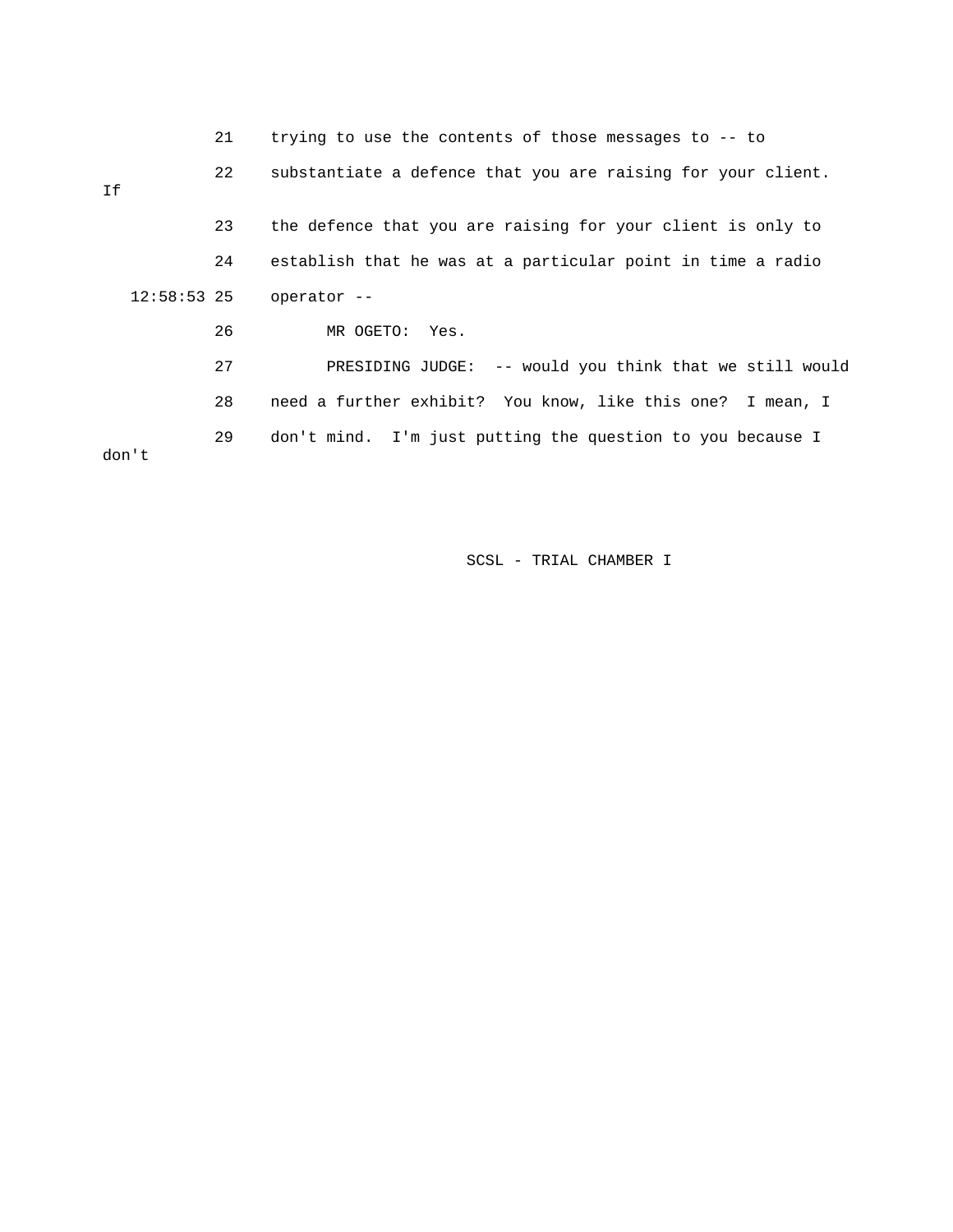21 trying to use the contents of those messages to -- to

22 substantiate a defence that you are raising for your client. If

23 the defence that you are raising for your client is only to

24 establish that he was at a particular point in time a radio

12:58:53 25 operator --

26 MR OGETO: Yes.

27 PRESIDING JUDGE: -- would you think that we still would

28 need a further exhibit? You know, like this one? I mean, I

29 don't mind. I'm just putting the question to you because I don't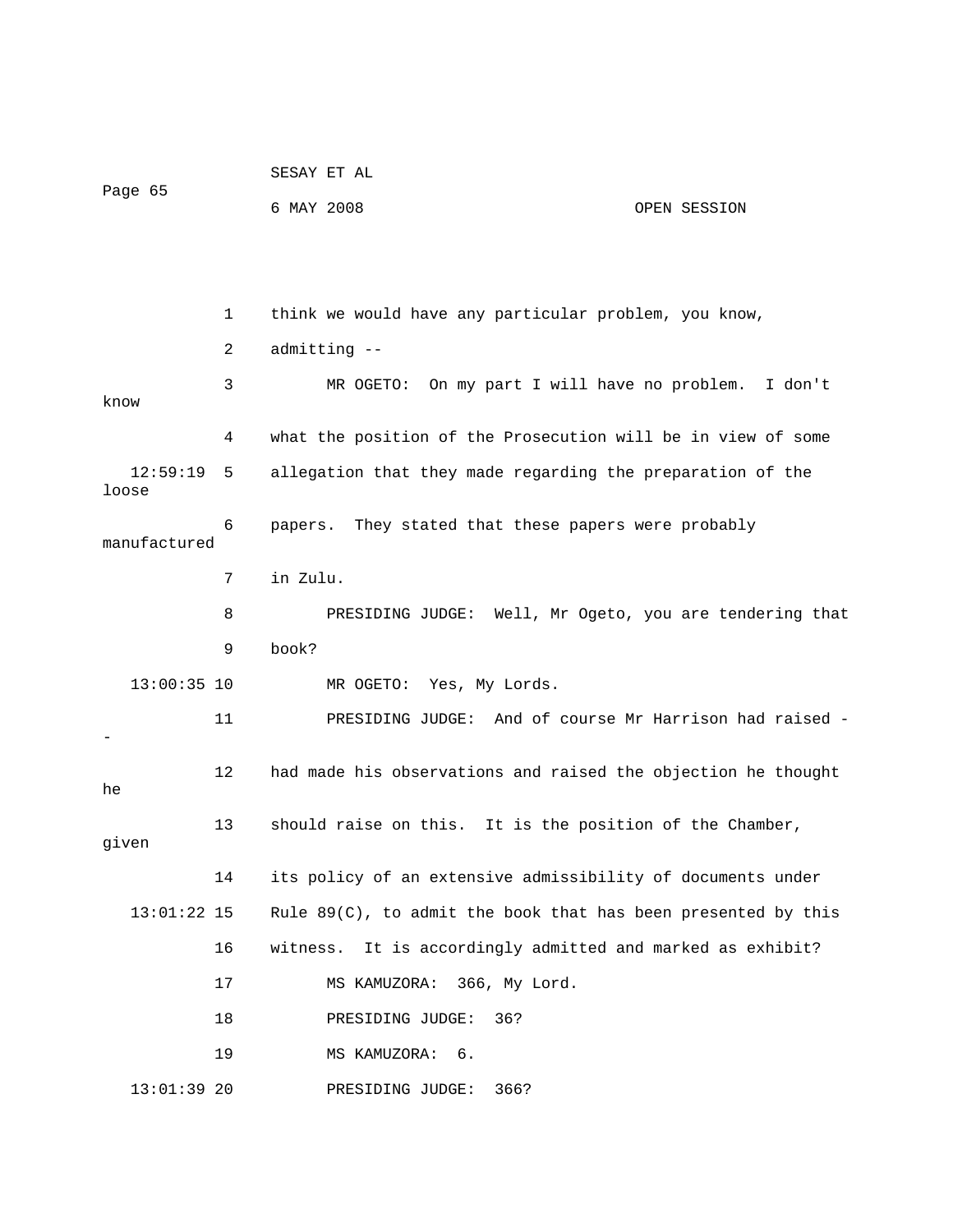1 think we would have any particular problem, you know,

2 admitting --

3 MR OGETO: On my part I will have no problem. I don't know

4 what the position of the Prosecution will be in view of some

12:59:19 5 allegation that they made regarding the preparation of the loose

6 papers. They stated that these papers were probably manufactured

7 in Zulu.

8 PRESIDING JUDGE: Well, Mr Ogeto, you are tendering that

9 book?

13:00:35 10 MR OGETO: Yes, My Lords.

11 PRESIDING JUDGE: And of course Mr Harrison had raised --

12 had made his observations and raised the objection he thought he

13 should raise on this. It is the position of the Chamber, given

14 its policy of an extensive admissibility of documents under

13:01:22 15 Rule 89(C), to admit the book that has been presented by this

16 witness. It is accordingly admitted and marked as exhibit?

17 MS KAMUZORA: 366, My Lord.

18 PRESIDING JUDGE: 36?

19 MS KAMUZORA: 6.

13:01:39 20 PRESIDING JUDGE: 366?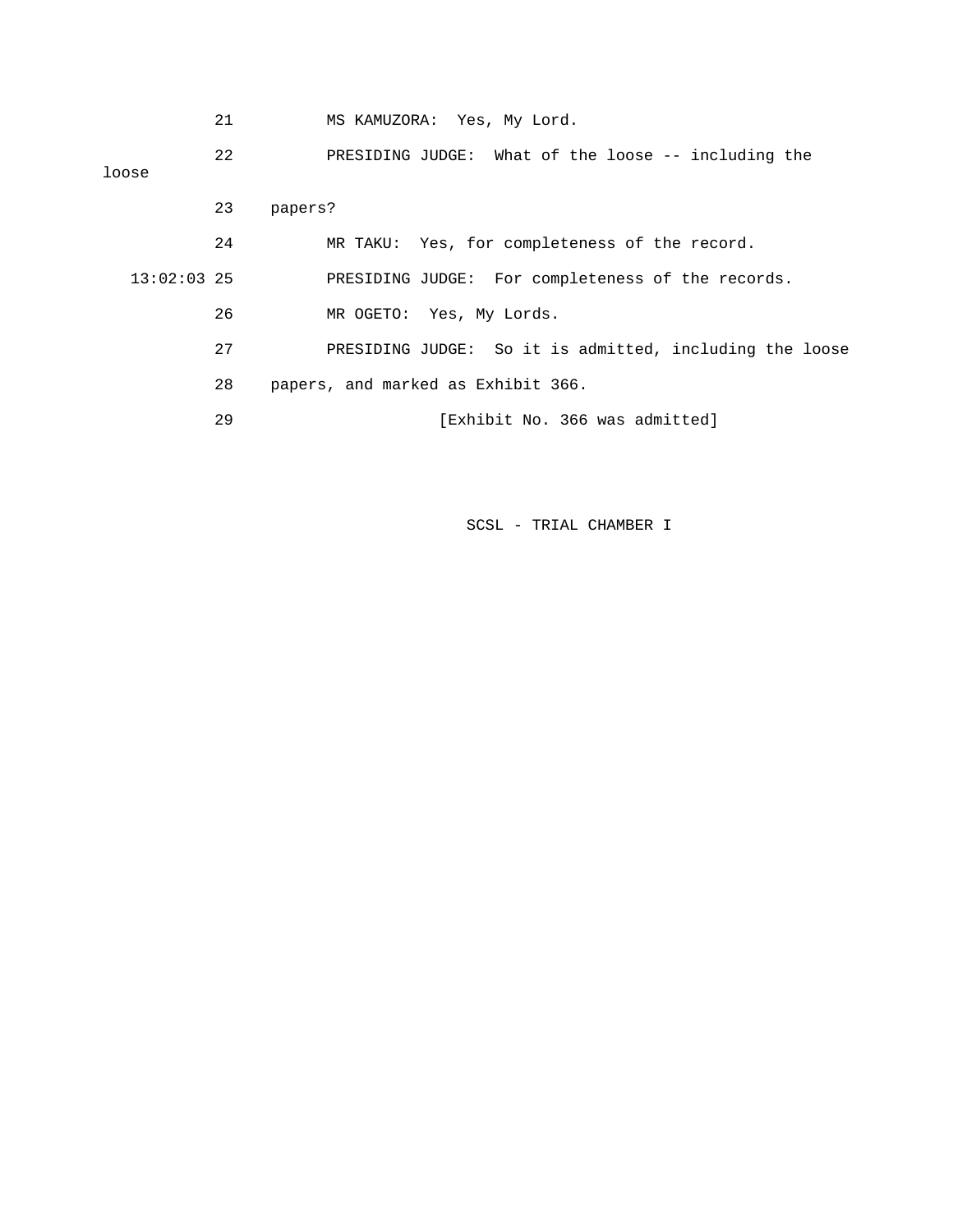21 MS KAMUZORA: Yes, My Lord.

22 PRESIDING JUDGE: What of the loose -- including the loose

23 papers?

24 MR TAKU: Yes, for completeness of the record.

13:02:03 25 PRESIDING JUDGE: For completeness of the records.

26 MR OGETO: Yes, My Lords.

27 PRESIDING JUDGE: So it is admitted, including the loose

28 papers, and marked as Exhibit 366.

29 [Exhibit No. 366 was admitted]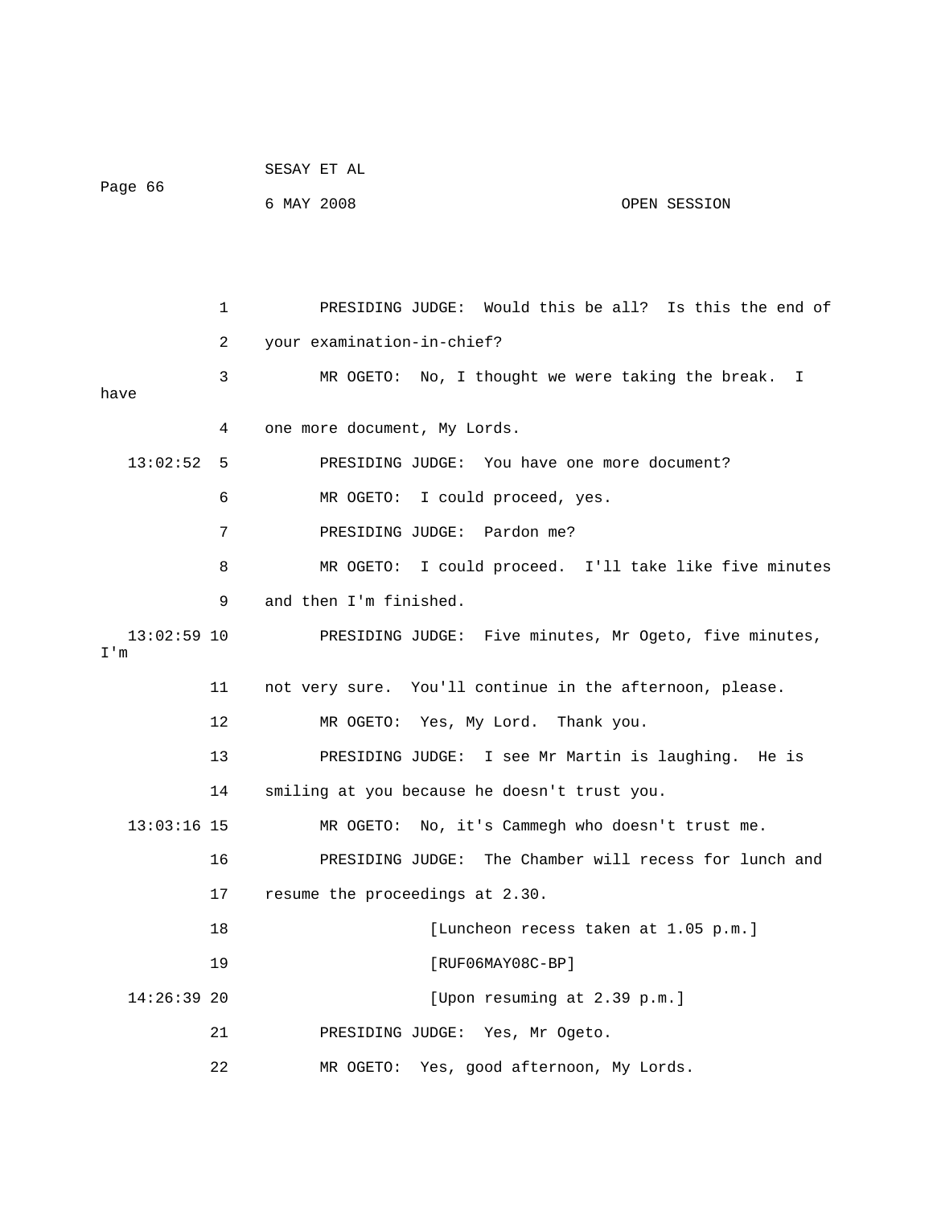PRESIDING JUDGE: Would this be all? Is this the end of your examination-in-chief?

MR OGETO: No, I thought we were taking the break. I have one more document, My Lords.

13:02:52 PRESIDING JUDGE: You have one more document?

MR OGETO: I could proceed, yes.

PRESIDING JUDGE: Pardon me?

MR OGETO: I could proceed. I'll take like five minutes and then I'm finished.

13:02:59 PRESIDING JUDGE: Five minutes, Mr Ogeto, five minutes, I'm not very sure. You'll continue in the afternoon, please.

MR OGETO: Yes, My Lord. Thank you.

PRESIDING JUDGE: I see Mr Martin is laughing. He is smiling at you because he doesn't trust you.

13:03:16 MR OGETO: No, it's Cammegh who doesn't trust me.

PRESIDING JUDGE: The Chamber will recess for lunch and resume the proceedings at 2.30.

[Luncheon recess taken at 1.05 p.m.]

[RUF06MAY08C-BP]

14:26:39 [Upon resuming at 2.39 p.m.]

PRESIDING JUDGE: Yes, Mr Ogeto.

MR OGETO: Yes, good afternoon, My Lords.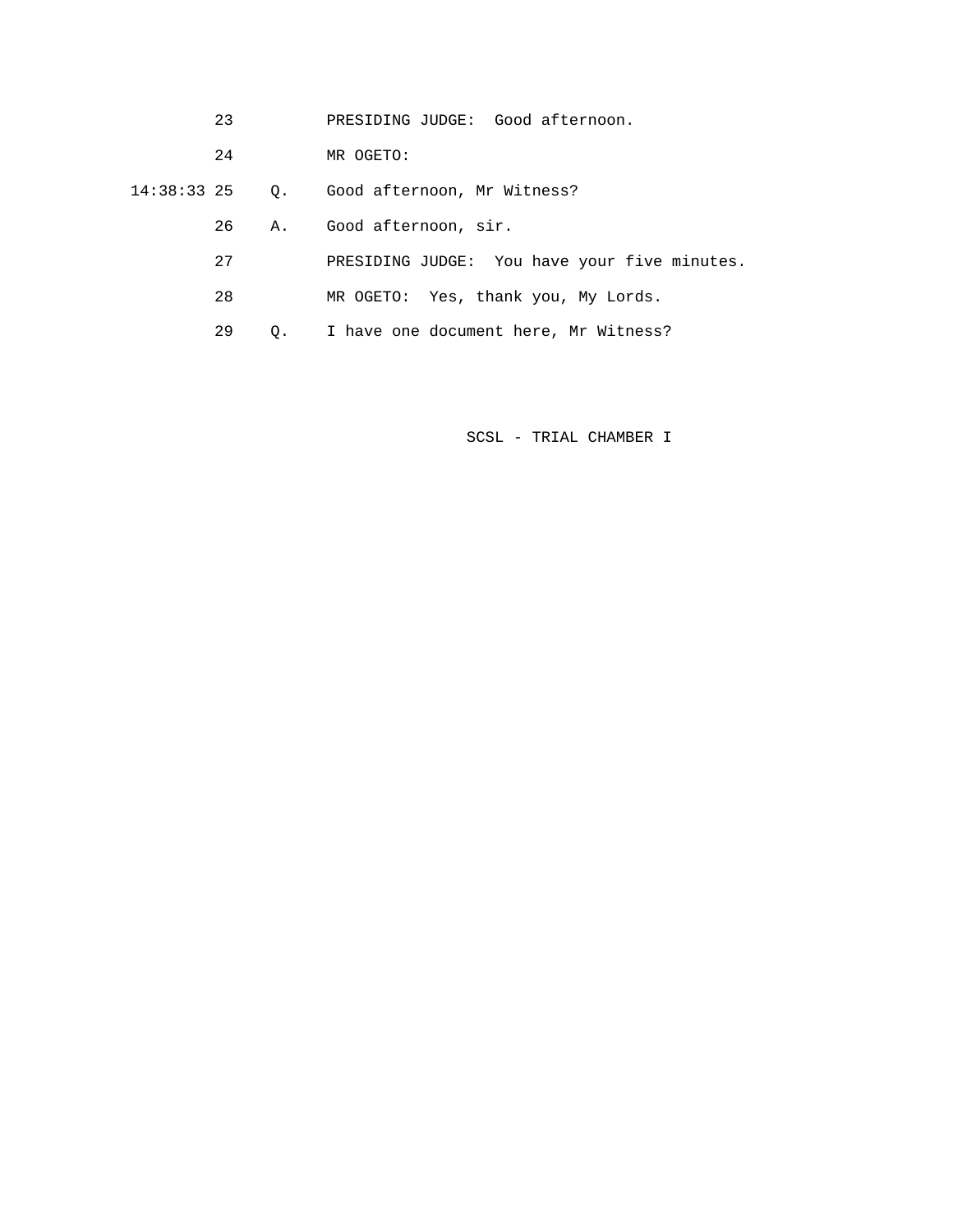23 PRESIDING JUDGE: Good afternoon.

24 MR OGETO:

14:38:33 25 Q. Good afternoon, Mr Witness?

26 A. Good afternoon, sir.

27 PRESIDING JUDGE: You have your five minutes.

28 MR OGETO: Yes, thank you, My Lords.

29 Q. I have one document here, Mr Witness?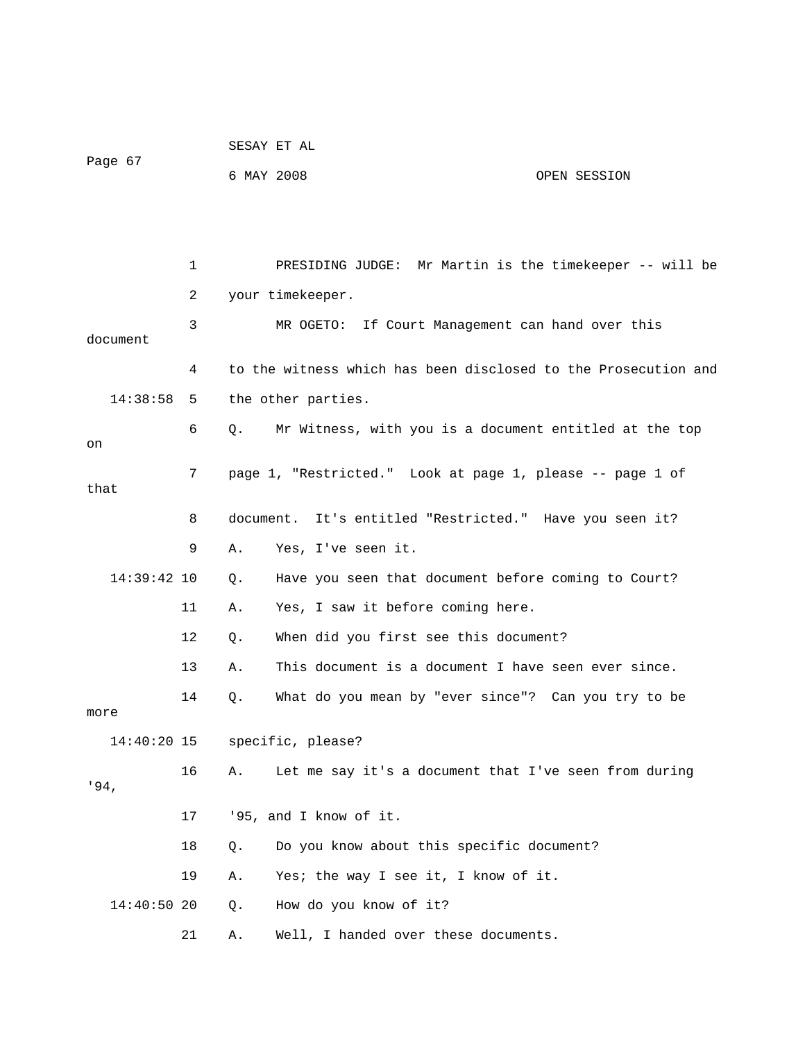PRESIDING JUDGE: Mr Martin is the timekeeper -- will be your timekeeper.

MR OGETO: If Court Management can hand over this document to the witness which has been disclosed to the Prosecution and the other parties.

Q. Mr Witness, with you is a document entitled at the top on page 1, "Restricted." Look at page 1, please -- page 1 of that document. It's entitled "Restricted." Have you seen it?

A. Yes, I've seen it.

Q. Have you seen that document before coming to Court?

A. Yes, I saw it before coming here.

Q. When did you first see this document?

A. This document is a document I have seen ever since.

Q. What do you mean by "ever since"? Can you try to be more specific, please?

A. Let me say it's a document that I've seen from during '94, '95, and I know of it.

Q. Do you know about this specific document?

A. Yes; the way I see it, I know of it.

Q. How do you know of it?

A. Well, I handed over these documents.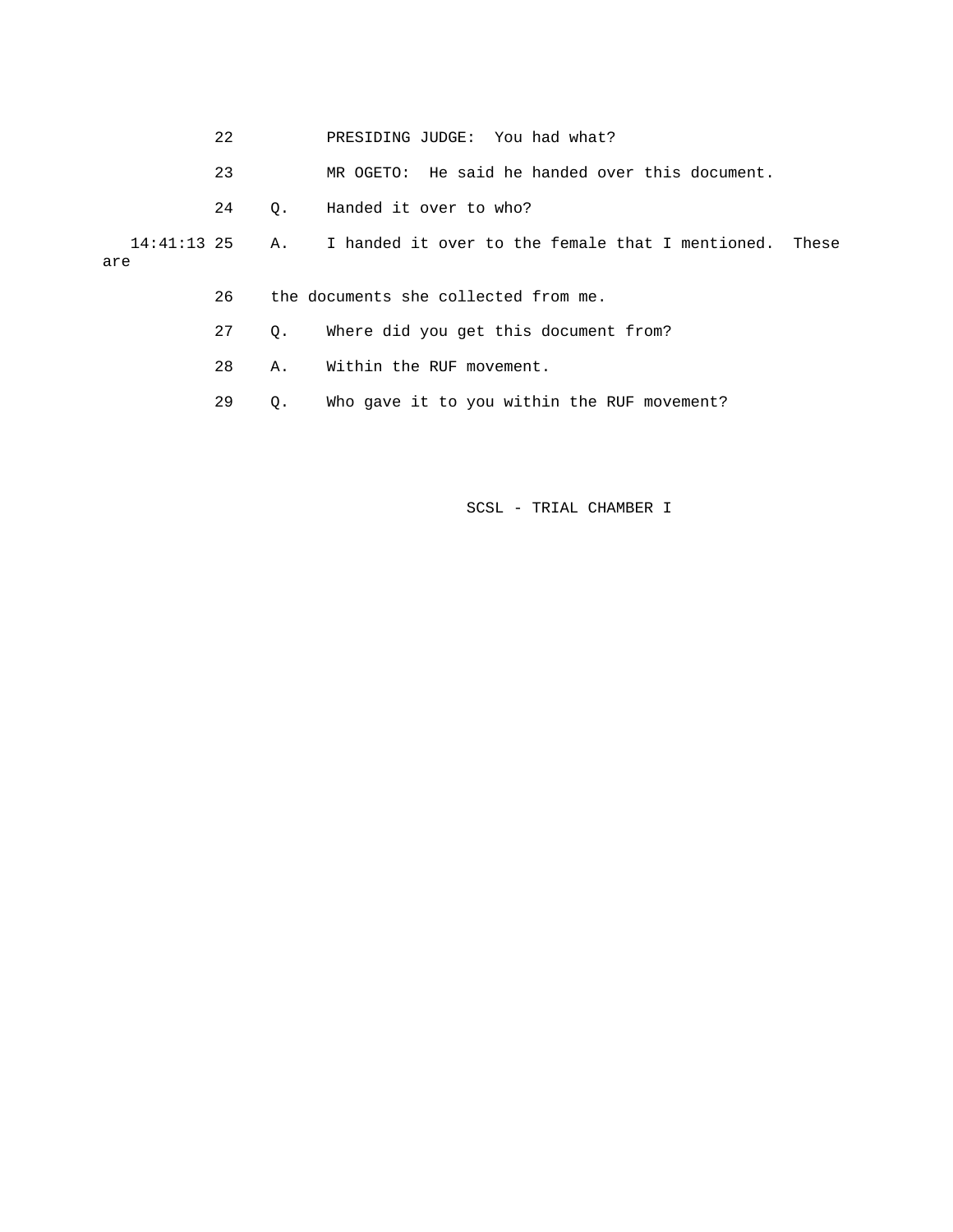22 PRESIDING JUDGE: You had what?

23 MR OGETO: He said he handed over this document.

24 Q. Handed it over to who?

14:41:13 25 A. I handed it over to the female that I mentioned. These are

26 the documents she collected from me.

27 Q. Where did you get this document from?

28 A. Within the RUF movement.

29 Q. Who gave it to you within the RUF movement?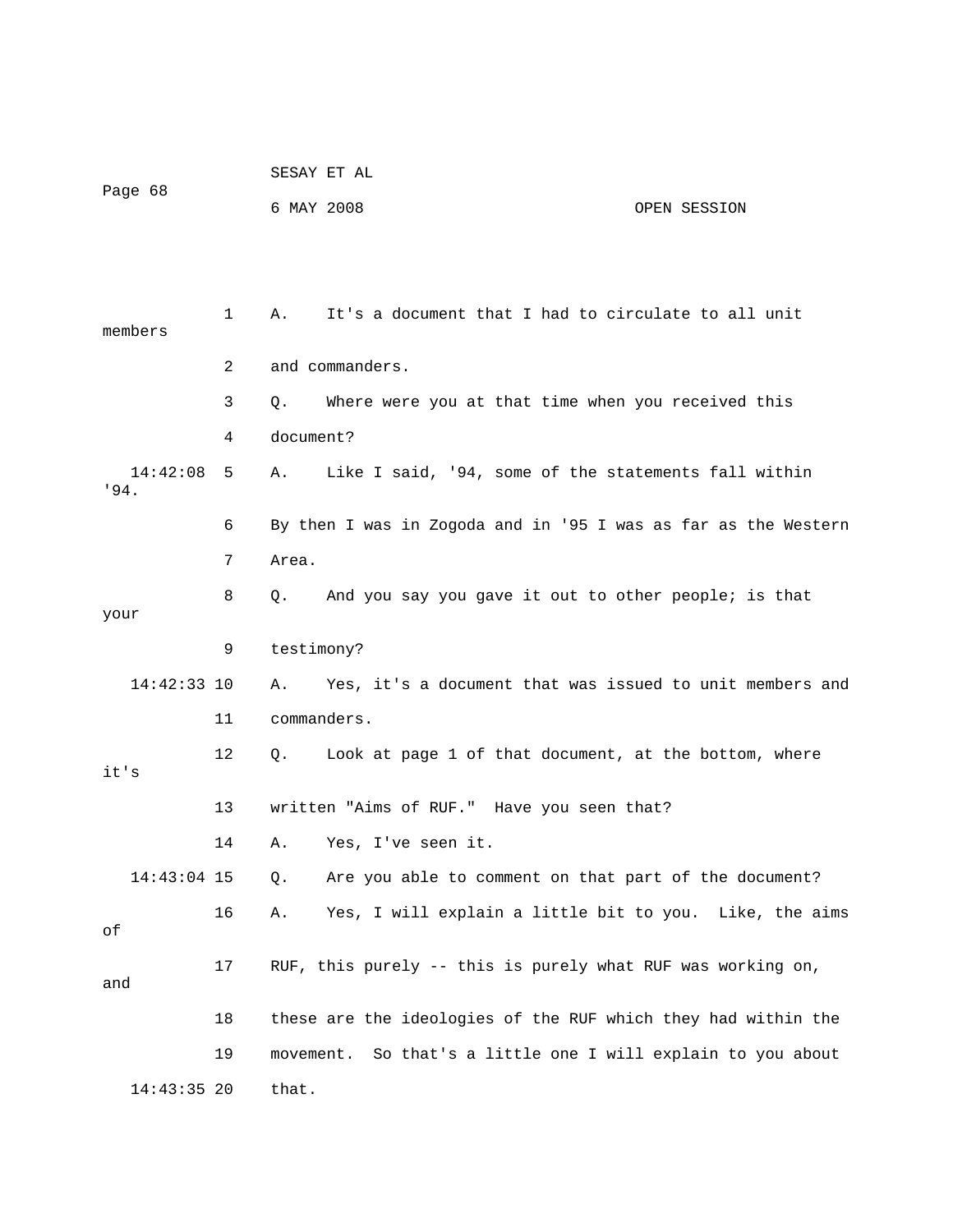A. It's a document that I had to circulate to all unit members and commanders.

Q. Where were you at that time when you received this document?

A. Like I said, '94, some of the statements fall within '94. By then I was in Zogoda and in '95 I was as far as the Western Area.

Q. And you say you gave it out to other people; is that your testimony?

A. Yes, it's a document that was issued to unit members and commanders.

Q. Look at page 1 of that document, at the bottom, where it's written "Aims of RUF." Have you seen that?

A. Yes, I've seen it.

Q. Are you able to comment on that part of the document?

A. Yes, I will explain a little bit to you. Like, the aims of RUF, this purely -- this is purely what RUF was working on, and these are the ideologies of the RUF which they had within the movement. So that's a little one I will explain to you about that.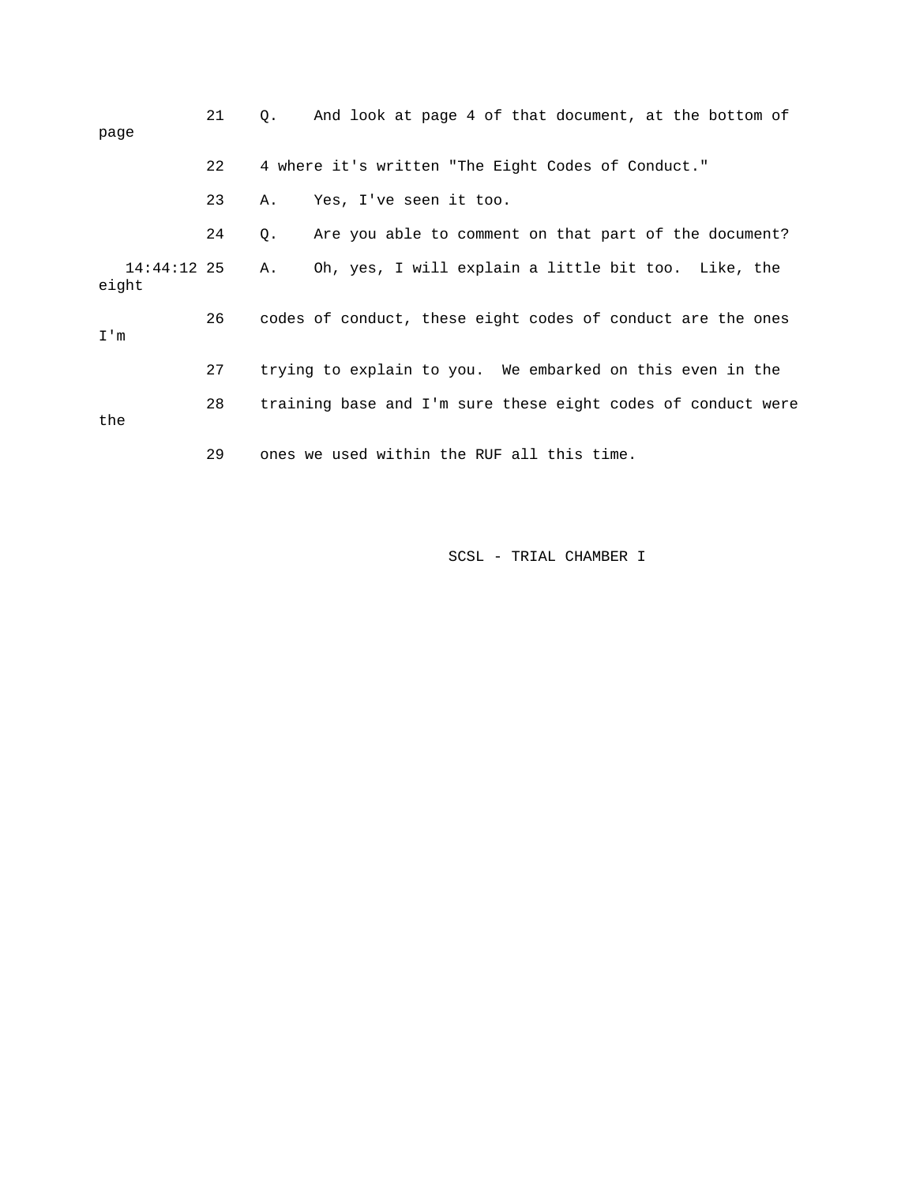21 Q. And look at page 4 of that document, at the bottom of page

22 4 where it's written "The Eight Codes of Conduct."

23 A. Yes, I've seen it too.

24 Q. Are you able to comment on that part of the document?

14:44:12 25 A. Oh, yes, I will explain a little bit too. Like, the eight

26 codes of conduct, these eight codes of conduct are the ones I'm

27 trying to explain to you. We embarked on this even in the

28 training base and I'm sure these eight codes of conduct were the

29 ones we used within the RUF all this time.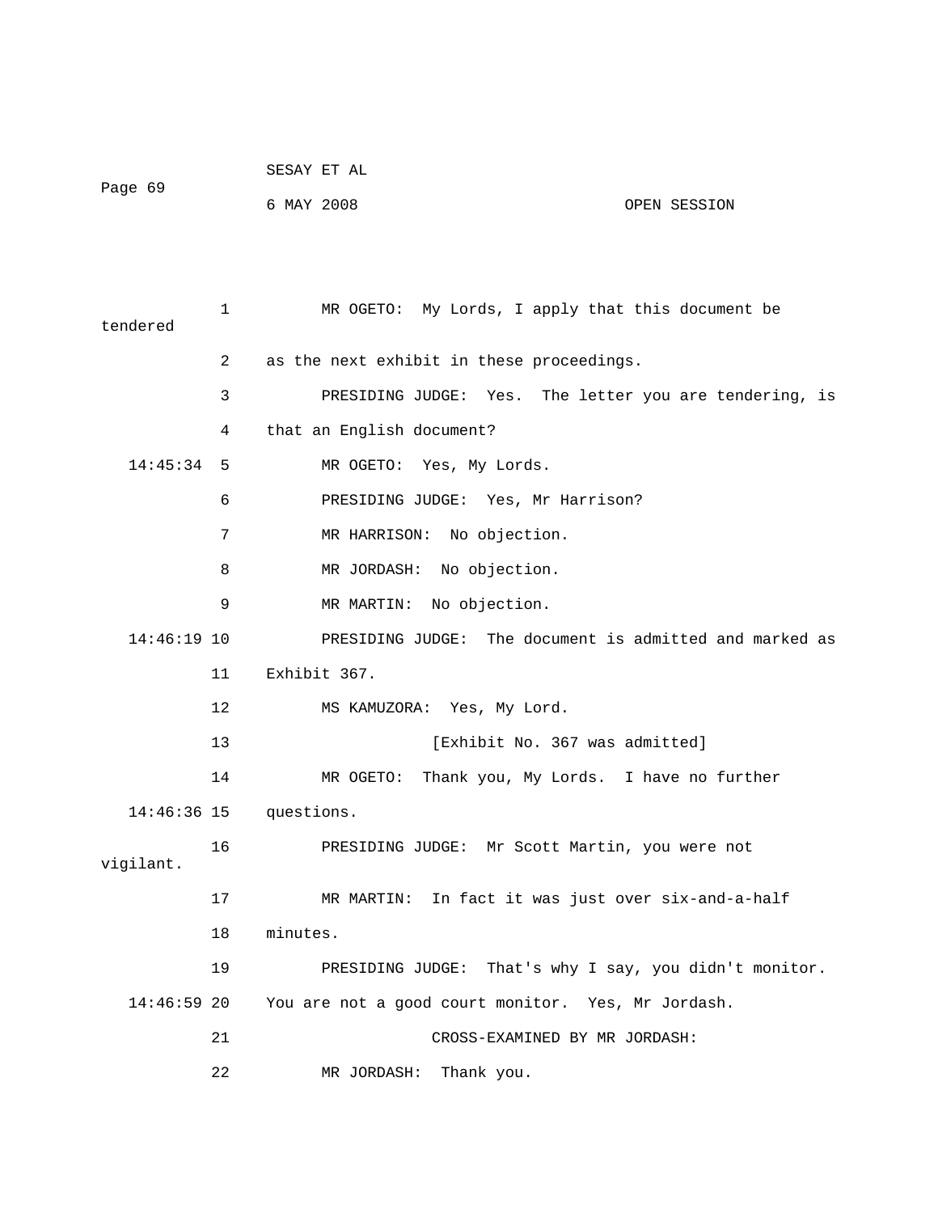1 MR OGETO: My Lords, I apply that this document be tendered

2 as the next exhibit in these proceedings.

3 PRESIDING JUDGE: Yes. The letter you are tendering, is

4 that an English document?

14:45:34 5 MR OGETO: Yes, My Lords.

6 PRESIDING JUDGE: Yes, Mr Harrison?

7 MR HARRISON: No objection.

8 MR JORDASH: No objection.

9 MR MARTIN: No objection.

14:46:19 10 PRESIDING JUDGE: The document is admitted and marked as

11 Exhibit 367.

12 MS KAMUZORA: Yes, My Lord.

13 [Exhibit No. 367 was admitted]

14 MR OGETO: Thank you, My Lords. I have no further

14:46:36 15 questions.

16 PRESIDING JUDGE: Mr Scott Martin, you were not vigilant.

17 MR MARTIN: In fact it was just over six-and-a-half

18 minutes.

19 PRESIDING JUDGE: That's why I say, you didn't monitor.

14:46:59 20 You are not a good court monitor. Yes, Mr Jordash.

21 CROSS-EXAMINED BY MR JORDASH:

22 MR JORDASH: Thank you.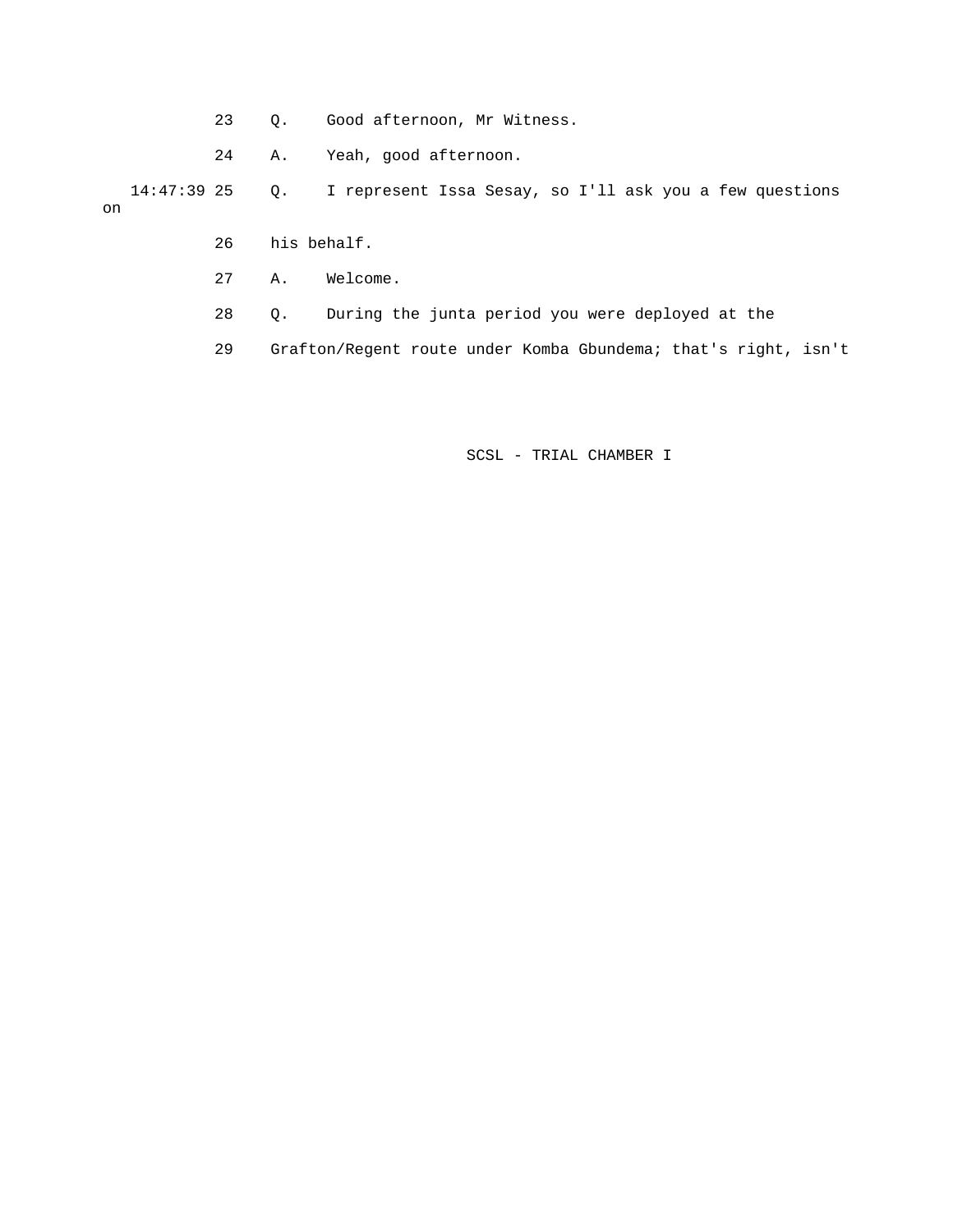23 Q. Good afternoon, Mr Witness.

24 A. Yeah, good afternoon.

14:47:39 25 Q. I represent Issa Sesay, so I'll ask you a few questions on

26 his behalf.

27 A. Welcome.

28 Q. During the junta period you were deployed at the

29 Grafton/Regent route under Komba Gbundema; that's right, isn't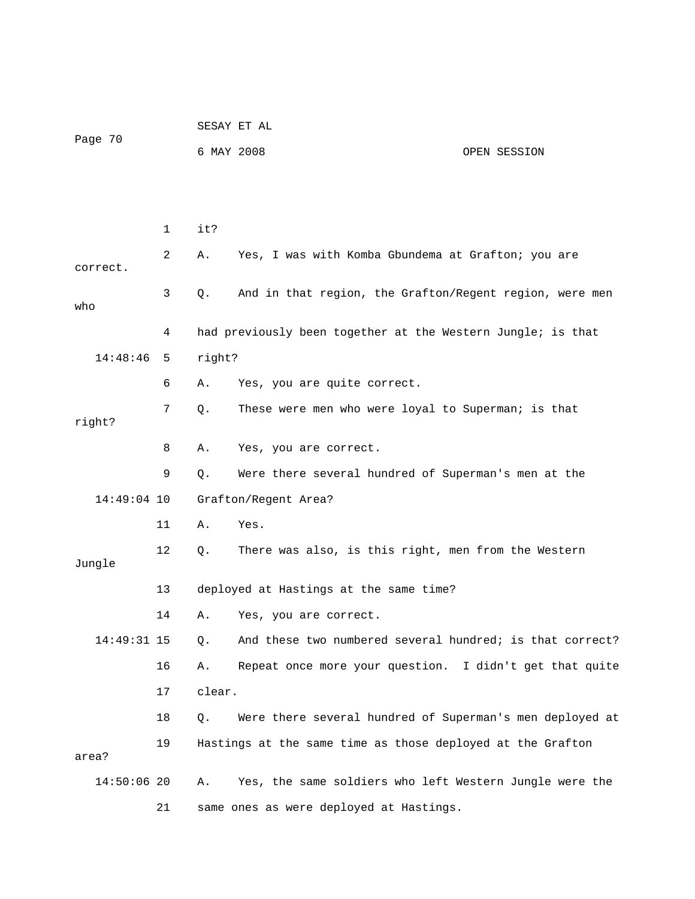1 it?

2 A. Yes, I was with Komba Gbundema at Grafton; you are correct.

3 Q. And in that region, the Grafton/Regent region, were men who

4 had previously been together at the Western Jungle; is that

14:48:46 5 right?

6 A. Yes, you are quite correct.

7 Q. These were men who were loyal to Superman; is that right?

8 A. Yes, you are correct.

9 Q. Were there several hundred of Superman's men at the

14:49:04 10 Grafton/Regent Area?

11 A. Yes.

12 Q. There was also, is this right, men from the Western Jungle

13 deployed at Hastings at the same time?

14 A. Yes, you are correct.

14:49:31 15 Q. And these two numbered several hundred; is that correct?

16 A. Repeat once more your question. I didn't get that quite

17 clear.

18 Q. Were there several hundred of Superman's men deployed at

19 Hastings at the same time as those deployed at the Grafton area?

14:50:06 20 A. Yes, the same soldiers who left Western Jungle were the

21 same ones as were deployed at Hastings.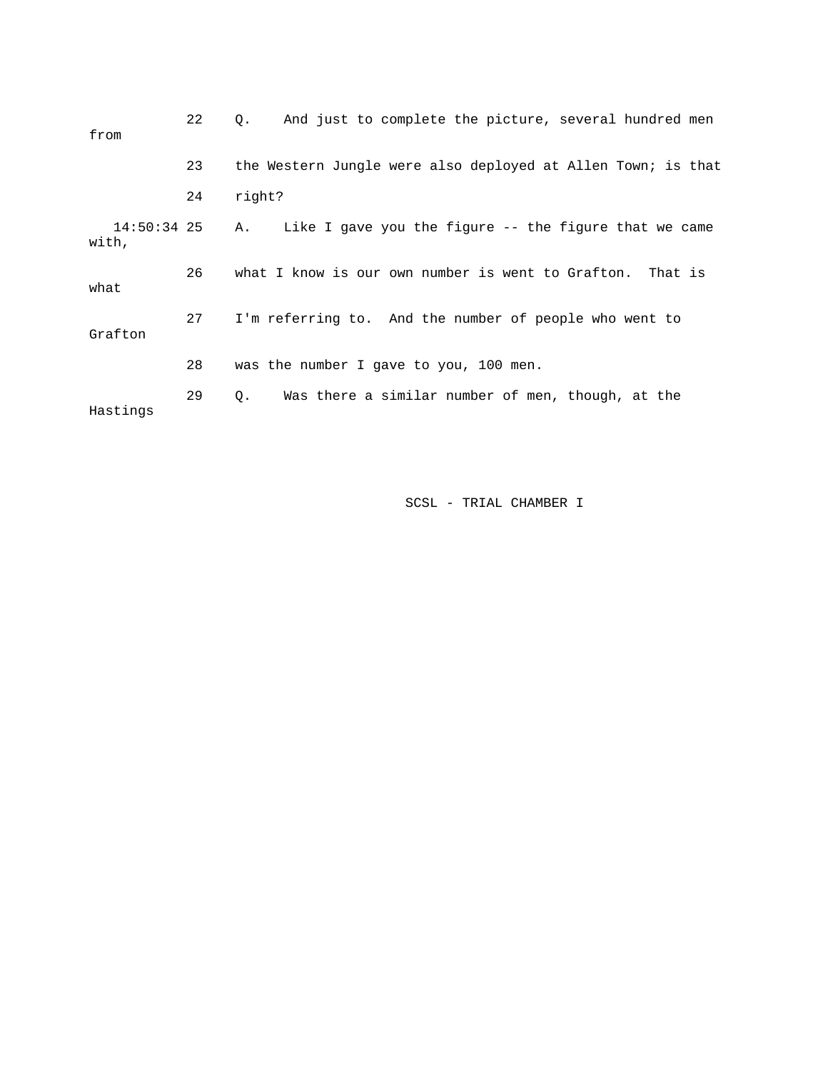22 Q. And just to complete the picture, several hundred men from

23 the Western Jungle were also deployed at Allen Town; is that

24 right?

14:50:34 25 A. Like I gave you the figure -- the figure that we came with,

26 what I know is our own number is went to Grafton. That is what

27 I'm referring to. And the number of people who went to Grafton

28 was the number I gave to you, 100 men.

29 Q. Was there a similar number of men, though, at the Hastings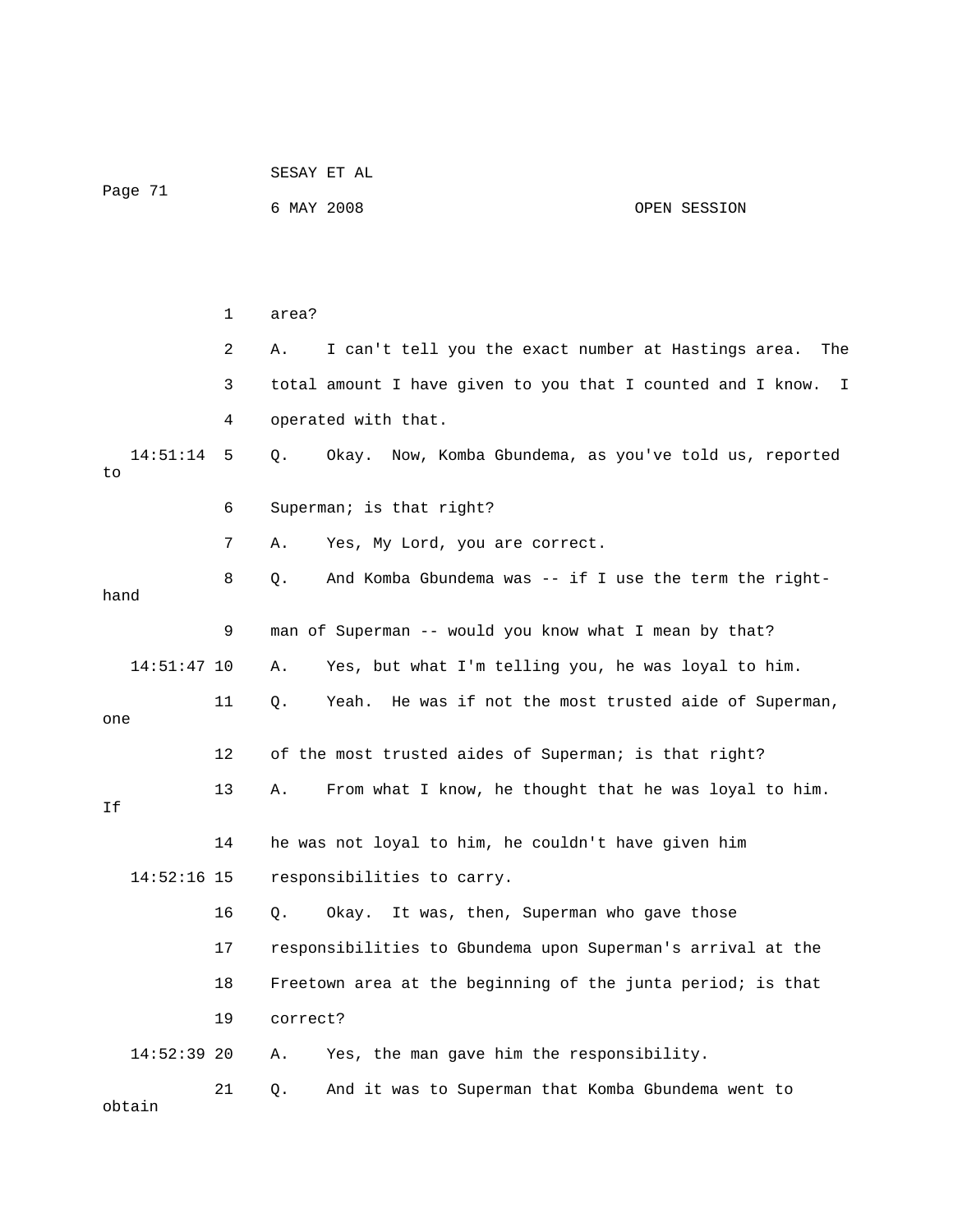area?

A. I can't tell you the exact number at Hastings area. The total amount I have given to you that I counted and I know. I operated with that.

Q. Okay. Now, Komba Gbundema, as you've told us, reported to Superman; is that right?

A. Yes, My Lord, you are correct.

Q. And Komba Gbundema was -- if I use the term the right-hand man of Superman -- would you know what I mean by that?

A. Yes, but what I'm telling you, he was loyal to him.

Q. Yeah. He was if not the most trusted aide of Superman, one of the most trusted aides of Superman; is that right?

A. From what I know, he thought that he was loyal to him. If he was not loyal to him, he couldn't have given him responsibilities to carry.

Q. Okay. It was, then, Superman who gave those responsibilities to Gbundema upon Superman's arrival at the Freetown area at the beginning of the junta period; is that correct?

A. Yes, the man gave him the responsibility.

Q. And it was to Superman that Komba Gbundema went to obtain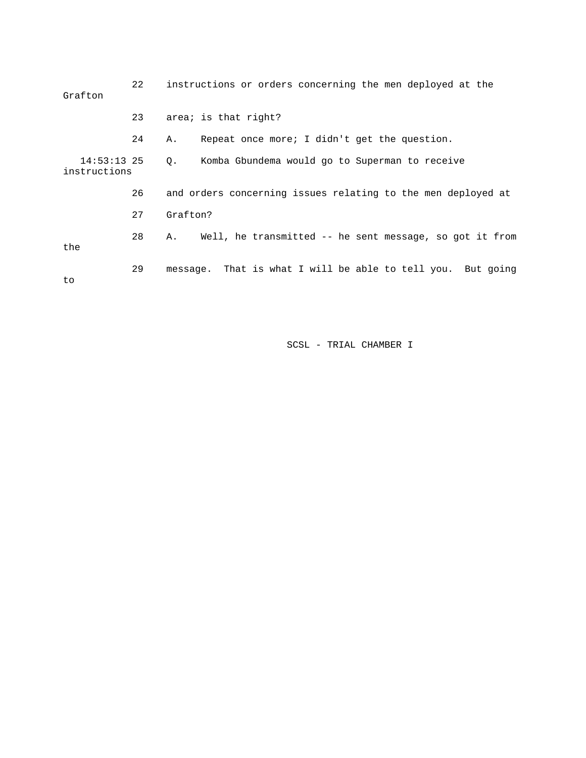22 instructions or orders concerning the men deployed at the Grafton

23 area; is that right?

24 A. Repeat once more; I didn't get the question.

14:53:13 25 Q. Komba Gbundema would go to Superman to receive instructions

26 and orders concerning issues relating to the men deployed at

27 Grafton?

28 A. Well, he transmitted -- he sent message, so got it from the

29 message. That is what I will be able to tell you. But going to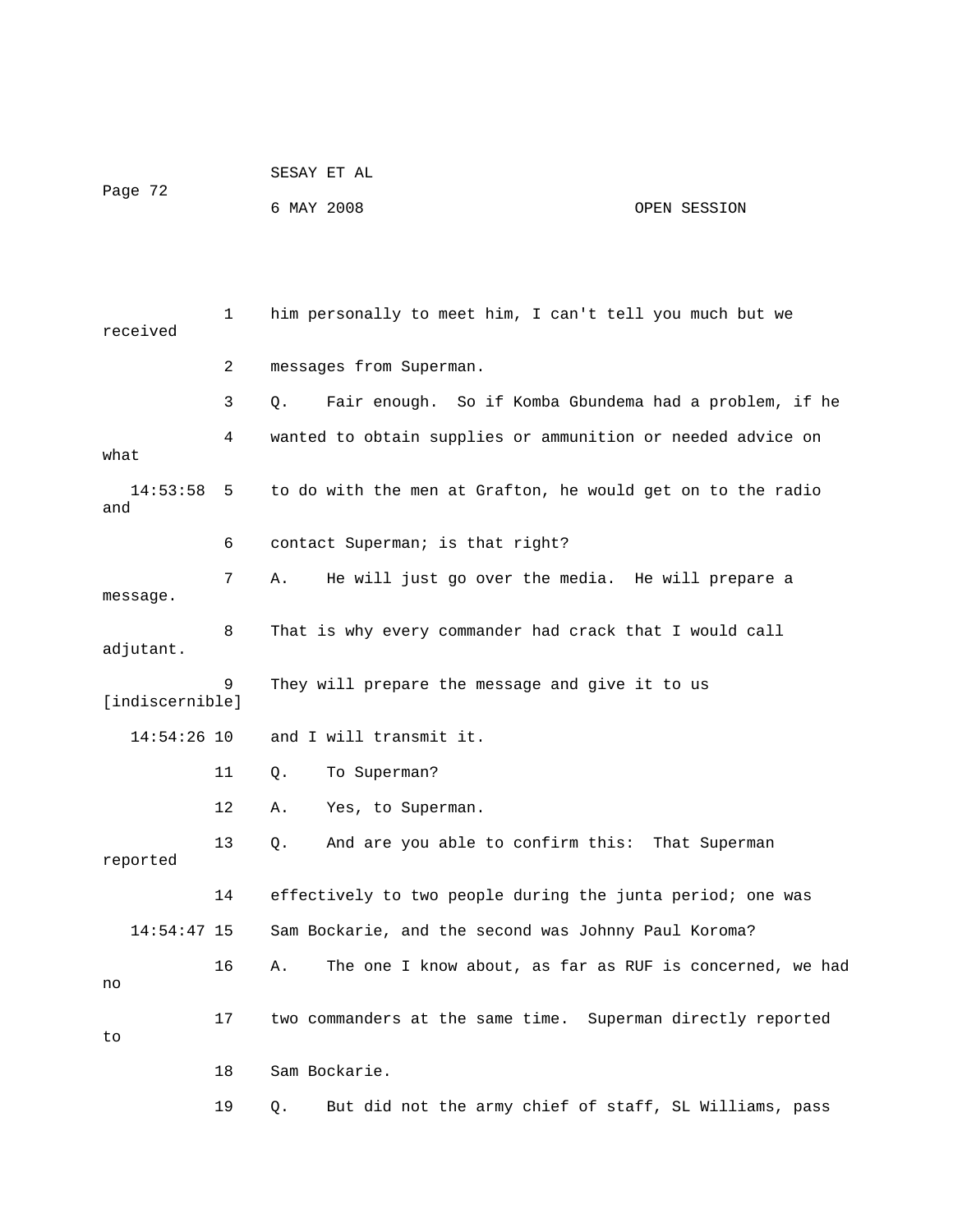him personally to meet him, I can't tell you much but we received messages from Superman.

Q. Fair enough. So if Komba Gbundema had a problem, if he wanted to obtain supplies or ammunition or needed advice on what to do with the men at Grafton, he would get on to the radio and contact Superman; is that right?

A. He will just go over the media. He will prepare a message. That is why every commander had crack that I would call adjutant. They will prepare the message and give it to us [indiscernible] and I will transmit it.

Q. To Superman?

A. Yes, to Superman.

Q. And are you able to confirm this: That Superman reported effectively to two people during the junta period; one was Sam Bockarie, and the second was Johnny Paul Koroma?

A. The one I know about, as far as RUF is concerned, we had no two commanders at the same time. Superman directly reported to Sam Bockarie.

Q. But did not the army chief of staff, SL Williams, pass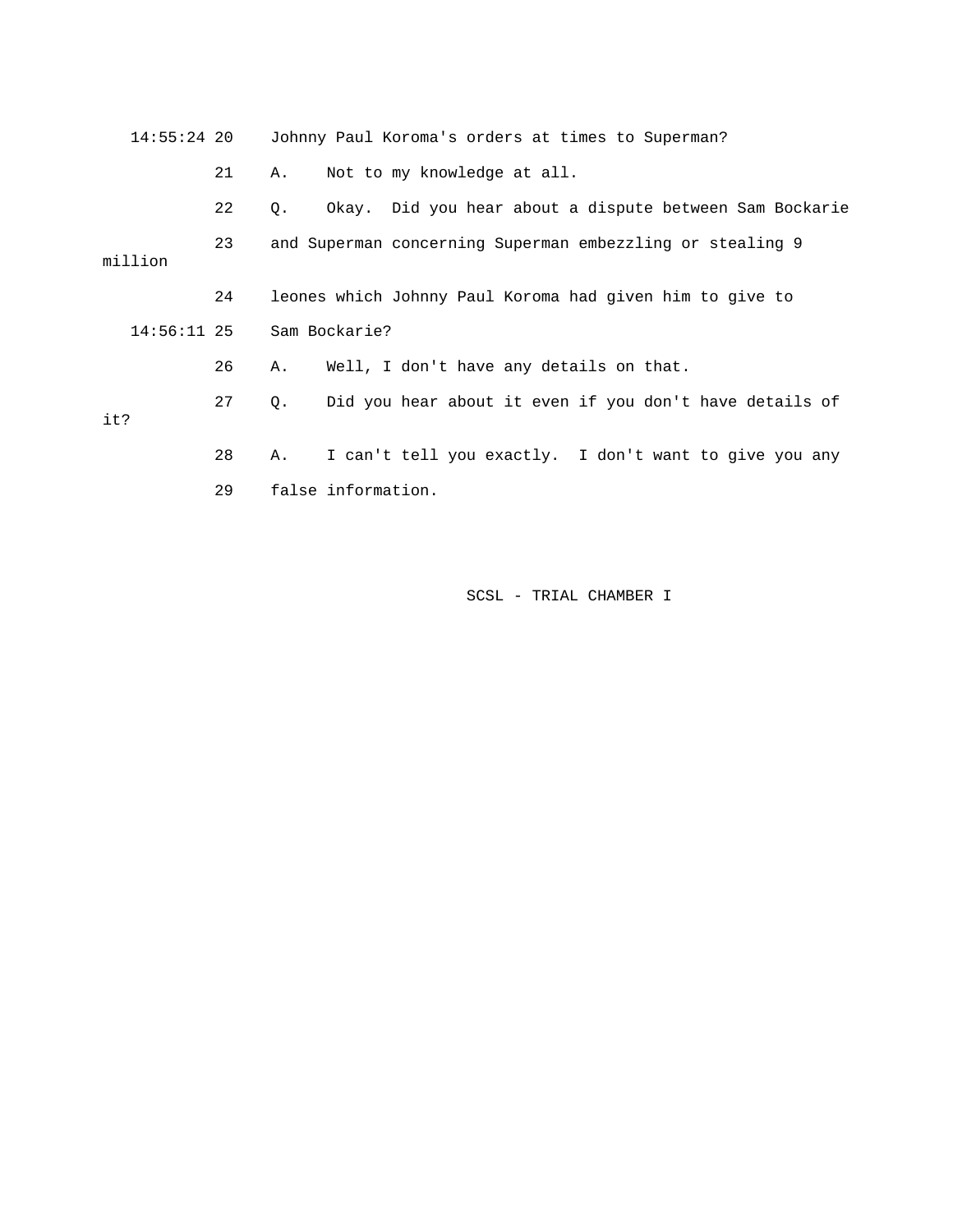14:55:24 20 Johnny Paul Koroma's orders at times to Superman?

21 A. Not to my knowledge at all.

22 Q. Okay. Did you hear about a dispute between Sam Bockarie

23 and Superman concerning Superman embezzling or stealing 9 million

24 leones which Johnny Paul Koroma had given him to give to

14:56:11 25 Sam Bockarie?

26 A. Well, I don't have any details on that.

27 Q. Did you hear about it even if you don't have details of it?

28 A. I can't tell you exactly. I don't want to give you any

29 false information.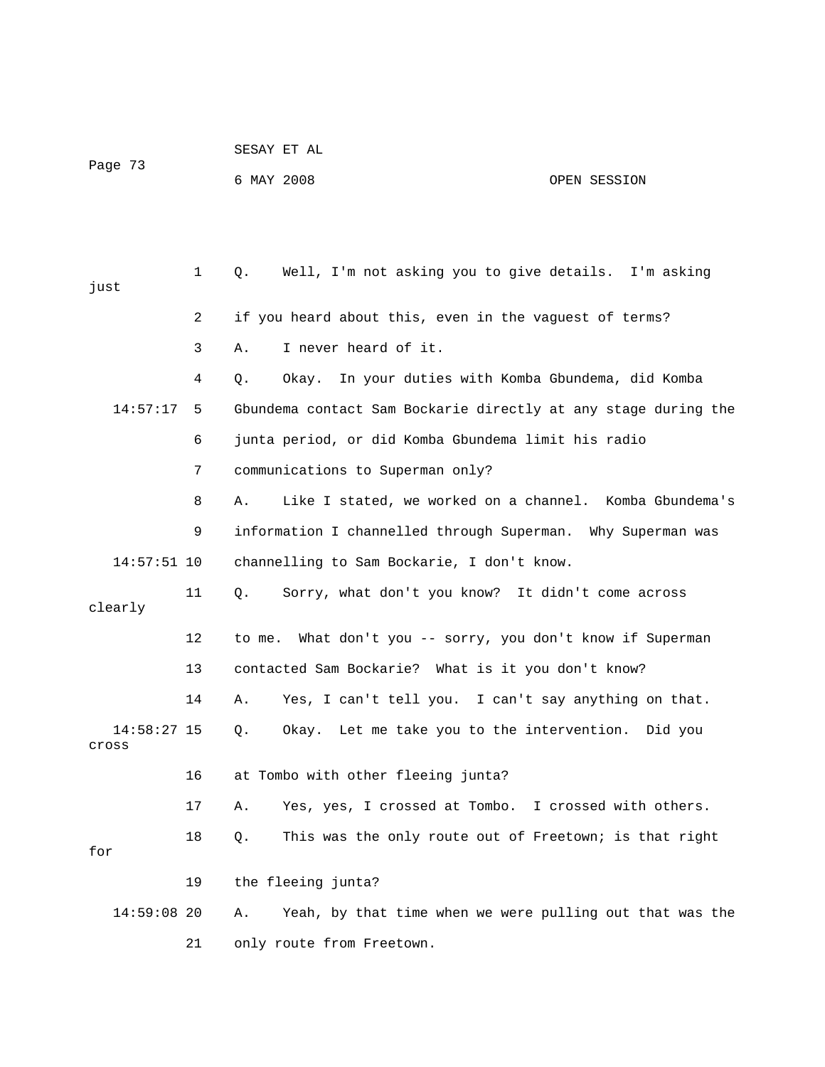1 Q. Well, I'm not asking you to give details. I'm asking just

2 if you heard about this, even in the vaguest of terms?

3 A. I never heard of it.

4 Q. Okay. In your duties with Komba Gbundema, did Komba

14:57:17 5 Gbundema contact Sam Bockarie directly at any stage during the

6 junta period, or did Komba Gbundema limit his radio

7 communications to Superman only?

8 A. Like I stated, we worked on a channel. Komba Gbundema's

9 information I channelled through Superman. Why Superman was

14:57:51 10 channelling to Sam Bockarie, I don't know.

11 Q. Sorry, what don't you know? It didn't come across clearly

12 to me. What don't you -- sorry, you don't know if Superman

13 contacted Sam Bockarie? What is it you don't know?

14 A. Yes, I can't tell you. I can't say anything on that.

14:58:27 15 Q. Okay. Let me take you to the intervention. Did you cross

16 at Tombo with other fleeing junta?

17 A. Yes, yes, I crossed at Tombo. I crossed with others.

18 Q. This was the only route out of Freetown; is that right for

19 the fleeing junta?

14:59:08 20 A. Yeah, by that time when we were pulling out that was the

21 only route from Freetown.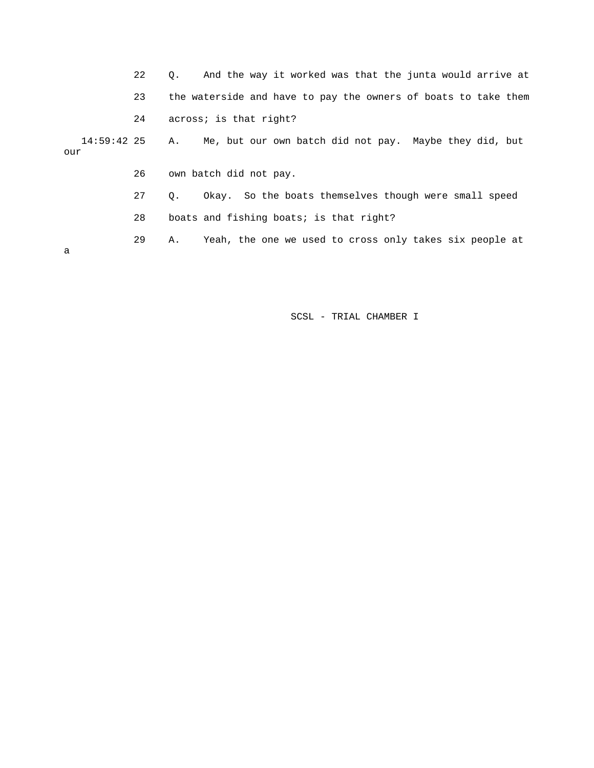22 Q. And the way it worked was that the junta would arrive at

23 the waterside and have to pay the owners of boats to take them

24 across; is that right?

14:59:42 25 A. Me, but our own batch did not pay. Maybe they did, but our

26 own batch did not pay.

27 Q. Okay. So the boats themselves though were small speed

28 boats and fishing boats; is that right?

29 A. Yeah, the one we used to cross only takes six people at a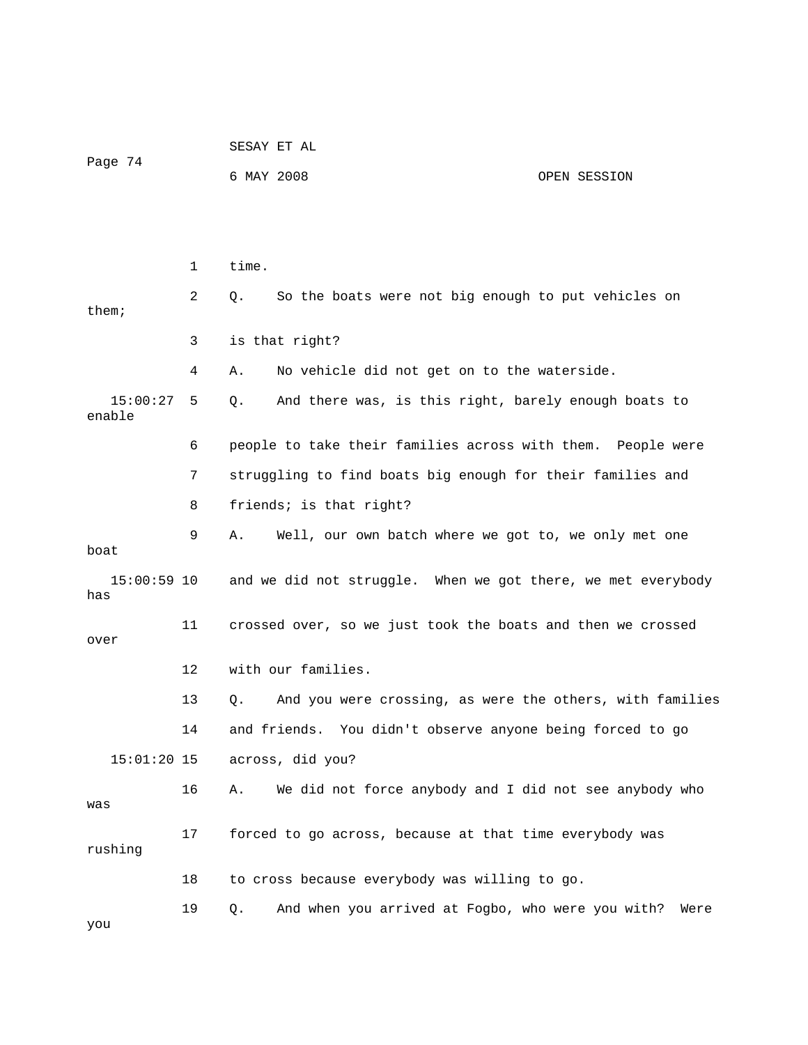1 time.

2 Q. So the boats were not big enough to put vehicles on them;

3 is that right?

4 A. No vehicle did not get on to the waterside.

15:00:27 5 Q. And there was, is this right, barely enough boats to enable

6 people to take their families across with them. People were

7 struggling to find boats big enough for their families and

8 friends; is that right?

9 A. Well, our own batch where we got to, we only met one boat

15:00:59 10 and we did not struggle. When we got there, we met everybody has

11 crossed over, so we just took the boats and then we crossed over

12 with our families.

13 Q. And you were crossing, as were the others, with families

14 and friends. You didn't observe anyone being forced to go

15:01:20 15 across, did you?

16 A. We did not force anybody and I did not see anybody who was

17 forced to go across, because at that time everybody was rushing

18 to cross because everybody was willing to go.

19 Q. And when you arrived at Fogbo, who were you with? Were you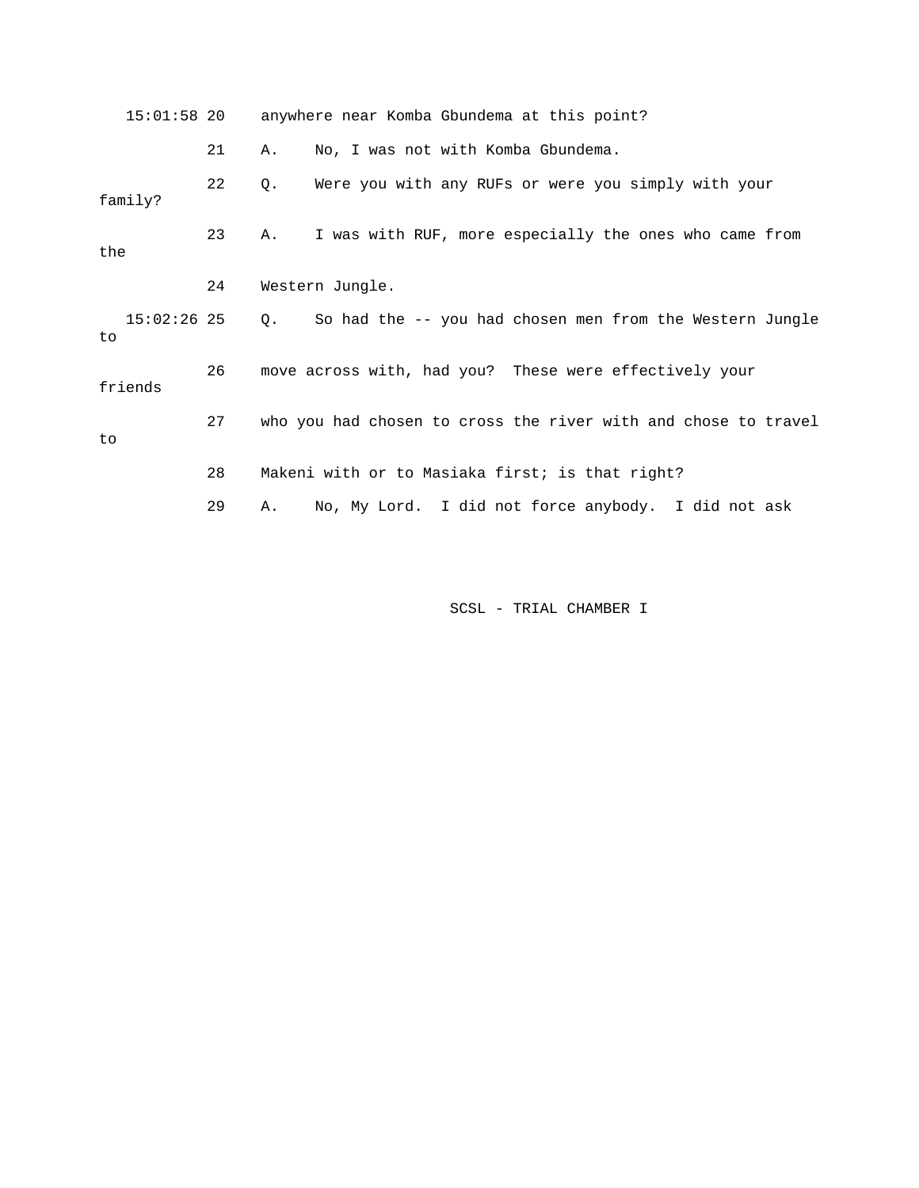15:01:58 20 anywhere near Komba Gbundema at this point?

21 A. No, I was not with Komba Gbundema.

22 Q. Were you with any RUFs or were you simply with your family?

23 A. I was with RUF, more especially the ones who came from the

24 Western Jungle.

15:02:26 25 Q. So had the -- you had chosen men from the Western Jungle to

26 move across with, had you? These were effectively your friends

27 who you had chosen to cross the river with and chose to travel to

28 Makeni with or to Masiaka first; is that right?

29 A. No, My Lord. I did not force anybody. I did not ask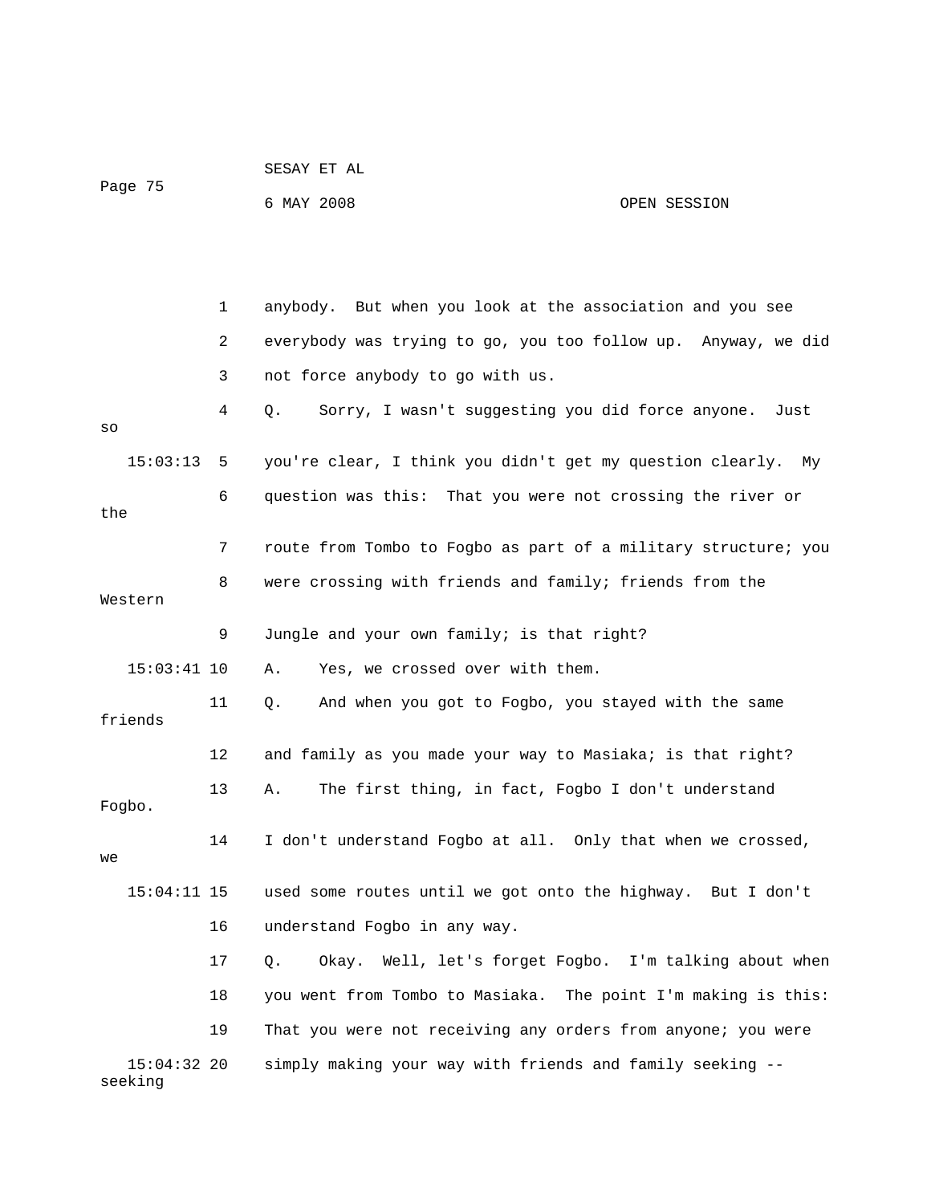anybody. But when you look at the association and you see everybody was trying to go, you too follow up. Anyway, we did not force anybody to go with us.

Q. Sorry, I wasn't suggesting you did force anyone. Just so you're clear, I think you didn't get my question clearly. My question was this: That you were not crossing the river or the route from Tombo to Fogbo as part of a military structure; you were crossing with friends and family; friends from the Western Jungle and your own family; is that right?

A. Yes, we crossed over with them.

Q. And when you got to Fogbo, you stayed with the same friends and family as you made your way to Masiaka; is that right?

A. The first thing, in fact, Fogbo I don't understand Fogbo. I don't understand Fogbo at all. Only that when we crossed, we used some routes until we got onto the highway. But I don't understand Fogbo in any way.

Q. Okay. Well, let's forget Fogbo. I'm talking about when you went from Tombo to Masiaka. The point I'm making is this: That you were not receiving any orders from anyone; you were simply making your way with friends and family seeking -- seeking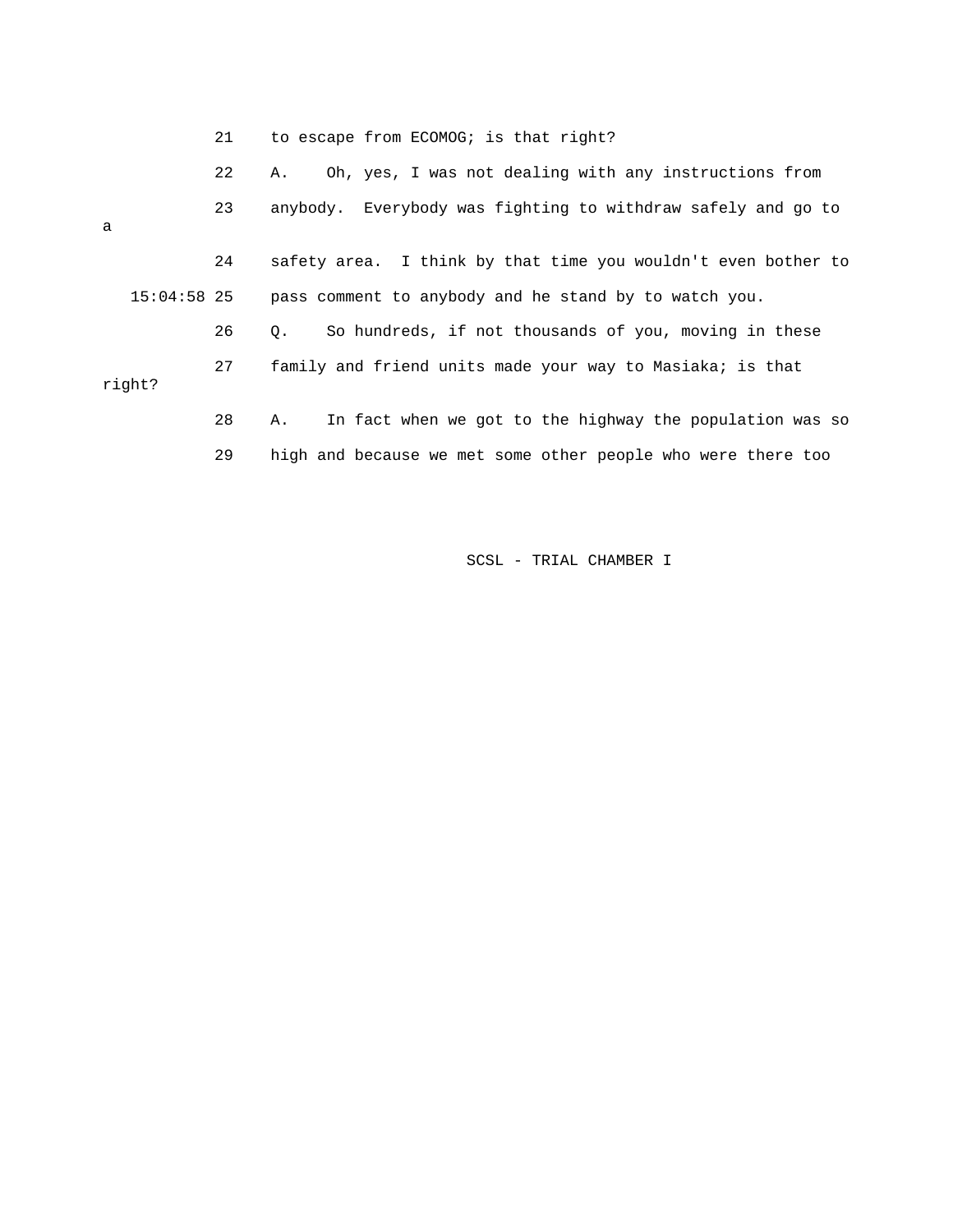21 to escape from ECOMOG; is that right?

22 A. Oh, yes, I was not dealing with any instructions from

23 anybody. Everybody was fighting to withdraw safely and go to a

24 safety area. I think by that time you wouldn't even bother to

15:04:58 25 pass comment to anybody and he stand by to watch you.

26 Q. So hundreds, if not thousands of you, moving in these

27 family and friend units made your way to Masiaka; is that right?

28 A. In fact when we got to the highway the population was so

29 high and because we met some other people who were there too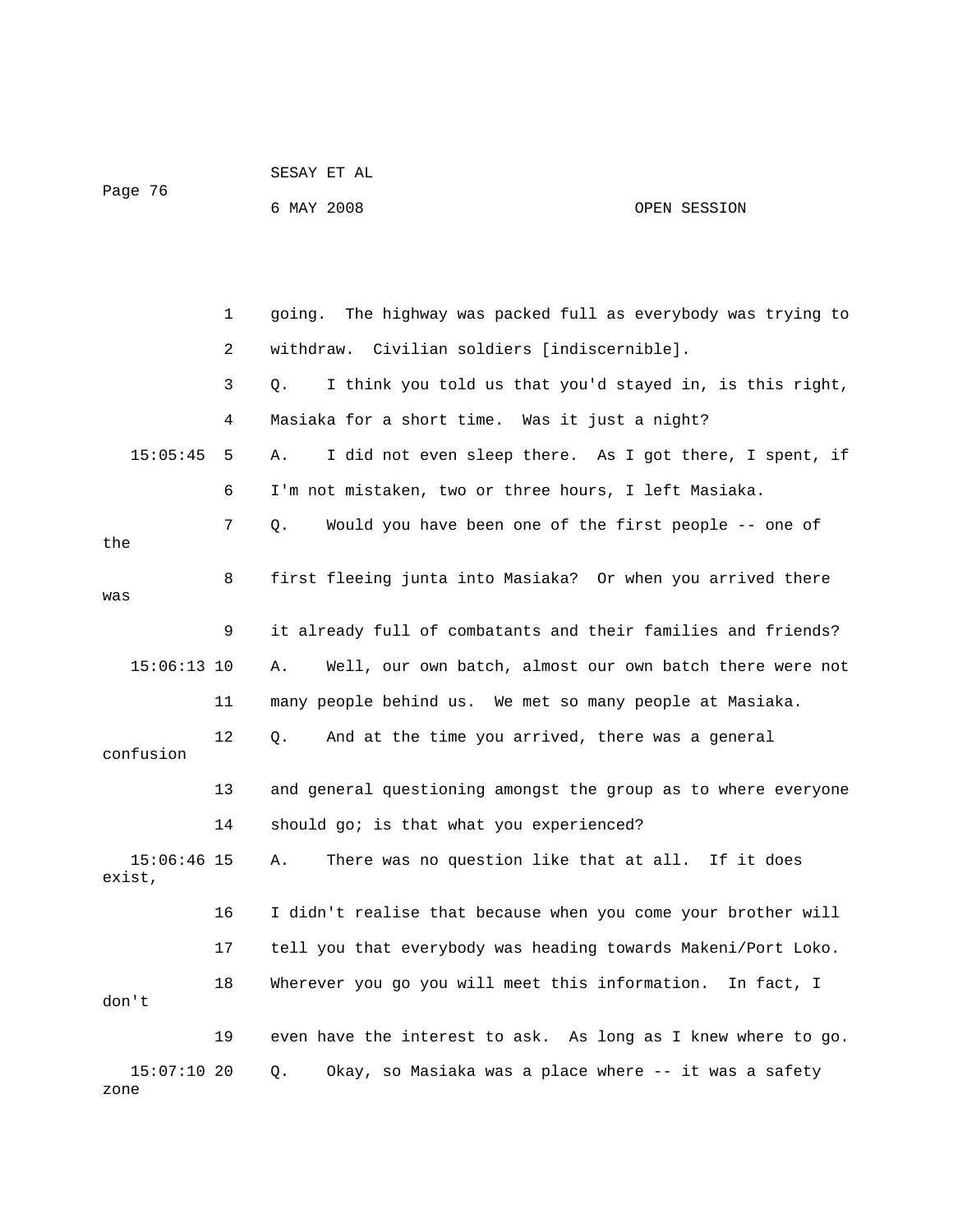1 going. The highway was packed full as everybody was trying to

2 withdraw. Civilian soldiers [indiscernible].

3 Q. I think you told us that you'd stayed in, is this right,

4 Masiaka for a short time. Was it just a night?

15:05:45 5 A. I did not even sleep there. As I got there, I spent, if

6 I'm not mistaken, two or three hours, I left Masiaka.

7 Q. Would you have been one of the first people -- one of the

8 first fleeing junta into Masiaka? Or when you arrived there was

9 it already full of combatants and their families and friends?

15:06:13 10 A. Well, our own batch, almost our own batch there were not

11 many people behind us. We met so many people at Masiaka.

12 Q. And at the time you arrived, there was a general confusion

13 and general questioning amongst the group as to where everyone

14 should go; is that what you experienced?

15:06:46 15 A. There was no question like that at all. If it does exist,

16 I didn't realise that because when you come your brother will

17 tell you that everybody was heading towards Makeni/Port Loko.

18 Wherever you go you will meet this information. In fact, I don't

19 even have the interest to ask. As long as I knew where to go.

15:07:10 20 Q. Okay, so Masiaka was a place where -- it was a safety zone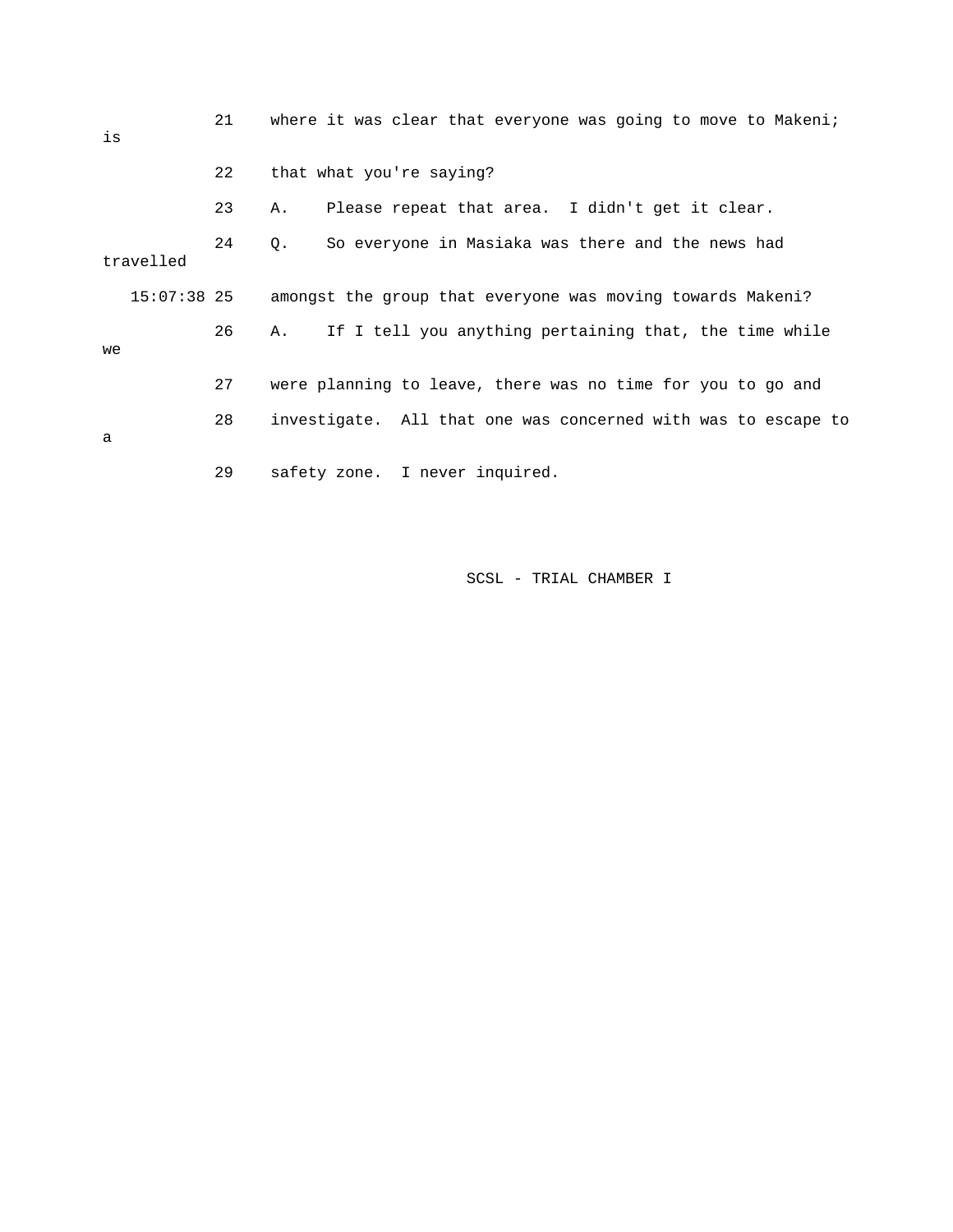21 where it was clear that everyone was going to move to Makeni; is

22 that what you're saying?

23 A. Please repeat that area. I didn't get it clear.

24 Q. So everyone in Masiaka was there and the news had travelled

15:07:38 25 amongst the group that everyone was moving towards Makeni?

26 A. If I tell you anything pertaining that, the time while we

27 were planning to leave, there was no time for you to go and

28 investigate. All that one was concerned with was to escape to a

29 safety zone. I never inquired.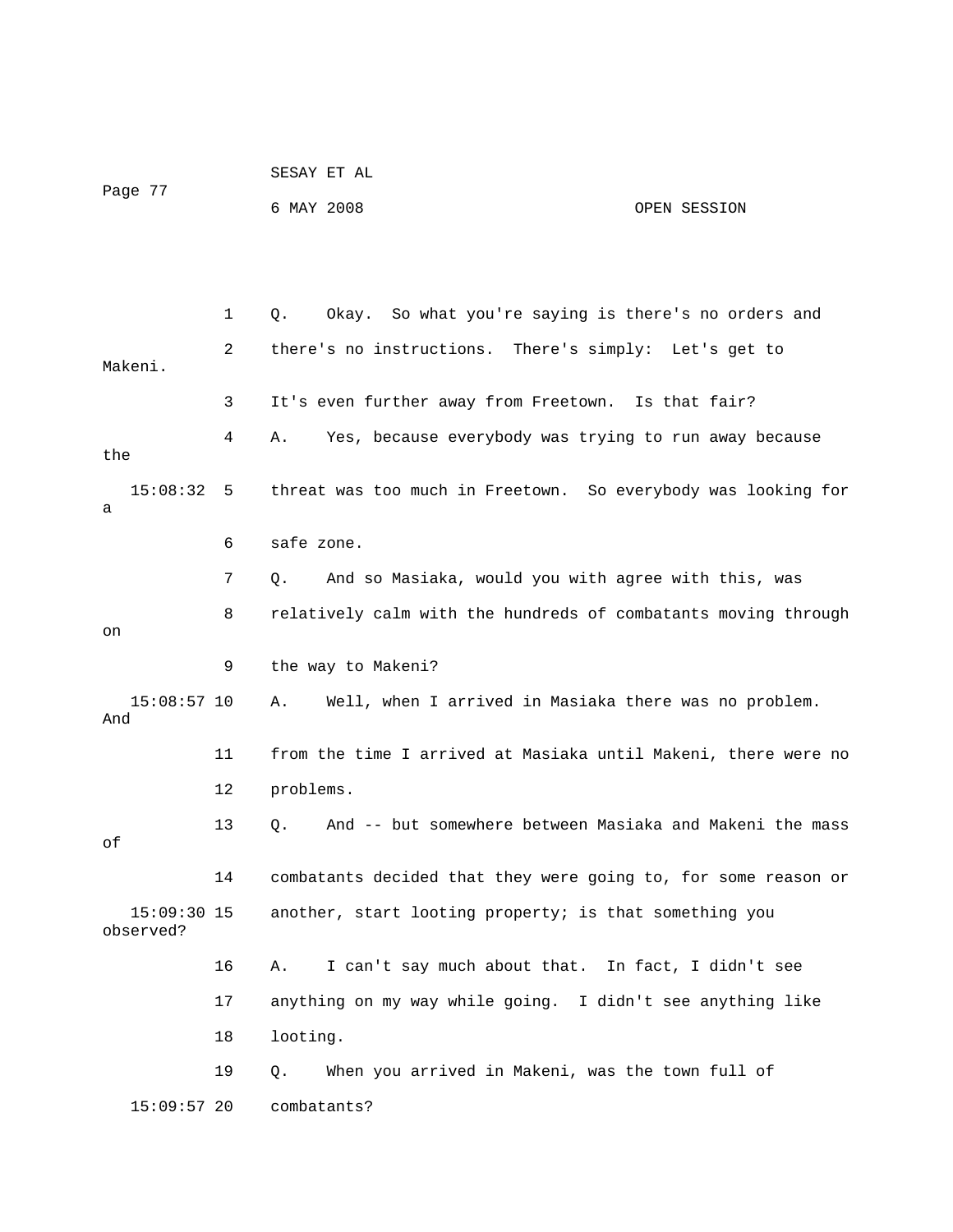1 Q. Okay. So what you're saying is there's no orders and

2 there's no instructions. There's simply: Let's get to Makeni.

3 It's even further away from Freetown. Is that fair?

4 A. Yes, because everybody was trying to run away because the

15:08:32 5 threat was too much in Freetown. So everybody was looking for a

6 safe zone.

7 Q. And so Masiaka, would you with agree with this, was

8 relatively calm with the hundreds of combatants moving through on

9 the way to Makeni?

15:08:57 10 A. Well, when I arrived in Masiaka there was no problem. And

11 from the time I arrived at Masiaka until Makeni, there were no

12 problems.

13 Q. And -- but somewhere between Masiaka and Makeni the mass of

14 combatants decided that they were going to, for some reason or

15:09:30 15 another, start looting property; is that something you observed?

16 A. I can't say much about that. In fact, I didn't see

17 anything on my way while going. I didn't see anything like

18 looting.

19 Q. When you arrived in Makeni, was the town full of

15:09:57 20 combatants?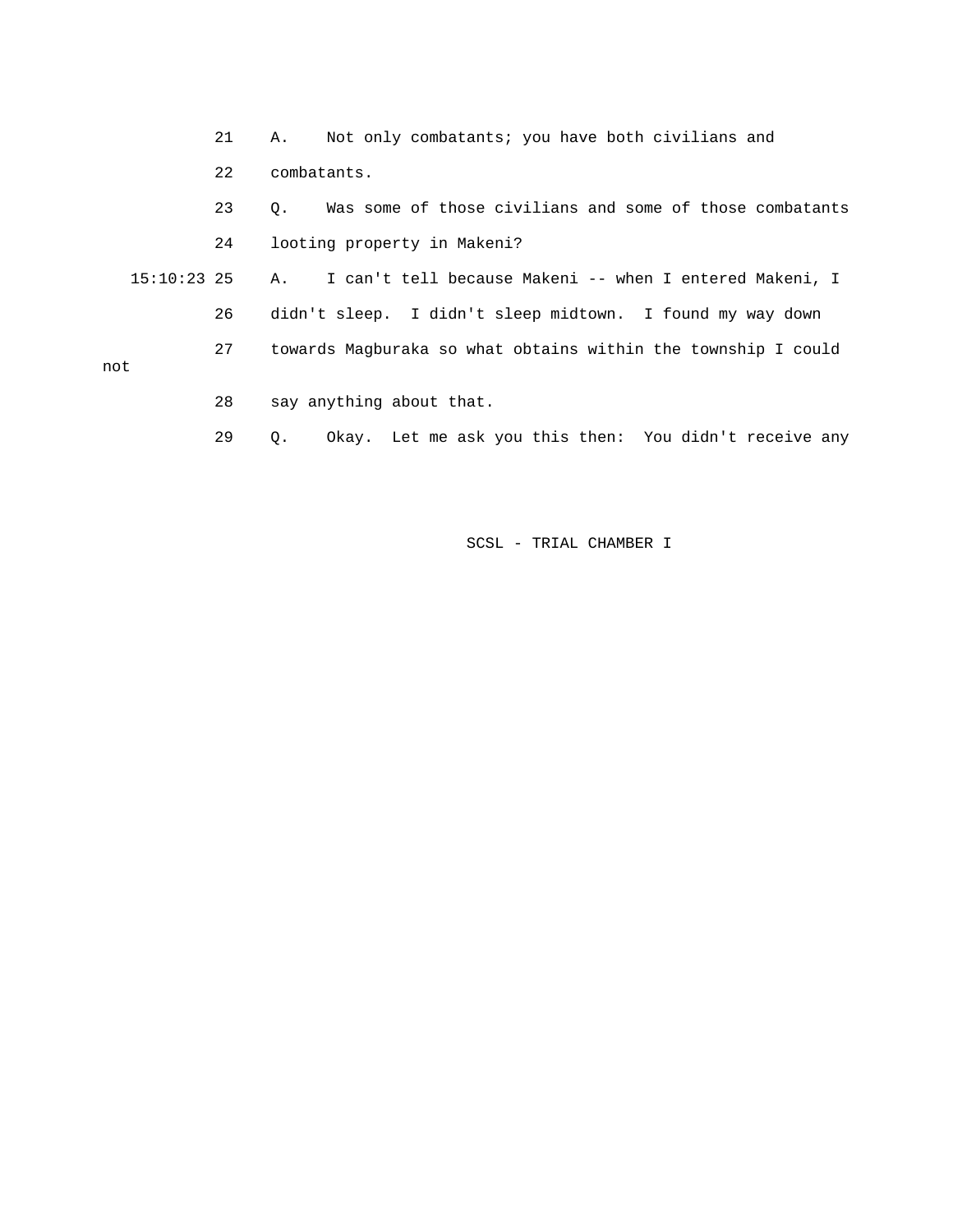21 A. Not only combatants; you have both civilians and

22 combatants.

23 Q. Was some of those civilians and some of those combatants

24 looting property in Makeni?

15:10:23 25 A. I can't tell because Makeni -- when I entered Makeni, I

26 didn't sleep. I didn't sleep midtown. I found my way down

27 towards Magburaka so what obtains within the township I could not

28 say anything about that.

29 Q. Okay. Let me ask you this then: You didn't receive any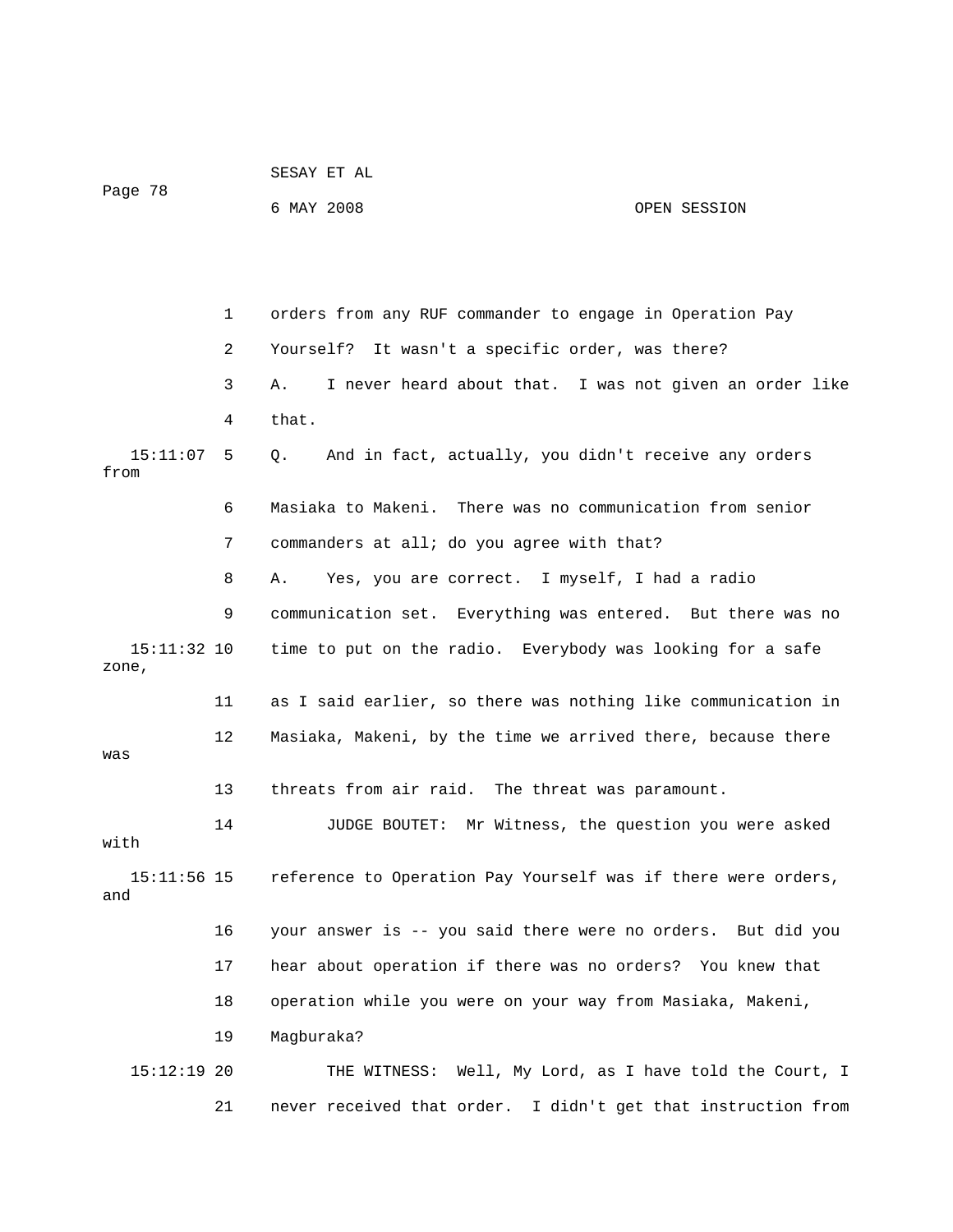orders from any RUF commander to engage in Operation Pay Yourself? It wasn't a specific order, was there?

A. I never heard about that. I was not given an order like that.

Q. And in fact, actually, you didn't receive any orders from Masiaka to Makeni. There was no communication from senior commanders at all; do you agree with that?

A. Yes, you are correct. I myself, I had a radio communication set. Everything was entered. But there was no time to put on the radio. Everybody was looking for a safe zone, as I said earlier, so there was nothing like communication in Masiaka, Makeni, by the time we arrived there, because there was threats from air raid. The threat was paramount.

JUDGE BOUTET: Mr Witness, the question you were asked with reference to Operation Pay Yourself was if there were orders, and your answer is -- you said there were no orders. But did you hear about operation if there was no orders? You knew that operation while you were on your way from Masiaka, Makeni, Magburaka?

THE WITNESS: Well, My Lord, as I have told the Court, I never received that order. I didn't get that instruction from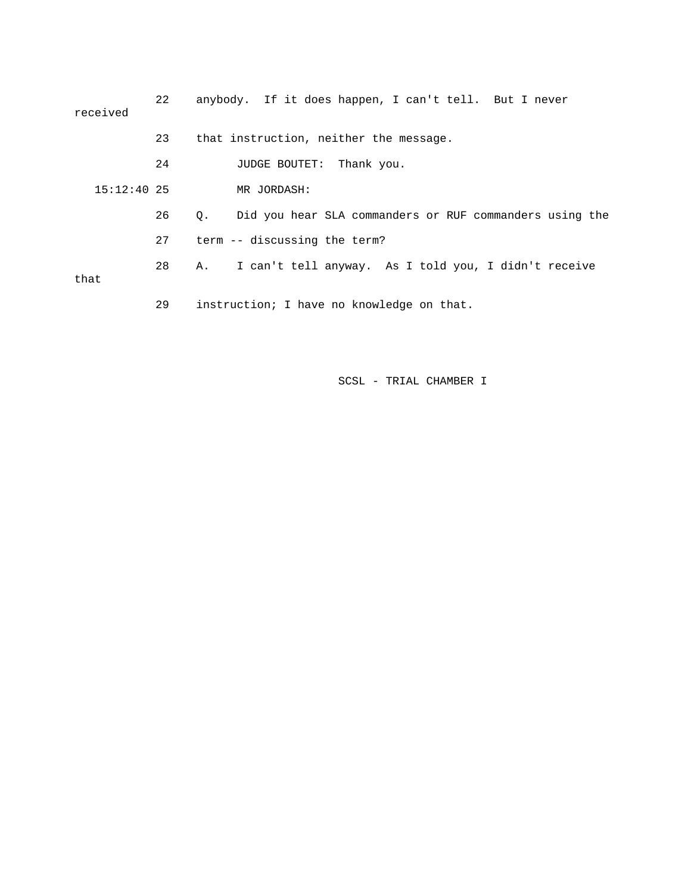22 anybody. If it does happen, I can't tell. But I never received

23 that instruction, neither the message.

24 JUDGE BOUTET: Thank you.

15:12:40 25 MR JORDASH:

26 Q. Did you hear SLA commanders or RUF commanders using the

27 term -- discussing the term?

28 A. I can't tell anyway. As I told you, I didn't receive that

29 instruction; I have no knowledge on that.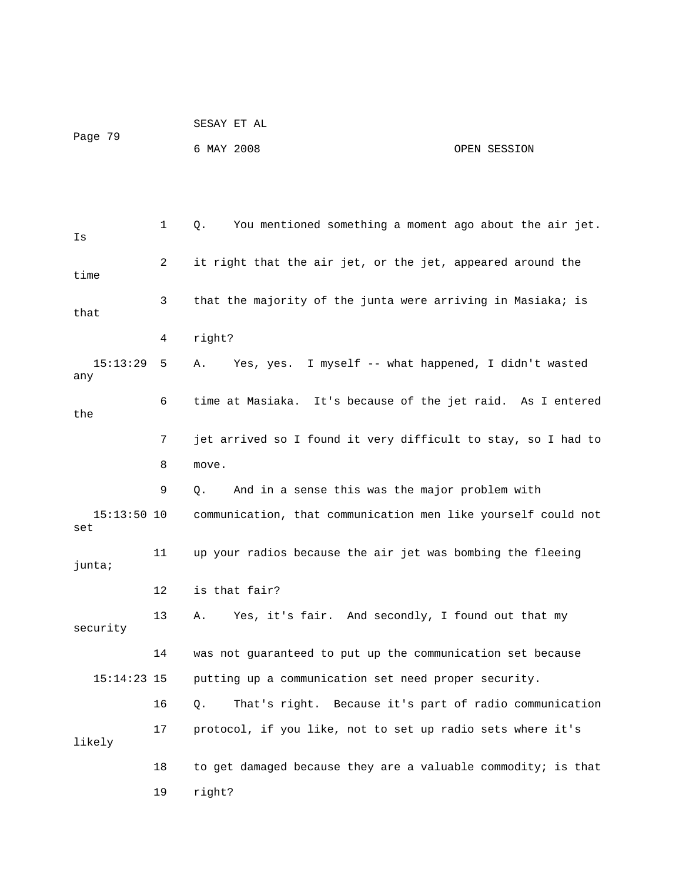1 Q. You mentioned something a moment ago about the air jet. Is

2 it right that the air jet, or the jet, appeared around the time

3 that the majority of the junta were arriving in Masiaka; is that

4 right?

15:13:29 5 A. Yes, yes. I myself -- what happened, I didn't wasted any

6 time at Masiaka. It's because of the jet raid. As I entered the

7 jet arrived so I found it very difficult to stay, so I had to

8 move.

9 Q. And in a sense this was the major problem with

15:13:50 10 communication, that communication men like yourself could not set

11 up your radios because the air jet was bombing the fleeing junta;

12 is that fair?

13 A. Yes, it's fair. And secondly, I found out that my security

14 was not guaranteed to put up the communication set because

15:14:23 15 putting up a communication set need proper security.

16 Q. That's right. Because it's part of radio communication

17 protocol, if you like, not to set up radio sets where it's likely

18 to get damaged because they are a valuable commodity; is that

19 right?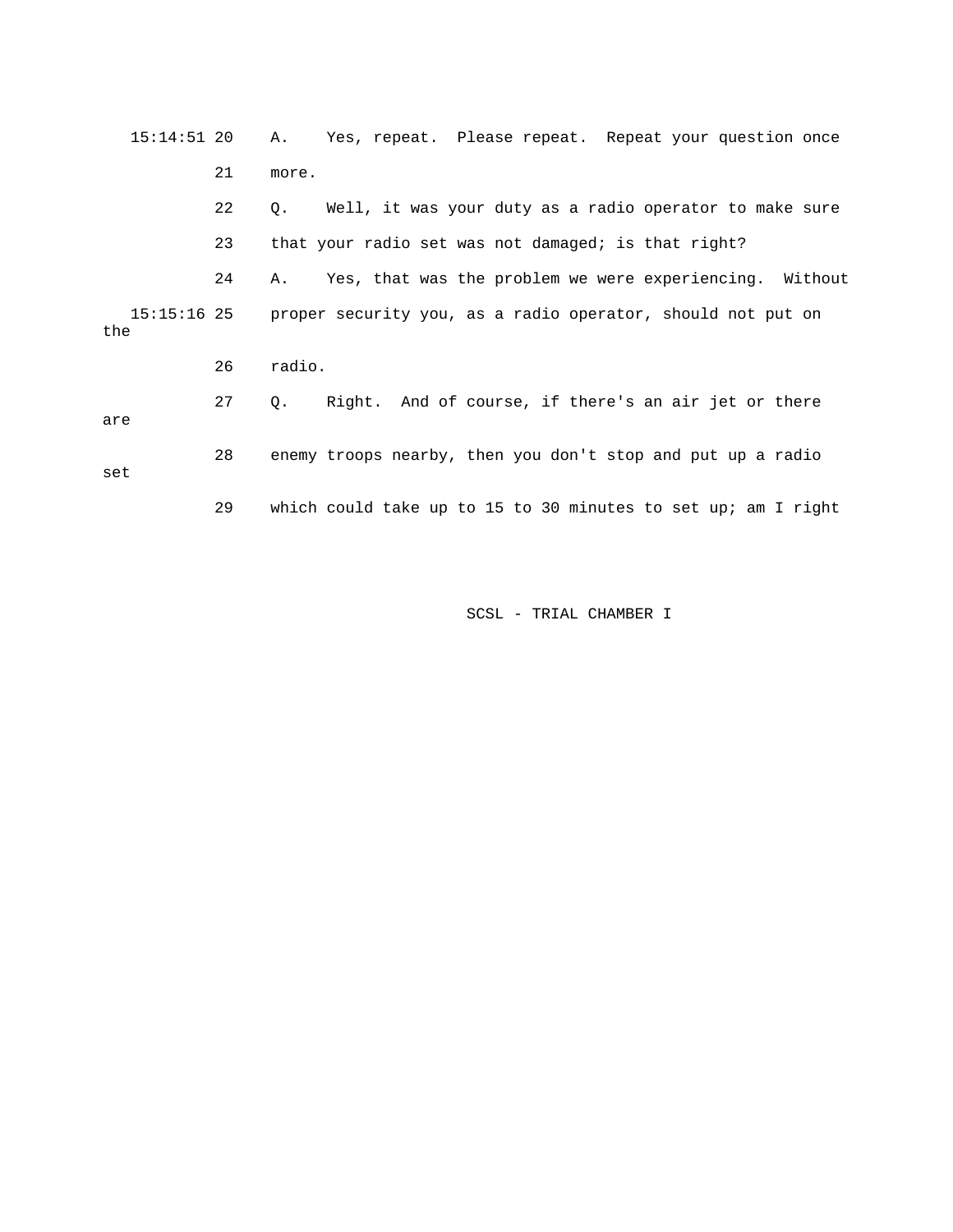15:14:51 20 A. Yes, repeat. Please repeat. Repeat your question once

21 more.

22 Q. Well, it was your duty as a radio operator to make sure

23 that your radio set was not damaged; is that right?

24 A. Yes, that was the problem we were experiencing. Without

15:15:16 25 proper security you, as a radio operator, should not put on the

26 radio.

27 Q. Right. And of course, if there's an air jet or there are

28 enemy troops nearby, then you don't stop and put up a radio set

29 which could take up to 15 to 30 minutes to set up; am I right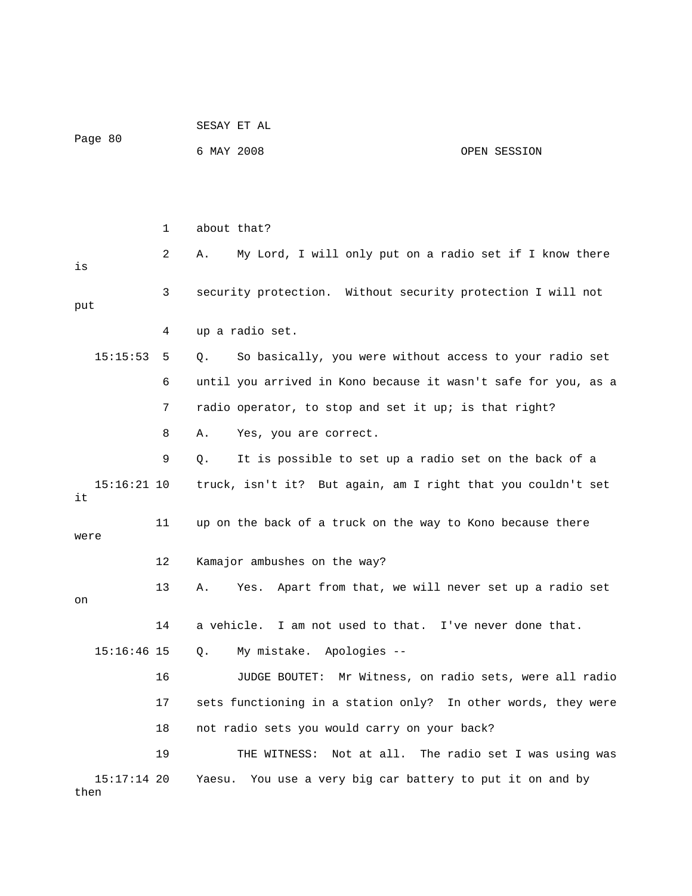1 about that?

2 A. My Lord, I will only put on a radio set if I know there is

3 security protection. Without security protection I will not put

4 up a radio set.

15:15:53 5 Q. So basically, you were without access to your radio set

6 until you arrived in Kono because it wasn't safe for you, as a

7 radio operator, to stop and set it up; is that right?

8 A. Yes, you are correct.

9 Q. It is possible to set up a radio set on the back of a

15:16:21 10 truck, isn't it? But again, am I right that you couldn't set it

11 up on the back of a truck on the way to Kono because there were

12 Kamajor ambushes on the way?

13 A. Yes. Apart from that, we will never set up a radio set on

14 a vehicle. I am not used to that. I've never done that.

15:16:46 15 Q. My mistake. Apologies --

16 JUDGE BOUTET: Mr Witness, on radio sets, were all radio

17 sets functioning in a station only? In other words, they were

18 not radio sets you would carry on your back?

19 THE WITNESS: Not at all. The radio set I was using was

15:17:14 20 Yaesu. You use a very big car battery to put it on and by then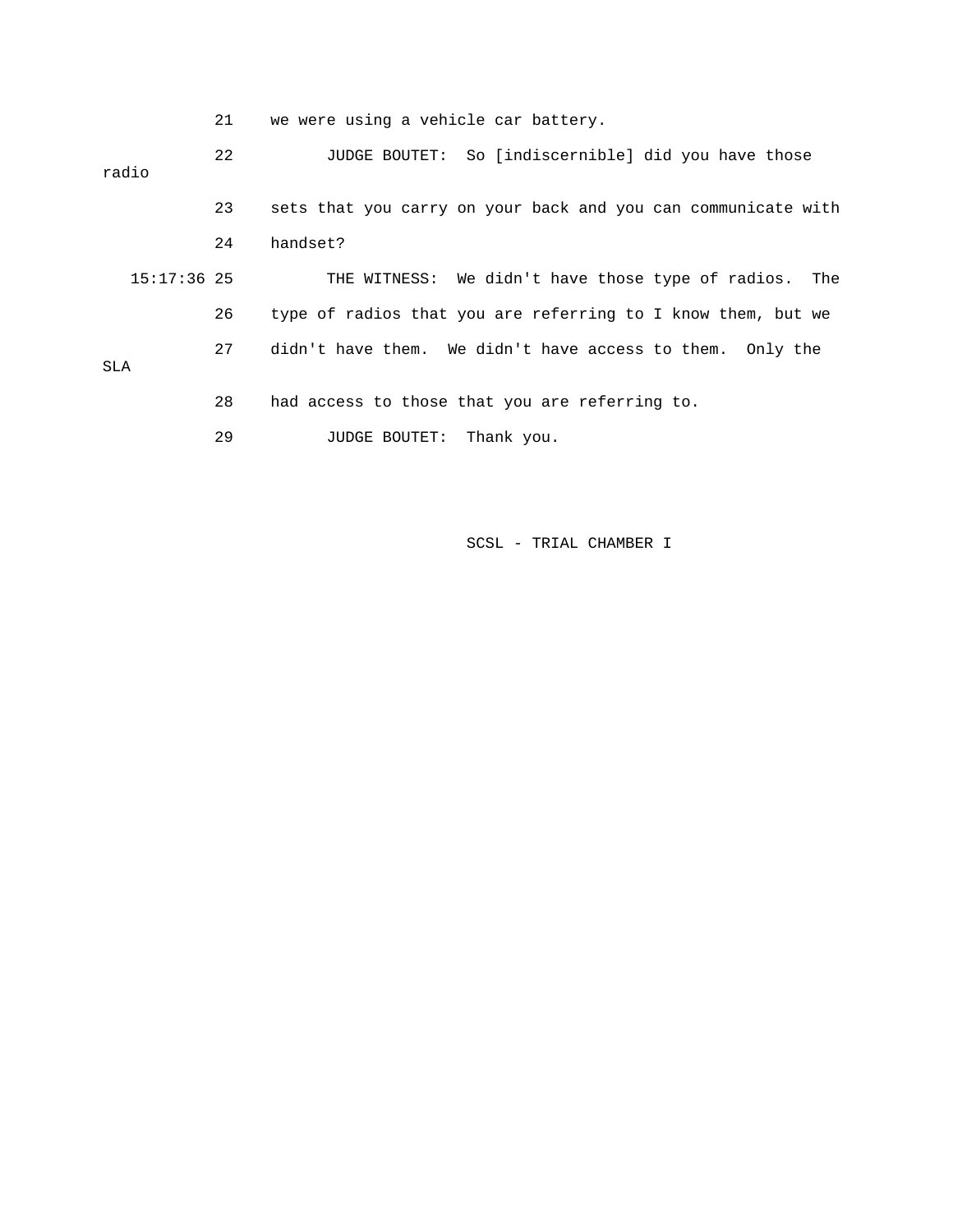21 we were using a vehicle car battery.

22 JUDGE BOUTET: So [indiscernible] did you have those radio

23 sets that you carry on your back and you can communicate with

24 handset?

15:17:36 25 THE WITNESS: We didn't have those type of radios. The

26 type of radios that you are referring to I know them, but we

27 didn't have them. We didn't have access to them. Only the SLA

28 had access to those that you are referring to.

29 JUDGE BOUTET: Thank you.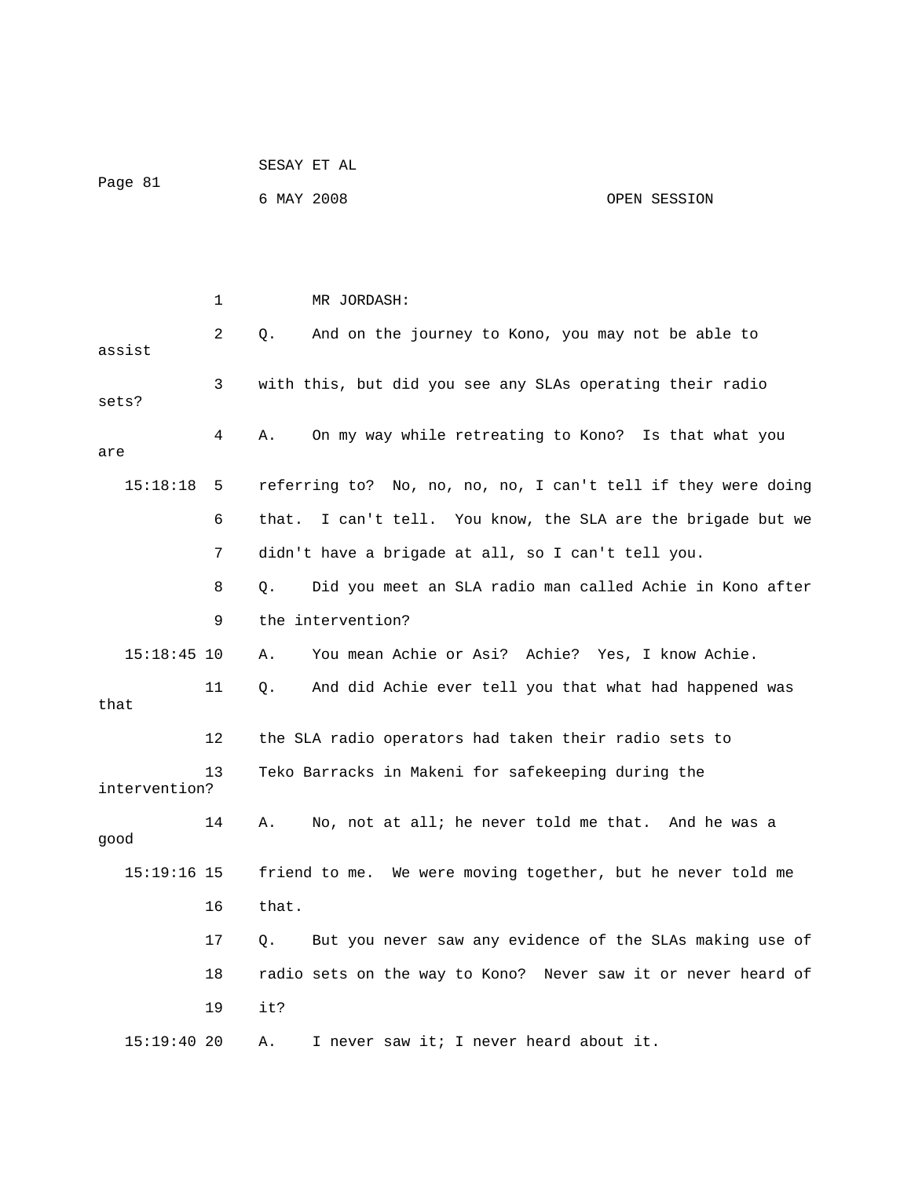MR JORDASH:

Q. And on the journey to Kono, you may not be able to assist with this, but did you see any SLAs operating their radio sets?

A. On my way while retreating to Kono? Is that what you are referring to? No, no, no, no, I can't tell if they were doing that. I can't tell. You know, the SLA are the brigade but we didn't have a brigade at all, so I can't tell you.

Q. Did you meet an SLA radio man called Achie in Kono after the intervention?

A. You mean Achie or Asi? Achie? Yes, I know Achie.

Q. And did Achie ever tell you that what had happened was that the SLA radio operators had taken their radio sets to Teko Barracks in Makeni for safekeeping during the intervention?

A. No, not at all; he never told me that. And he was a good friend to me. We were moving together, but he never told me that.

Q. But you never saw any evidence of the SLAs making use of radio sets on the way to Kono? Never saw it or never heard of it?

A. I never saw it; I never heard about it.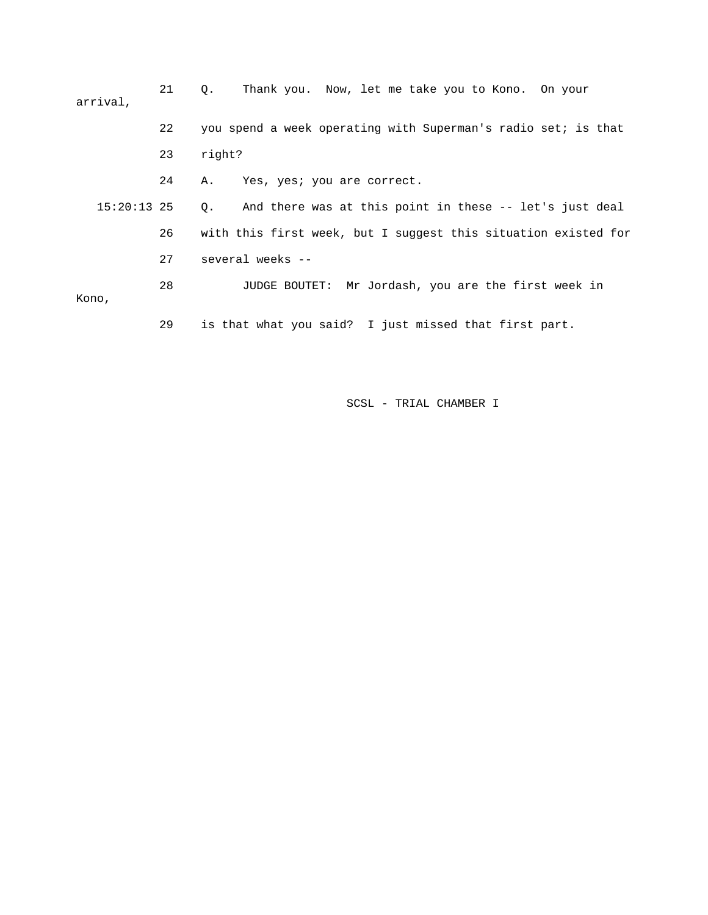21 Q. Thank you. Now, let me take you to Kono. On your arrival,

22 you spend a week operating with Superman's radio set; is that

23 right?

24 A. Yes, yes; you are correct.

15:20:13 25 Q. And there was at this point in these -- let's just deal

26 with this first week, but I suggest this situation existed for

27 several weeks --

28 JUDGE BOUTET: Mr Jordash, you are the first week in Kono,

29 is that what you said? I just missed that first part.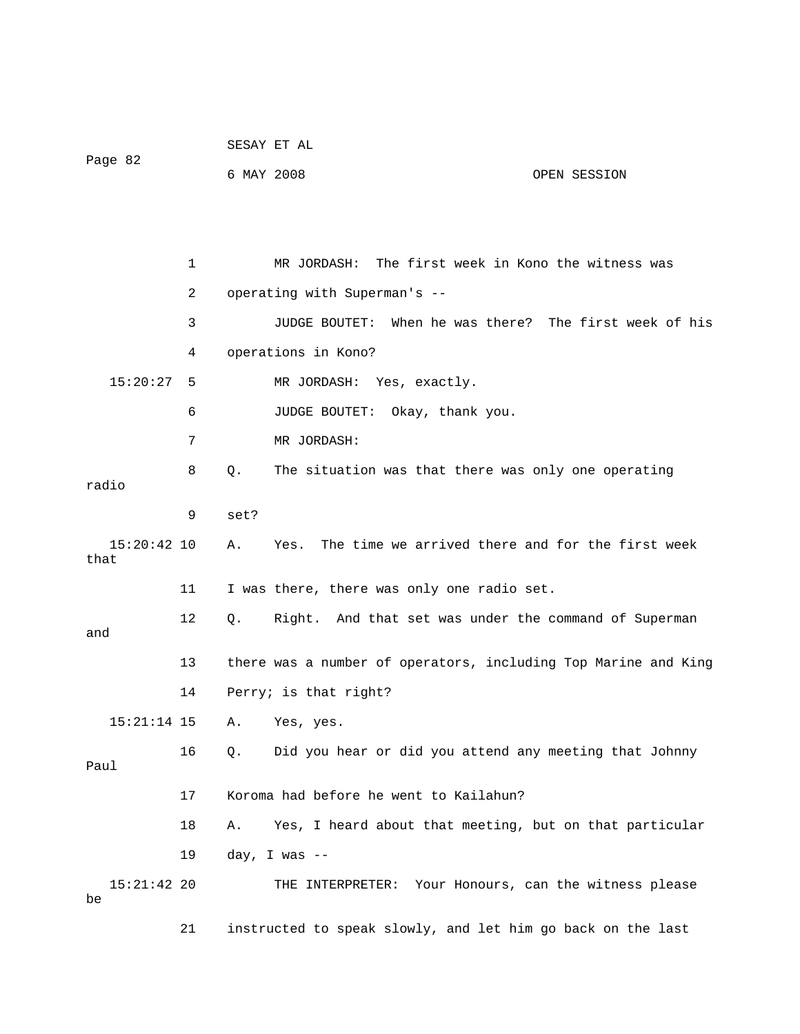MR JORDASH: The first week in Kono the witness was operating with Superman's --

JUDGE BOUTET: When he was there? The first week of his operations in Kono?

MR JORDASH: Yes, exactly.

JUDGE BOUTET: Okay, thank you.

MR JORDASH:

Q. The situation was that there was only one operating radio set?

A. Yes. The time we arrived there and for the first week that I was there, there was only one radio set.

Q. Right. And that set was under the command of Superman and there was a number of operators, including Top Marine and King Perry; is that right?

A. Yes, yes.

Q. Did you hear or did you attend any meeting that Johnny Paul Koroma had before he went to Kailahun?

A. Yes, I heard about that meeting, but on that particular day, I was --

THE INTERPRETER: Your Honours, can the witness please be instructed to speak slowly, and let him go back on the last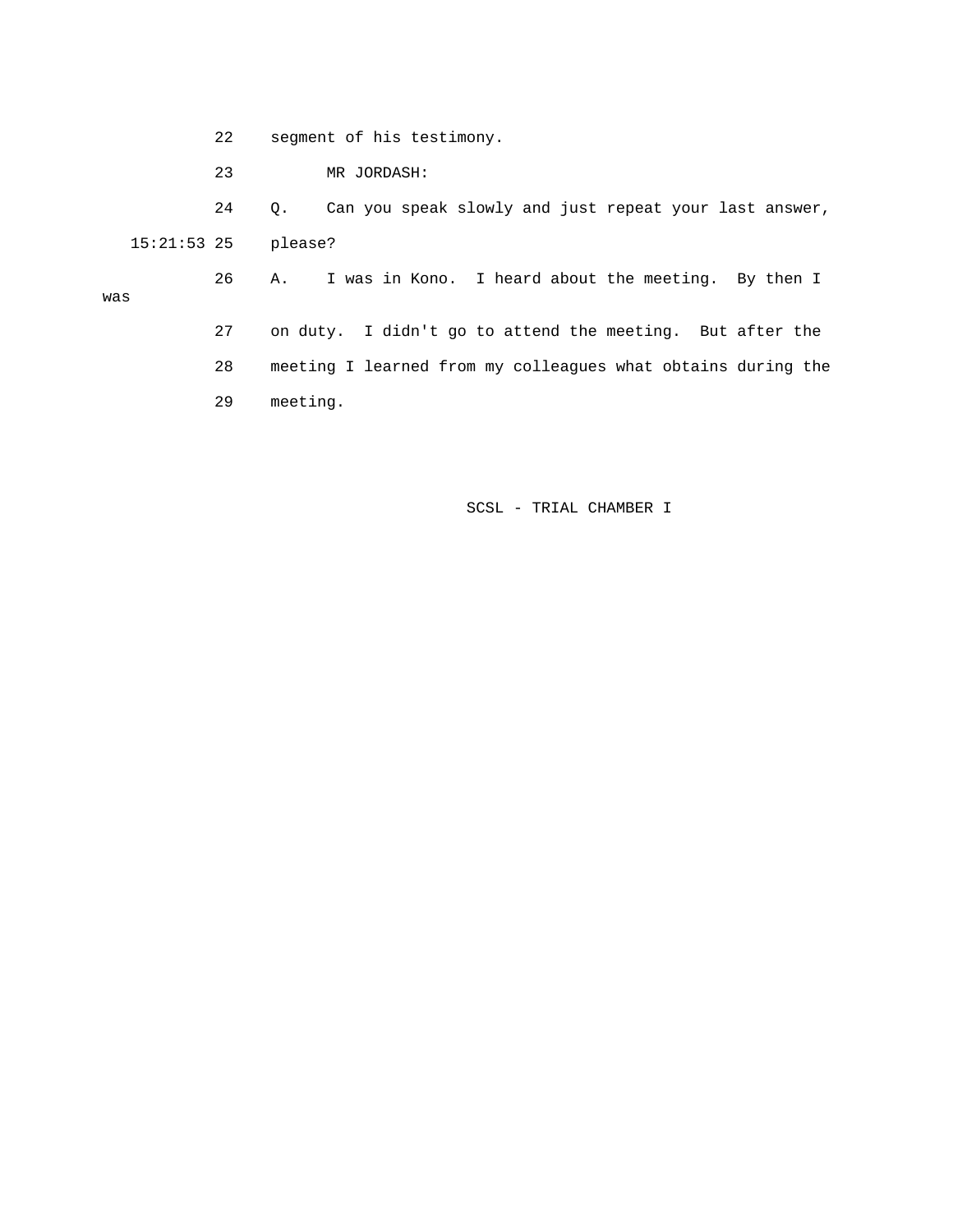22 segment of his testimony.

23 MR JORDASH:

24 Q. Can you speak slowly and just repeat your last answer,

15:21:53 25 please?

26 A. I was in Kono. I heard about the meeting. By then I was

27 on duty. I didn't go to attend the meeting. But after the

28 meeting I learned from my colleagues what obtains during the

29 meeting.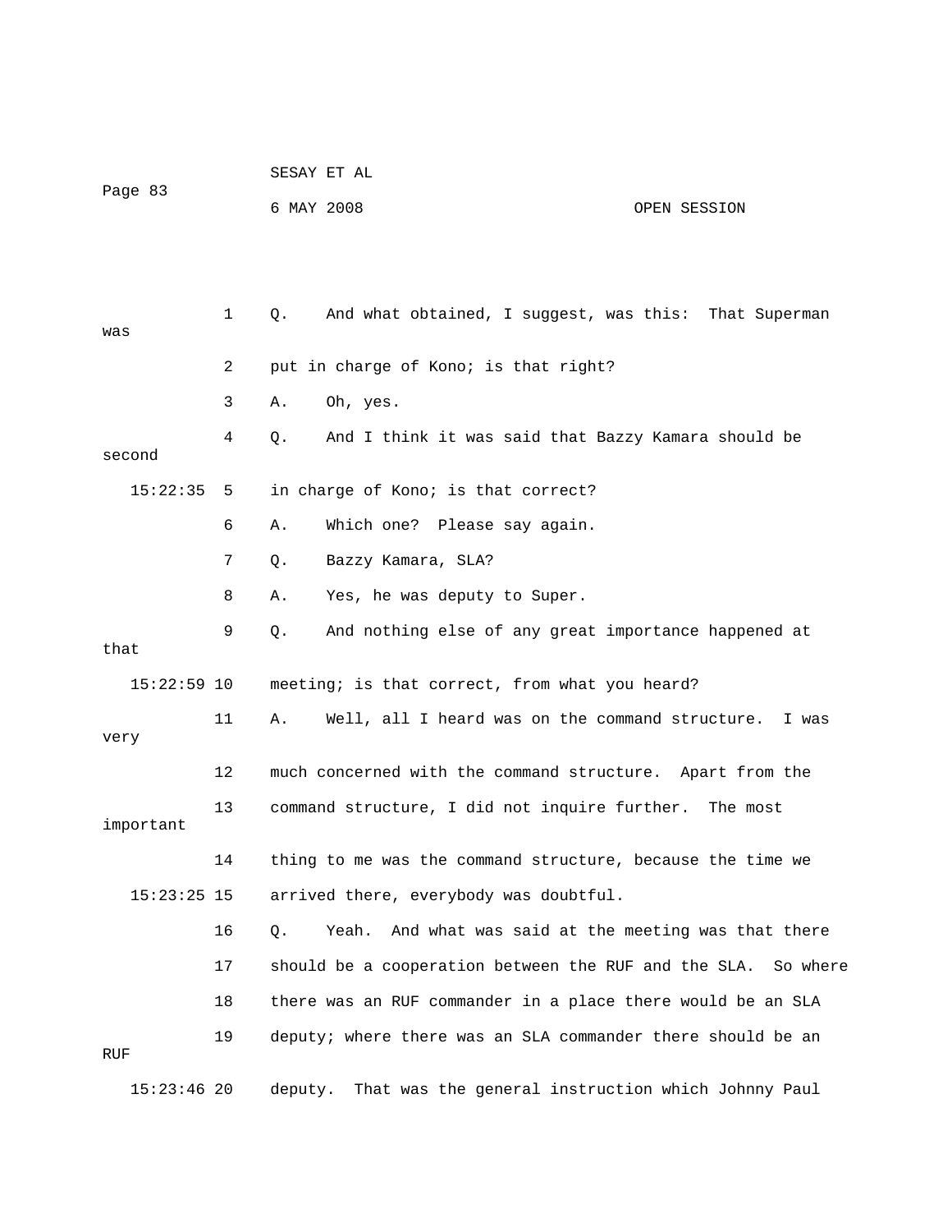1 Q. And what obtained, I suggest, was this: That Superman was

2 put in charge of Kono; is that right?

3 A. Oh, yes.

4 Q. And I think it was said that Bazzy Kamara should be second

15:22:35 5 in charge of Kono; is that correct?

6 A. Which one? Please say again.

7 Q. Bazzy Kamara, SLA?

8 A. Yes, he was deputy to Super.

9 Q. And nothing else of any great importance happened at that

15:22:59 10 meeting; is that correct, from what you heard?

11 A. Well, all I heard was on the command structure. I was very

12 much concerned with the command structure. Apart from the

13 command structure, I did not inquire further. The most important

14 thing to me was the command structure, because the time we

15:23:25 15 arrived there, everybody was doubtful.

16 Q. Yeah. And what was said at the meeting was that there

17 should be a cooperation between the RUF and the SLA. So where

18 there was an RUF commander in a place there would be an SLA

19 deputy; where there was an SLA commander there should be an RUF

15:23:46 20 deputy. That was the general instruction which Johnny Paul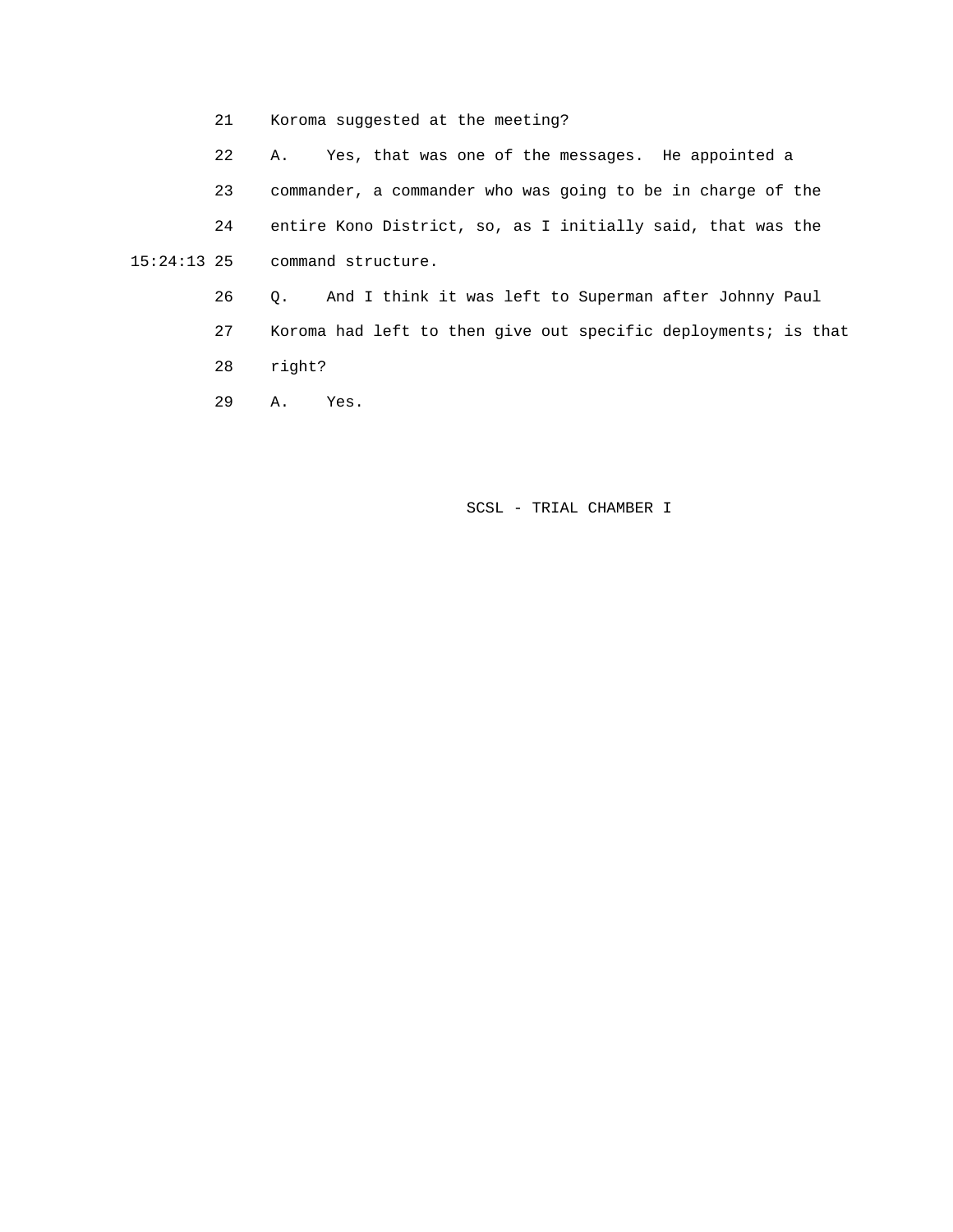21 Koroma suggested at the meeting?

22 A. Yes, that was one of the messages. He appointed a

23 commander, a commander who was going to be in charge of the

24 entire Kono District, so, as I initially said, that was the

15:24:13 25 command structure.

26 Q. And I think it was left to Superman after Johnny Paul

27 Koroma had left to then give out specific deployments; is that

28 right?

29 A. Yes.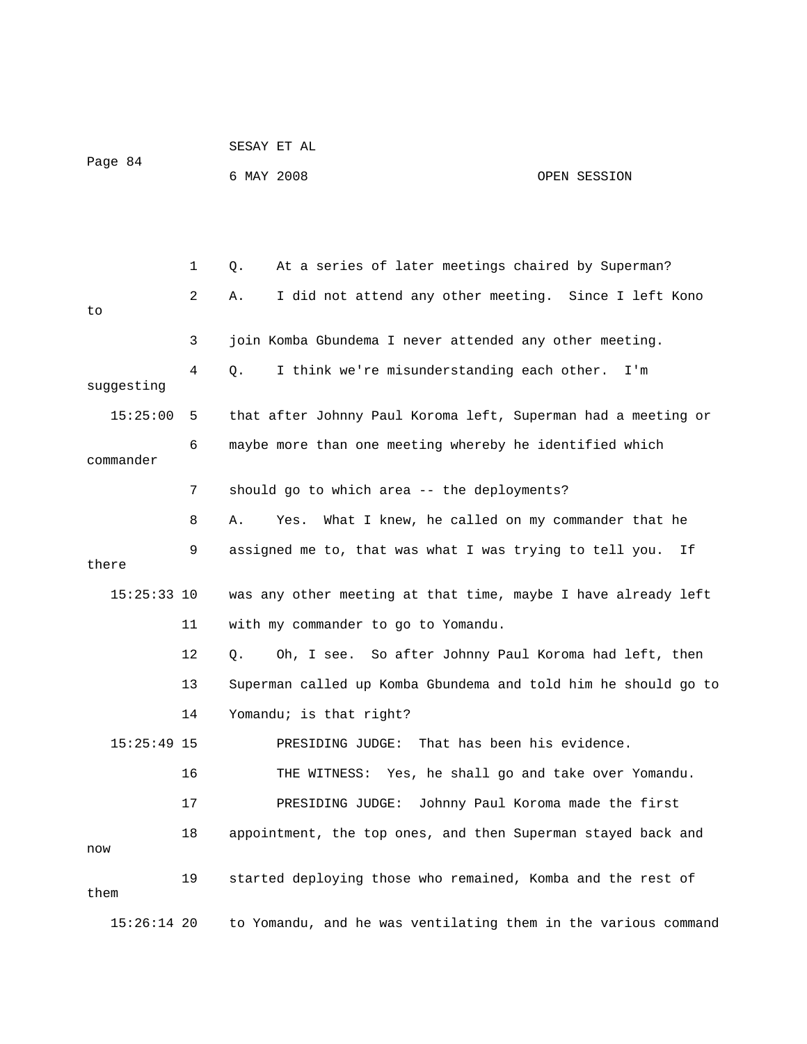Q. At a series of later meetings chaired by Superman?

A. I did not attend any other meeting. Since I left Kono to join Komba Gbundema I never attended any other meeting.

Q. I think we're misunderstanding each other. I'm suggesting that after Johnny Paul Koroma left, Superman had a meeting or maybe more than one meeting whereby he identified which commander should go to which area -- the deployments?

A. Yes. What I knew, he called on my commander that he assigned me to, that was what I was trying to tell you. If there was any other meeting at that time, maybe I have already left with my commander to go to Yomandu.

Q. Oh, I see. So after Johnny Paul Koroma had left, then Superman called up Komba Gbundema and told him he should go to Yomandu; is that right?

PRESIDING JUDGE: That has been his evidence.

THE WITNESS: Yes, he shall go and take over Yomandu.

PRESIDING JUDGE: Johnny Paul Koroma made the first appointment, the top ones, and then Superman stayed back and now started deploying those who remained, Komba and the rest of them to Yomandu, and he was ventilating them in the various command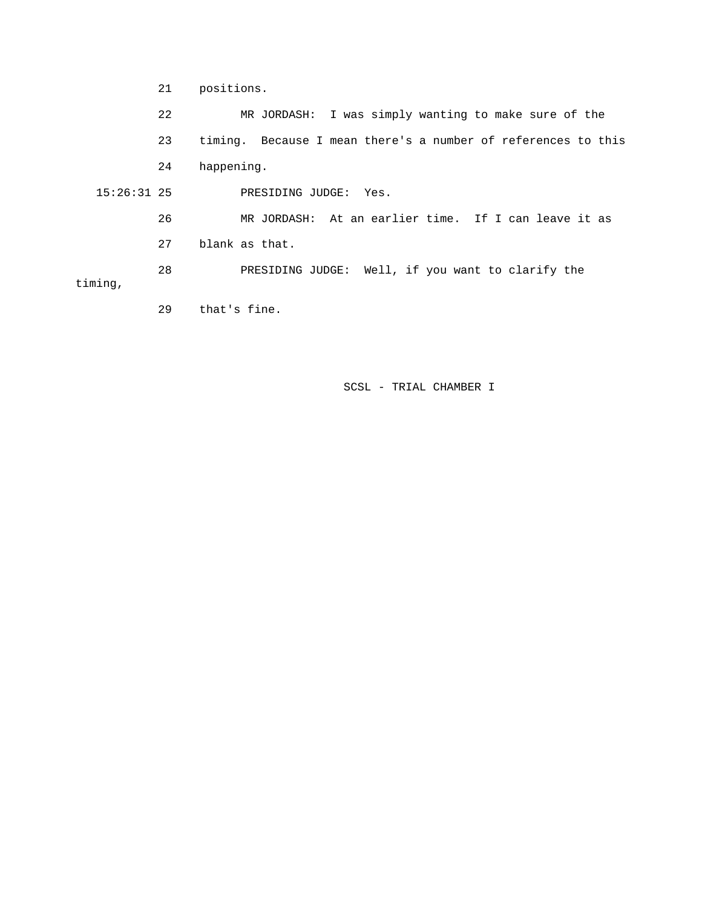21 positions.

22 MR JORDASH: I was simply wanting to make sure of the

23 timing. Because I mean there's a number of references to this

24 happening.

15:26:31 25 PRESIDING JUDGE: Yes.

26 MR JORDASH: At an earlier time. If I can leave it as

27 blank as that.

28 PRESIDING JUDGE: Well, if you want to clarify the timing,

29 that's fine.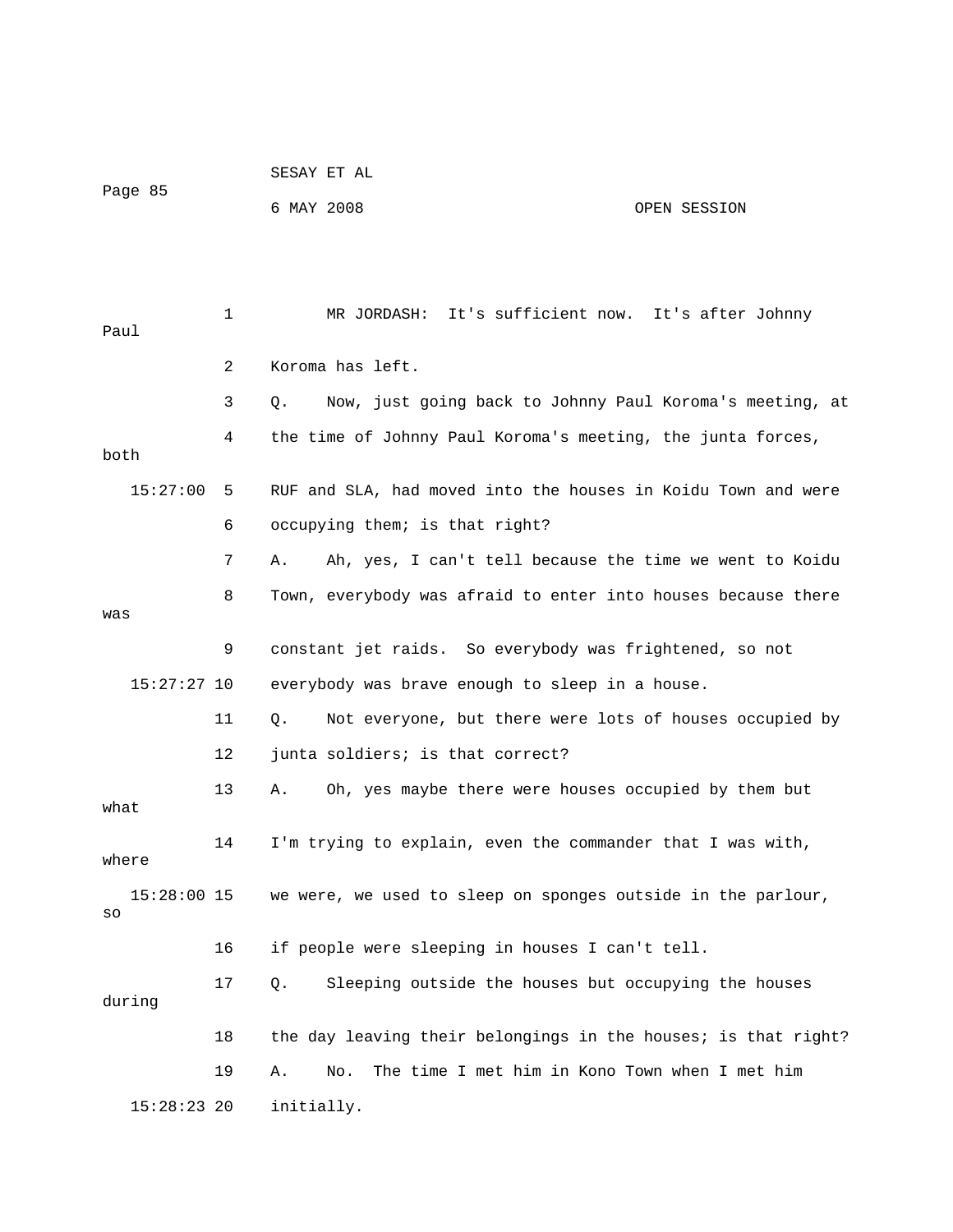MR JORDASH: It's sufficient now. It's after Johnny Paul Koroma has left.

Q. Now, just going back to Johnny Paul Koroma's meeting, at the time of Johnny Paul Koroma's meeting, the junta forces, both RUF and SLA, had moved into the houses in Koidu Town and were occupying them; is that right?

A. Ah, yes, I can't tell because the time we went to Koidu Town, everybody was afraid to enter into houses because there was constant jet raids. So everybody was frightened, so not everybody was brave enough to sleep in a house.

Q. Not everyone, but there were lots of houses occupied by junta soldiers; is that correct?

A. Oh, yes maybe there were houses occupied by them but what I'm trying to explain, even the commander that I was with, where we were, we used to sleep on sponges outside in the parlour, so if people were sleeping in houses I can't tell.

Q. Sleeping outside the houses but occupying the houses during the day leaving their belongings in the houses; is that right?

A. No. The time I met him in Kono Town when I met him initially.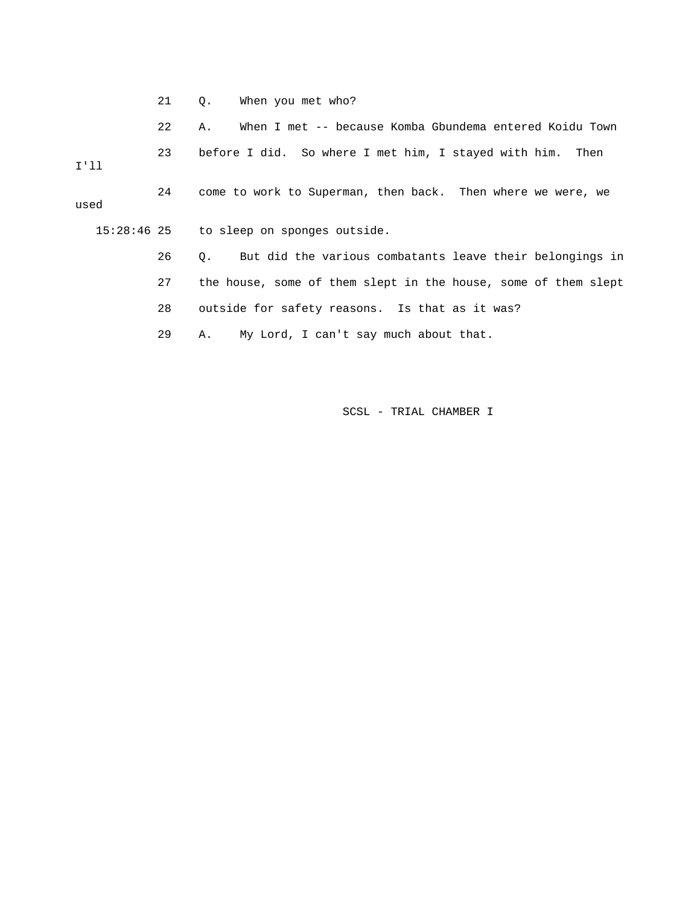21 Q. When you met who?

22 A. When I met -- because Komba Gbundema entered Koidu Town

23 before I did. So where I met him, I stayed with him. Then I'll

24 come to work to Superman, then back. Then where we were, we used

15:28:46 25 to sleep on sponges outside.

26 Q. But did the various combatants leave their belongings in

27 the house, some of them slept in the house, some of them slept

28 outside for safety reasons. Is that as it was?

29 A. My Lord, I can't say much about that.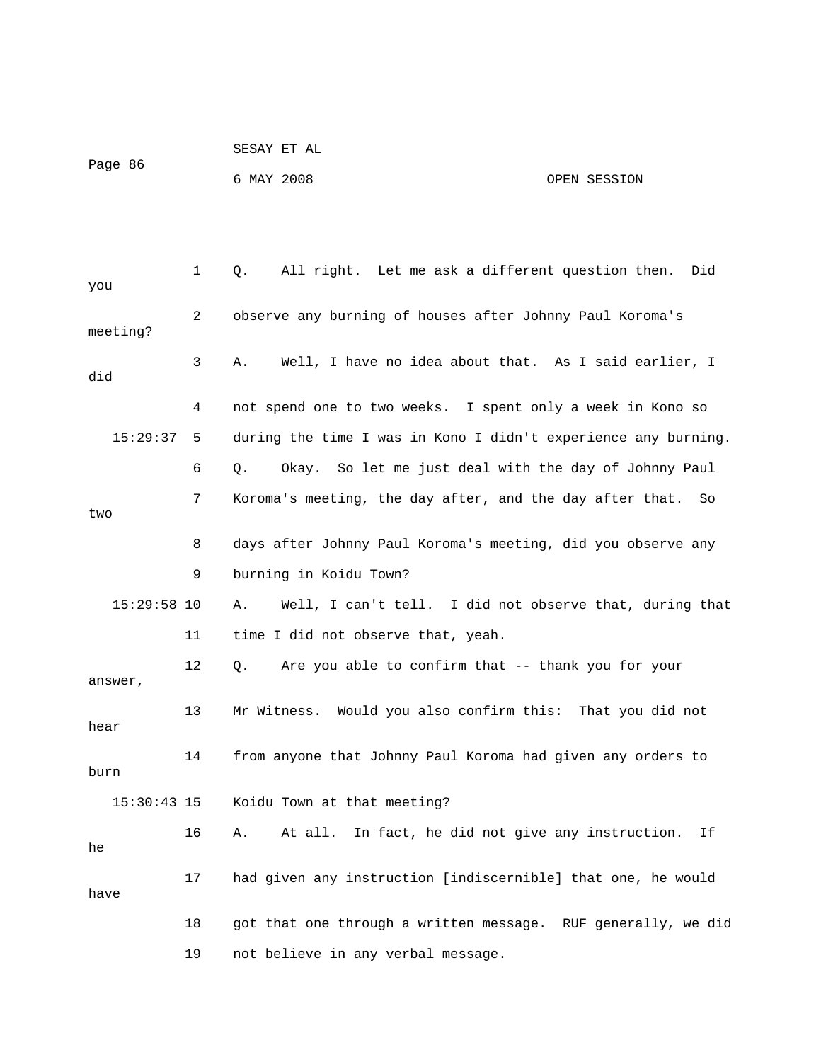Q. All right. Let me ask a different question then. Did you observe any burning of houses after Johnny Paul Koroma's meeting?

A. Well, I have no idea about that. As I said earlier, I did not spend one to two weeks. I spent only a week in Kono so during the time I was in Kono I didn't experience any burning.

Q. Okay. So let me just deal with the day of Johnny Paul Koroma's meeting, the day after, and the day after that. So two days after Johnny Paul Koroma's meeting, did you observe any burning in Koidu Town?

A. Well, I can't tell. I did not observe that, during that time I did not observe that, yeah.

Q. Are you able to confirm that -- thank you for your answer, Mr Witness. Would you also confirm this: That you did not hear from anyone that Johnny Paul Koroma had given any orders to burn Koidu Town at that meeting?

A. At all. In fact, he did not give any instruction. If he had given any instruction [indiscernible] that one, he would have got that one through a written message. RUF generally, we did not believe in any verbal message.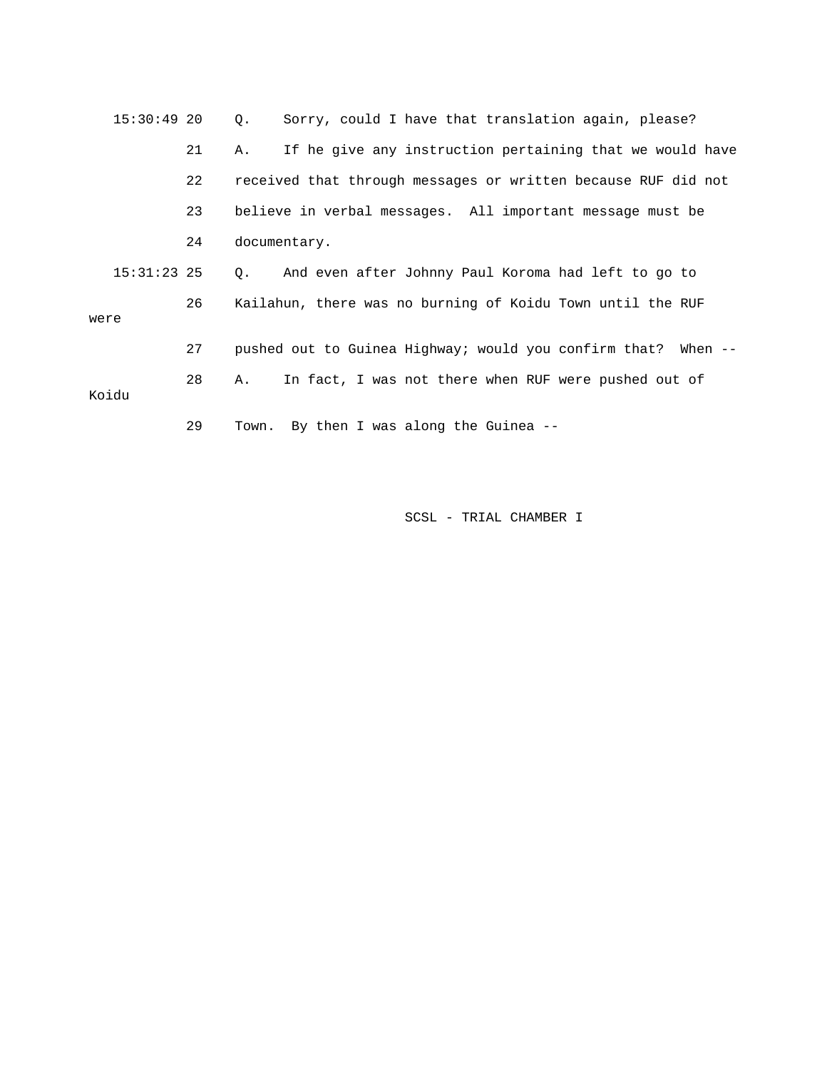15:30:49 20 Q. Sorry, could I have that translation again, please?

21 A. If he give any instruction pertaining that we would have

22 received that through messages or written because RUF did not

23 believe in verbal messages. All important message must be

24 documentary.

15:31:23 25 Q. And even after Johnny Paul Koroma had left to go to

26 Kailahun, there was no burning of Koidu Town until the RUF were

27 pushed out to Guinea Highway; would you confirm that? When --

28 A. In fact, I was not there when RUF were pushed out of Koidu

29 Town. By then I was along the Guinea --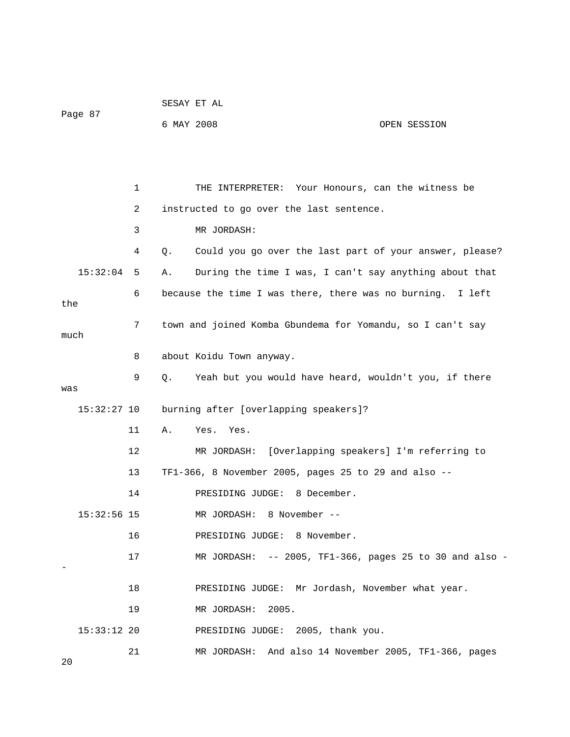1 THE INTERPRETER: Your Honours, can the witness be

2 instructed to go over the last sentence.

3 MR JORDASH:

4 Q. Could you go over the last part of your answer, please?

15:32:04 5 A. During the time I was, I can't say anything about that

6 because the time I was there, there was no burning. I left the

7 town and joined Komba Gbundema for Yomandu, so I can't say much

8 about Koidu Town anyway.

9 Q. Yeah but you would have heard, wouldn't you, if there was

15:32:27 10 burning after [overlapping speakers]?

11 A. Yes. Yes.

12 MR JORDASH: [Overlapping speakers] I'm referring to

13 TF1-366, 8 November 2005, pages 25 to 29 and also --

14 PRESIDING JUDGE: 8 December.

15:32:56 15 MR JORDASH: 8 November --

16 PRESIDING JUDGE: 8 November.

17 MR JORDASH: -- 2005, TF1-366, pages 25 to 30 and also --

18 PRESIDING JUDGE: Mr Jordash, November what year.

19 MR JORDASH: 2005.

15:33:12 20 PRESIDING JUDGE: 2005, thank you.

21 MR JORDASH: And also 14 November 2005, TF1-366, pages 20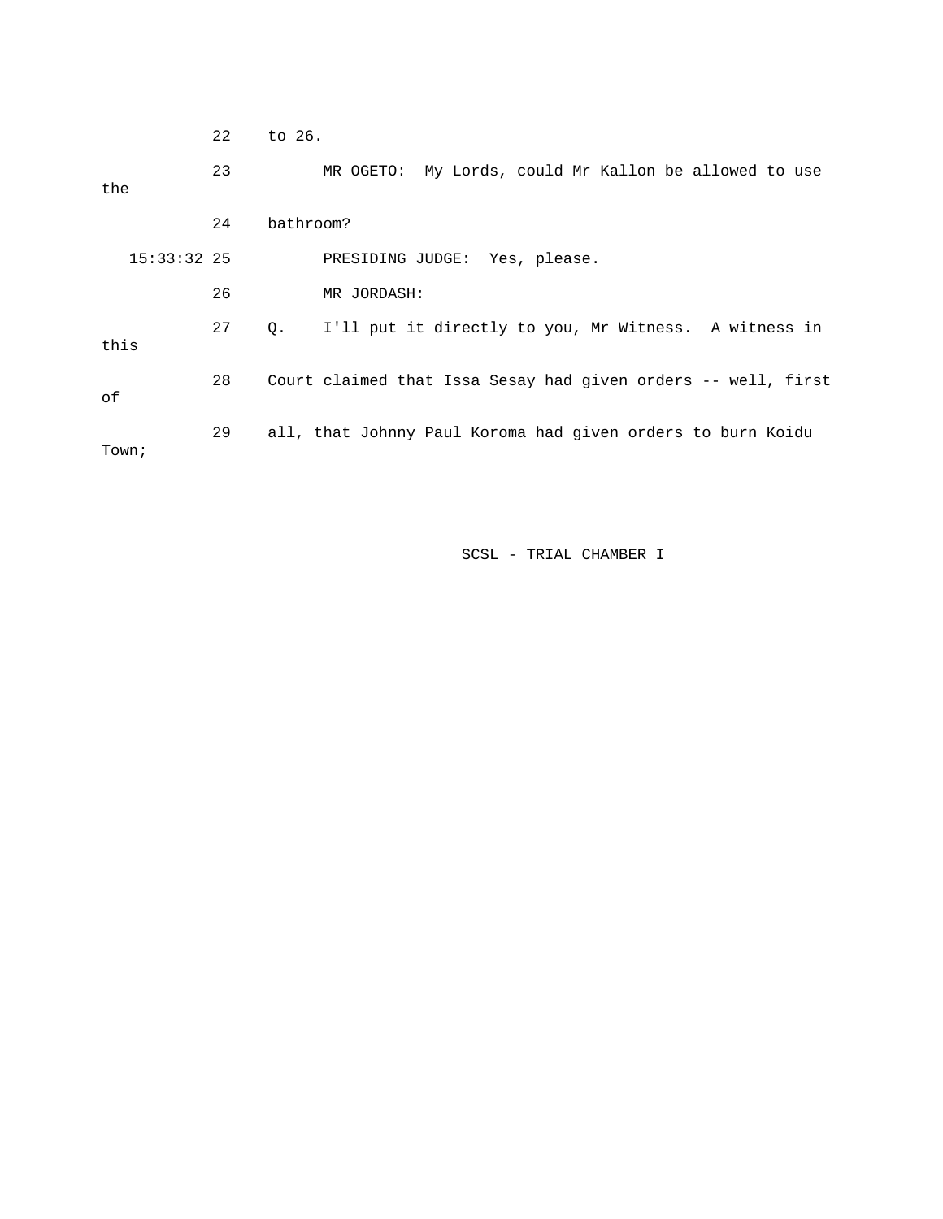22 to 26.

23 MR OGETO: My Lords, could Mr Kallon be allowed to use the

24 bathroom?

15:33:32 25 PRESIDING JUDGE: Yes, please.

26 MR JORDASH:

27 Q. I'll put it directly to you, Mr Witness. A witness in this

28 Court claimed that Issa Sesay had given orders -- well, first of

29 all, that Johnny Paul Koroma had given orders to burn Koidu Town;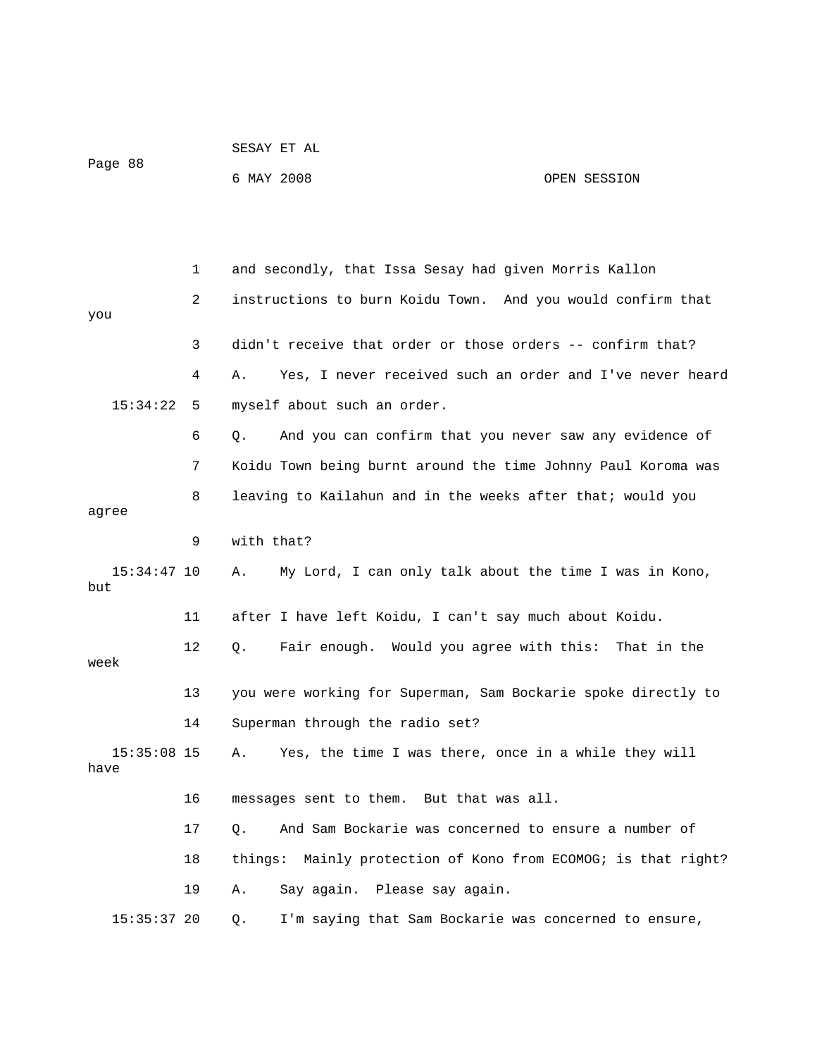1 and secondly, that Issa Sesay had given Morris Kallon

2 instructions to burn Koidu Town. And you would confirm that you

3 didn't receive that order or those orders -- confirm that?

4 A. Yes, I never received such an order and I've never heard

15:34:22 5 myself about such an order.

6 Q. And you can confirm that you never saw any evidence of

7 Koidu Town being burnt around the time Johnny Paul Koroma was

8 leaving to Kailahun and in the weeks after that; would you agree

9 with that?

15:34:47 10 A. My Lord, I can only talk about the time I was in Kono, but

11 after I have left Koidu, I can't say much about Koidu.

12 Q. Fair enough. Would you agree with this: That in the week

13 you were working for Superman, Sam Bockarie spoke directly to

14 Superman through the radio set?

15:35:08 15 A. Yes, the time I was there, once in a while they will have

16 messages sent to them. But that was all.

17 Q. And Sam Bockarie was concerned to ensure a number of

18 things: Mainly protection of Kono from ECOMOG; is that right?

19 A. Say again. Please say again.

15:35:37 20 Q. I'm saying that Sam Bockarie was concerned to ensure,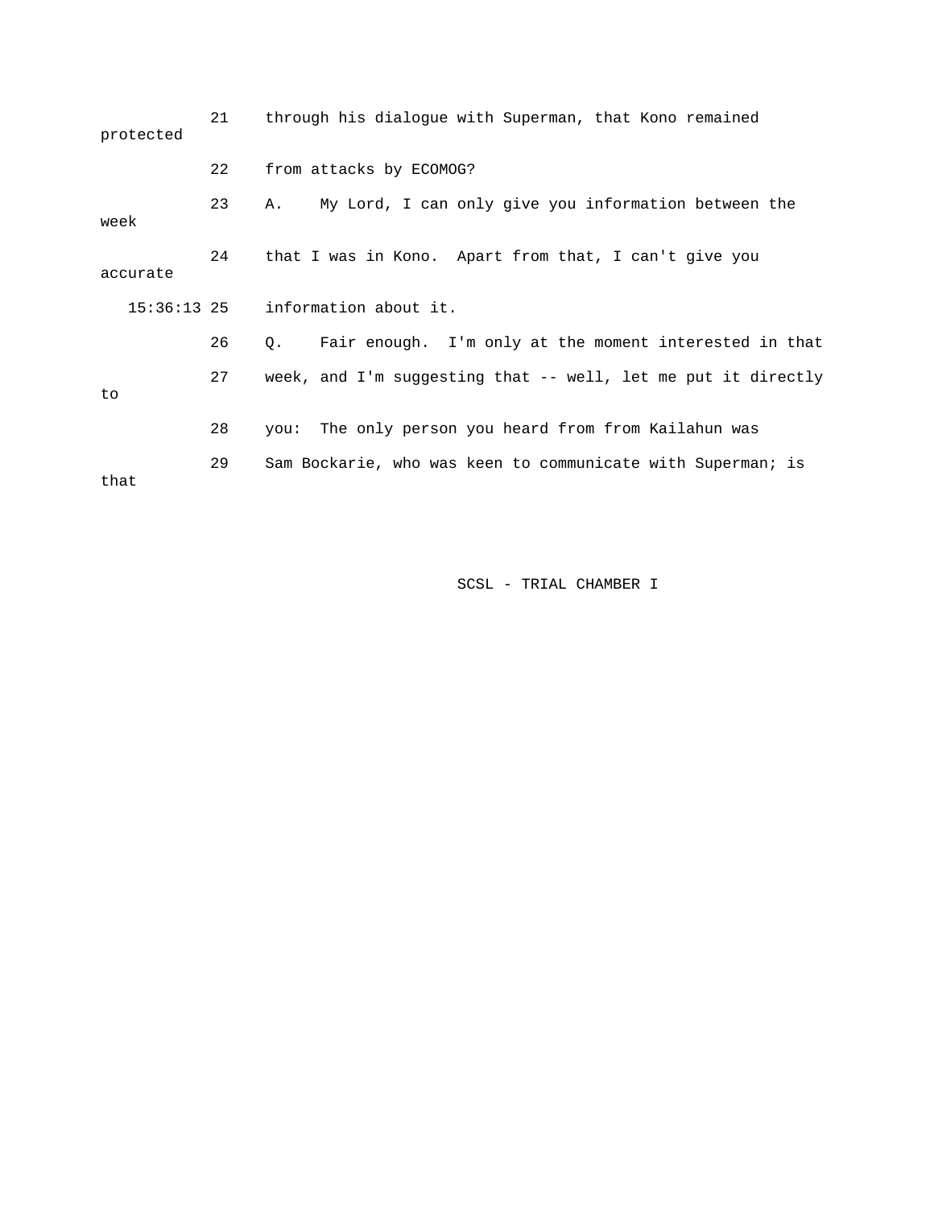21 through his dialogue with Superman, that Kono remained protected

22 from attacks by ECOMOG?

23 A. My Lord, I can only give you information between the week

24 that I was in Kono. Apart from that, I can't give you accurate

15:36:13 25 information about it.

26 Q. Fair enough. I'm only at the moment interested in that

27 week, and I'm suggesting that -- well, let me put it directly to

28 you: The only person you heard from from Kailahun was

29 Sam Bockarie, who was keen to communicate with Superman; is that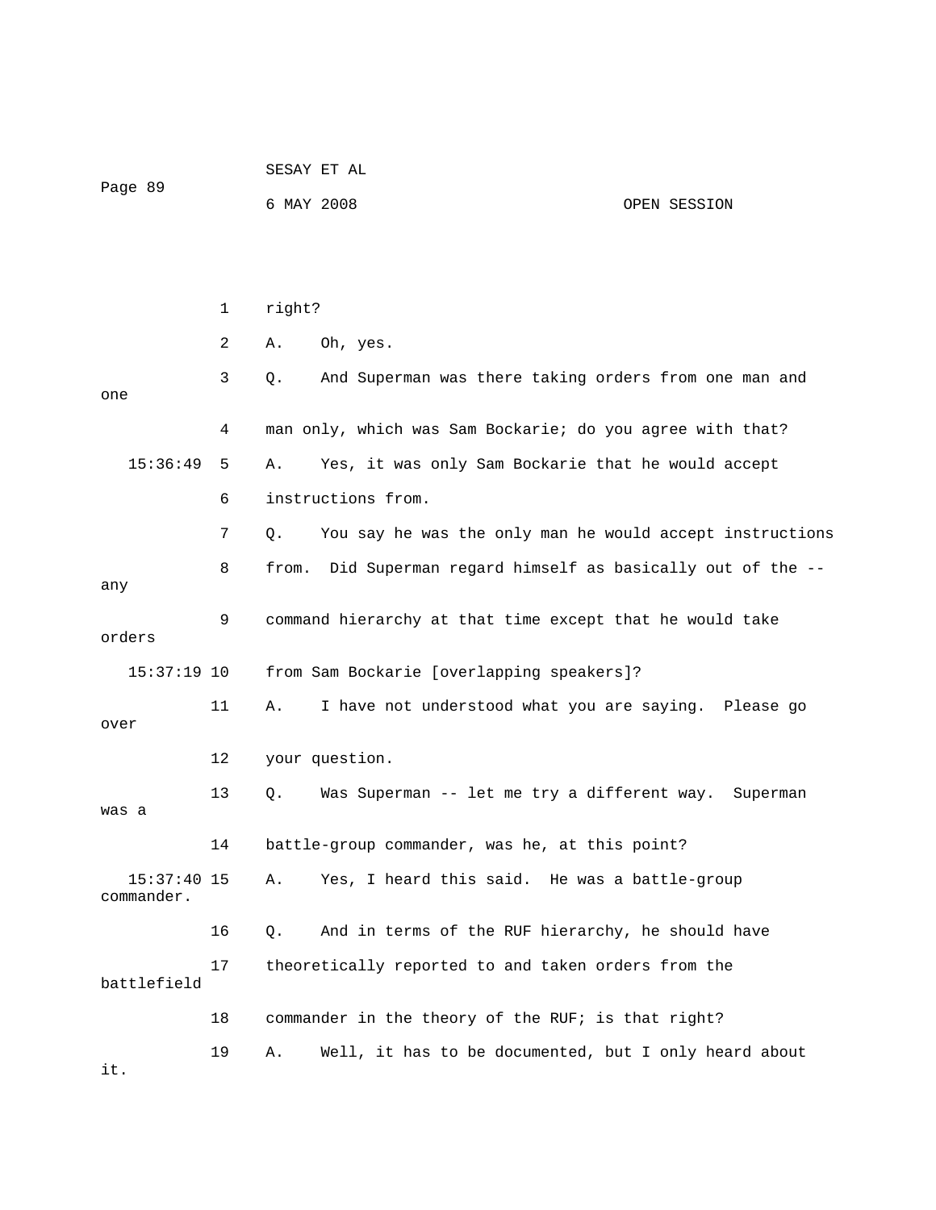1 right?

2 A. Oh, yes.

3 Q. And Superman was there taking orders from one man and one

4 man only, which was Sam Bockarie; do you agree with that?

15:36:49 5 A. Yes, it was only Sam Bockarie that he would accept

6 instructions from.

7 Q. You say he was the only man he would accept instructions

8 from. Did Superman regard himself as basically out of the -- any

9 command hierarchy at that time except that he would take orders

15:37:19 10 from Sam Bockarie [overlapping speakers]?

11 A. I have not understood what you are saying. Please go over

12 your question.

13 Q. Was Superman -- let me try a different way. Superman was a

14 battle-group commander, was he, at this point?

15:37:40 15 A. Yes, I heard this said. He was a battle-group commander.

16 Q. And in terms of the RUF hierarchy, he should have

17 theoretically reported to and taken orders from the battlefield

18 commander in the theory of the RUF; is that right?

19 A. Well, it has to be documented, but I only heard about it.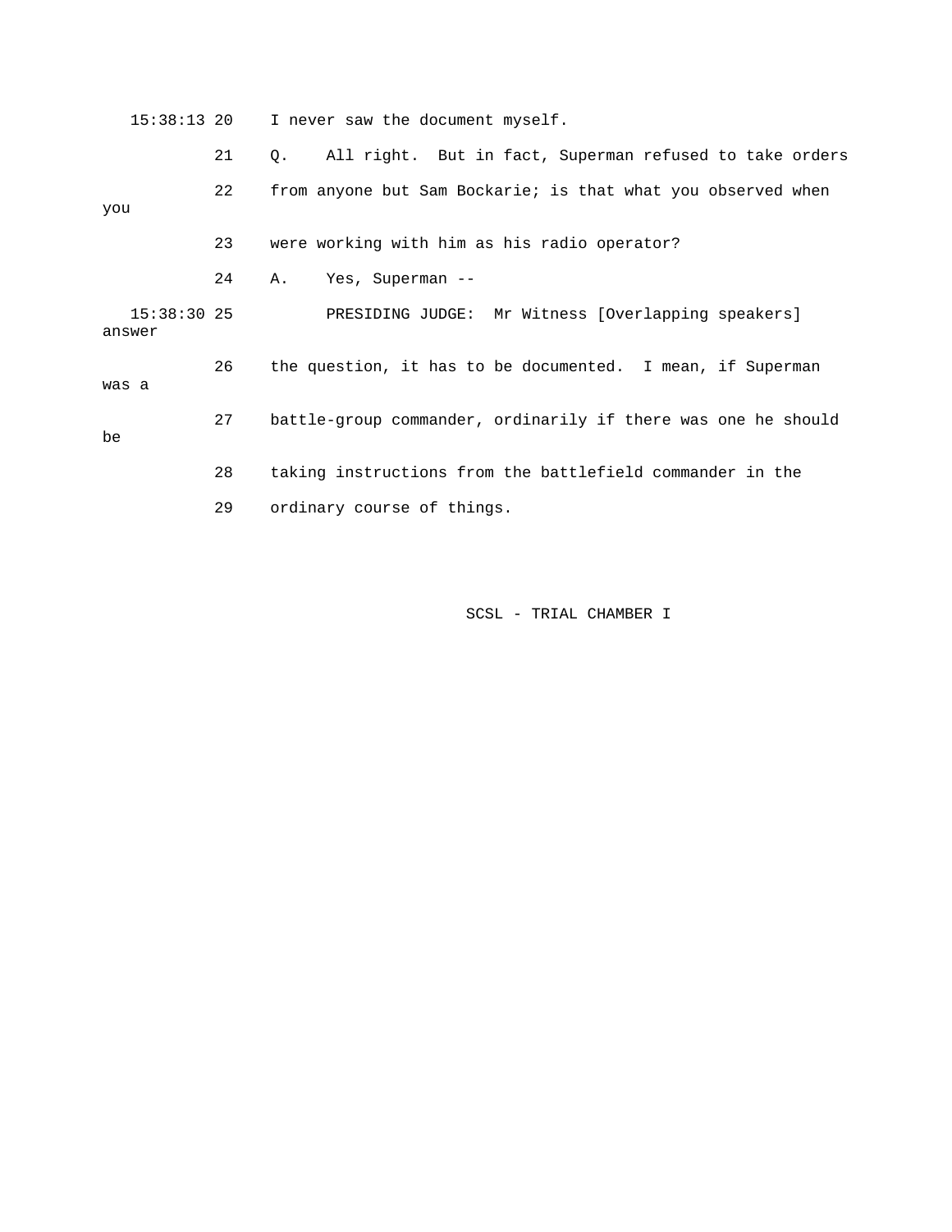15:38:13 20 I never saw the document myself.

21 Q. All right. But in fact, Superman refused to take orders

22 from anyone but Sam Bockarie; is that what you observed when you

23 were working with him as his radio operator?

24 A. Yes, Superman --

15:38:30 25 PRESIDING JUDGE: Mr Witness [Overlapping speakers] answer

26 the question, it has to be documented. I mean, if Superman was a

27 battle-group commander, ordinarily if there was one he should be

28 taking instructions from the battlefield commander in the

29 ordinary course of things.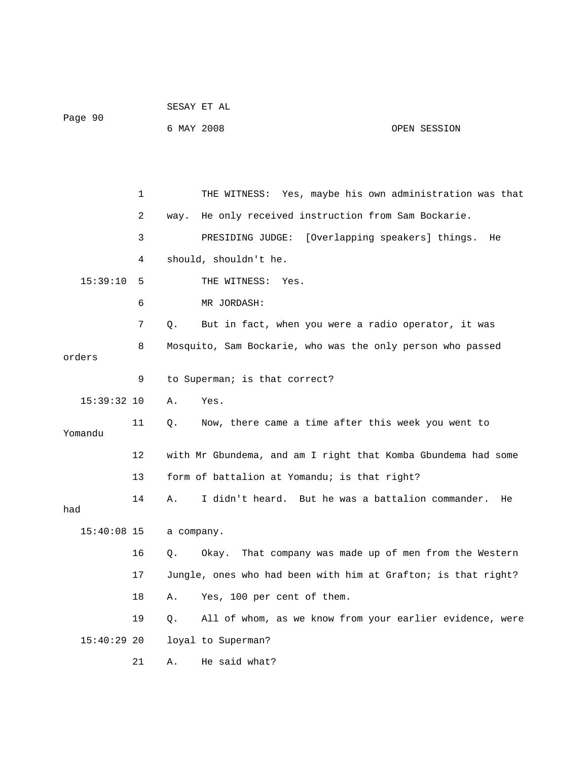THE WITNESS: Yes, maybe his own administration was that way. He only received instruction from Sam Bockarie.

PRESIDING JUDGE: [Overlapping speakers] things. He should, shouldn't he.

THE WITNESS: Yes.

MR JORDASH:

Q. But in fact, when you were a radio operator, it was Mosquito, Sam Bockarie, who was the only person who passed orders to Superman; is that correct?

A. Yes.

Q. Now, there came a time after this week you went to Yomandu with Mr Gbundema, and am I right that Komba Gbundema had some form of battalion at Yomandu; is that right?

A. I didn't heard. But he was a battalion commander. He had a company.

Q. Okay. That company was made up of men from the Western Jungle, ones who had been with him at Grafton; is that right?

A. Yes, 100 per cent of them.

Q. All of whom, as we know from your earlier evidence, were loyal to Superman?

A. He said what?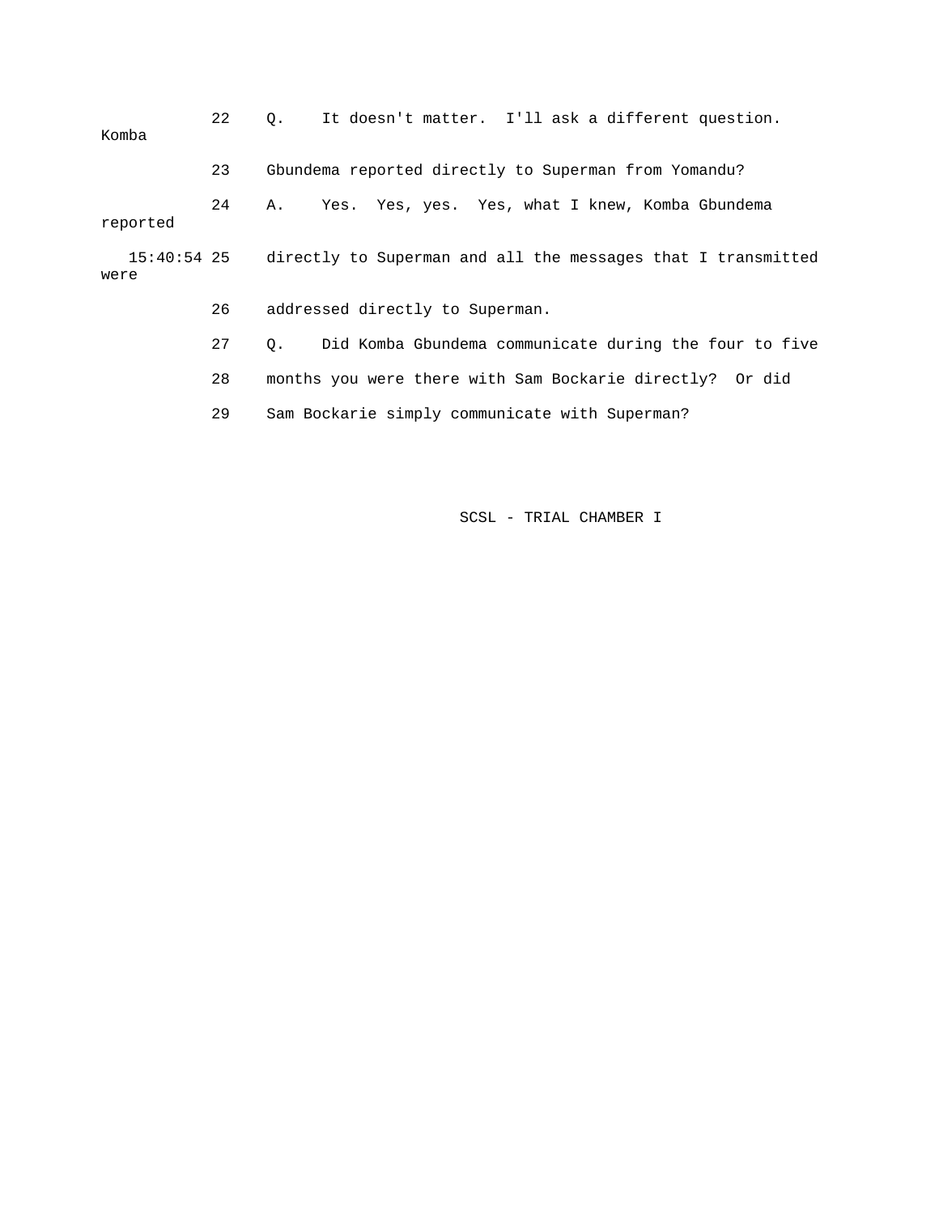22 Q. It doesn't matter. I'll ask a different question. Komba

23 Gbundema reported directly to Superman from Yomandu?

24 A. Yes. Yes, yes. Yes, what I knew, Komba Gbundema reported

15:40:54 25 directly to Superman and all the messages that I transmitted were

26 addressed directly to Superman.

27 Q. Did Komba Gbundema communicate during the four to five

28 months you were there with Sam Bockarie directly? Or did

29 Sam Bockarie simply communicate with Superman?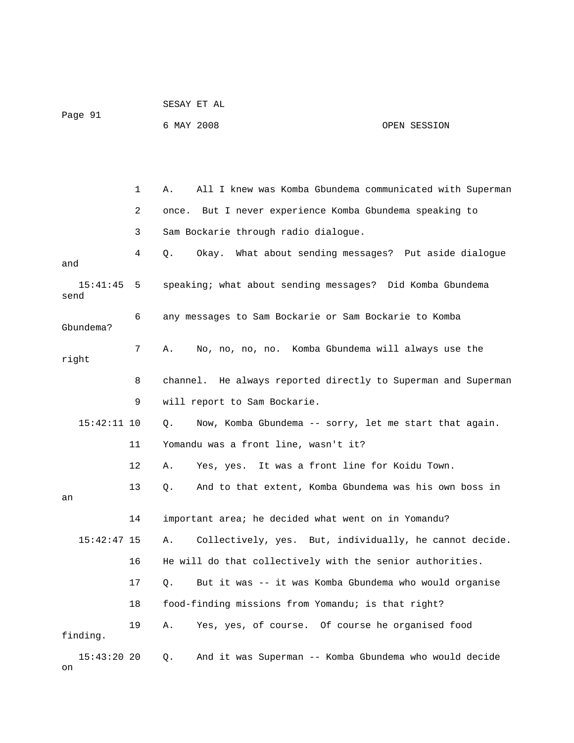1 A. All I knew was Komba Gbundema communicated with Superman

2 once. But I never experience Komba Gbundema speaking to

3 Sam Bockarie through radio dialogue.

4 Q. Okay. What about sending messages? Put aside dialogue and

15:41:45 5 speaking; what about sending messages? Did Komba Gbundema send

6 any messages to Sam Bockarie or Sam Bockarie to Komba Gbundema?

7 A. No, no, no, no. Komba Gbundema will always use the right

8 channel. He always reported directly to Superman and Superman

9 will report to Sam Bockarie.

15:42:11 10 Q. Now, Komba Gbundema -- sorry, let me start that again.

11 Yomandu was a front line, wasn't it?

12 A. Yes, yes. It was a front line for Koidu Town.

13 Q. And to that extent, Komba Gbundema was his own boss in an

14 important area; he decided what went on in Yomandu?

15:42:47 15 A. Collectively, yes. But, individually, he cannot decide.

16 He will do that collectively with the senior authorities.

17 Q. But it was -- it was Komba Gbundema who would organise

18 food-finding missions from Yomandu; is that right?

19 A. Yes, yes, of course. Of course he organised food finding.

15:43:20 20 Q. And it was Superman -- Komba Gbundema who would decide on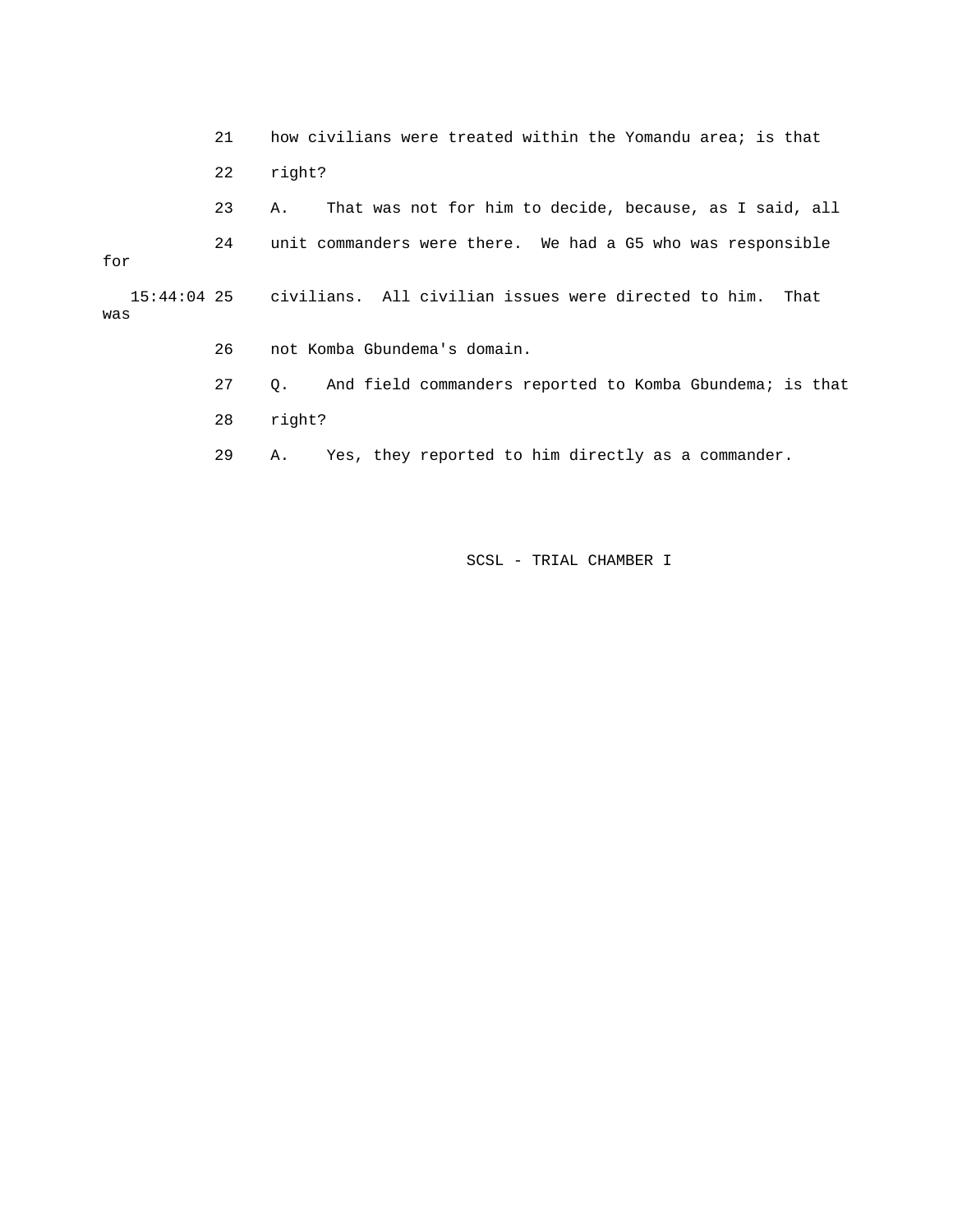21 how civilians were treated within the Yomandu area; is that

22 right?

23 A. That was not for him to decide, because, as I said, all

24 unit commanders were there. We had a G5 who was responsible for

15:44:04 25 civilians. All civilian issues were directed to him. That was

26 not Komba Gbundema's domain.

27 Q. And field commanders reported to Komba Gbundema; is that

28 right?

29 A. Yes, they reported to him directly as a commander.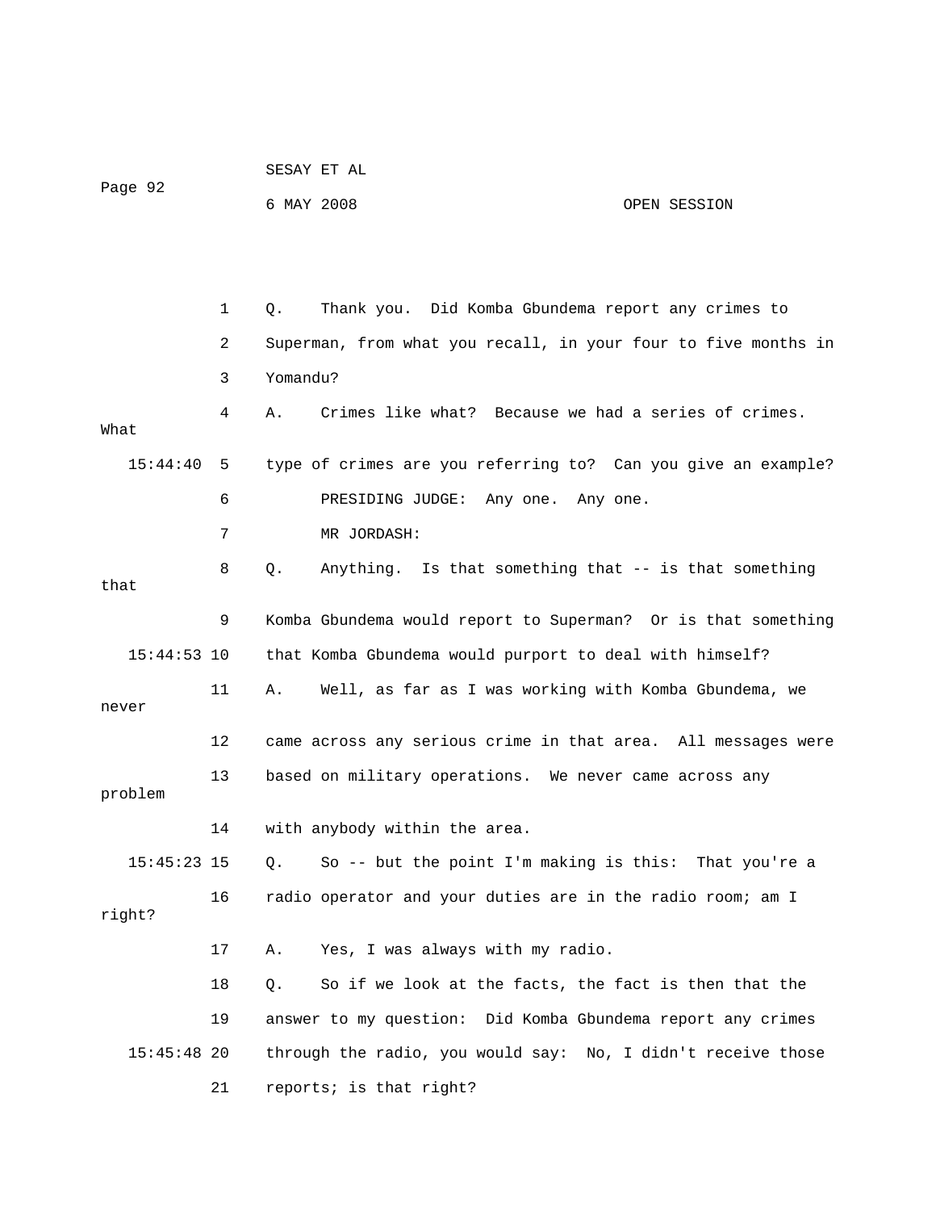Q. Thank you. Did Komba Gbundema report any crimes to Superman, from what you recall, in your four to five months in Yomandu?

A. Crimes like what? Because we had a series of crimes. What type of crimes are you referring to? Can you give an example?

PRESIDING JUDGE: Any one. Any one.

MR JORDASH:

Q. Anything. Is that something that -- is that something that Komba Gbundema would report to Superman? Or is that something that Komba Gbundema would purport to deal with himself?

A. Well, as far as I was working with Komba Gbundema, we never came across any serious crime in that area. All messages were based on military operations. We never came across any problem with anybody within the area.

Q. So -- but the point I'm making is this: That you're a radio operator and your duties are in the radio room; am I right?

A. Yes, I was always with my radio.

Q. So if we look at the facts, the fact is then that the answer to my question: Did Komba Gbundema report any crimes through the radio, you would say: No, I didn't receive those reports; is that right?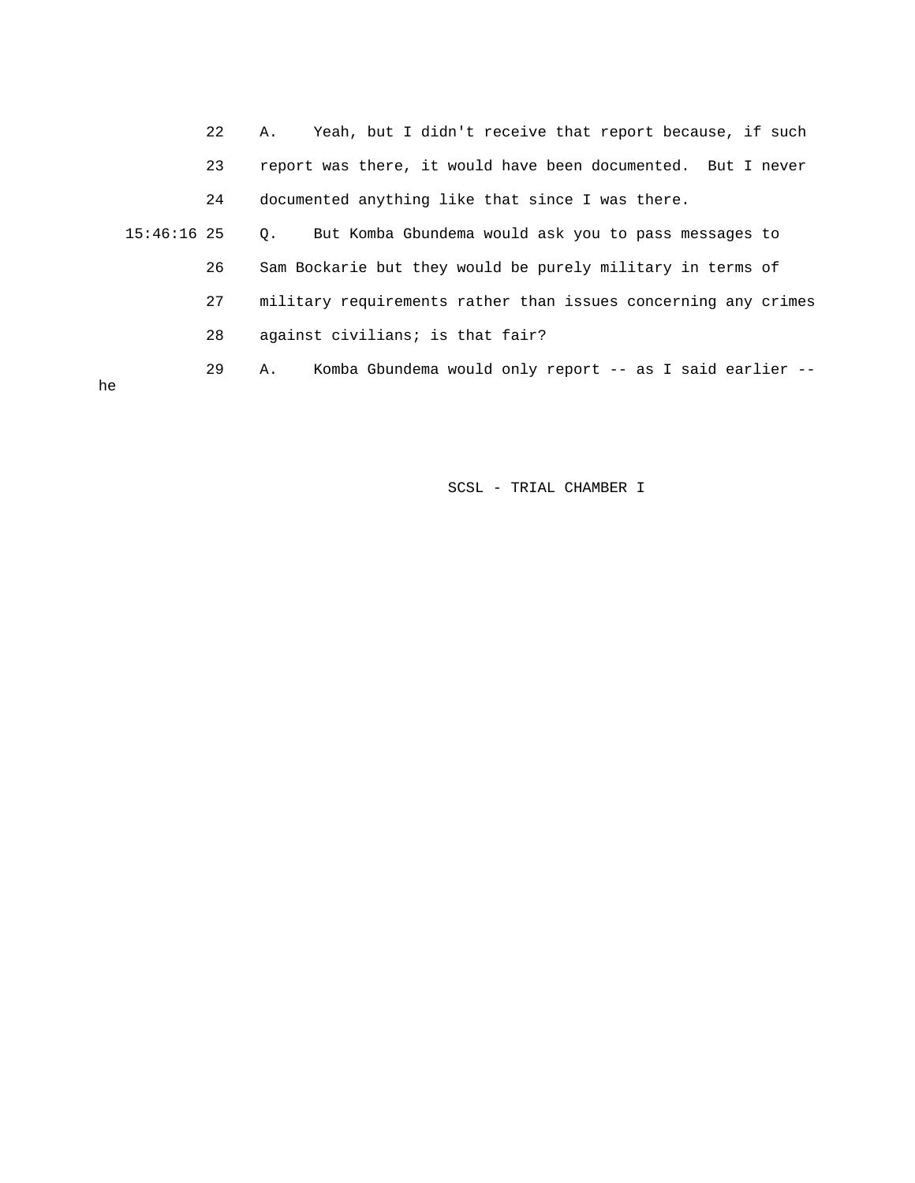22 A. Yeah, but I didn't receive that report because, if such

23 report was there, it would have been documented. But I never

24 documented anything like that since I was there.

15:46:16 25 Q. But Komba Gbundema would ask you to pass messages to

26 Sam Bockarie but they would be purely military in terms of

27 military requirements rather than issues concerning any crimes

28 against civilians; is that fair?

29 A. Komba Gbundema would only report -- as I said earlier -- he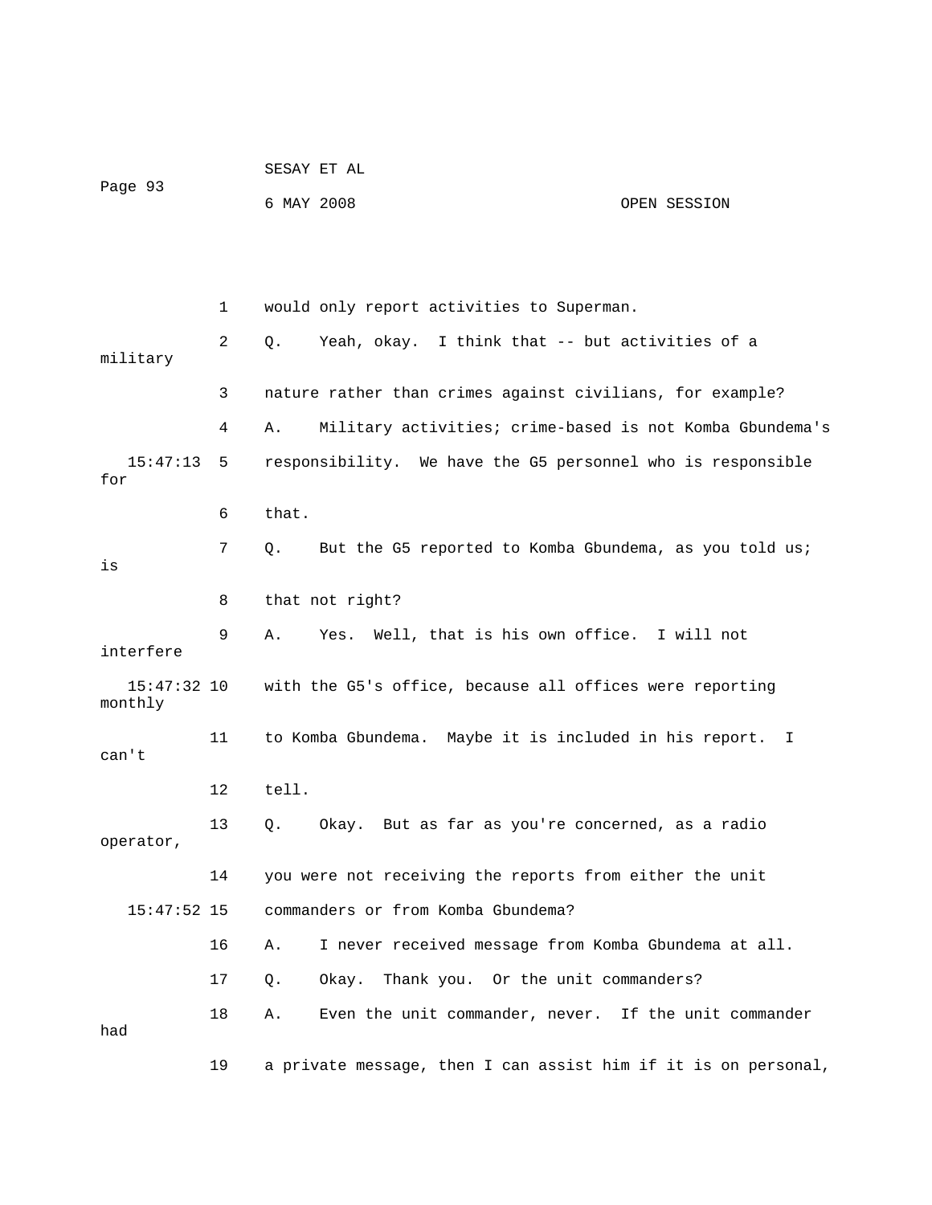1 would only report activities to Superman.

2 Q. Yeah, okay. I think that -- but activities of a military

3 nature rather than crimes against civilians, for example?

4 A. Military activities; crime-based is not Komba Gbundema's

15:47:13 5 responsibility. We have the G5 personnel who is responsible for

6 that.

7 Q. But the G5 reported to Komba Gbundema, as you told us; is

8 that not right?

9 A. Yes. Well, that is his own office. I will not interfere

15:47:32 10 with the G5's office, because all offices were reporting monthly

11 to Komba Gbundema. Maybe it is included in his report. I can't

12 tell.

13 Q. Okay. But as far as you're concerned, as a radio operator,

14 you were not receiving the reports from either the unit

15:47:52 15 commanders or from Komba Gbundema?

16 A. I never received message from Komba Gbundema at all.

17 Q. Okay. Thank you. Or the unit commanders?

18 A. Even the unit commander, never. If the unit commander had

19 a private message, then I can assist him if it is on personal,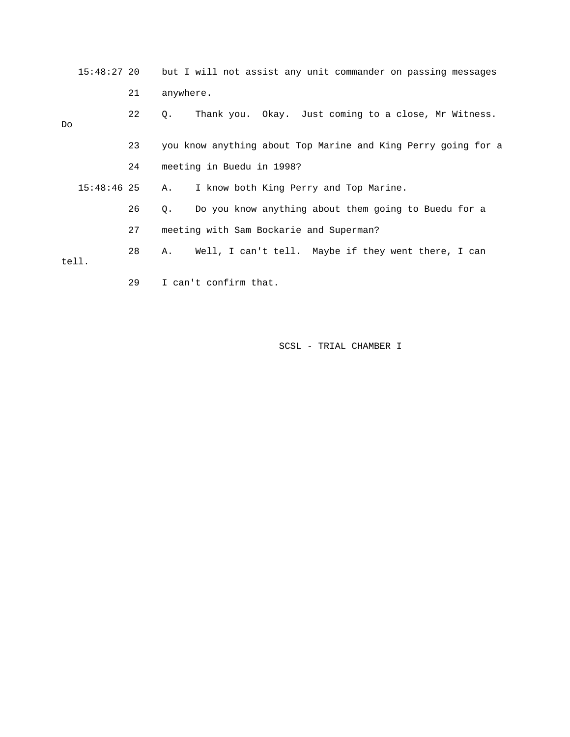15:48:27 20 but I will not assist any unit commander on passing messages

21 anywhere.

22 Q. Thank you. Okay. Just coming to a close, Mr Witness. Do

23 you know anything about Top Marine and King Perry going for a

24 meeting in Buedu in 1998?

15:48:46 25 A. I know both King Perry and Top Marine.

26 Q. Do you know anything about them going to Buedu for a

27 meeting with Sam Bockarie and Superman?

28 A. Well, I can't tell. Maybe if they went there, I can tell.

29 I can't confirm that.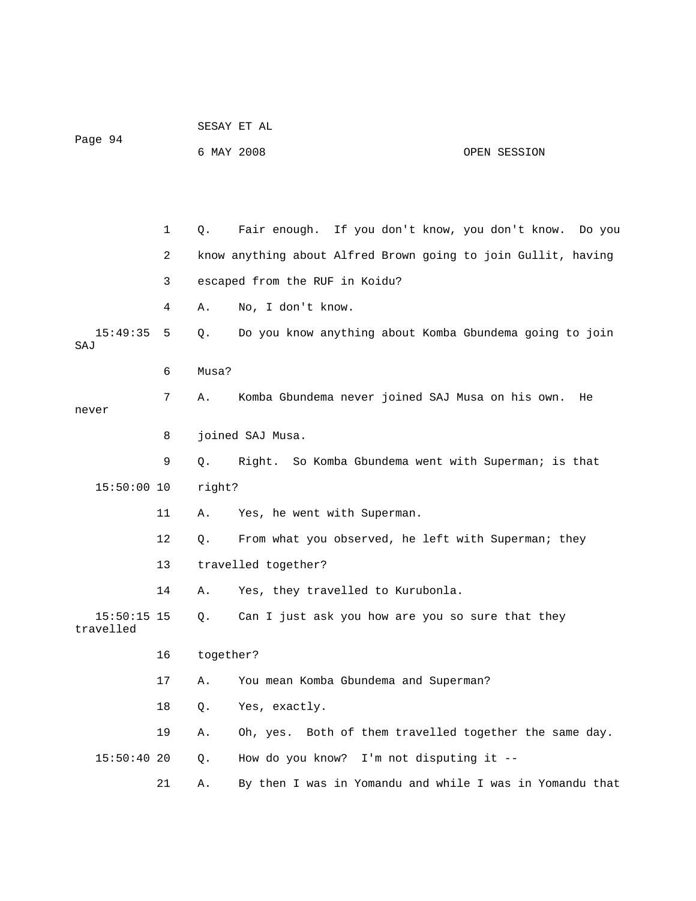1 Q. Fair enough. If you don't know, you don't know. Do you

2 know anything about Alfred Brown going to join Gullit, having

3 escaped from the RUF in Koidu?

4 A. No, I don't know.

15:49:35 5 Q. Do you know anything about Komba Gbundema going to join SAJ

6 Musa?

7 A. Komba Gbundema never joined SAJ Musa on his own. He never

8 joined SAJ Musa.

9 Q. Right. So Komba Gbundema went with Superman; is that

15:50:00 10 right?

11 A. Yes, he went with Superman.

12 Q. From what you observed, he left with Superman; they

13 travelled together?

14 A. Yes, they travelled to Kurubonla.

15:50:15 15 Q. Can I just ask you how are you so sure that they travelled

16 together?

17 A. You mean Komba Gbundema and Superman?

18 Q. Yes, exactly.

19 A. Oh, yes. Both of them travelled together the same day.

15:50:40 20 Q. How do you know? I'm not disputing it --

21 A. By then I was in Yomandu and while I was in Yomandu that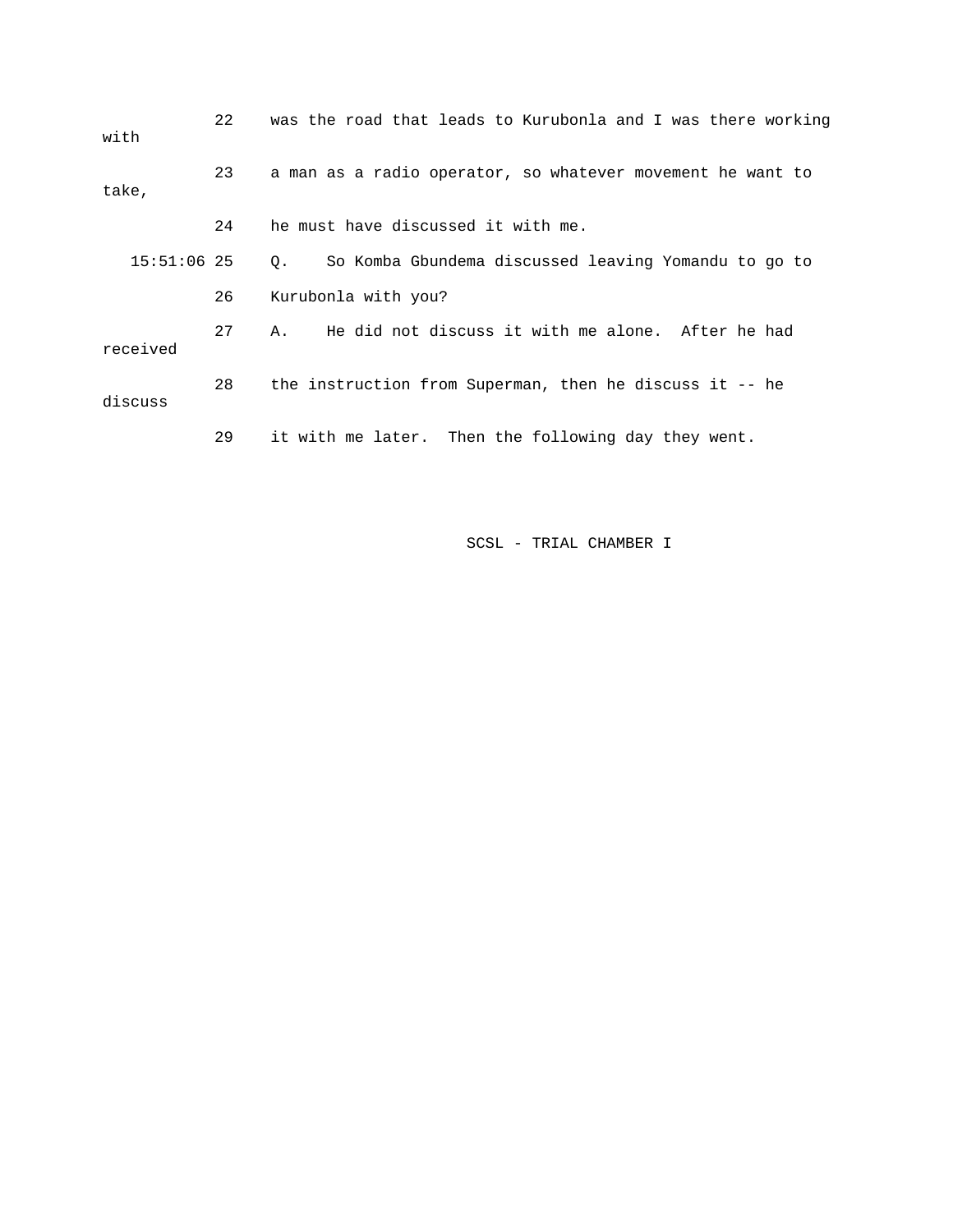22 was the road that leads to Kurubonla and I was there working with

23 a man as a radio operator, so whatever movement he want to take,

24 he must have discussed it with me.

15:51:06 25 Q. So Komba Gbundema discussed leaving Yomandu to go to

26 Kurubonla with you?

27 A. He did not discuss it with me alone. After he had received

28 the instruction from Superman, then he discuss it -- he discuss

29 it with me later. Then the following day they went.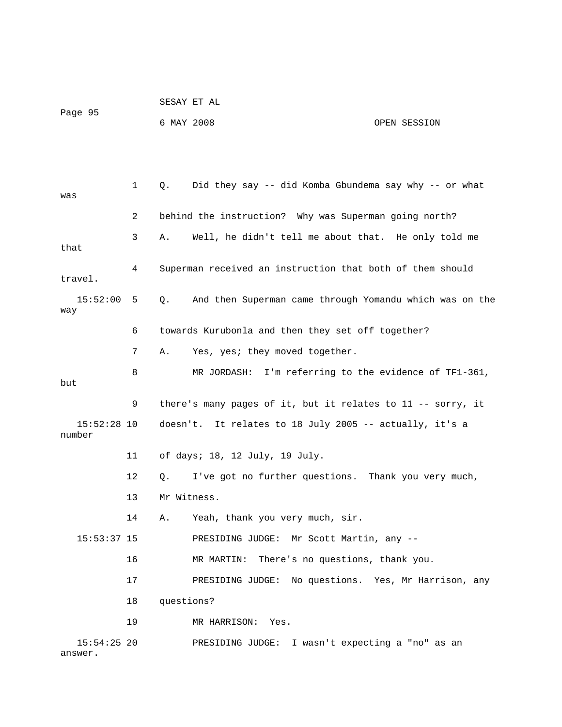1 Q. Did they say -- did Komba Gbundema say why -- or what was

2 behind the instruction? Why was Superman going north?

3 A. Well, he didn't tell me about that. He only told me that

4 Superman received an instruction that both of them should travel.

15:52:00 5 Q. And then Superman came through Yomandu which was on the way

6 towards Kurubonla and then they set off together?

7 A. Yes, yes; they moved together.

8 MR JORDASH: I'm referring to the evidence of TF1-361, but

9 there's many pages of it, but it relates to 11 -- sorry, it

15:52:28 10 doesn't. It relates to 18 July 2005 -- actually, it's a number

11 of days; 18, 12 July, 19 July.

12 Q. I've got no further questions. Thank you very much,

13 Mr Witness.

14 A. Yeah, thank you very much, sir.

15:53:37 15 PRESIDING JUDGE: Mr Scott Martin, any --

16 MR MARTIN: There's no questions, thank you.

17 PRESIDING JUDGE: No questions. Yes, Mr Harrison, any

18 questions?

19 MR HARRISON: Yes.

15:54:25 20 PRESIDING JUDGE: I wasn't expecting a "no" as an answer.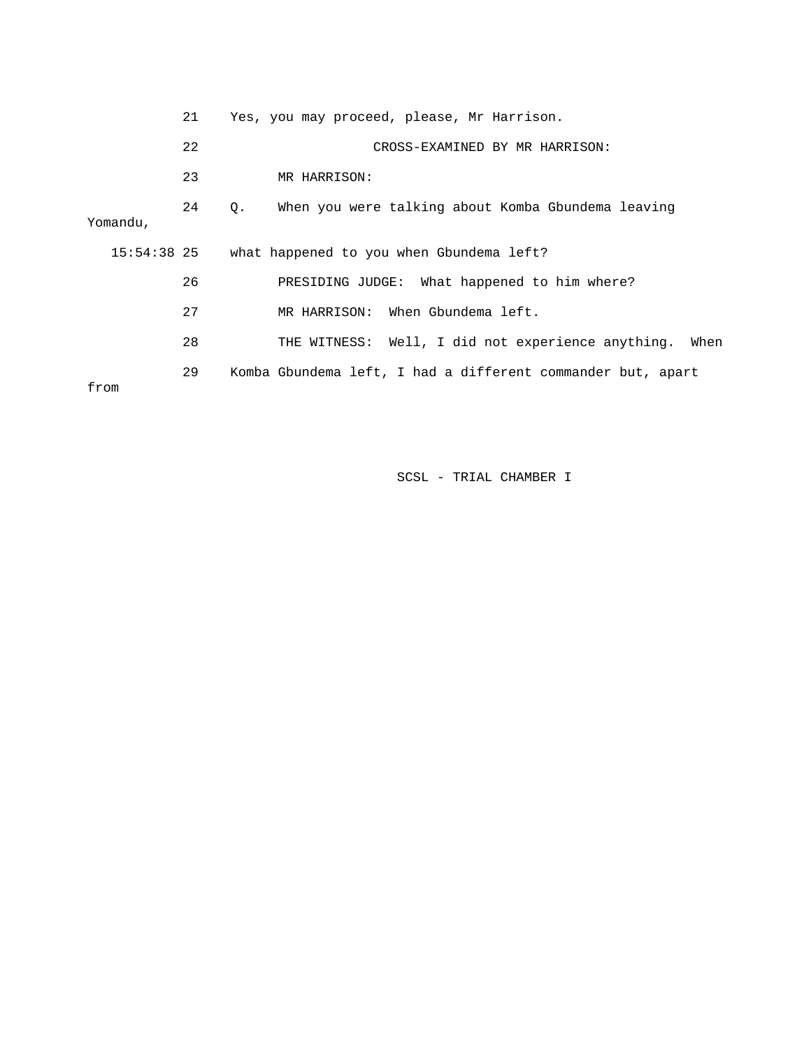21 Yes, you may proceed, please, Mr Harrison.

22 CROSS-EXAMINED BY MR HARRISON:

23 MR HARRISON:

24 Q. When you were talking about Komba Gbundema leaving Yomandu,

15:54:38 25 what happened to you when Gbundema left?

26 PRESIDING JUDGE: What happened to him where?

27 MR HARRISON: When Gbundema left.

28 THE WITNESS: Well, I did not experience anything. When

29 Komba Gbundema left, I had a different commander but, apart from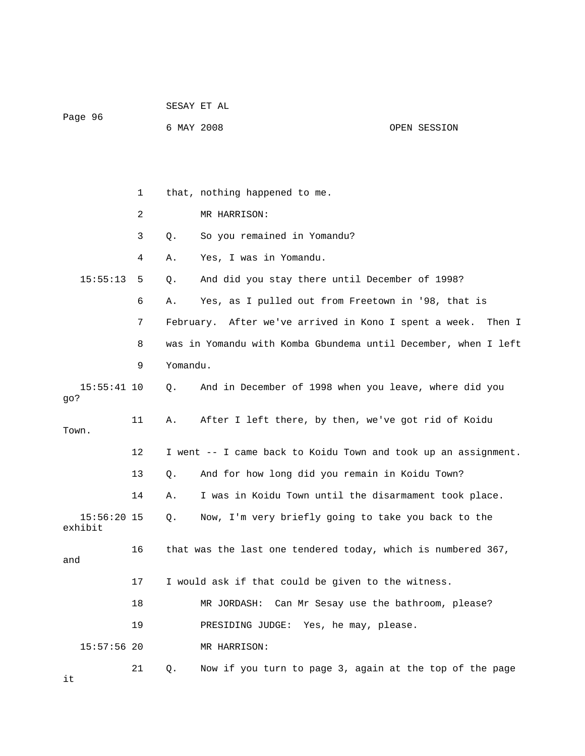1 that, nothing happened to me.

2 MR HARRISON:

3 Q. So you remained in Yomandu?

4 A. Yes, I was in Yomandu.

15:55:13 5 Q. And did you stay there until December of 1998?

6 A. Yes, as I pulled out from Freetown in '98, that is

7 February. After we've arrived in Kono I spent a week. Then I

8 was in Yomandu with Komba Gbundema until December, when I left

9 Yomandu.

15:55:41 10 Q. And in December of 1998 when you leave, where did you go?

11 A. After I left there, by then, we've got rid of Koidu Town.

12 I went -- I came back to Koidu Town and took up an assignment.

13 Q. And for how long did you remain in Koidu Town?

14 A. I was in Koidu Town until the disarmament took place.

15:56:20 15 Q. Now, I'm very briefly going to take you back to the exhibit

16 that was the last one tendered today, which is numbered 367, and

17 I would ask if that could be given to the witness.

18 MR JORDASH: Can Mr Sesay use the bathroom, please?

19 PRESIDING JUDGE: Yes, he may, please.

15:57:56 20 MR HARRISON:

21 Q. Now if you turn to page 3, again at the top of the page it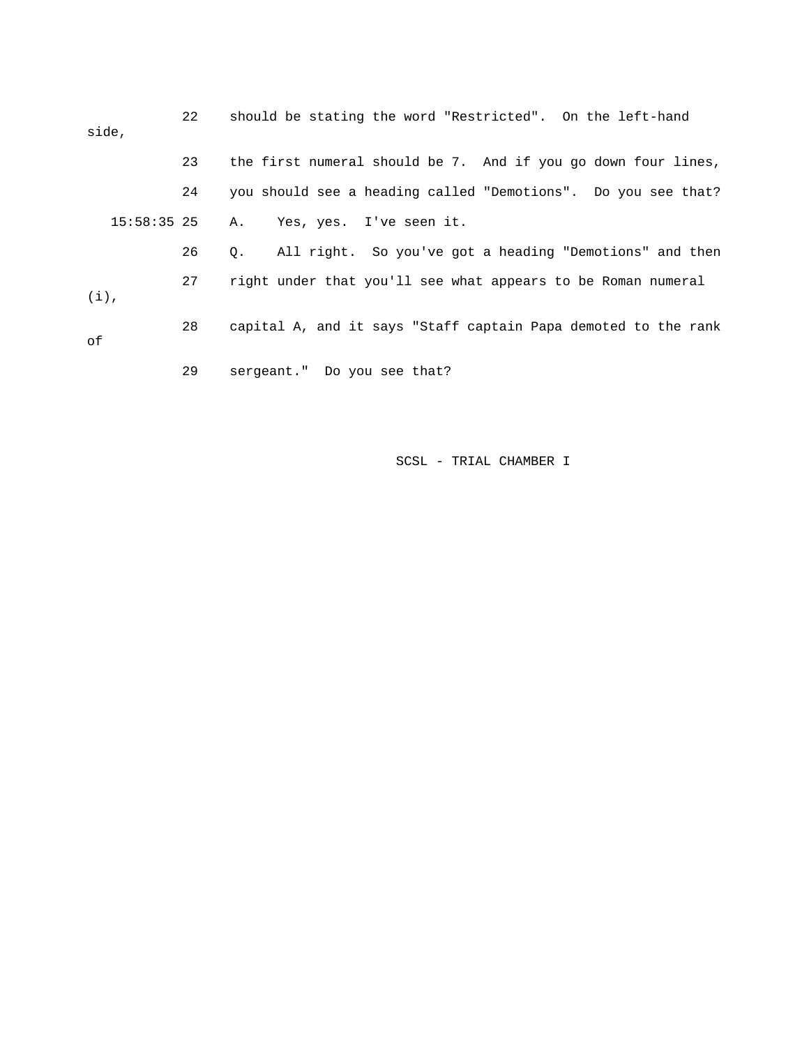22 should be stating the word "Restricted". On the left-hand side,

23 the first numeral should be 7. And if you go down four lines,

24 you should see a heading called "Demotions". Do you see that?

15:58:35 25 A. Yes, yes. I've seen it.

26 Q. All right. So you've got a heading "Demotions" and then

27 right under that you'll see what appears to be Roman numeral (i),

28 capital A, and it says "Staff captain Papa demoted to the rank of

29 sergeant." Do you see that?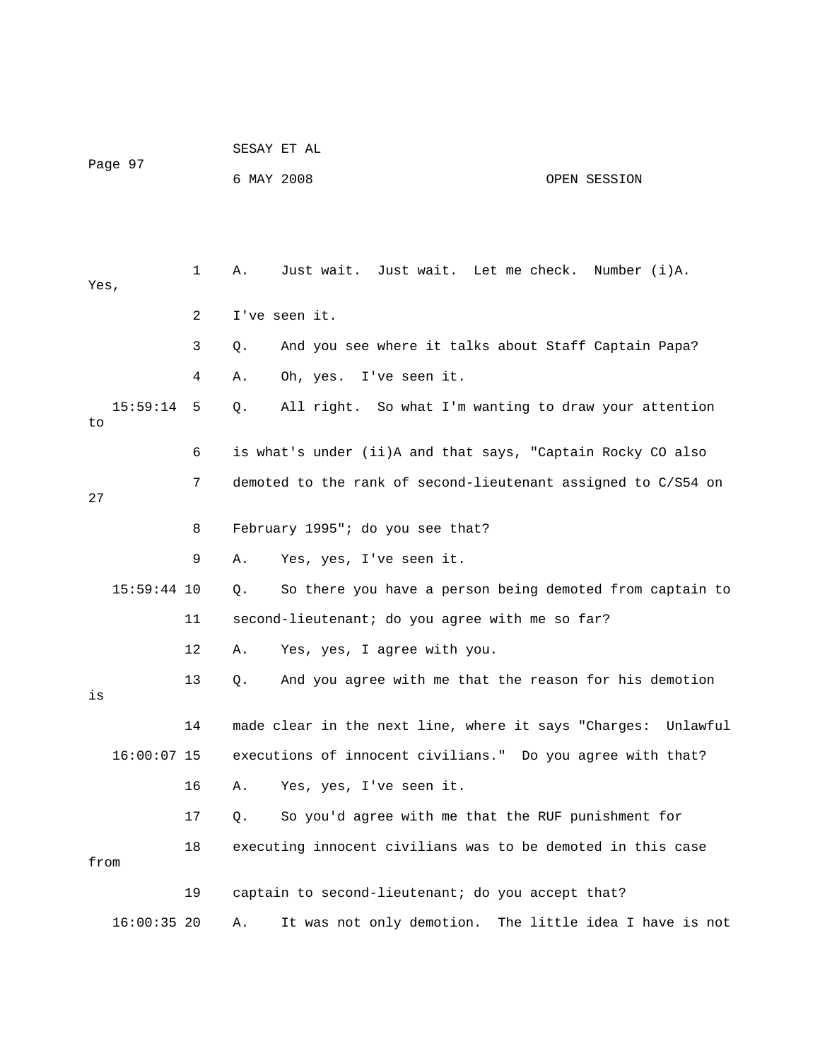1 A. Just wait. Just wait. Let me check. Number (i)A. Yes,

2 I've seen it.

3 Q. And you see where it talks about Staff Captain Papa?

4 A. Oh, yes. I've seen it.

15:59:14 5 Q. All right. So what I'm wanting to draw your attention to

6 is what's under (ii)A and that says, "Captain Rocky CO also

7 demoted to the rank of second-lieutenant assigned to C/S54 on 27

8 February 1995"; do you see that?

9 A. Yes, yes, I've seen it.

15:59:44 10 Q. So there you have a person being demoted from captain to

11 second-lieutenant; do you agree with me so far?

12 A. Yes, yes, I agree with you.

13 Q. And you agree with me that the reason for his demotion is

14 made clear in the next line, where it says "Charges: Unlawful

16:00:07 15 executions of innocent civilians." Do you agree with that?

16 A. Yes, yes, I've seen it.

17 Q. So you'd agree with me that the RUF punishment for

18 executing innocent civilians was to be demoted in this case from

19 captain to second-lieutenant; do you accept that?

16:00:35 20 A. It was not only demotion. The little idea I have is not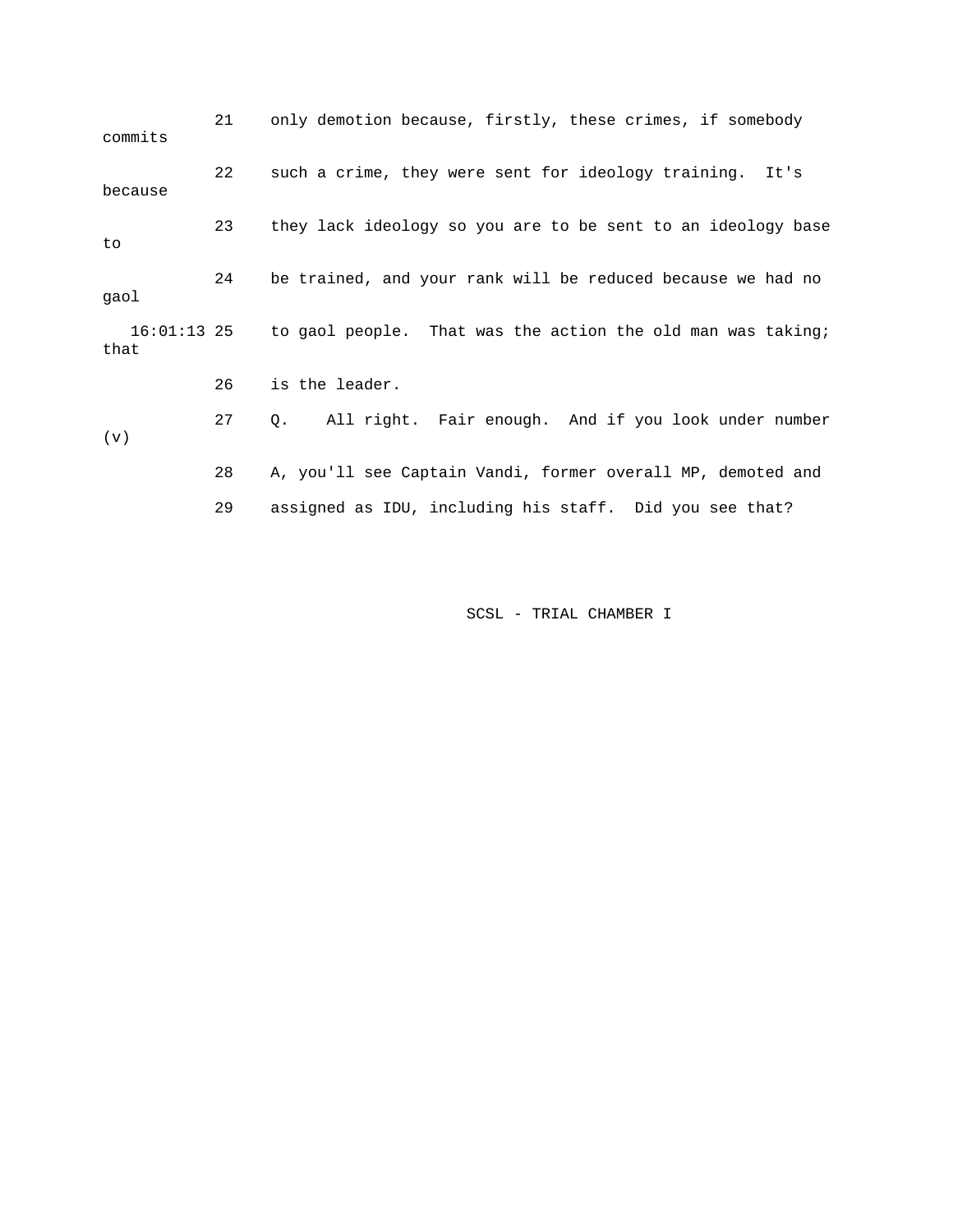21 only demotion because, firstly, these crimes, if somebody commits

22 such a crime, they were sent for ideology training. It's because

23 they lack ideology so you are to be sent to an ideology base to

24 be trained, and your rank will be reduced because we had no gaol

16:01:13 25 to gaol people. That was the action the old man was taking; that

26 is the leader.

27 Q. All right. Fair enough. And if you look under number (v)

28 A, you'll see Captain Vandi, former overall MP, demoted and

29 assigned as IDU, including his staff. Did you see that?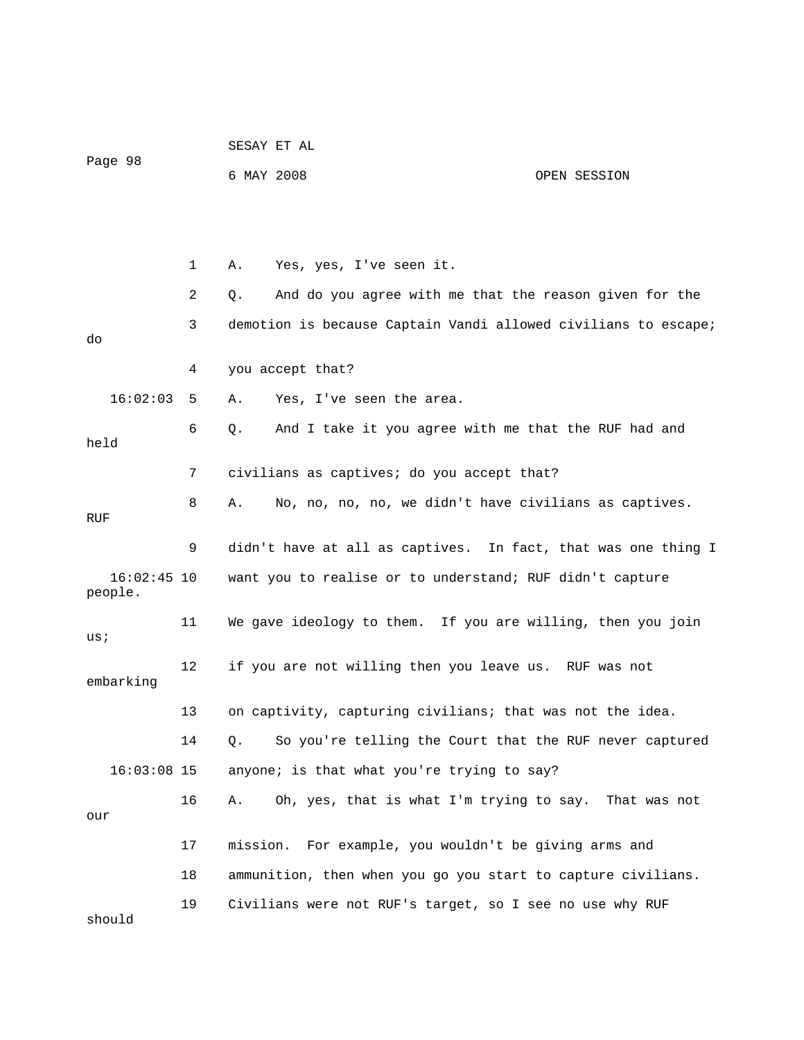1 A. Yes, yes, I've seen it.

2 Q. And do you agree with me that the reason given for the

3 demotion is because Captain Vandi allowed civilians to escape; do

4 you accept that?

16:02:03 5 A. Yes, I've seen the area.

6 Q. And I take it you agree with me that the RUF had and held

7 civilians as captives; do you accept that?

8 A. No, no, no, no, we didn't have civilians as captives. RUF

9 didn't have at all as captives. In fact, that was one thing I

16:02:45 10 want you to realise or to understand; RUF didn't capture people.

11 We gave ideology to them. If you are willing, then you join us;

12 if you are not willing then you leave us. RUF was not embarking

13 on captivity, capturing civilians; that was not the idea.

14 Q. So you're telling the Court that the RUF never captured

16:03:08 15 anyone; is that what you're trying to say?

16 A. Oh, yes, that is what I'm trying to say. That was not our

17 mission. For example, you wouldn't be giving arms and

18 ammunition, then when you go you start to capture civilians.

19 Civilians were not RUF's target, so I see no use why RUF should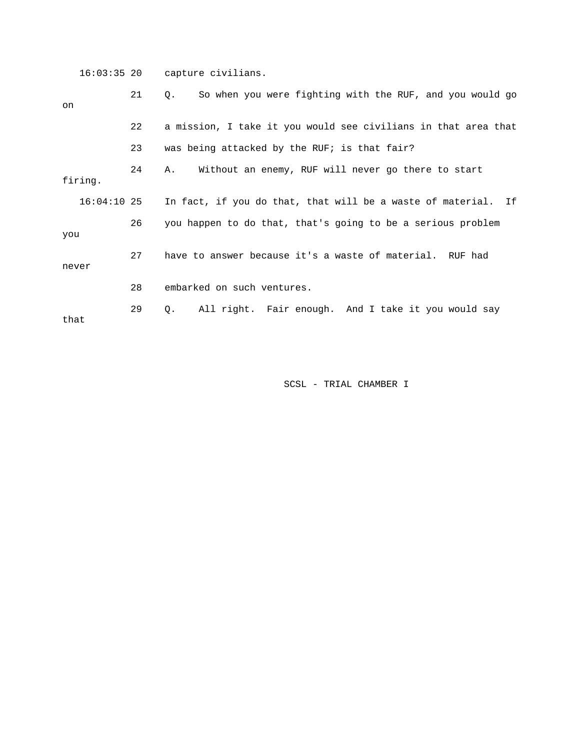16:03:35 20 capture civilians.

21 Q. So when you were fighting with the RUF, and you would go on

22 a mission, I take it you would see civilians in that area that

23 was being attacked by the RUF; is that fair?

24 A. Without an enemy, RUF will never go there to start firing.

16:04:10 25 In fact, if you do that, that will be a waste of material. If

26 you happen to do that, that's going to be a serious problem you

27 have to answer because it's a waste of material. RUF had never

28 embarked on such ventures.

29 Q. All right. Fair enough. And I take it you would say that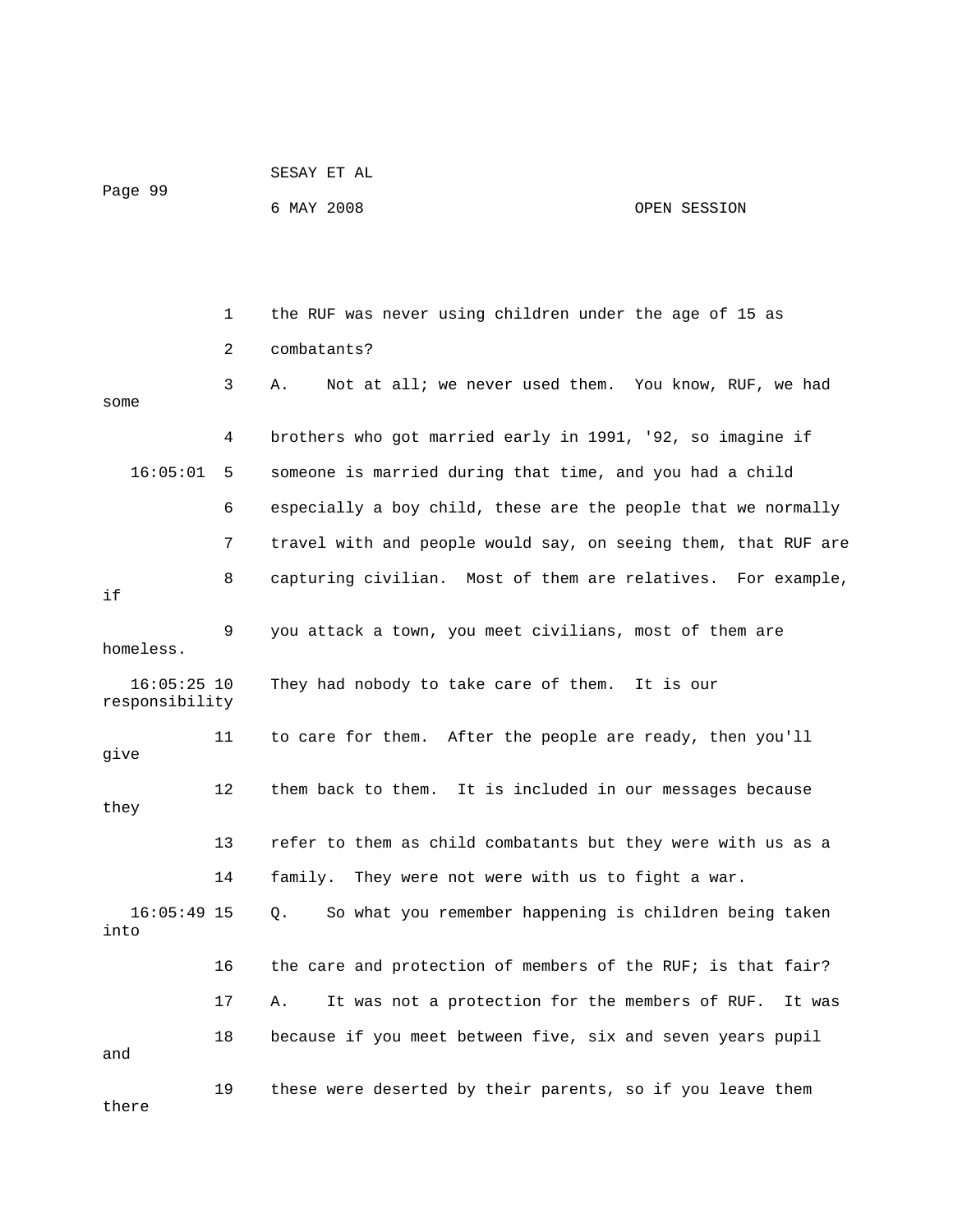1 the RUF was never using children under the age of 15 as

2 combatants?

3 A. Not at all; we never used them. You know, RUF, we had some

4 brothers who got married early in 1991, '92, so imagine if

16:05:01 5 someone is married during that time, and you had a child

6 especially a boy child, these are the people that we normally

7 travel with and people would say, on seeing them, that RUF are

8 capturing civilian. Most of them are relatives. For example, if

9 you attack a town, you meet civilians, most of them are homeless.

16:05:25 10 They had nobody to take care of them. It is our responsibility

11 to care for them. After the people are ready, then you'll give

12 them back to them. It is included in our messages because they

13 refer to them as child combatants but they were with us as a

14 family. They were not were with us to fight a war.

16:05:49 15 Q. So what you remember happening is children being taken into

16 the care and protection of members of the RUF; is that fair?

17 A. It was not a protection for the members of RUF. It was

18 because if you meet between five, six and seven years pupil and

19 these were deserted by their parents, so if you leave them there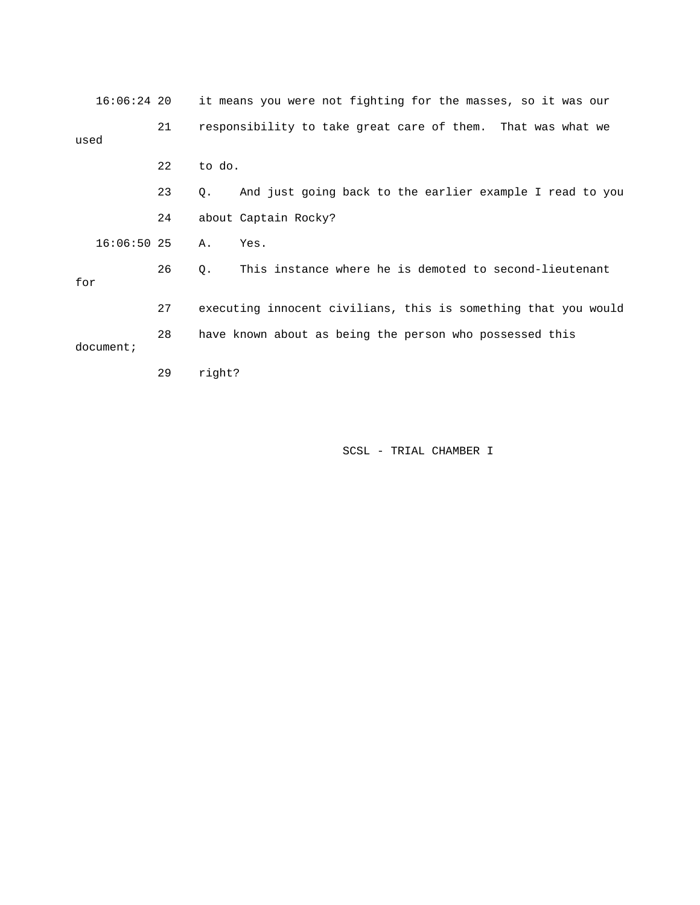16:06:24 20 it means you were not fighting for the masses, so it was our

21 responsibility to take great care of them. That was what we used

22 to do.

23 Q. And just going back to the earlier example I read to you

24 about Captain Rocky?

16:06:50 25 A. Yes.

26 Q. This instance where he is demoted to second-lieutenant for

27 executing innocent civilians, this is something that you would

28 have known about as being the person who possessed this document;

29 right?

SCSL - TRIAL CHAMBER I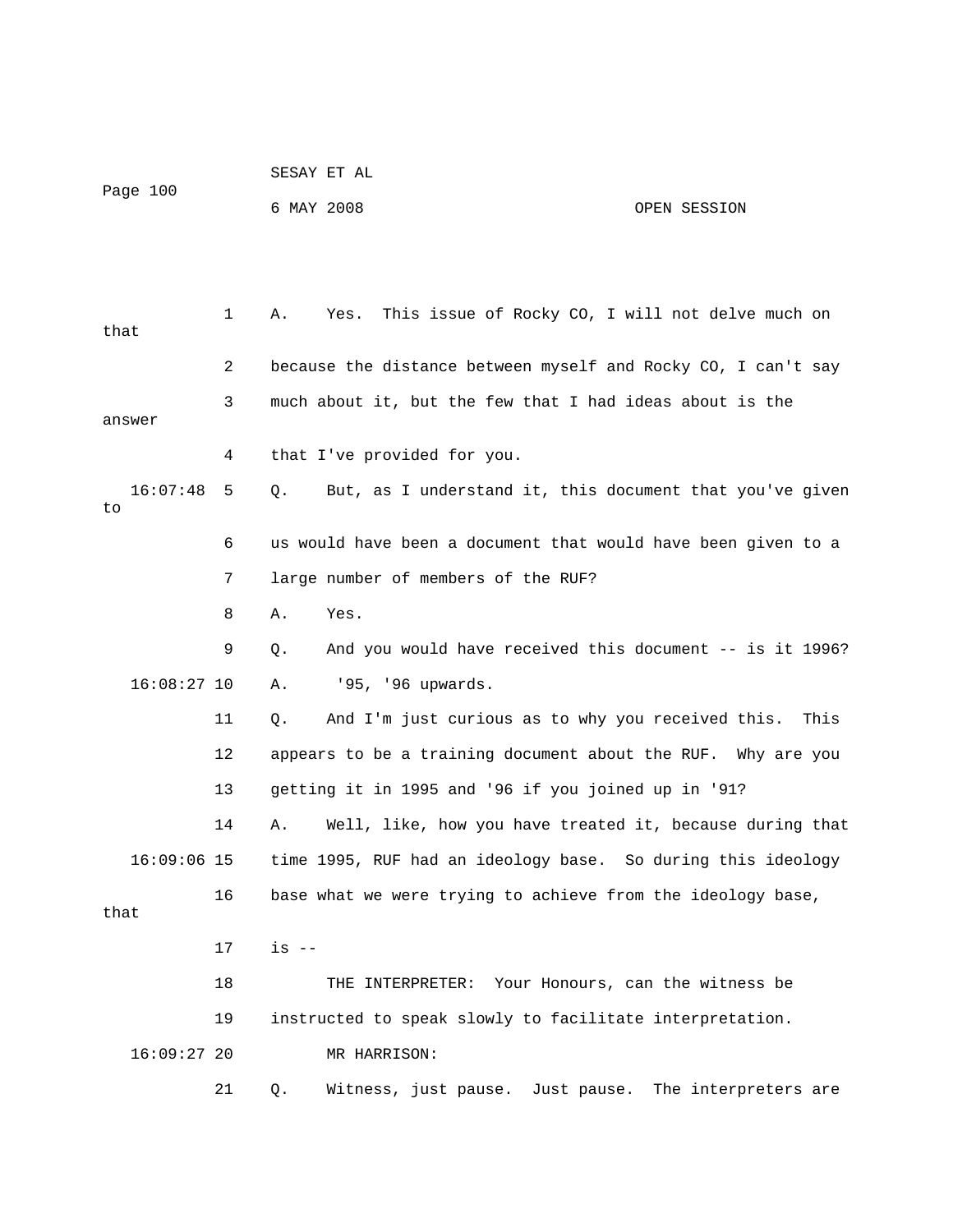A. Yes. This issue of Rocky CO, I will not delve much on that because the distance between myself and Rocky CO, I can't say much about it, but the few that I had ideas about is the answer that I've provided for you.

Q. But, as I understand it, this document that you've given to us would have been a document that would have been given to a large number of members of the RUF?

A. Yes.

Q. And you would have received this document -- is it 1996?

A. '95, '96 upwards.

Q. And I'm just curious as to why you received this. This appears to be a training document about the RUF. Why are you getting it in 1995 and '96 if you joined up in '91?

A. Well, like, how you have treated it, because during that time 1995, RUF had an ideology base. So during this ideology base what we were trying to achieve from the ideology base, that is --

THE INTERPRETER: Your Honours, can the witness be instructed to speak slowly to facilitate interpretation.

MR HARRISON:

Q. Witness, just pause. Just pause. The interpreters are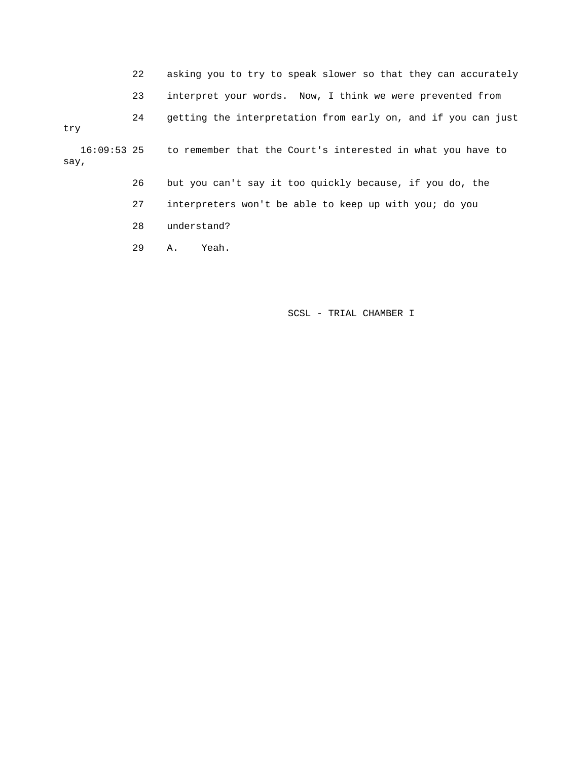22    asking you to try to speak slower so that they can accurately

23    interpret your words.  Now, I think we were prevented from

24    getting the interpretation from early on, and if you can just try

16:09:53 25    to remember that the Court's interested in what you have to say,

26    but you can't say it too quickly because, if you do, the

27    interpreters won't be able to keep up with you; do you

28    understand?

29    A.    Yeah.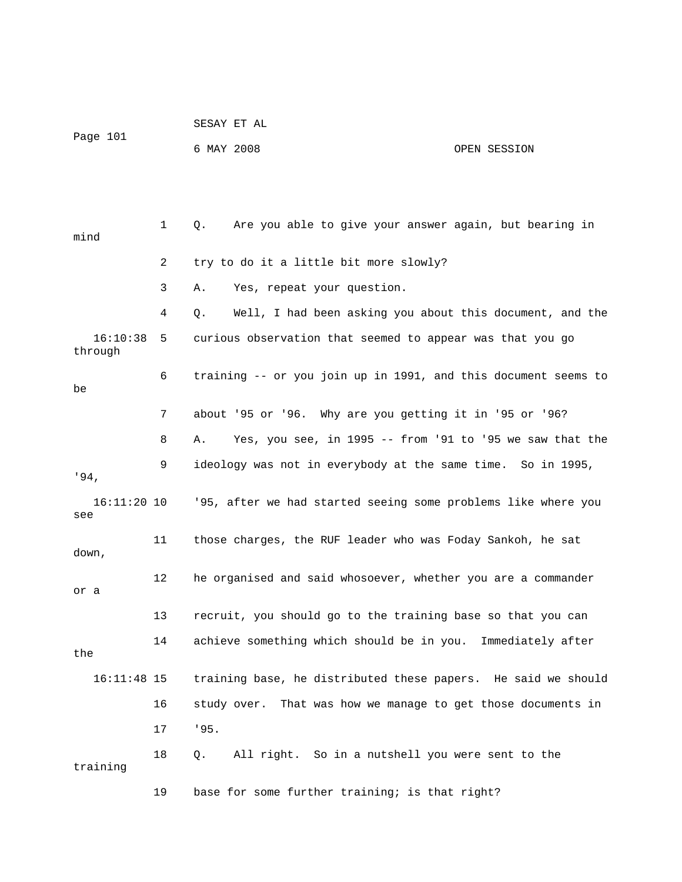1 Q. Are you able to give your answer again, but bearing in mind

2 try to do it a little bit more slowly?

3 A. Yes, repeat your question.

4 Q. Well, I had been asking you about this document, and the

16:10:38 5 curious observation that seemed to appear was that you go through

6 training -- or you join up in 1991, and this document seems to be

7 about '95 or '96. Why are you getting it in '95 or '96?

8 A. Yes, you see, in 1995 -- from '91 to '95 we saw that the

9 ideology was not in everybody at the same time. So in 1995, '94,

16:11:20 10 '95, after we had started seeing some problems like where you see

11 those charges, the RUF leader who was Foday Sankoh, he sat down,

12 he organised and said whosoever, whether you are a commander or a

13 recruit, you should go to the training base so that you can

14 achieve something which should be in you. Immediately after the

16:11:48 15 training base, he distributed these papers. He said we should

16 study over. That was how we manage to get those documents in

17 '95.

18 Q. All right. So in a nutshell you were sent to the training

19 base for some further training; is that right?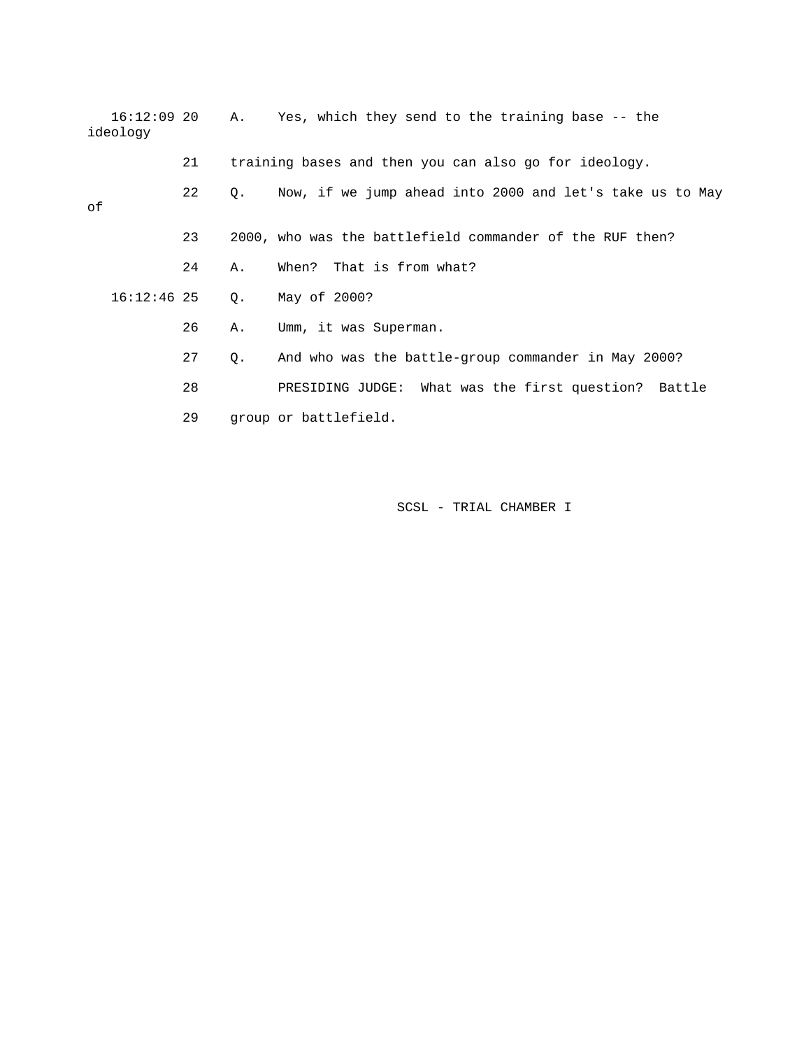16:12:09 20 A. Yes, which they send to the training base -- the ideology

21 training bases and then you can also go for ideology.

22 Q. Now, if we jump ahead into 2000 and let's take us to May of

23 2000, who was the battlefield commander of the RUF then?

24 A. When? That is from what?

16:12:46 25 Q. May of 2000?

26 A. Umm, it was Superman.

27 Q. And who was the battle-group commander in May 2000?

28 PRESIDING JUDGE: What was the first question? Battle

29 group or battlefield.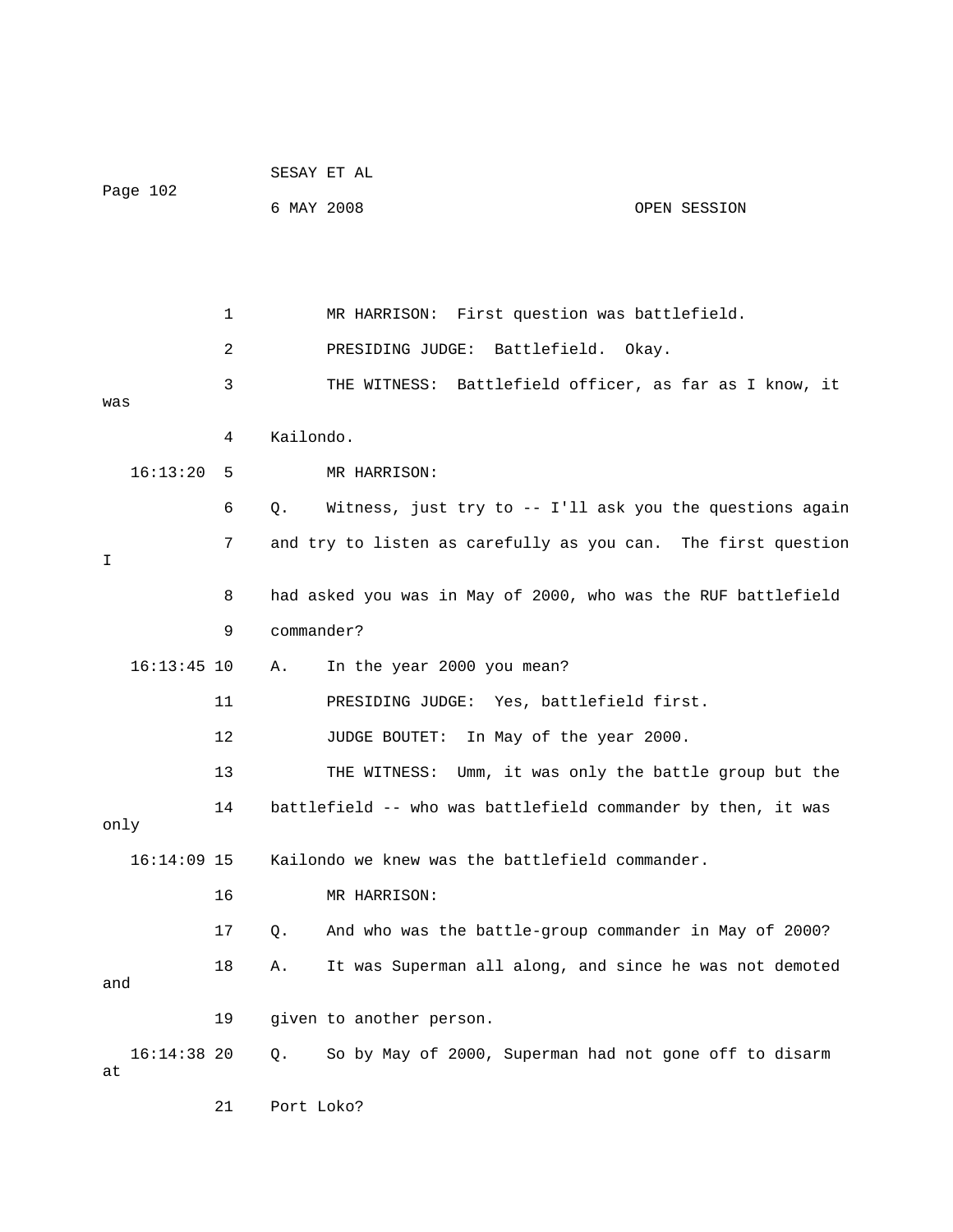MR HARRISON: First question was battlefield.

PRESIDING JUDGE: Battlefield. Okay.

THE WITNESS: Battlefield officer, as far as I know, it was Kailondo.

MR HARRISON:

Q. Witness, just try to -- I'll ask you the questions again and try to listen as carefully as you can. The first question I had asked you was in May of 2000, who was the RUF battlefield commander?

A. In the year 2000 you mean?

PRESIDING JUDGE: Yes, battlefield first.

JUDGE BOUTET: In May of the year 2000.

THE WITNESS: Umm, it was only the battle group but the battlefield -- who was battlefield commander by then, it was only Kailondo we knew was the battlefield commander.

MR HARRISON:

Q. And who was the battle-group commander in May of 2000?

A. It was Superman all along, and since he was not demoted and given to another person.

Q. So by May of 2000, Superman had not gone off to disarm at Port Loko?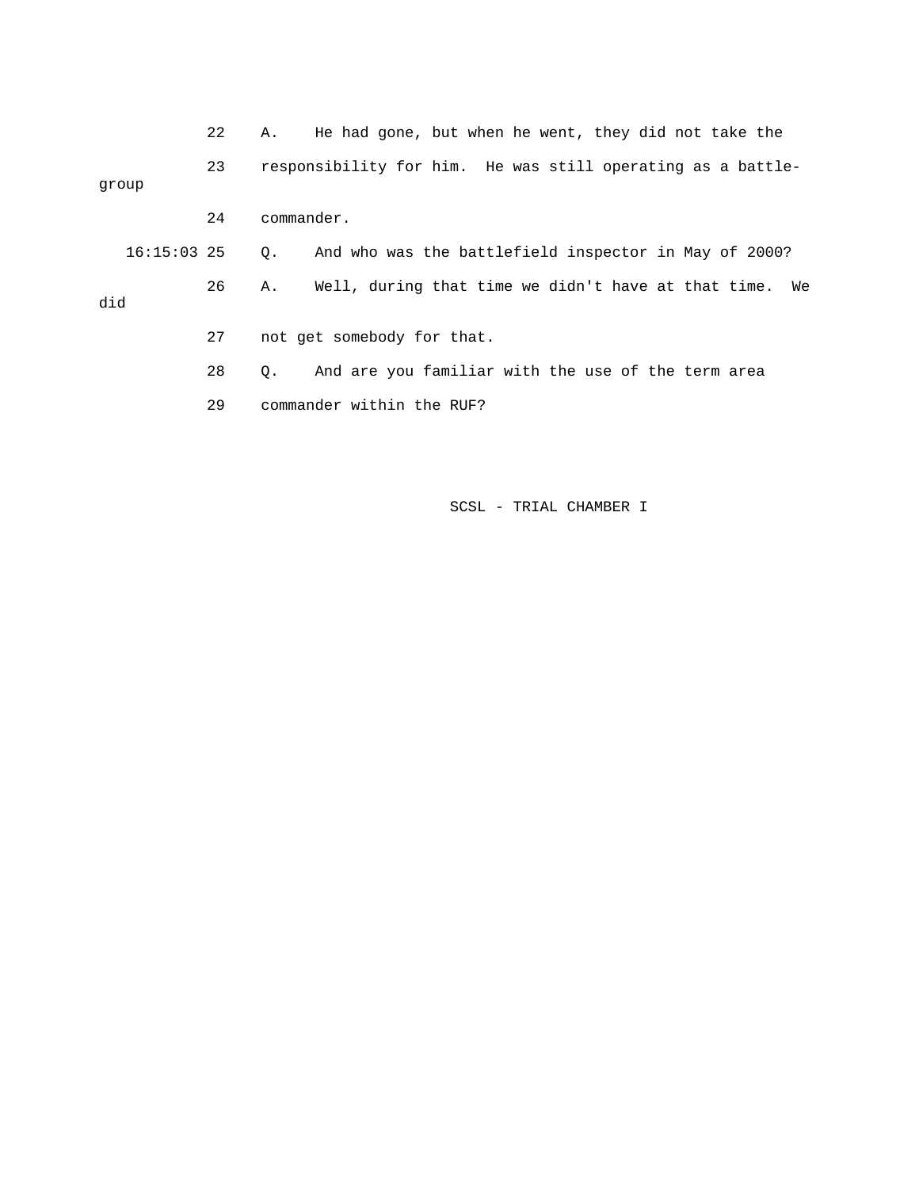22 A. He had gone, but when he went, they did not take the

23 responsibility for him. He was still operating as a battle-group

24 commander.

16:15:03 25 Q. And who was the battlefield inspector in May of 2000?

26 A. Well, during that time we didn't have at that time. We did

27 not get somebody for that.

28 Q. And are you familiar with the use of the term area

29 commander within the RUF?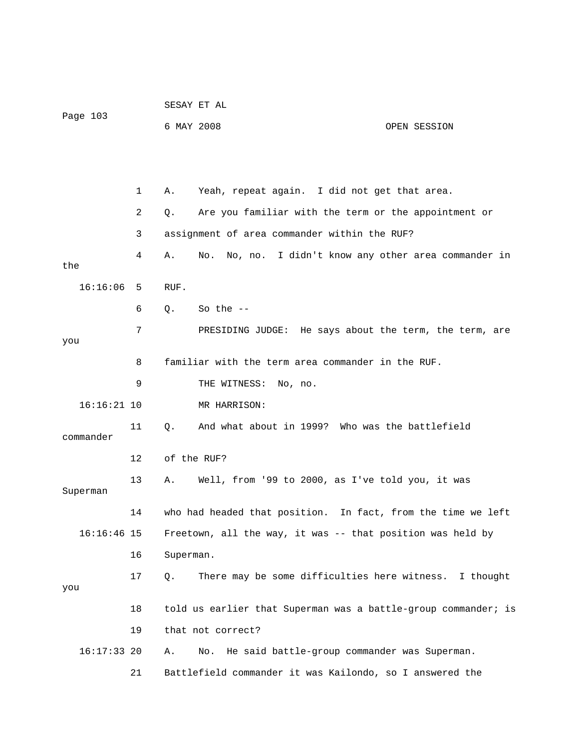1 A. Yeah, repeat again. I did not get that area.

2 Q. Are you familiar with the term or the appointment or

3 assignment of area commander within the RUF?

4 A. No. No, no. I didn't know any other area commander in the

16:16:06 5 RUF.

6 Q. So the --

7 PRESIDING JUDGE: He says about the term, the term, are you

8 familiar with the term area commander in the RUF.

9 THE WITNESS: No, no.

16:16:21 10 MR HARRISON:

11 Q. And what about in 1999? Who was the battlefield commander

12 of the RUF?

13 A. Well, from '99 to 2000, as I've told you, it was Superman

14 who had headed that position. In fact, from the time we left

16:16:46 15 Freetown, all the way, it was -- that position was held by

16 Superman.

17 Q. There may be some difficulties here witness. I thought you

18 told us earlier that Superman was a battle-group commander; is

19 that not correct?

16:17:33 20 A. No. He said battle-group commander was Superman.

21 Battlefield commander it was Kailondo, so I answered the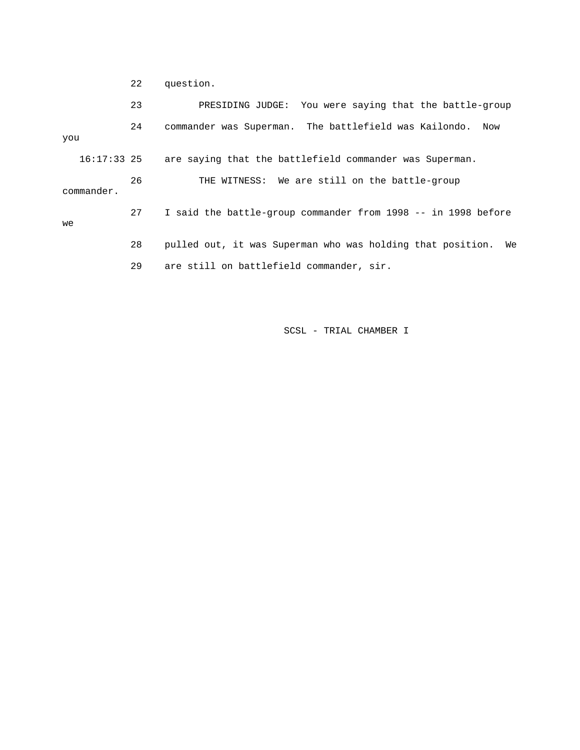22 question.

23 PRESIDING JUDGE: You were saying that the battle-group

24 commander was Superman. The battlefield was Kailondo. Now you

16:17:33 25 are saying that the battlefield commander was Superman.

26 THE WITNESS: We are still on the battle-group commander.

27 I said the battle-group commander from 1998 -- in 1998 before we

28 pulled out, it was Superman who was holding that position. We

29 are still on battlefield commander, sir.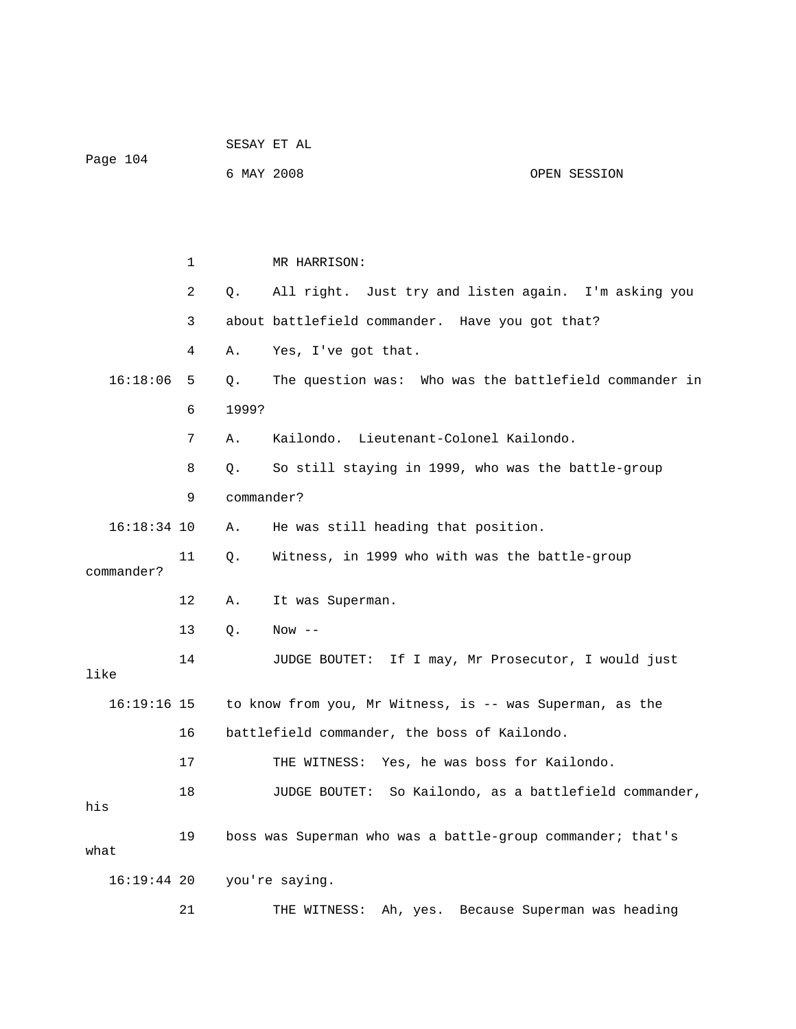MR HARRISON:

Q. All right. Just try and listen again. I'm asking you about battlefield commander. Have you got that?

A. Yes, I've got that.

Q. The question was: Who was the battlefield commander in 1999?

A. Kailondo. Lieutenant-Colonel Kailondo.

Q. So still staying in 1999, who was the battle-group commander?

A. He was still heading that position.

Q. Witness, in 1999 who with was the battle-group commander?

A. It was Superman.

Q. Now --

JUDGE BOUTET: If I may, Mr Prosecutor, I would just like to know from you, Mr Witness, is -- was Superman, as the battlefield commander, the boss of Kailondo.

THE WITNESS: Yes, he was boss for Kailondo.

JUDGE BOUTET: So Kailondo, as a battlefield commander, his boss was Superman who was a battle-group commander; that's what you're saying.

THE WITNESS: Ah, yes. Because Superman was heading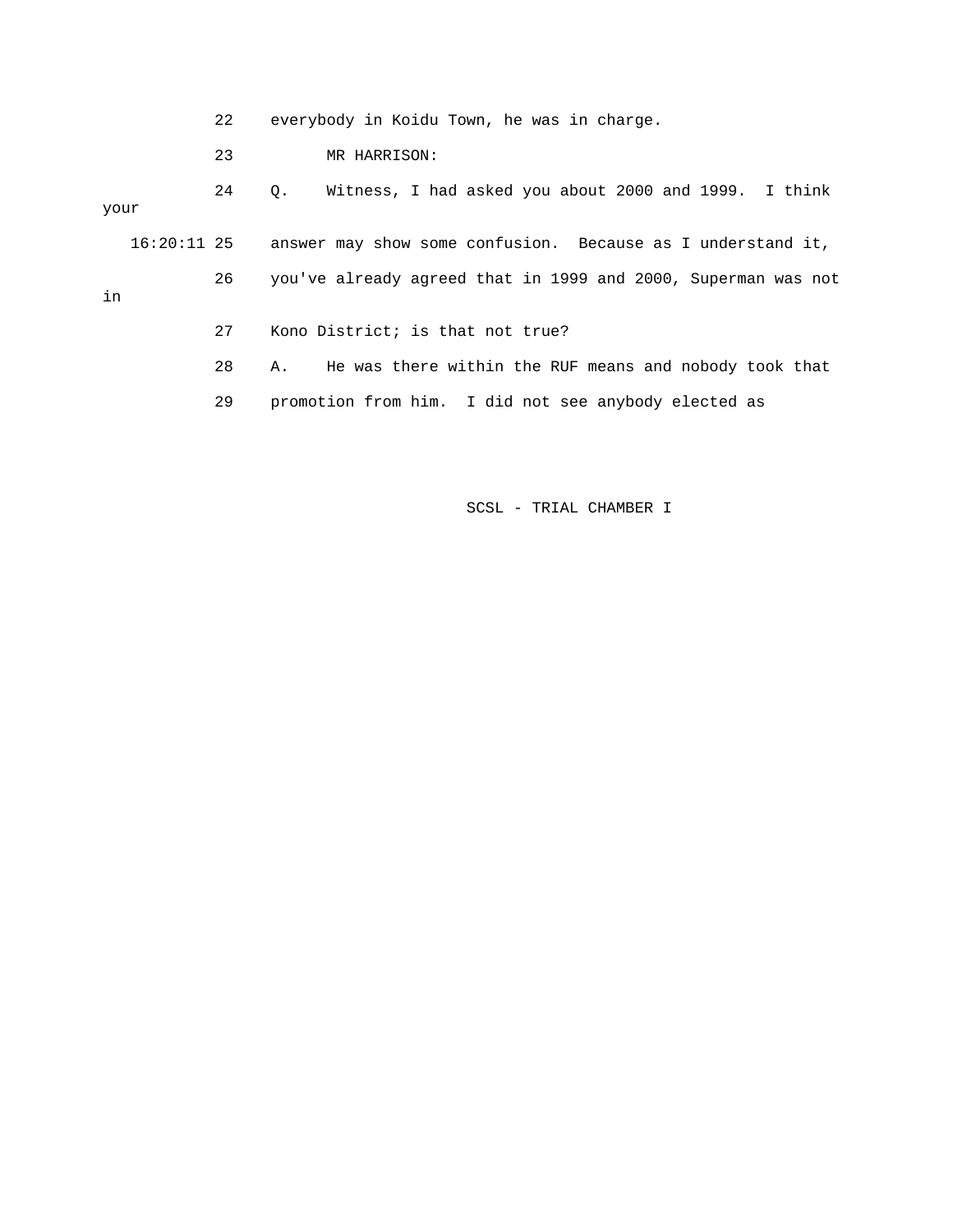22 everybody in Koidu Town, he was in charge.

23 MR HARRISON:

24 Q. Witness, I had asked you about 2000 and 1999. I think your

16:20:11 25 answer may show some confusion. Because as I understand it,

26 you've already agreed that in 1999 and 2000, Superman was not in

27 Kono District; is that not true?

28 A. He was there within the RUF means and nobody took that

29 promotion from him. I did not see anybody elected as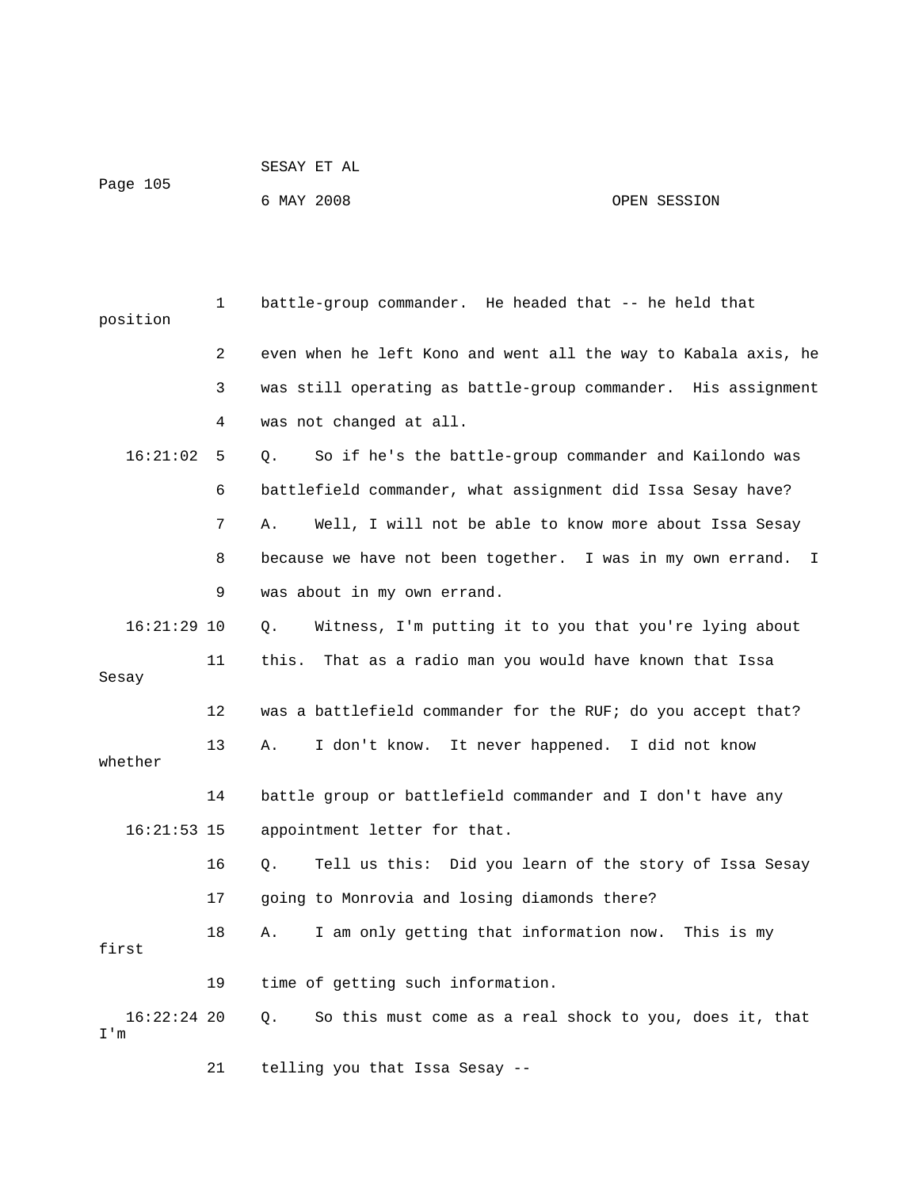battle-group commander. He headed that -- he held that position even when he left Kono and went all the way to Kabala axis, he was still operating as battle-group commander. His assignment was not changed at all.

Q. So if he's the battle-group commander and Kailondo was battlefield commander, what assignment did Issa Sesay have?

A. Well, I will not be able to know more about Issa Sesay because we have not been together. I was in my own errand. I was about in my own errand.

Q. Witness, I'm putting it to you that you're lying about this. That as a radio man you would have known that Issa Sesay was a battlefield commander for the RUF; do you accept that?

A. I don't know. It never happened. I did not know whether battle group or battlefield commander and I don't have any appointment letter for that.

Q. Tell us this: Did you learn of the story of Issa Sesay going to Monrovia and losing diamonds there?

A. I am only getting that information now. This is my first time of getting such information.

Q. So this must come as a real shock to you, does it, that I'm telling you that Issa Sesay --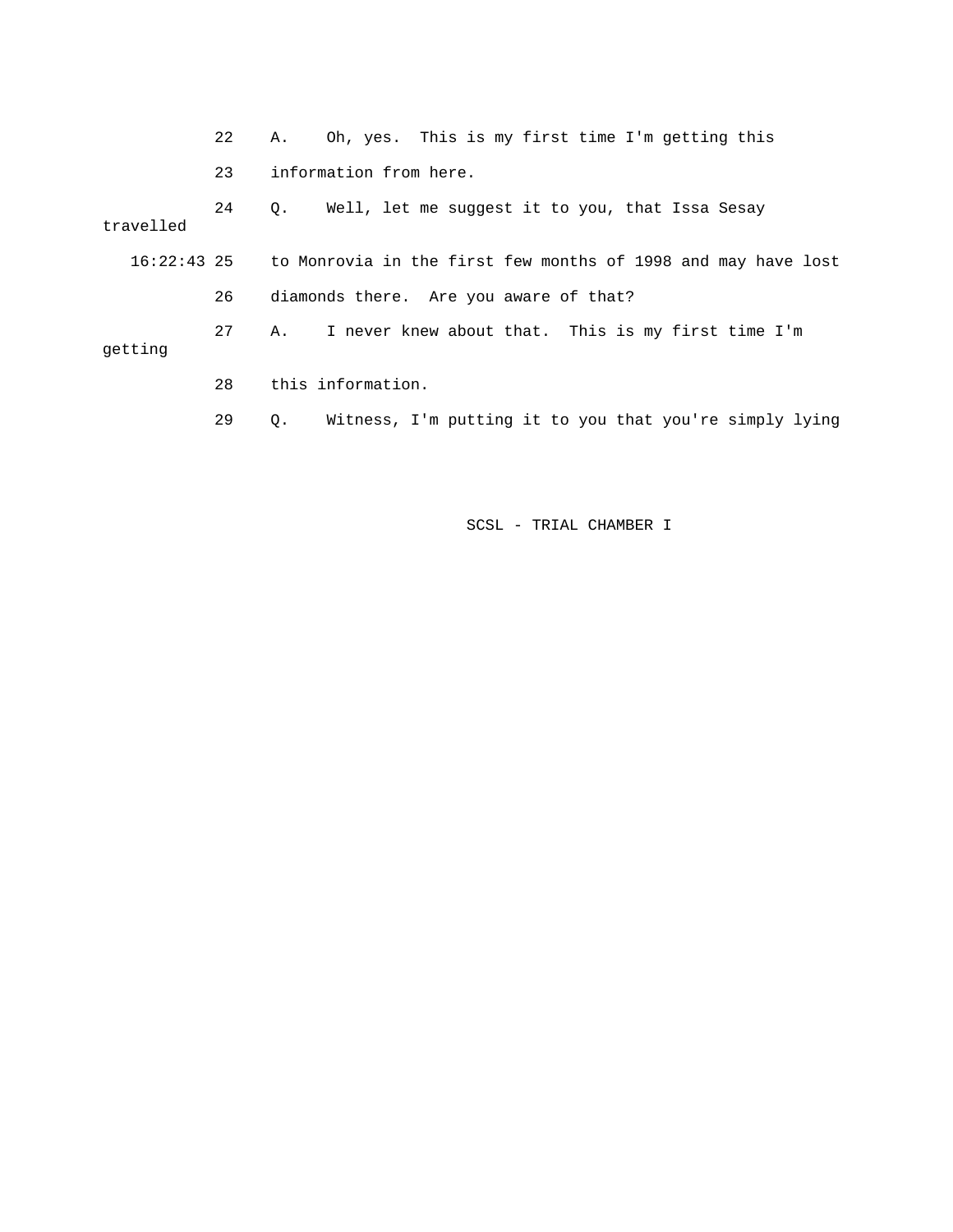22 A. Oh, yes. This is my first time I'm getting this

23 information from here.

24 Q. Well, let me suggest it to you, that Issa Sesay travelled

16:22:43 25 to Monrovia in the first few months of 1998 and may have lost

26 diamonds there. Are you aware of that?

27 A. I never knew about that. This is my first time I'm getting

28 this information.

29 Q. Witness, I'm putting it to you that you're simply lying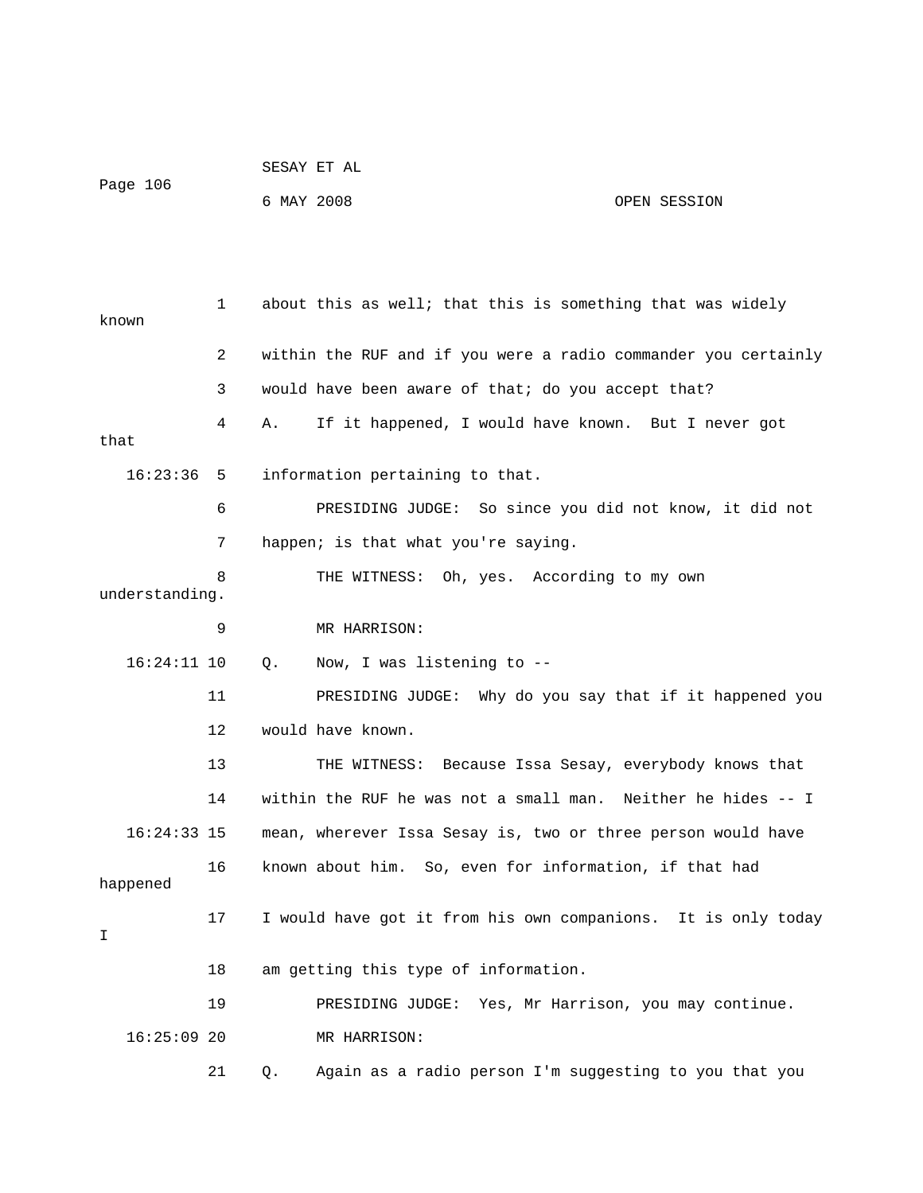1 about this as well; that this is something that was widely known

2 within the RUF and if you were a radio commander you certainly

3 would have been aware of that; do you accept that?

4 A. If it happened, I would have known. But I never got that

16:23:36 5 information pertaining to that.

6 PRESIDING JUDGE: So since you did not know, it did not

7 happen; is that what you're saying.

8 THE WITNESS: Oh, yes. According to my own understanding.

9 MR HARRISON:

16:24:11 10 Q. Now, I was listening to --

11 PRESIDING JUDGE: Why do you say that if it happened you

12 would have known.

13 THE WITNESS: Because Issa Sesay, everybody knows that

14 within the RUF he was not a small man. Neither he hides -- I

16:24:33 15 mean, wherever Issa Sesay is, two or three person would have

16 known about him. So, even for information, if that had happened

17 I would have got it from his own companions. It is only today I

18 am getting this type of information.

19 PRESIDING JUDGE: Yes, Mr Harrison, you may continue.

16:25:09 20 MR HARRISON:

21 Q. Again as a radio person I'm suggesting to you that you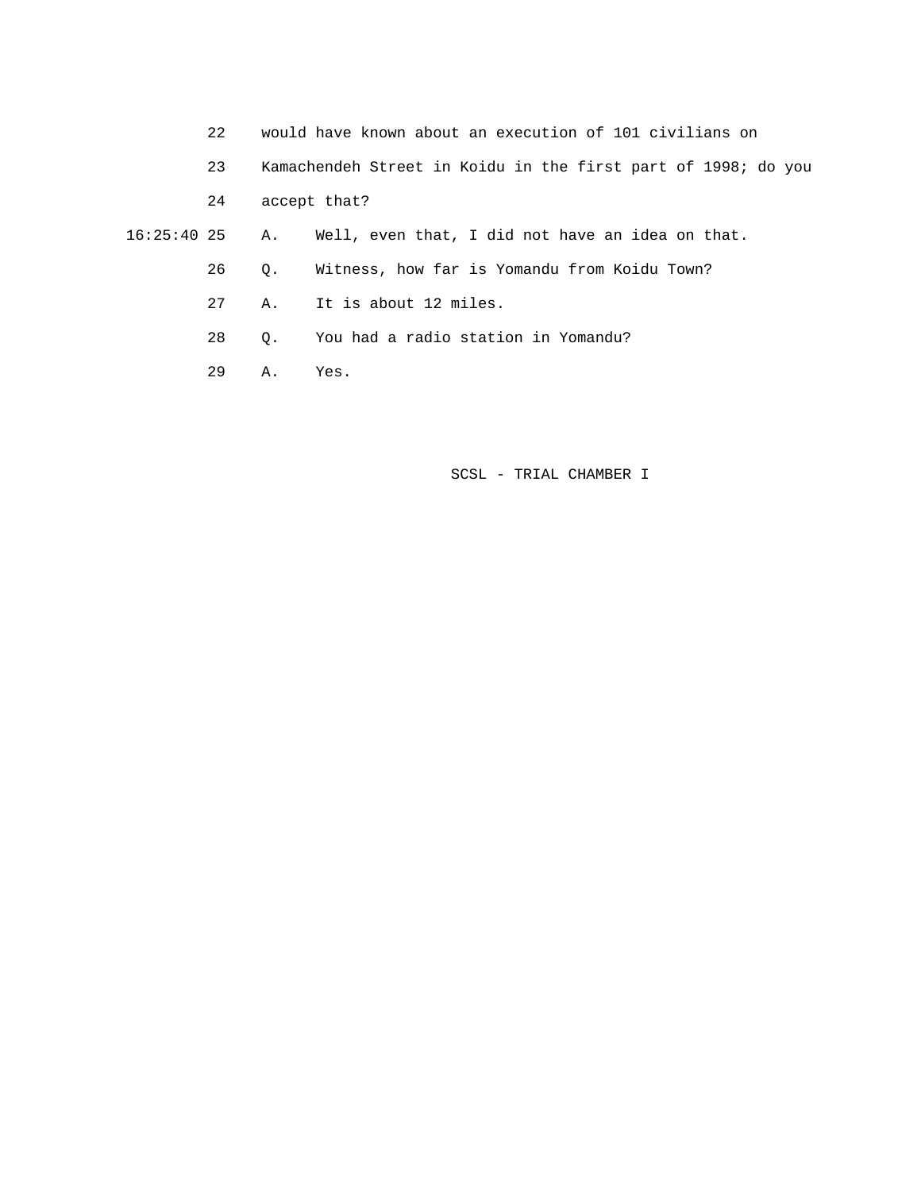22 would have known about an execution of 101 civilians on

23 Kamachendeh Street in Koidu in the first part of 1998; do you

24 accept that?

16:25:40 25 A. Well, even that, I did not have an idea on that.

26 Q. Witness, how far is Yomandu from Koidu Town?

27 A. It is about 12 miles.

28 Q. You had a radio station in Yomandu?

29 A. Yes.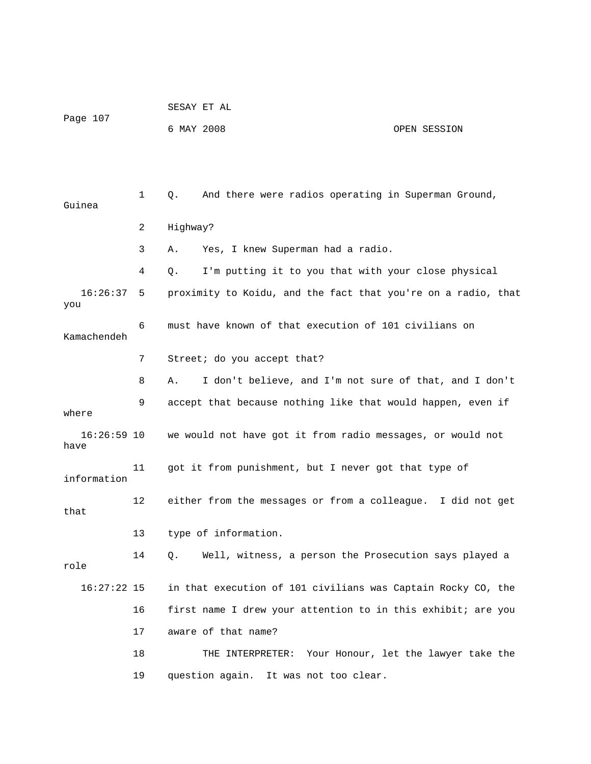Q. And there were radios operating in Superman Ground, Guinea Highway?

A. Yes, I knew Superman had a radio.

Q. I'm putting it to you that with your close physical proximity to Koidu, and the fact that you're on a radio, that you must have known of that execution of 101 civilians on Kamachendeh Street; do you accept that?

A. I don't believe, and I'm not sure of that, and I don't accept that because nothing like that would happen, even if where we would not have got it from radio messages, or would not have got it from punishment, but I never got that type of information either from the messages or from a colleague. I did not get that type of information.

Q. Well, witness, a person the Prosecution says played a role in that execution of 101 civilians was Captain Rocky CO, the first name I drew your attention to in this exhibit; are you aware of that name?

THE INTERPRETER: Your Honour, let the lawyer take the question again. It was not too clear.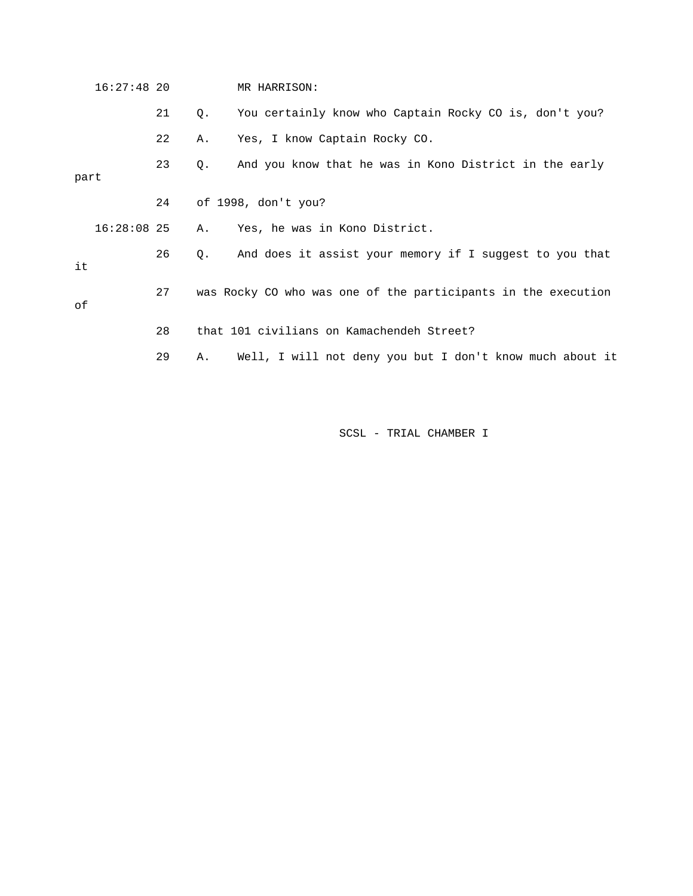16:27:48 20 MR HARRISON:

21 Q. You certainly know who Captain Rocky CO is, don't you?

22 A. Yes, I know Captain Rocky CO.

23 Q. And you know that he was in Kono District in the early part

24 of 1998, don't you?

16:28:08 25 A. Yes, he was in Kono District.

26 Q. And does it assist your memory if I suggest to you that it

27 was Rocky CO who was one of the participants in the execution of

28 that 101 civilians on Kamachendeh Street?

29 A. Well, I will not deny you but I don't know much about it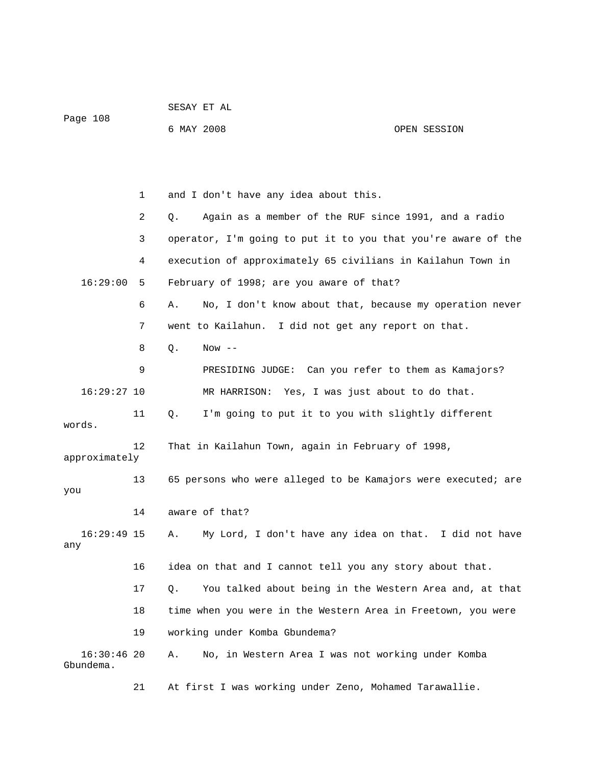1 and I don't have any idea about this.

2 Q. Again as a member of the RUF since 1991, and a radio

3 operator, I'm going to put it to you that you're aware of the

4 execution of approximately 65 civilians in Kailahun Town in

16:29:00 5 February of 1998; are you aware of that?

6 A. No, I don't know about that, because my operation never

7 went to Kailahun. I did not get any report on that.

8 Q. Now --

9 PRESIDING JUDGE: Can you refer to them as Kamajors?

16:29:27 10 MR HARRISON: Yes, I was just about to do that.

11 Q. I'm going to put it to you with slightly different words.

12 That in Kailahun Town, again in February of 1998, approximately

13 65 persons who were alleged to be Kamajors were executed; are you

14 aware of that?

16:29:49 15 A. My Lord, I don't have any idea on that. I did not have any

16 idea on that and I cannot tell you any story about that.

17 Q. You talked about being in the Western Area and, at that

18 time when you were in the Western Area in Freetown, you were

19 working under Komba Gbundema?

16:30:46 20 A. No, in Western Area I was not working under Komba Gbundema.

21 At first I was working under Zeno, Mohamed Tarawallie.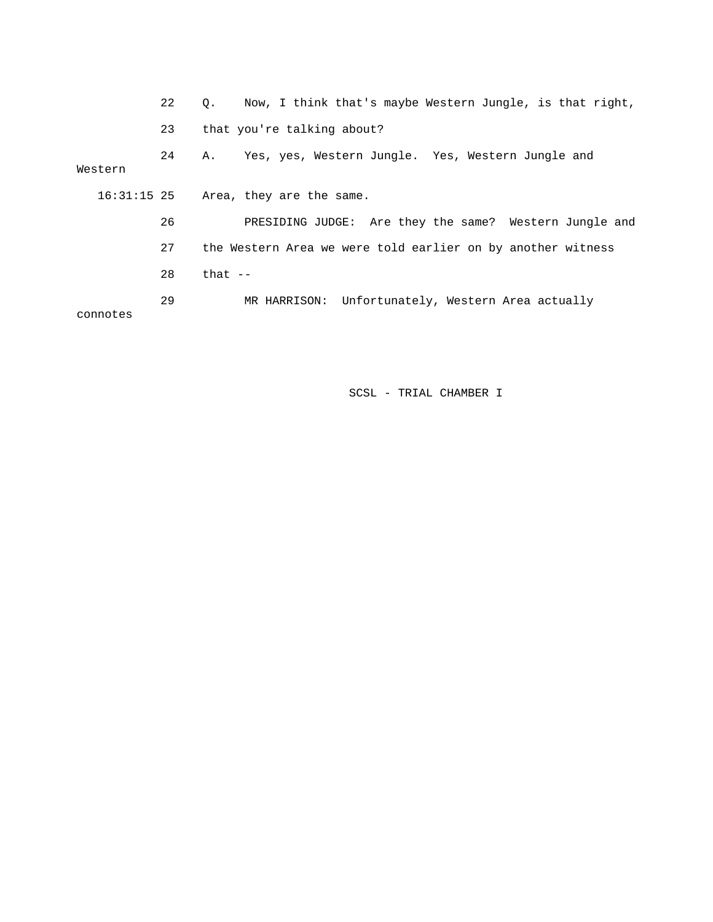22 Q. Now, I think that's maybe Western Jungle, is that right,

23 that you're talking about?

24 A. Yes, yes, Western Jungle. Yes, Western Jungle and Western

16:31:15 25 Area, they are the same.

26 PRESIDING JUDGE: Are they the same? Western Jungle and

27 the Western Area we were told earlier on by another witness

28 that --

29 MR HARRISON: Unfortunately, Western Area actually connotes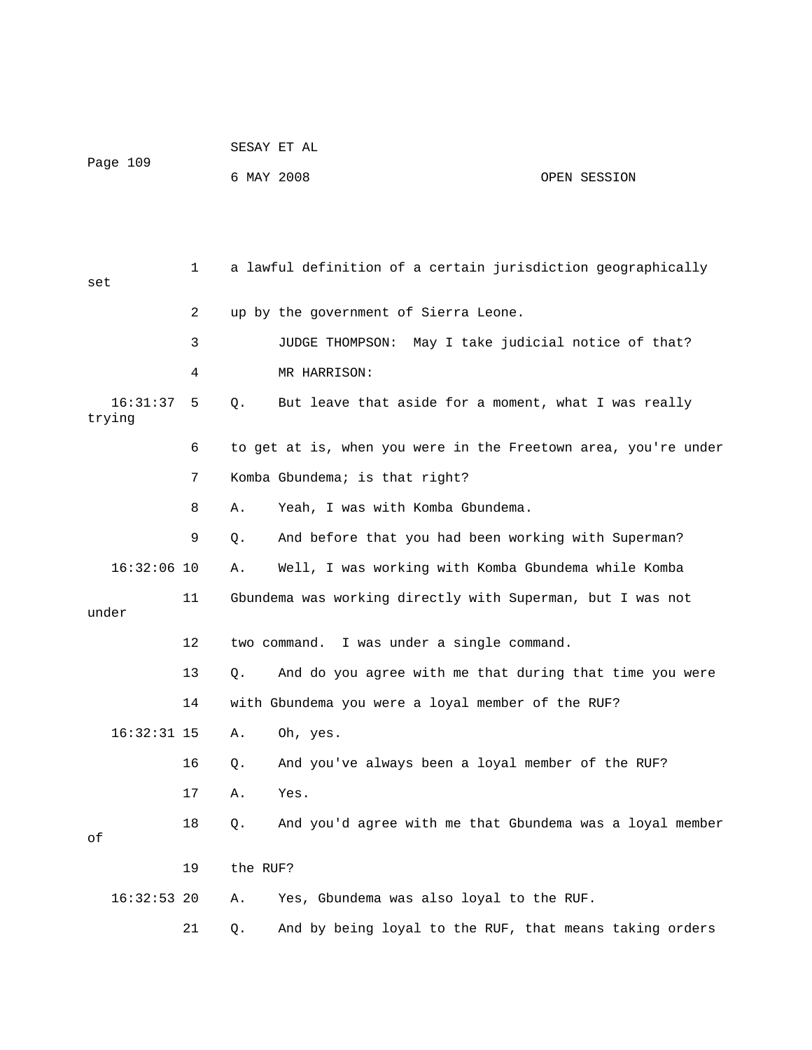1 a lawful definition of a certain jurisdiction geographically set

2 up by the government of Sierra Leone.

3 JUDGE THOMPSON: May I take judicial notice of that?

4 MR HARRISON:

16:31:37 5 Q. But leave that aside for a moment, what I was really trying

6 to get at is, when you were in the Freetown area, you're under

7 Komba Gbundema; is that right?

8 A. Yeah, I was with Komba Gbundema.

9 Q. And before that you had been working with Superman?

16:32:06 10 A. Well, I was working with Komba Gbundema while Komba

11 Gbundema was working directly with Superman, but I was not under

12 two command. I was under a single command.

13 Q. And do you agree with me that during that time you were

14 with Gbundema you were a loyal member of the RUF?

16:32:31 15 A. Oh, yes.

16 Q. And you've always been a loyal member of the RUF?

17 A. Yes.

18 Q. And you'd agree with me that Gbundema was a loyal member of

19 the RUF?

16:32:53 20 A. Yes, Gbundema was also loyal to the RUF.

21 Q. And by being loyal to the RUF, that means taking orders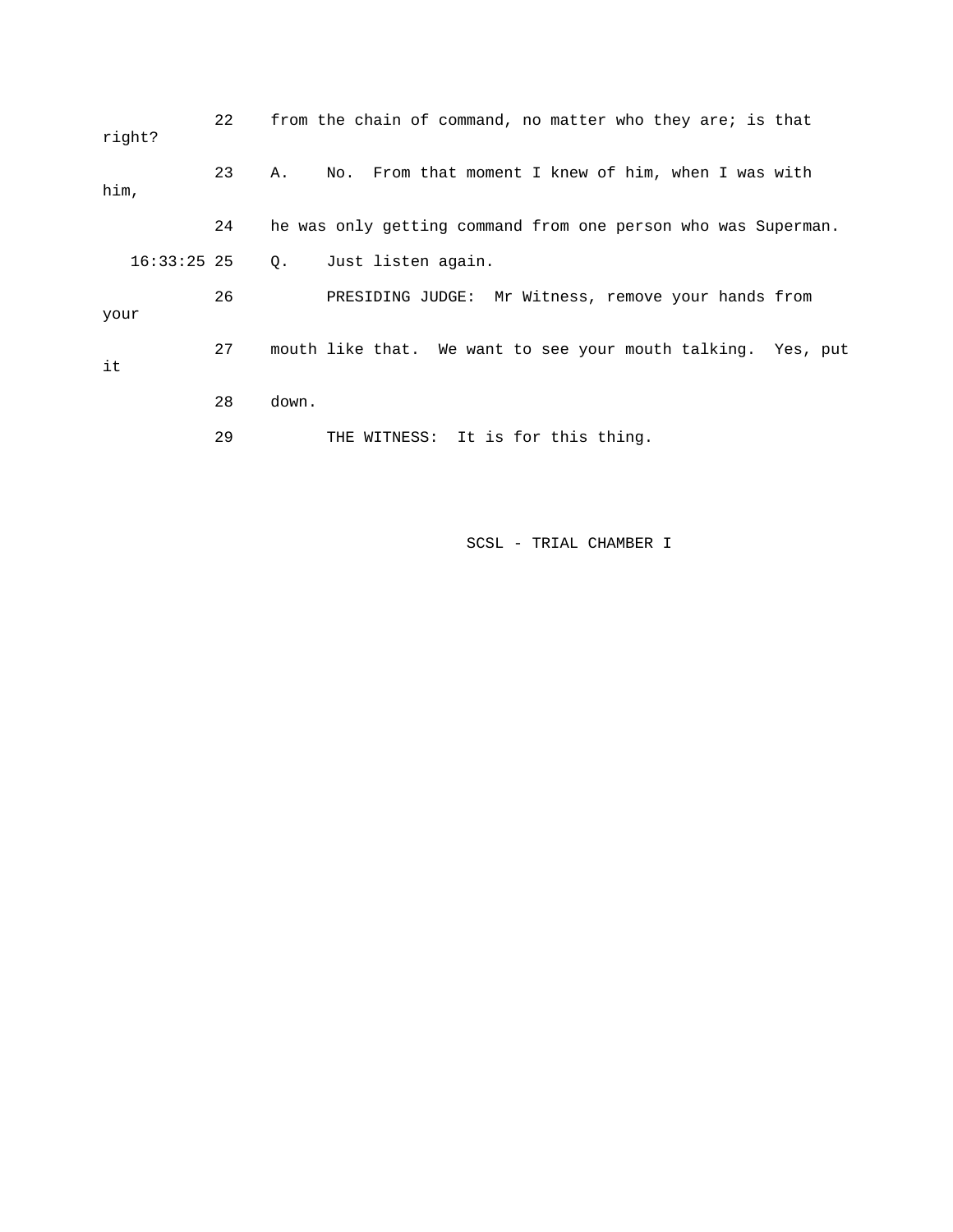22 from the chain of command, no matter who they are; is that right?

23 A. No. From that moment I knew of him, when I was with him,

24 he was only getting command from one person who was Superman.

16:33:25 25 Q. Just listen again.

26 PRESIDING JUDGE: Mr Witness, remove your hands from your

27 mouth like that. We want to see your mouth talking. Yes, put it

28 down.

29 THE WITNESS: It is for this thing.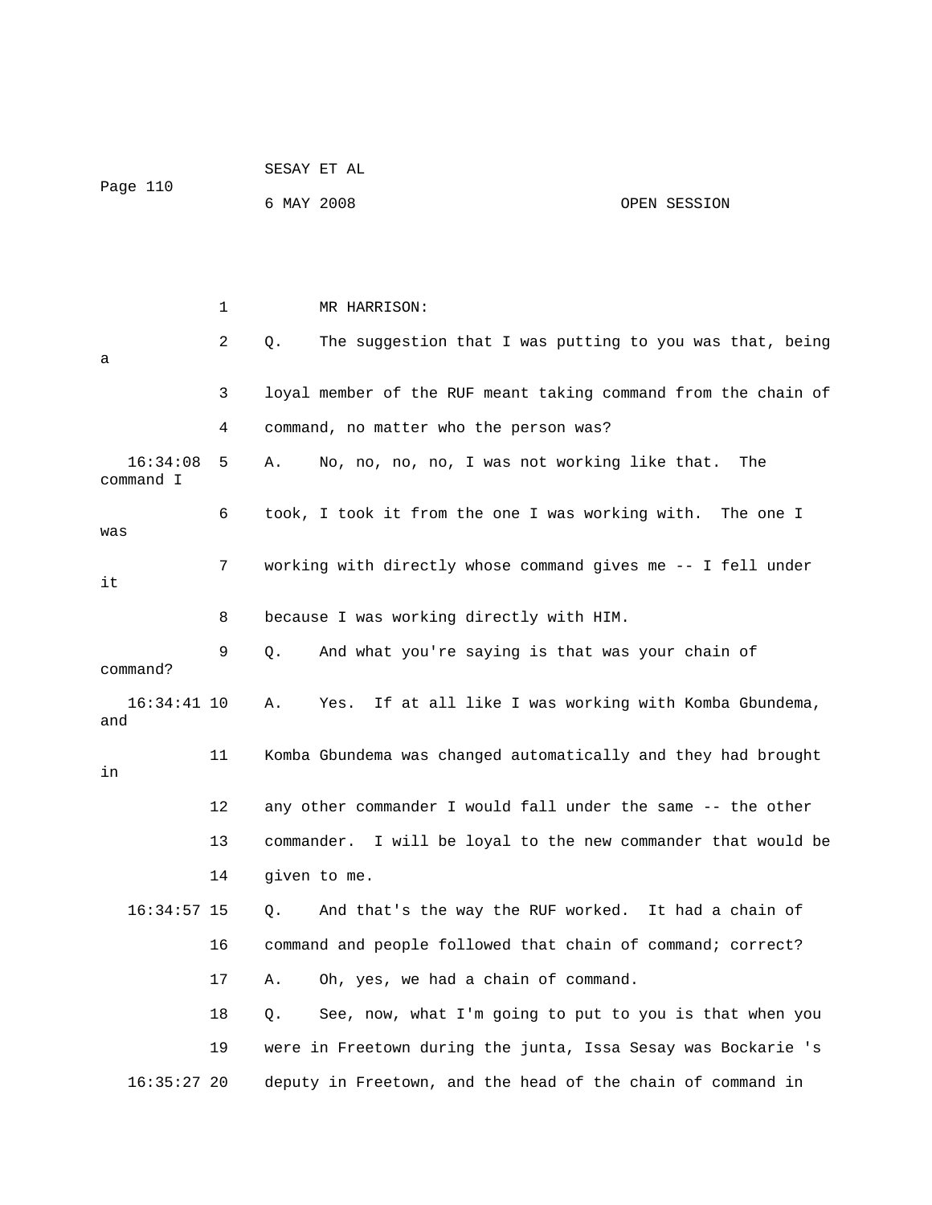MR HARRISON:

Q. The suggestion that I was putting to you was that, being a loyal member of the RUF meant taking command from the chain of command, no matter who the person was?

16:34:08 A. No, no, no, no, I was not working like that. The command I took, I took it from the one I was working with. The one I was working with directly whose command gives me -- I fell under it because I was working directly with HIM.

Q. And what you're saying is that was your chain of command?

16:34:41 A. Yes. If at all like I was working with Komba Gbundema, and Komba Gbundema was changed automatically and they had brought in any other commander I would fall under the same -- the other commander. I will be loyal to the new commander that would be given to me.

16:34:57 Q. And that's the way the RUF worked. It had a chain of command and people followed that chain of command; correct?

A. Oh, yes, we had a chain of command.

Q. See, now, what I'm going to put to you is that when you were in Freetown during the junta, Issa Sesay was Bockarie 's

16:35:27 deputy in Freetown, and the head of the chain of command in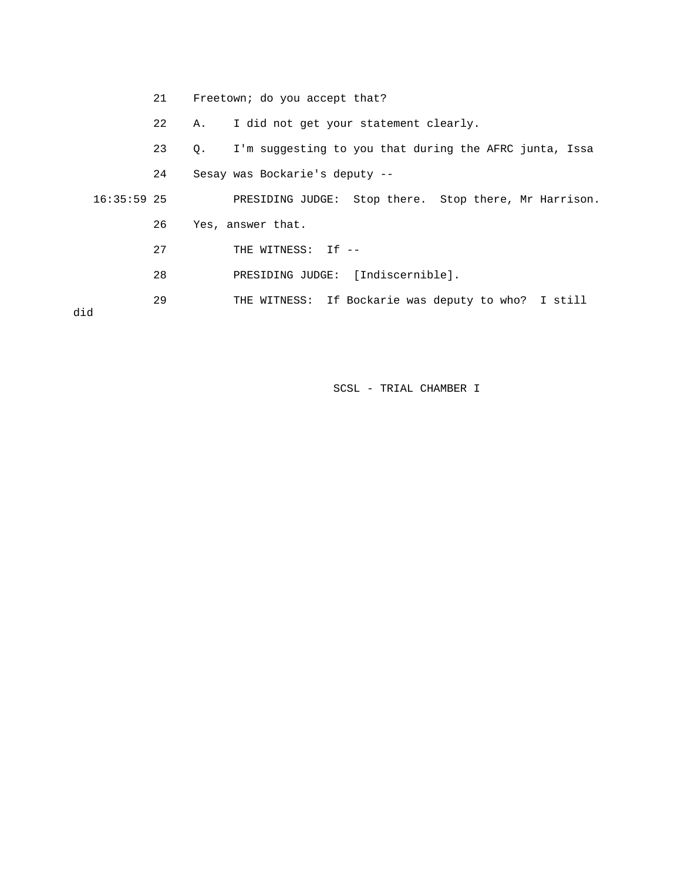21 Freetown; do you accept that?

22 A. I did not get your statement clearly.

23 Q. I'm suggesting to you that during the AFRC junta, Issa

24 Sesay was Bockarie's deputy --

16:35:59 25 PRESIDING JUDGE: Stop there. Stop there, Mr Harrison.

26 Yes, answer that.

27 THE WITNESS: If --

28 PRESIDING JUDGE: [Indiscernible].

29 THE WITNESS: If Bockarie was deputy to who? I still did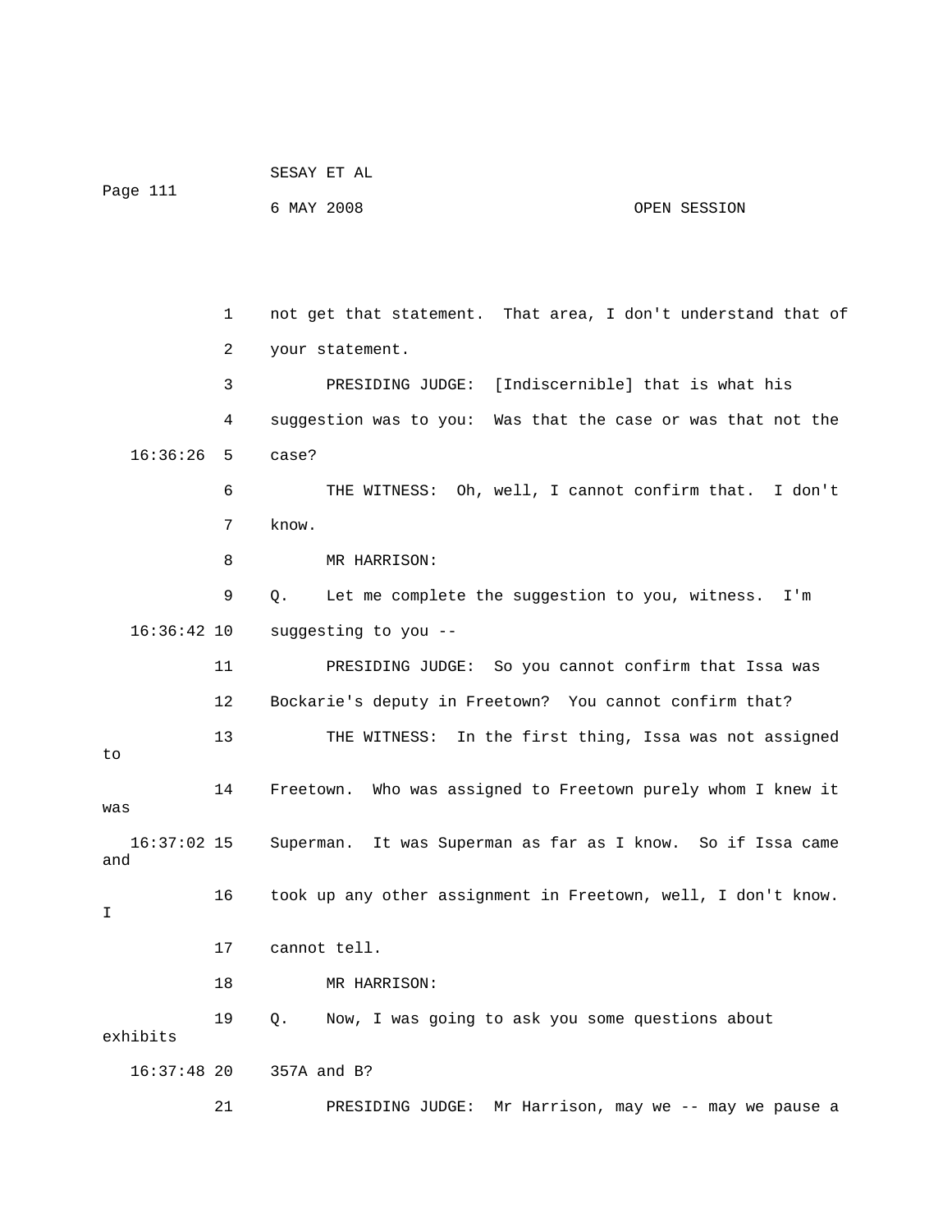1 not get that statement. That area, I don't understand that of

2 your statement.

3 PRESIDING JUDGE: [Indiscernible] that is what his

4 suggestion was to you: Was that the case or was that not the

16:36:26 5 case?

6 THE WITNESS: Oh, well, I cannot confirm that. I don't

7 know.

8 MR HARRISON:

9 Q. Let me complete the suggestion to you, witness. I'm

16:36:42 10 suggesting to you --

11 PRESIDING JUDGE: So you cannot confirm that Issa was

12 Bockarie's deputy in Freetown? You cannot confirm that?

13 THE WITNESS: In the first thing, Issa was not assigned to

14 Freetown. Who was assigned to Freetown purely whom I knew it was

16:37:02 15 Superman. It was Superman as far as I know. So if Issa came and

16 took up any other assignment in Freetown, well, I don't know. I

17 cannot tell.

18 MR HARRISON:

19 Q. Now, I was going to ask you some questions about exhibits

16:37:48 20 357A and B?

21 PRESIDING JUDGE: Mr Harrison, may we -- may we pause a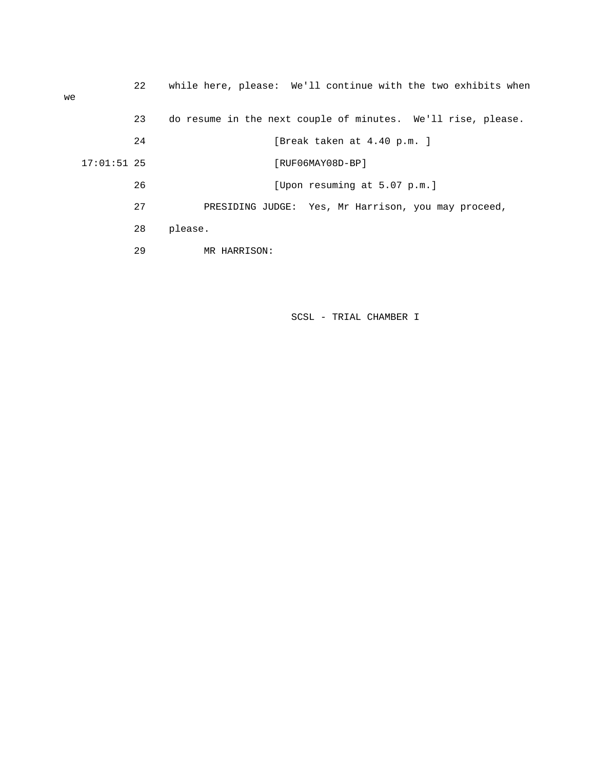22 while here, please: We'll continue with the two exhibits when we

23 do resume in the next couple of minutes. We'll rise, please.

24 [Break taken at 4.40 p.m. ]

17:01:51 25 [RUF06MAY08D-BP]

26 [Upon resuming at 5.07 p.m.]

27 PRESIDING JUDGE: Yes, Mr Harrison, you may proceed,

28 please.

29 MR HARRISON: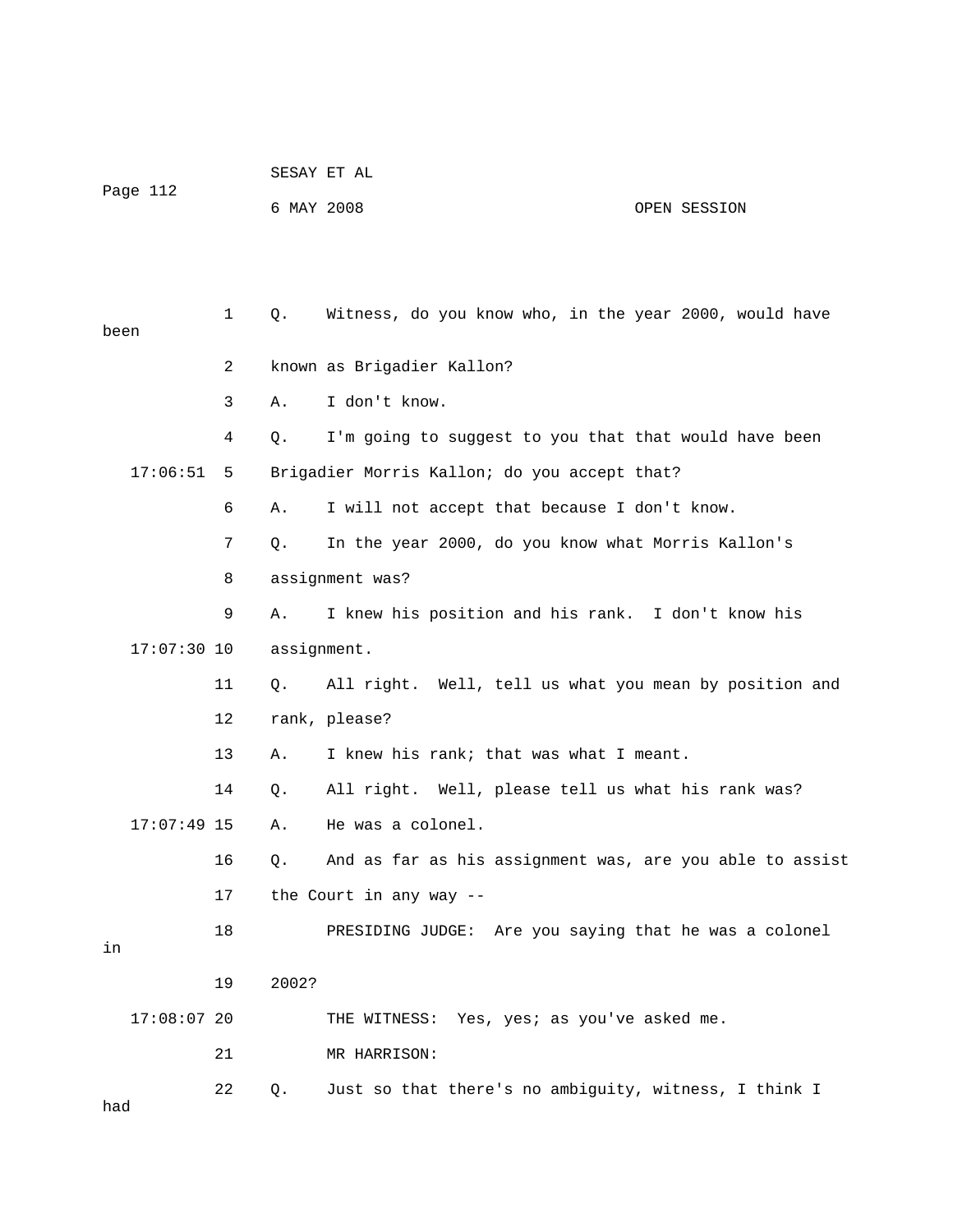1 Q. Witness, do you know who, in the year 2000, would have been

2 known as Brigadier Kallon?

3 A. I don't know.

4 Q. I'm going to suggest to you that that would have been

17:06:51 5 Brigadier Morris Kallon; do you accept that?

6 A. I will not accept that because I don't know.

7 Q. In the year 2000, do you know what Morris Kallon's

8 assignment was?

9 A. I knew his position and his rank. I don't know his

17:07:30 10 assignment.

11 Q. All right. Well, tell us what you mean by position and

12 rank, please?

13 A. I knew his rank; that was what I meant.

14 Q. All right. Well, please tell us what his rank was?

17:07:49 15 A. He was a colonel.

16 Q. And as far as his assignment was, are you able to assist

17 the Court in any way --

18 PRESIDING JUDGE: Are you saying that he was a colonel in

19 2002?

17:08:07 20 THE WITNESS: Yes, yes; as you've asked me.

21 MR HARRISON:

22 Q. Just so that there's no ambiguity, witness, I think I had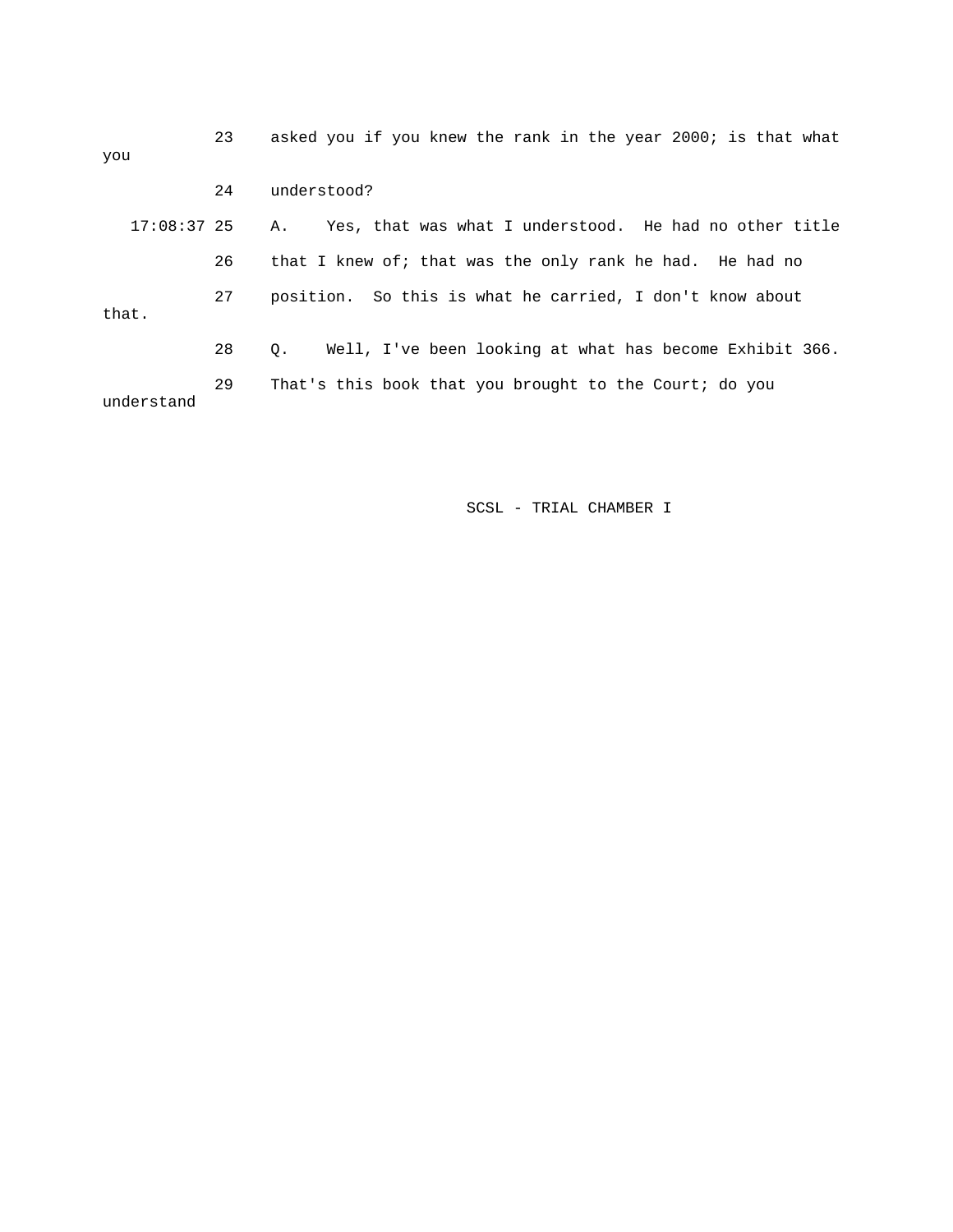23 asked you if you knew the rank in the year 2000; is that what you

24 understood?

17:08:37 25 A. Yes, that was what I understood. He had no other title

26 that I knew of; that was the only rank he had. He had no

27 position. So this is what he carried, I don't know about that.

28 Q. Well, I've been looking at what has become Exhibit 366.

29 That's this book that you brought to the Court; do you understand

SCSL - TRIAL CHAMBER I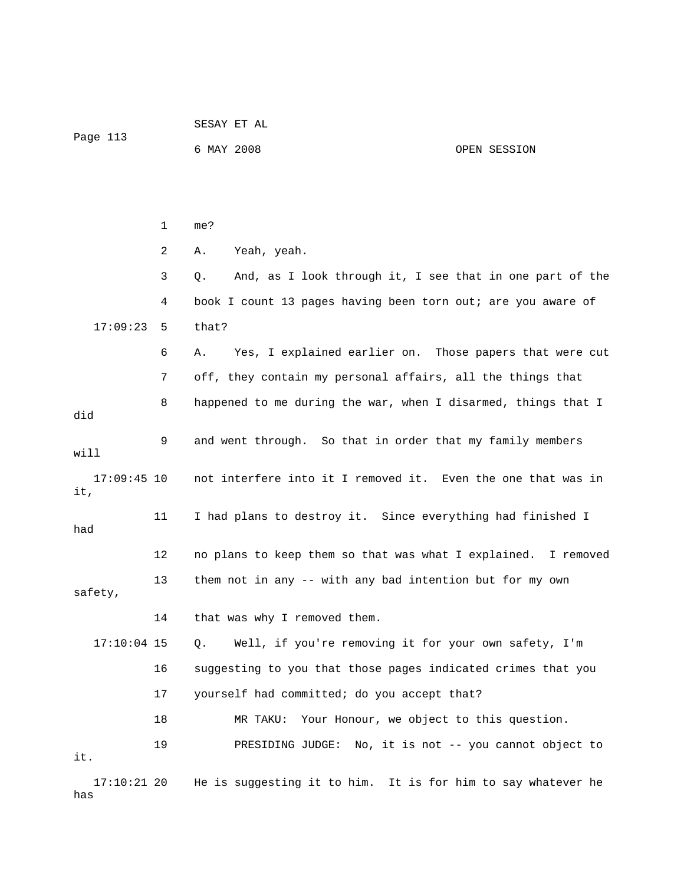1 me?

2 A. Yeah, yeah.

3 Q. And, as I look through it, I see that in one part of the

4 book I count 13 pages having been torn out; are you aware of

17:09:23 5 that?

6 A. Yes, I explained earlier on. Those papers that were cut

7 off, they contain my personal affairs, all the things that

8 happened to me during the war, when I disarmed, things that I did

9 and went through. So that in order that my family members will

17:09:45 10 not interfere into it I removed it. Even the one that was in it,

11 I had plans to destroy it. Since everything had finished I had

12 no plans to keep them so that was what I explained. I removed

13 them not in any -- with any bad intention but for my own safety,

14 that was why I removed them.

17:10:04 15 Q. Well, if you're removing it for your own safety, I'm

16 suggesting to you that those pages indicated crimes that you

17 yourself had committed; do you accept that?

18 MR TAKU: Your Honour, we object to this question.

19 PRESIDING JUDGE: No, it is not -- you cannot object to it.

17:10:21 20 He is suggesting it to him. It is for him to say whatever he has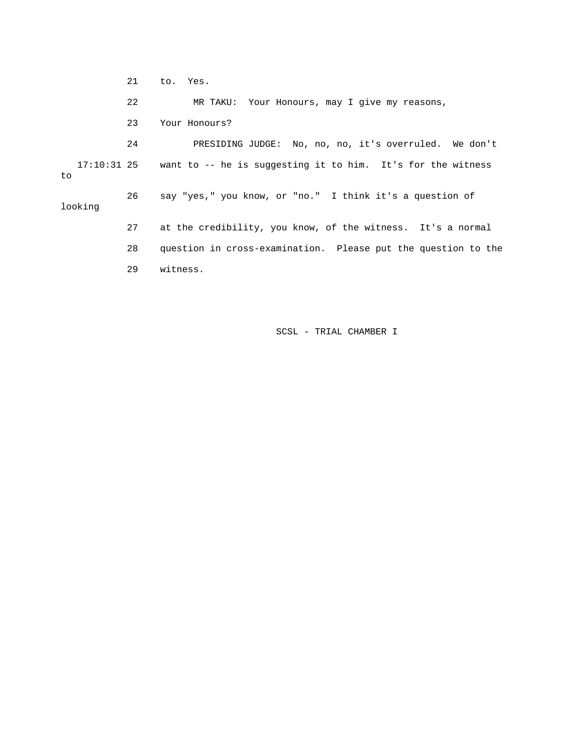21 to. Yes.

22 MR TAKU: Your Honours, may I give my reasons,

23 Your Honours?

24 PRESIDING JUDGE: No, no, no, it's overruled. We don't

17:10:31 25 want to -- he is suggesting it to him. It's for the witness to

26 say "yes," you know, or "no." I think it's a question of looking

27 at the credibility, you know, of the witness. It's a normal

28 question in cross-examination. Please put the question to the

29 witness.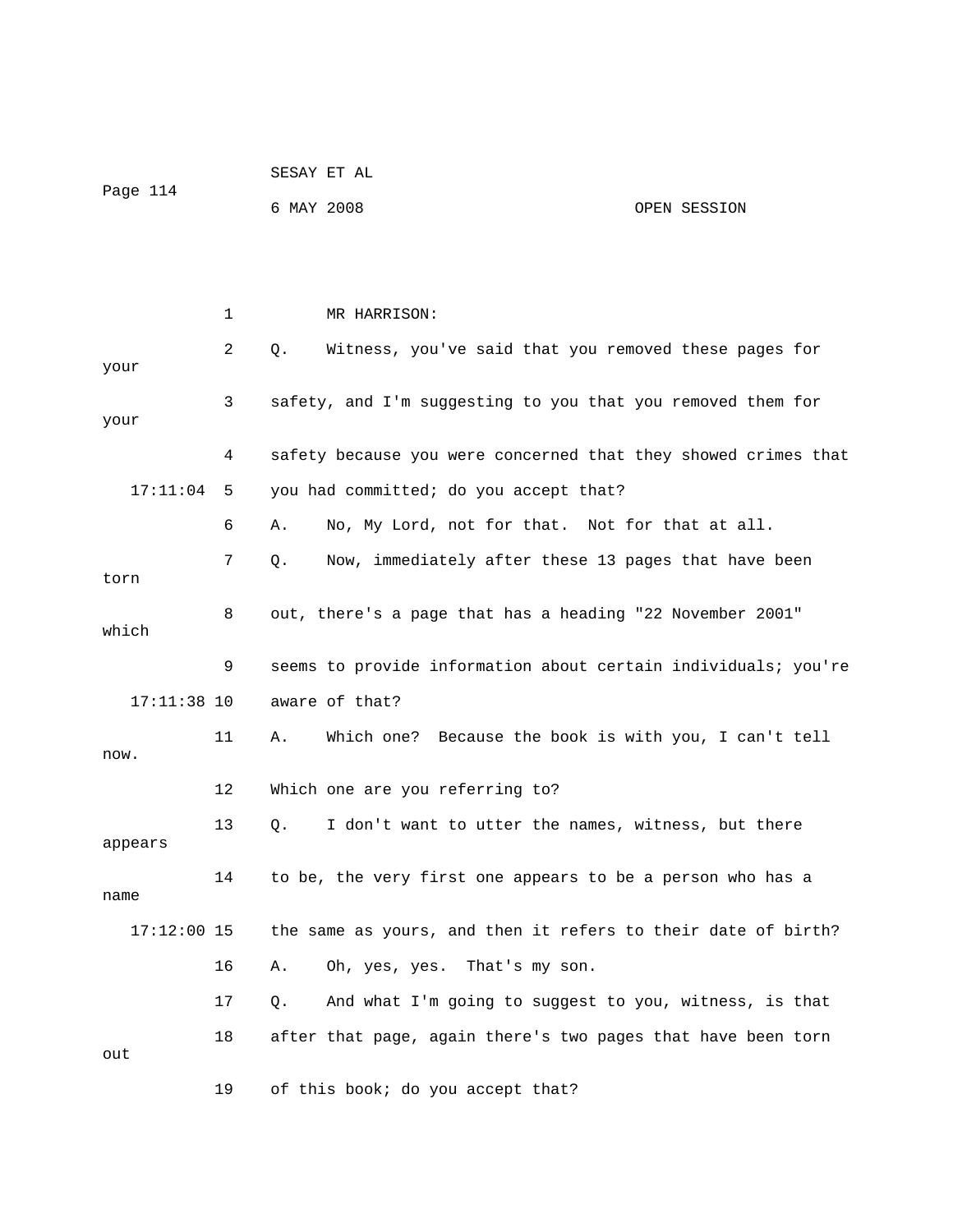MR HARRISON:

Q. Witness, you've said that you removed these pages for your safety, and I'm suggesting to you that you removed them for your safety because you were concerned that they showed crimes that you had committed; do you accept that?

A. No, My Lord, not for that. Not for that at all.

Q. Now, immediately after these 13 pages that have been torn out, there's a page that has a heading "22 November 2001" which seems to provide information about certain individuals; you're aware of that?

A. Which one? Because the book is with you, I can't tell now. Which one are you referring to?

Q. I don't want to utter the names, witness, but there appears to be, the very first one appears to be a person who has a name the same as yours, and then it refers to their date of birth?

A. Oh, yes, yes. That's my son.

Q. And what I'm going to suggest to you, witness, is that after that page, again there's two pages that have been torn out of this book; do you accept that?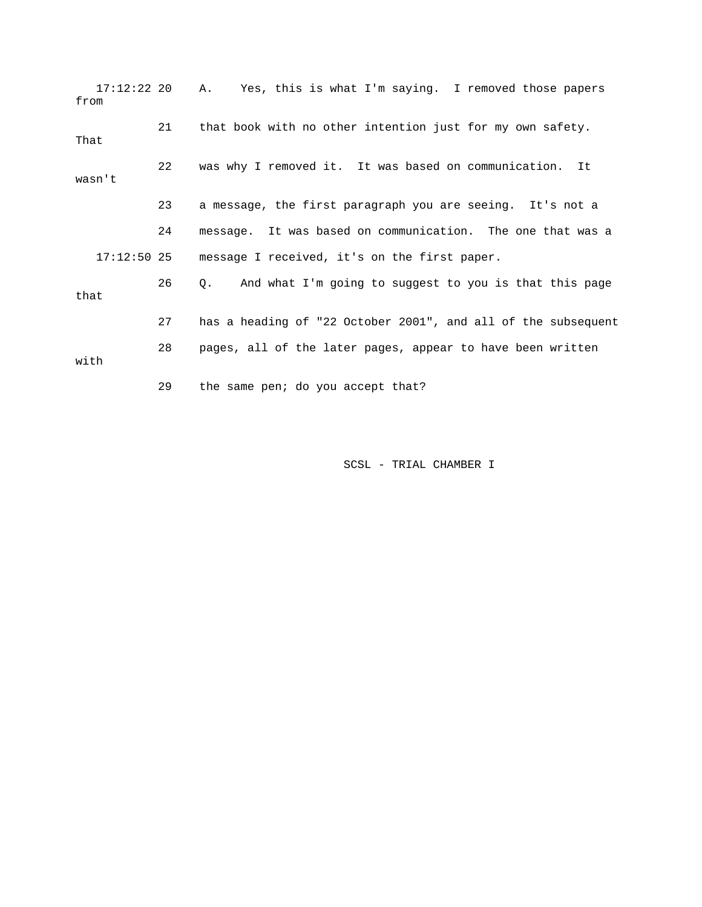17:12:22 20 A. Yes, this is what I'm saying. I removed those papers from

21 that book with no other intention just for my own safety. That

22 was why I removed it. It was based on communication. It wasn't

23 a message, the first paragraph you are seeing. It's not a

24 message. It was based on communication. The one that was a

17:12:50 25 message I received, it's on the first paper.

26 Q. And what I'm going to suggest to you is that this page that

27 has a heading of "22 October 2001", and all of the subsequent

28 pages, all of the later pages, appear to have been written with

29 the same pen; do you accept that?

SCSL - TRIAL CHAMBER I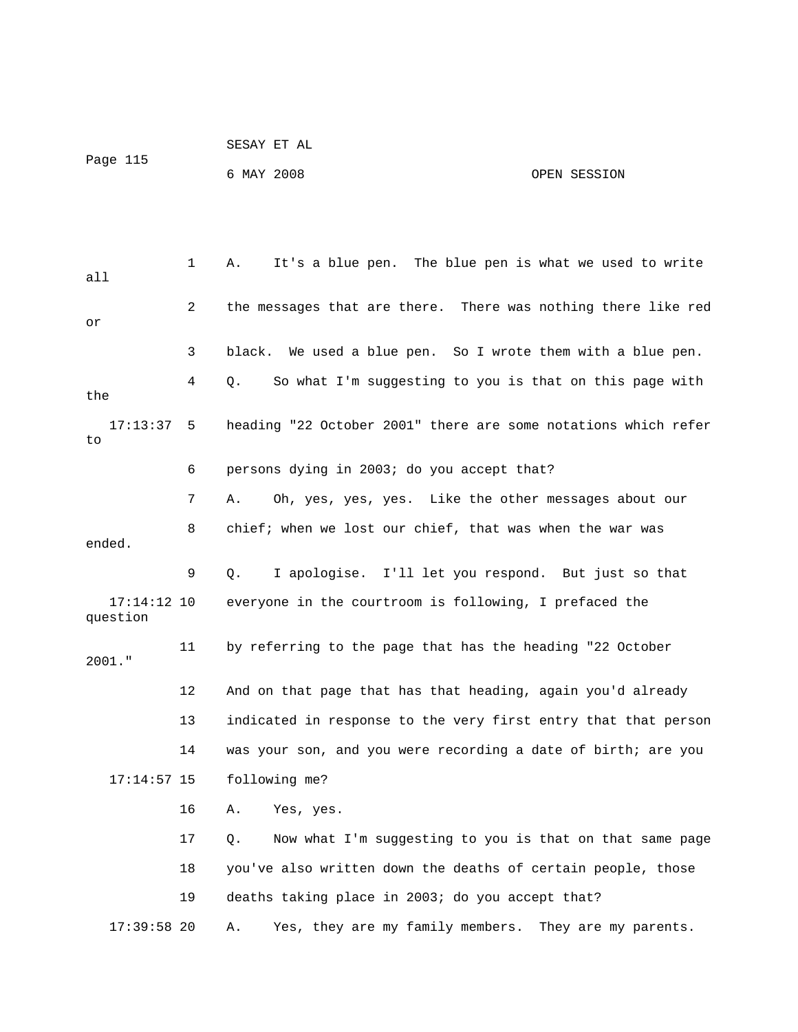1 A. It's a blue pen. The blue pen is what we used to write all

2 the messages that are there. There was nothing there like red or

3 black. We used a blue pen. So I wrote them with a blue pen.

4 Q. So what I'm suggesting to you is that on this page with the

17:13:37 5 heading "22 October 2001" there are some notations which refer to

6 persons dying in 2003; do you accept that?

7 A. Oh, yes, yes, yes. Like the other messages about our

8 chief; when we lost our chief, that was when the war was ended.

9 Q. I apologise. I'll let you respond. But just so that

17:14:12 10 everyone in the courtroom is following, I prefaced the question

11 by referring to the page that has the heading "22 October 2001."

12 And on that page that has that heading, again you'd already

13 indicated in response to the very first entry that that person

14 was your son, and you were recording a date of birth; are you

17:14:57 15 following me?

16 A. Yes, yes.

17 Q. Now what I'm suggesting to you is that on that same page

18 you've also written down the deaths of certain people, those

19 deaths taking place in 2003; do you accept that?

17:39:58 20 A. Yes, they are my family members. They are my parents.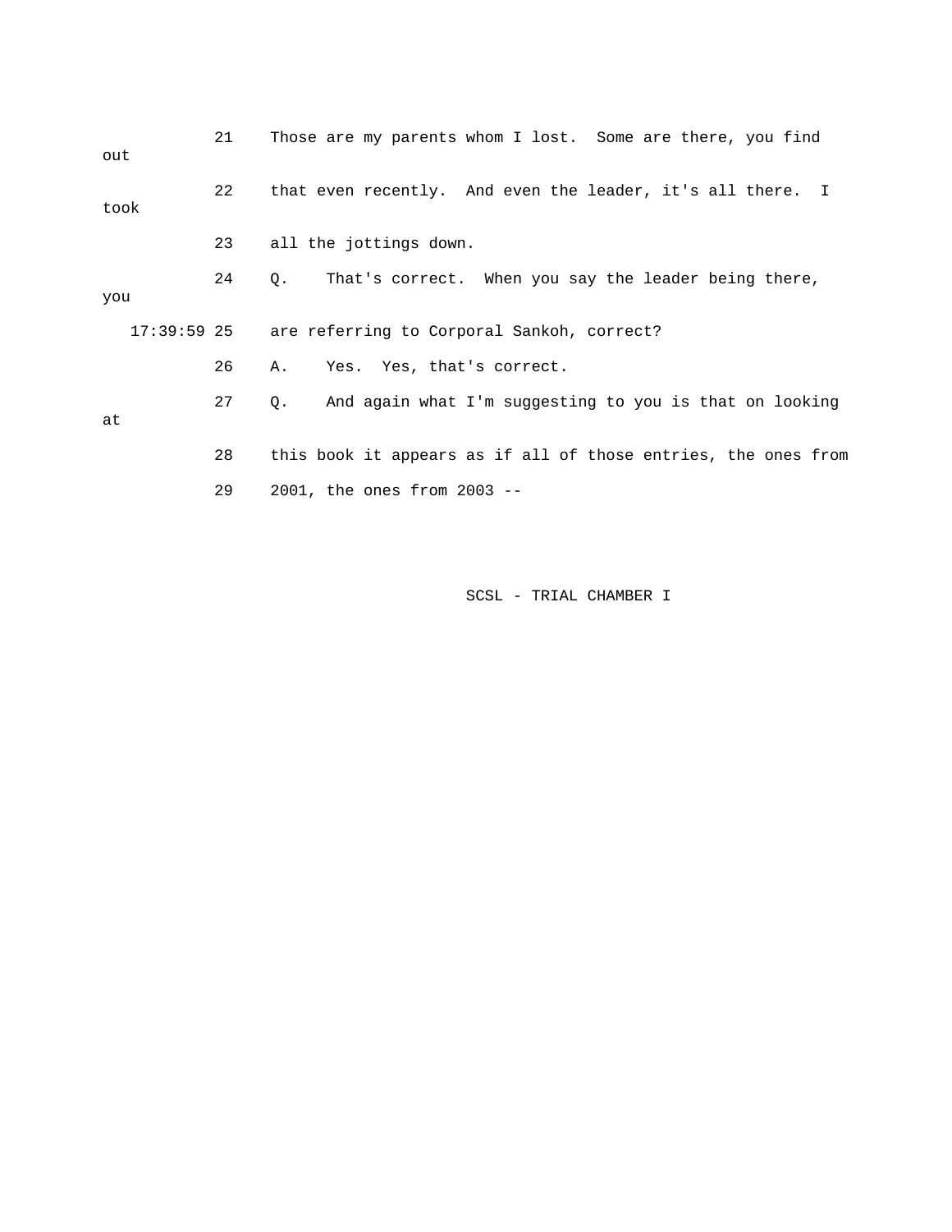21 Those are my parents whom I lost. Some are there, you find out

22 that even recently. And even the leader, it's all there. I took

23 all the jottings down.

24 Q. That's correct. When you say the leader being there, you

17:39:59 25 are referring to Corporal Sankoh, correct?

26 A. Yes. Yes, that's correct.

27 Q. And again what I'm suggesting to you is that on looking at

28 this book it appears as if all of those entries, the ones from

29 2001, the ones from 2003 --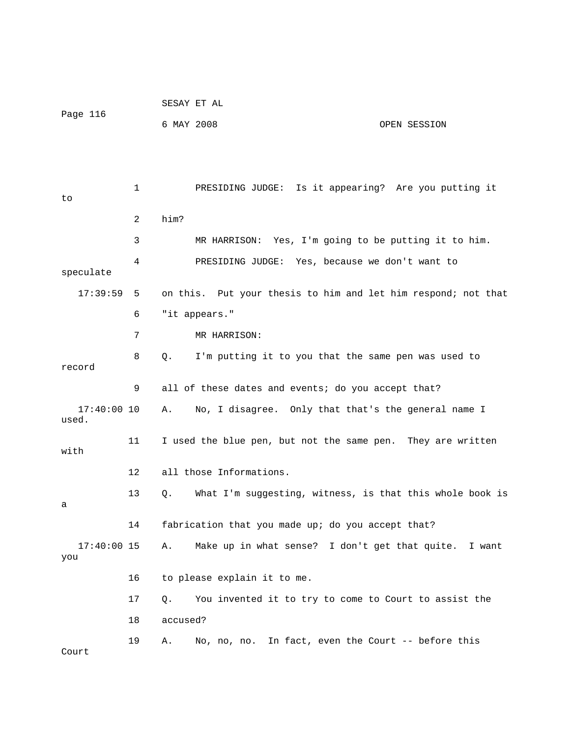PRESIDING JUDGE: Is it appearing? Are you putting it to him?

MR HARRISON: Yes, I'm going to be putting it to him.

PRESIDING JUDGE: Yes, because we don't want to speculate on this. Put your thesis to him and let him respond; not that "it appears."

MR HARRISON:

Q. I'm putting it to you that the same pen was used to record all of these dates and events; do you accept that?

A. No, I disagree. Only that that's the general name I used. I used the blue pen, but not the same pen. They are written with all those Informations.

Q. What I'm suggesting, witness, is that this whole book is a fabrication that you made up; do you accept that?

A. Make up in what sense? I don't get that quite. I want you to please explain it to me.

Q. You invented it to try to come to Court to assist the accused?

A. No, no, no. In fact, even the Court -- before this Court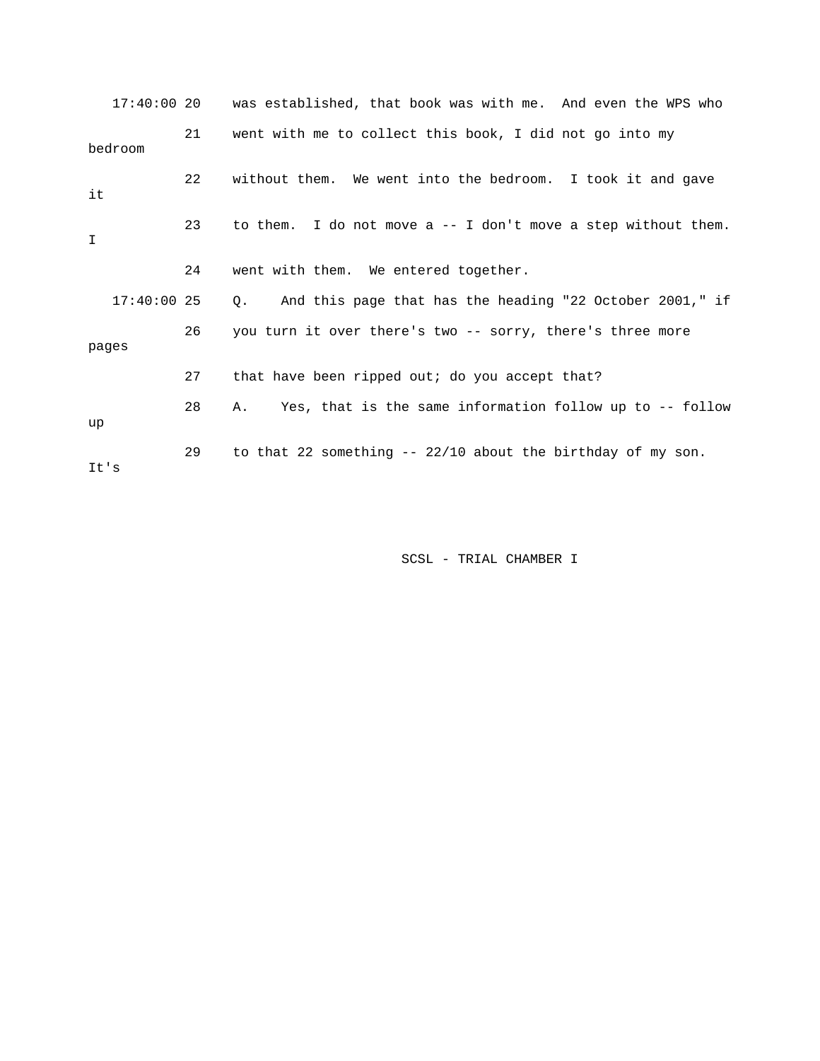17:40:00 20 was established, that book was with me. And even the WPS who

21 went with me to collect this book, I did not go into my bedroom

22 without them. We went into the bedroom. I took it and gave it

23 to them. I do not move a -- I don't move a step without them. I

24 went with them. We entered together.

17:40:00 25 Q. And this page that has the heading "22 October 2001," if

26 you turn it over there's two -- sorry, there's three more pages

27 that have been ripped out; do you accept that?

28 A. Yes, that is the same information follow up to -- follow up

29 to that 22 something -- 22/10 about the birthday of my son. It's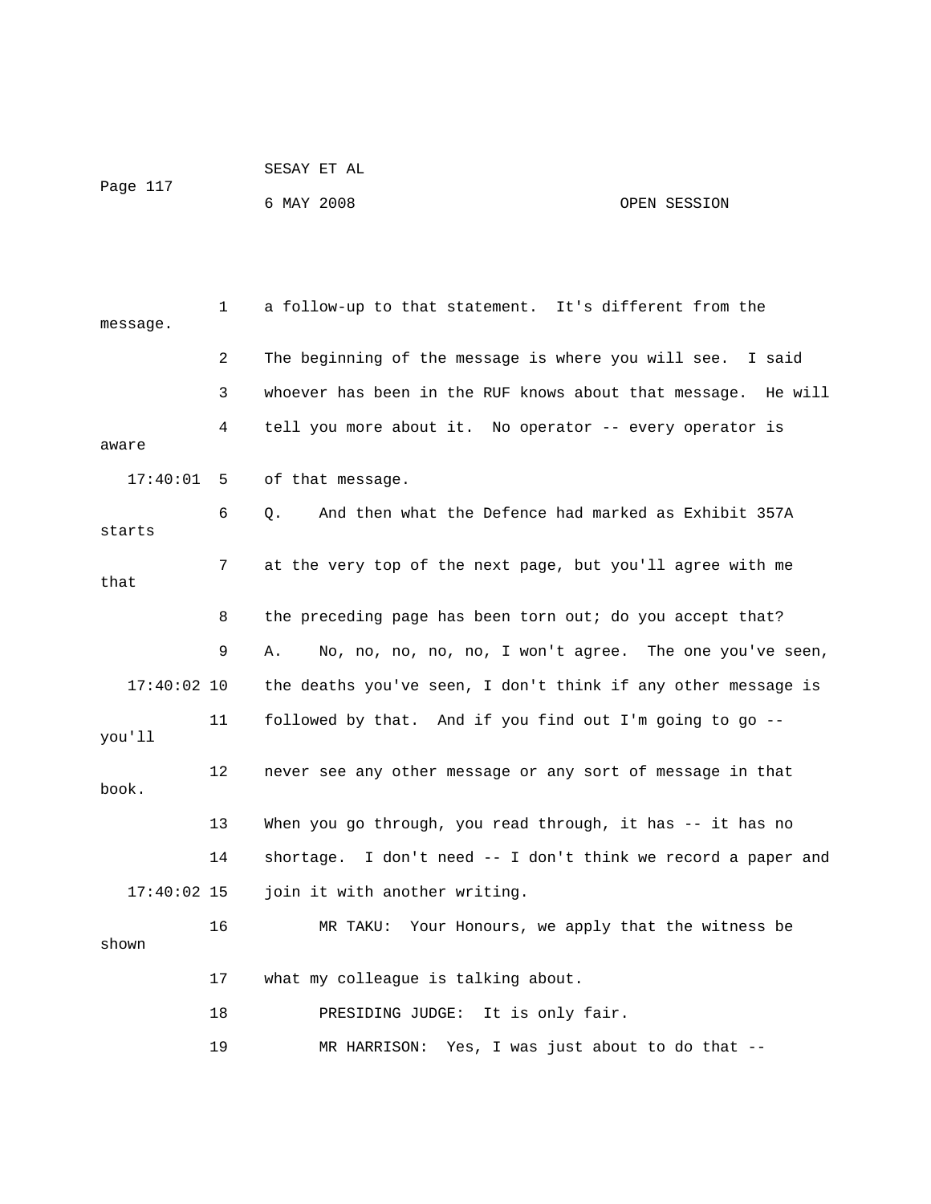a follow-up to that statement. It's different from the message. The beginning of the message is where you will see. I said whoever has been in the RUF knows about that message. He will tell you more about it. No operator -- every operator is aware of that message.

Q. And then what the Defence had marked as Exhibit 357A starts at the very top of the next page, but you'll agree with me that the preceding page has been torn out; do you accept that?

A. No, no, no, no, no, I won't agree. The one you've seen, the deaths you've seen, I don't think if any other message is followed by that. And if you find out I'm going to go -- you'll never see any other message or any sort of message in that book. When you go through, you read through, it has -- it has no shortage. I don't need -- I don't think we record a paper and join it with another writing.

MR TAKU: Your Honours, we apply that the witness be shown what my colleague is talking about.

PRESIDING JUDGE: It is only fair.

MR HARRISON: Yes, I was just about to do that --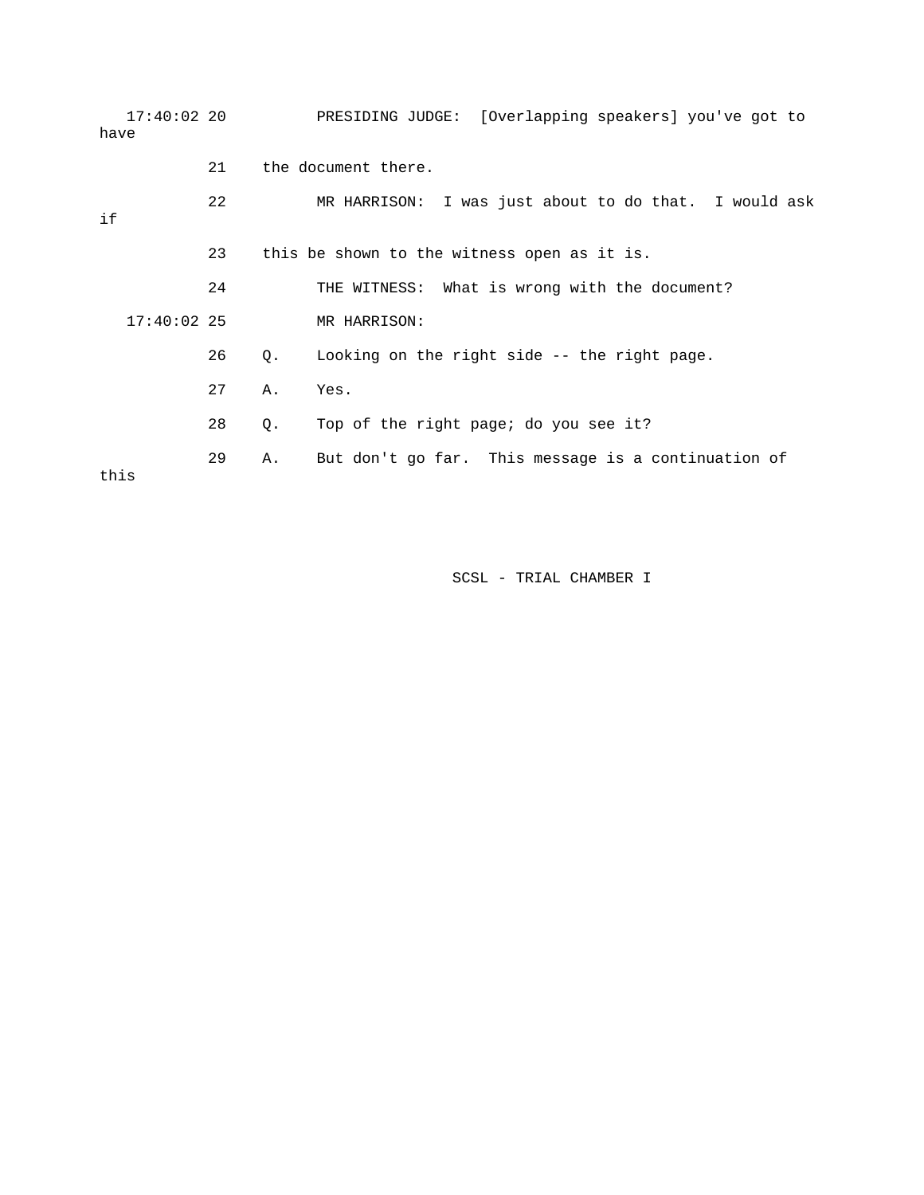17:40:02 20 PRESIDING JUDGE: [Overlapping speakers] you've got to have

21 the document there.

22 MR HARRISON: I was just about to do that. I would ask if

23 this be shown to the witness open as it is.

24 THE WITNESS: What is wrong with the document?

17:40:02 25 MR HARRISON:

26 Q. Looking on the right side -- the right page.

27 A. Yes.

28 Q. Top of the right page; do you see it?

29 A. But don't go far. This message is a continuation of this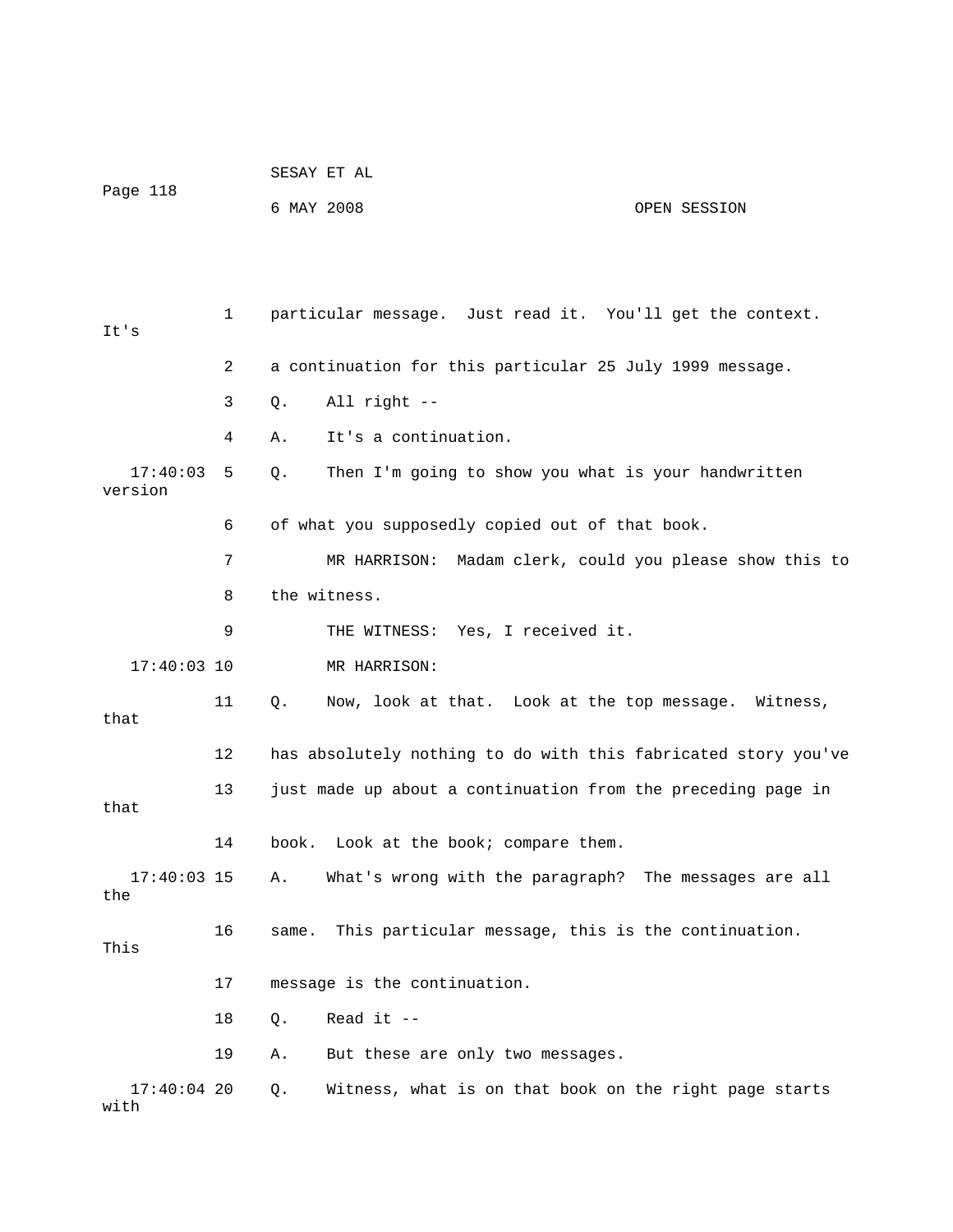1 particular message. Just read it. You'll get the context. It's

2 a continuation for this particular 25 July 1999 message.

3 Q. All right --

4 A. It's a continuation.

17:40:03 5 Q. Then I'm going to show you what is your handwritten version

6 of what you supposedly copied out of that book.

7 MR HARRISON: Madam clerk, could you please show this to

8 the witness.

9 THE WITNESS: Yes, I received it.

17:40:03 10 MR HARRISON:

11 Q. Now, look at that. Look at the top message. Witness, that

12 has absolutely nothing to do with this fabricated story you've

13 just made up about a continuation from the preceding page in that

14 book. Look at the book; compare them.

17:40:03 15 A. What's wrong with the paragraph? The messages are all the

16 same. This particular message, this is the continuation. This

17 message is the continuation.

18 Q. Read it --

19 A. But these are only two messages.

17:40:04 20 Q. Witness, what is on that book on the right page starts with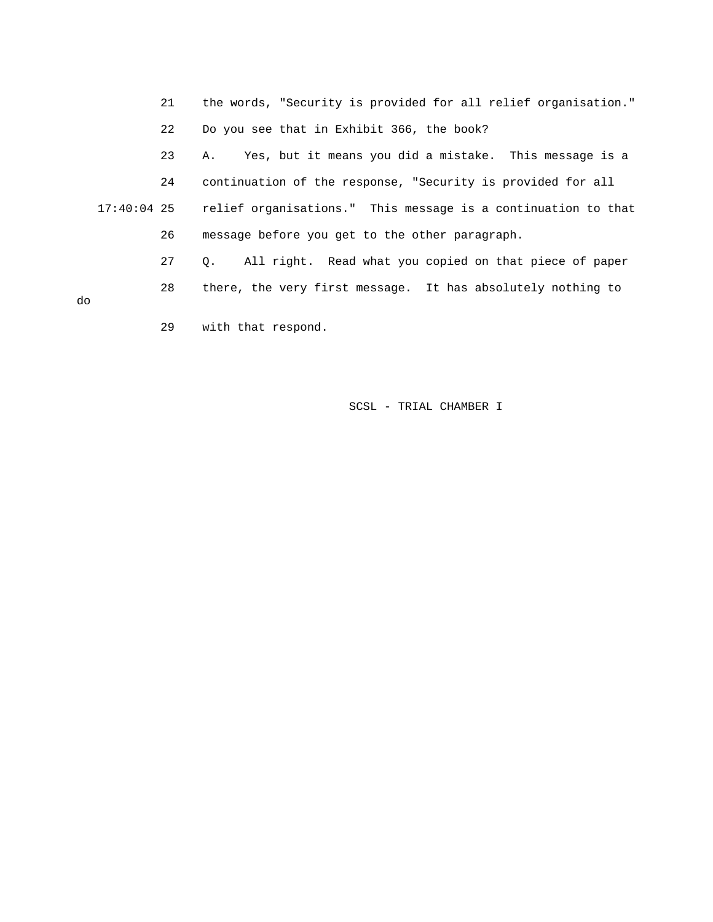21 the words, "Security is provided for all relief organisation."

22 Do you see that in Exhibit 366, the book?

23 A. Yes, but it means you did a mistake. This message is a

24 continuation of the response, "Security is provided for all

17:40:04 25 relief organisations." This message is a continuation to that

26 message before you get to the other paragraph.

27 Q. All right. Read what you copied on that piece of paper

28 there, the very first message. It has absolutely nothing to do

29 with that respond.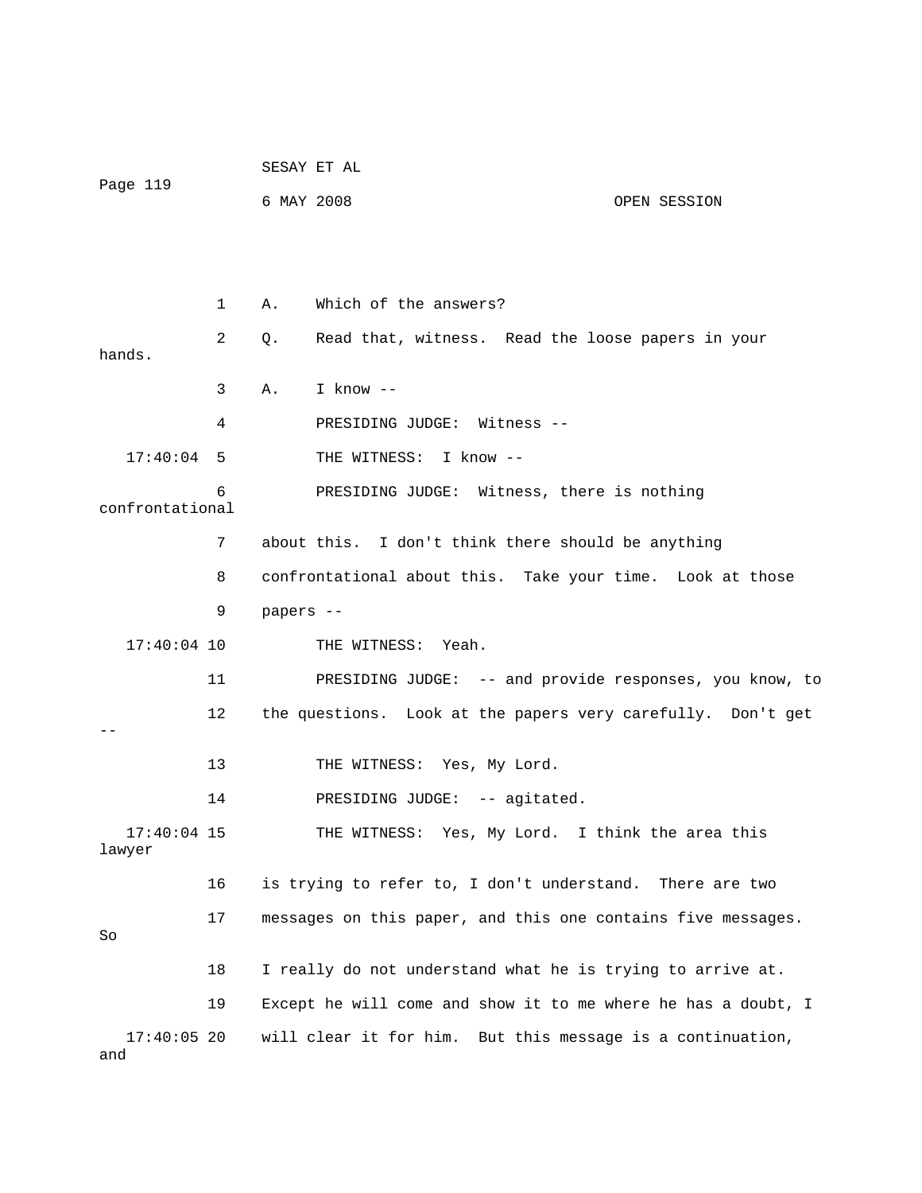1 A. Which of the answers?

2 Q. Read that, witness. Read the loose papers in your hands.

3 A. I know --

4 PRESIDING JUDGE: Witness --

17:40:04 5 THE WITNESS: I know --

6 PRESIDING JUDGE: Witness, there is nothing confrontational

7 about this. I don't think there should be anything

8 confrontational about this. Take your time. Look at those

9 papers --

17:40:04 10 THE WITNESS: Yeah.

11 PRESIDING JUDGE: -- and provide responses, you know, to

12 the questions. Look at the papers very carefully. Don't get --

13 THE WITNESS: Yes, My Lord.

14 PRESIDING JUDGE: -- agitated.

17:40:04 15 THE WITNESS: Yes, My Lord. I think the area this lawyer

16 is trying to refer to, I don't understand. There are two

17 messages on this paper, and this one contains five messages. So

18 I really do not understand what he is trying to arrive at.

19 Except he will come and show it to me where he has a doubt, I

17:40:05 20 will clear it for him. But this message is a continuation, and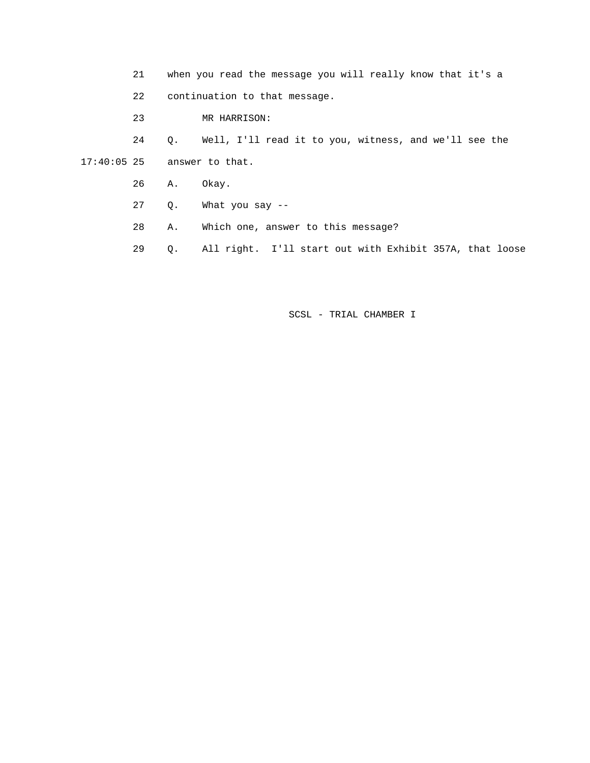21 when you read the message you will really know that it's a

22 continuation to that message.

23 MR HARRISON:

24 Q. Well, I'll read it to you, witness, and we'll see the

17:40:05 25 answer to that.

26 A. Okay.

27 Q. What you say --

28 A. Which one, answer to this message?

29 Q. All right. I'll start out with Exhibit 357A, that loose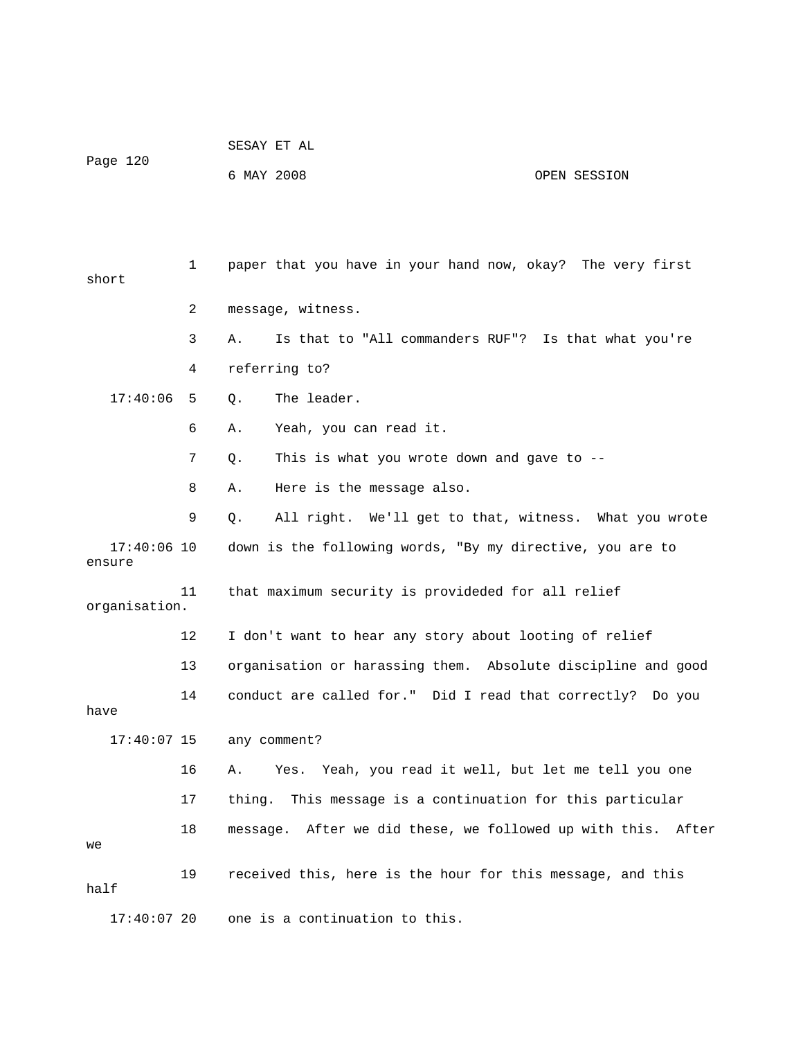paper that you have in your hand now, okay? The very first short

message, witness.

A. Is that to "All commanders RUF"? Is that what you're referring to?

Q. The leader.

A. Yeah, you can read it.

Q. This is what you wrote down and gave to --

A. Here is the message also.

Q. All right. We'll get to that, witness. What you wrote down is the following words, "By my directive, you are to ensure that maximum security is provideded for all relief organisation. I don't want to hear any story about looting of relief organisation or harassing them. Absolute discipline and good conduct are called for." Did I read that correctly? Do you have any comment?

A. Yes. Yeah, you read it well, but let me tell you one thing. This message is a continuation for this particular message. After we did these, we followed up with this. After we received this, here is the hour for this message, and this half one is a continuation to this.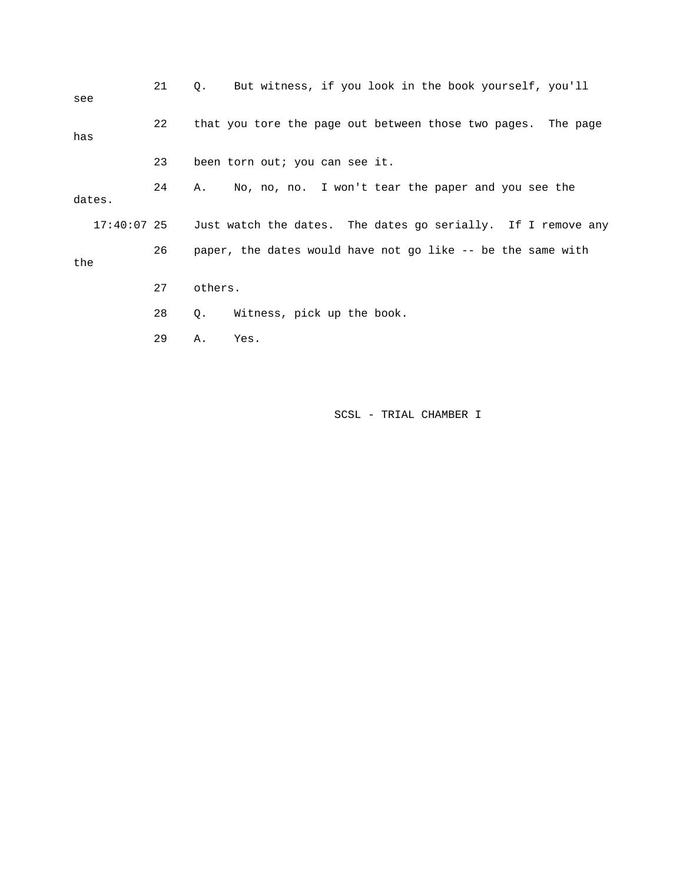21 Q. But witness, if you look in the book yourself, you'll see

22 that you tore the page out between those two pages. The page has

23 been torn out; you can see it.

24 A. No, no, no. I won't tear the paper and you see the dates.

17:40:07 25 Just watch the dates. The dates go serially. If I remove any

26 paper, the dates would have not go like -- be the same with the

27 others.

28 Q. Witness, pick up the book.

29 A. Yes.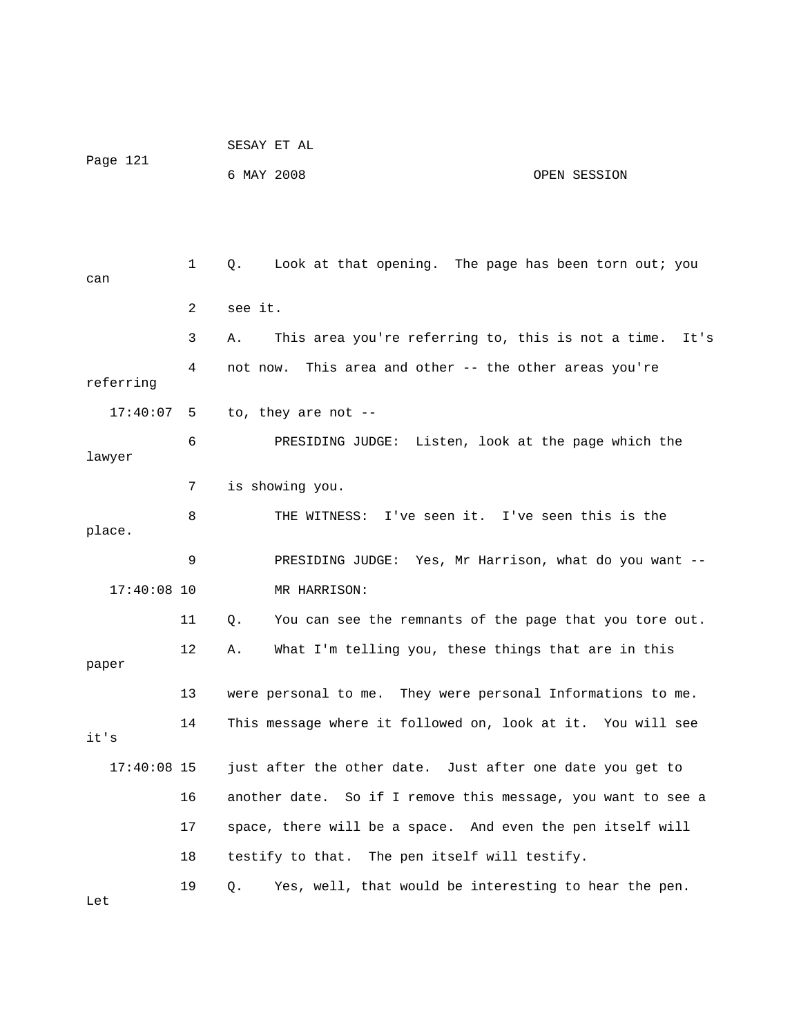1 Q. Look at that opening. The page has been torn out; you can

2 see it.

3 A. This area you're referring to, this is not a time. It's

4 not now. This area and other -- the other areas you're referring

17:40:07 5 to, they are not --

6 PRESIDING JUDGE: Listen, look at the page which the lawyer

7 is showing you.

8 THE WITNESS: I've seen it. I've seen this is the place.

9 PRESIDING JUDGE: Yes, Mr Harrison, what do you want --

17:40:08 10 MR HARRISON:

11 Q. You can see the remnants of the page that you tore out.

12 A. What I'm telling you, these things that are in this paper

13 were personal to me. They were personal Informations to me.

14 This message where it followed on, look at it. You will see it's

17:40:08 15 just after the other date. Just after one date you get to

16 another date. So if I remove this message, you want to see a

17 space, there will be a space. And even the pen itself will

18 testify to that. The pen itself will testify.

19 Q. Yes, well, that would be interesting to hear the pen. Let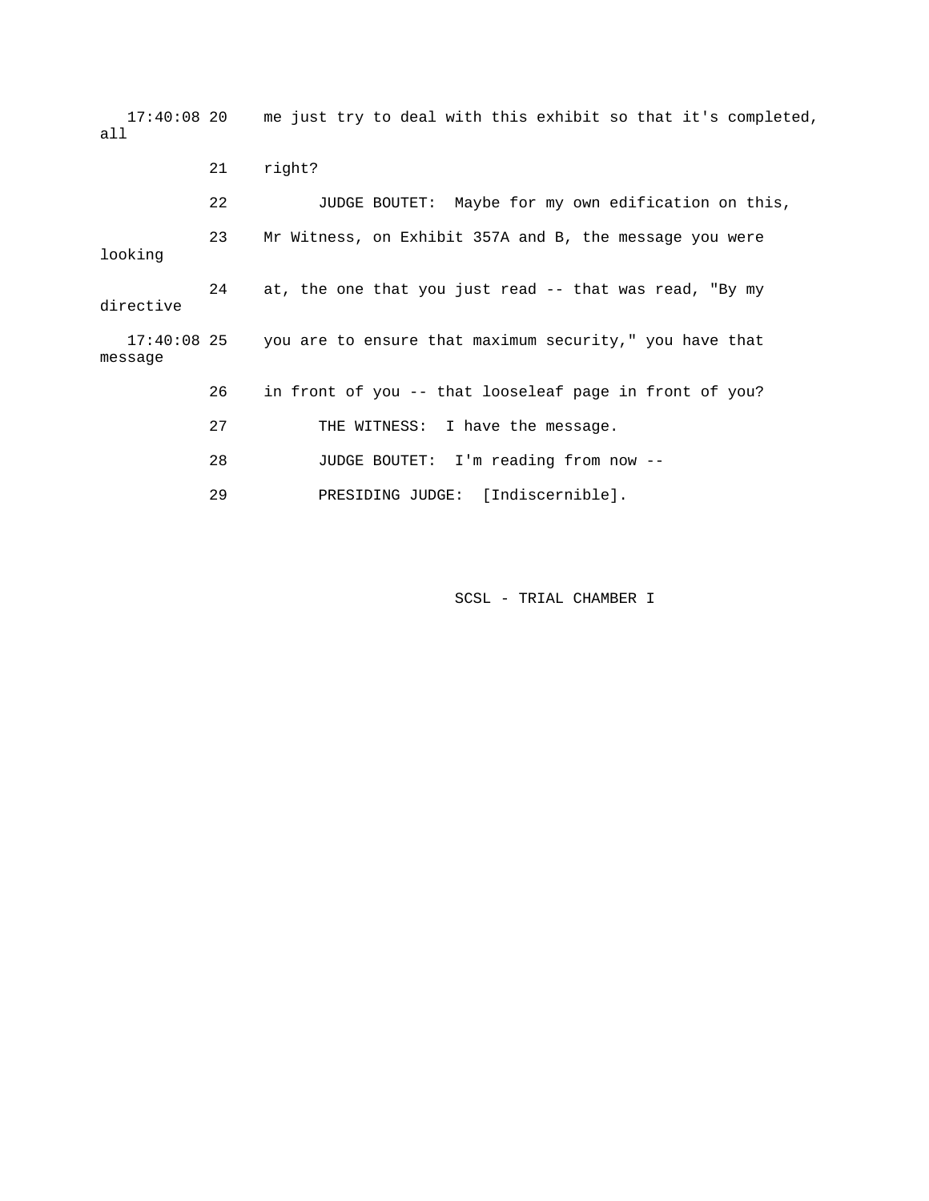17:40:08 20 me just try to deal with this exhibit so that it's completed, all

21 right?

22 JUDGE BOUTET: Maybe for my own edification on this,

23 Mr Witness, on Exhibit 357A and B, the message you were looking

24 at, the one that you just read -- that was read, "By my directive

17:40:08 25 you are to ensure that maximum security," you have that message

26 in front of you -- that looseleaf page in front of you?

27 THE WITNESS: I have the message.

28 JUDGE BOUTET: I'm reading from now --

29 PRESIDING JUDGE: [Indiscernible].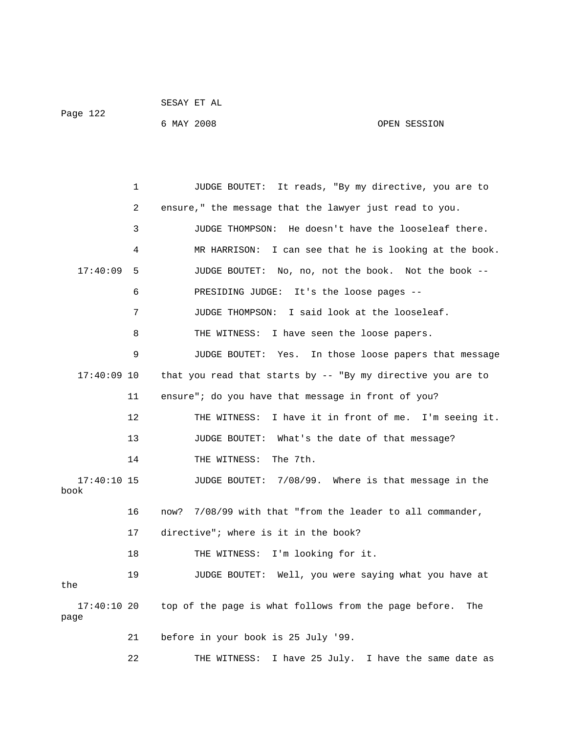JUDGE BOUTET: It reads, "By my directive, you are to ensure," the message that the lawyer just read to you.

JUDGE THOMPSON: He doesn't have the looseleaf there.

MR HARRISON: I can see that he is looking at the book.

JUDGE BOUTET: No, no, not the book. Not the book --

PRESIDING JUDGE: It's the loose pages --

JUDGE THOMPSON: I said look at the looseleaf.

THE WITNESS: I have seen the loose papers.

JUDGE BOUTET: Yes. In those loose papers that message that you read that starts by -- "By my directive you are to ensure"; do you have that message in front of you?

THE WITNESS: I have it in front of me. I'm seeing it.

JUDGE BOUTET: What's the date of that message?

THE WITNESS: The 7th.

JUDGE BOUTET: 7/08/99. Where is that message in the book now? 7/08/99 with that "from the leader to all commander, directive"; where is it in the book?

THE WITNESS: I'm looking for it.

JUDGE BOUTET: Well, you were saying what you have at the top of the page is what follows from the page before. The page before in your book is 25 July '99.

THE WITNESS: I have 25 July. I have the same date as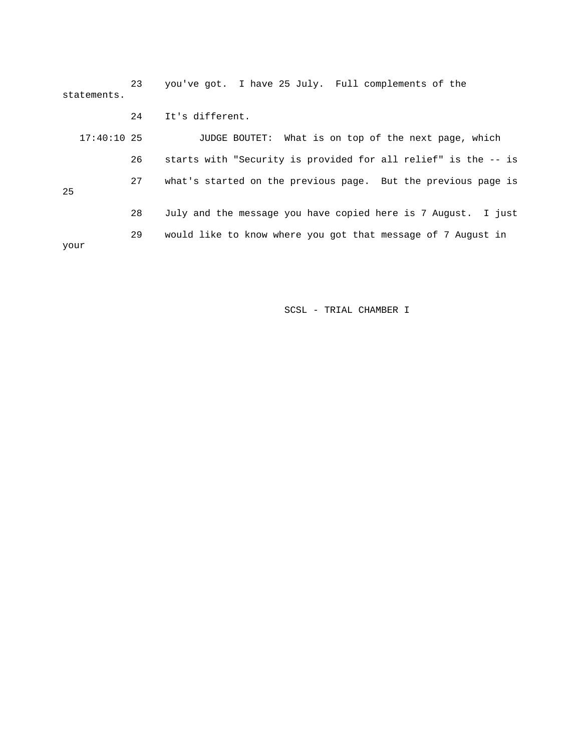23 you've got. I have 25 July. Full complements of the statements.

24 It's different.

17:40:10 25 JUDGE BOUTET: What is on top of the next page, which

26 starts with "Security is provided for all relief" is the -- is

27 what's started on the previous page. But the previous page is 25

28 July and the message you have copied here is 7 August. I just

29 would like to know where you got that message of 7 August in your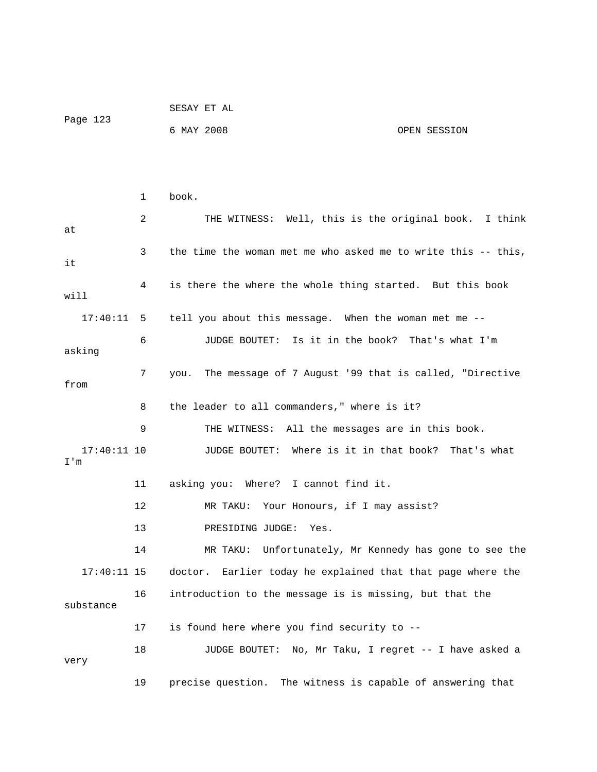1 book.

2 THE WITNESS: Well, this is the original book. I think at

3 the time the woman met me who asked me to write this -- this, it

4 is there the where the whole thing started. But this book will

17:40:11 5 tell you about this message. When the woman met me --

6 JUDGE BOUTET: Is it in the book? That's what I'm asking

7 you. The message of 7 August '99 that is called, "Directive from

8 the leader to all commanders," where is it?

9 THE WITNESS: All the messages are in this book.

17:40:11 10 JUDGE BOUTET: Where is it in that book? That's what I'm

11 asking you: Where? I cannot find it.

12 MR TAKU: Your Honours, if I may assist?

13 PRESIDING JUDGE: Yes.

14 MR TAKU: Unfortunately, Mr Kennedy has gone to see the

17:40:11 15 doctor. Earlier today he explained that that page where the

16 introduction to the message is is missing, but that the substance

17 is found here where you find security to --

18 JUDGE BOUTET: No, Mr Taku, I regret -- I have asked a very

19 precise question. The witness is capable of answering that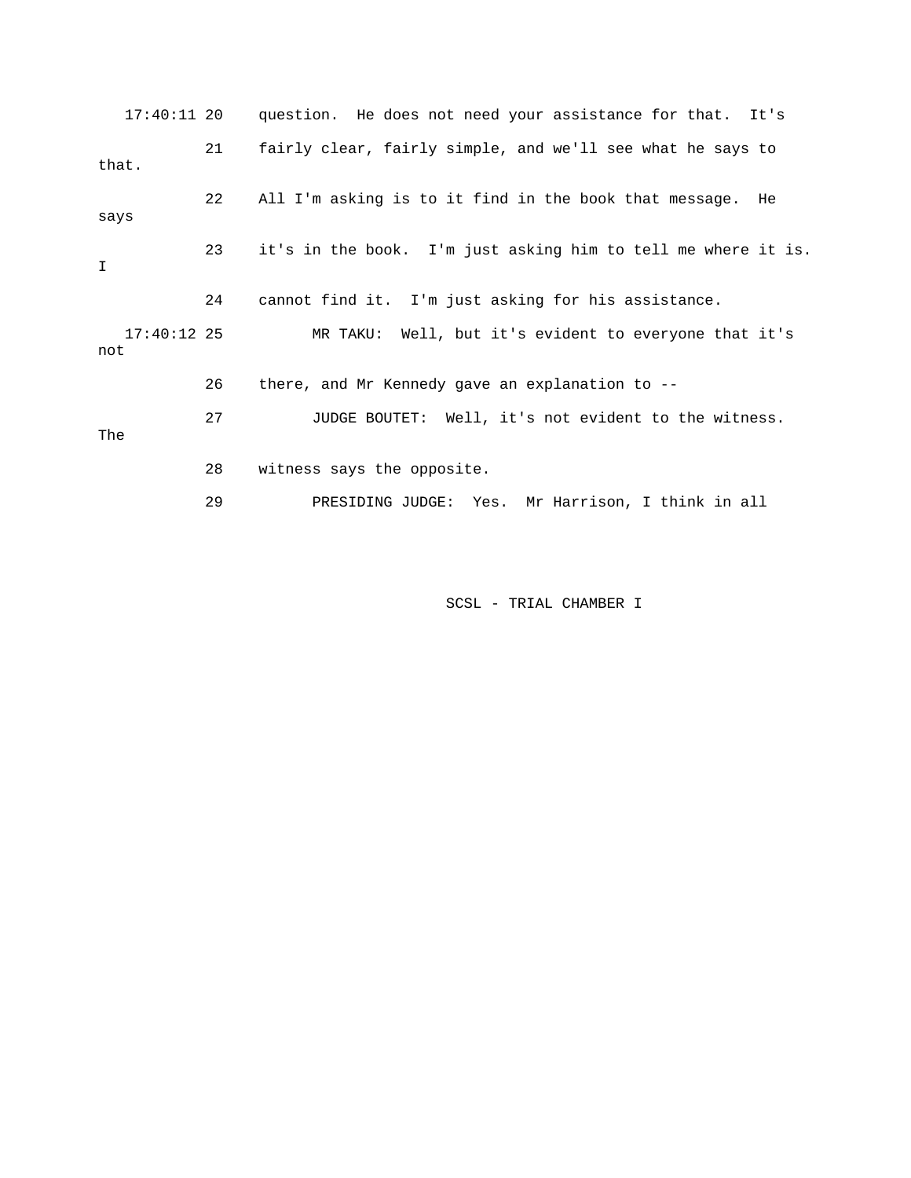17:40:11 20 question. He does not need your assistance for that. It's

21 fairly clear, fairly simple, and we'll see what he says to that.

22 All I'm asking is to it find in the book that message. He says

23 it's in the book. I'm just asking him to tell me where it is. I

24 cannot find it. I'm just asking for his assistance.

17:40:12 25 MR TAKU: Well, but it's evident to everyone that it's not

26 there, and Mr Kennedy gave an explanation to --

27 JUDGE BOUTET: Well, it's not evident to the witness. The

28 witness says the opposite.

29 PRESIDING JUDGE: Yes. Mr Harrison, I think in all

SCSL - TRIAL CHAMBER I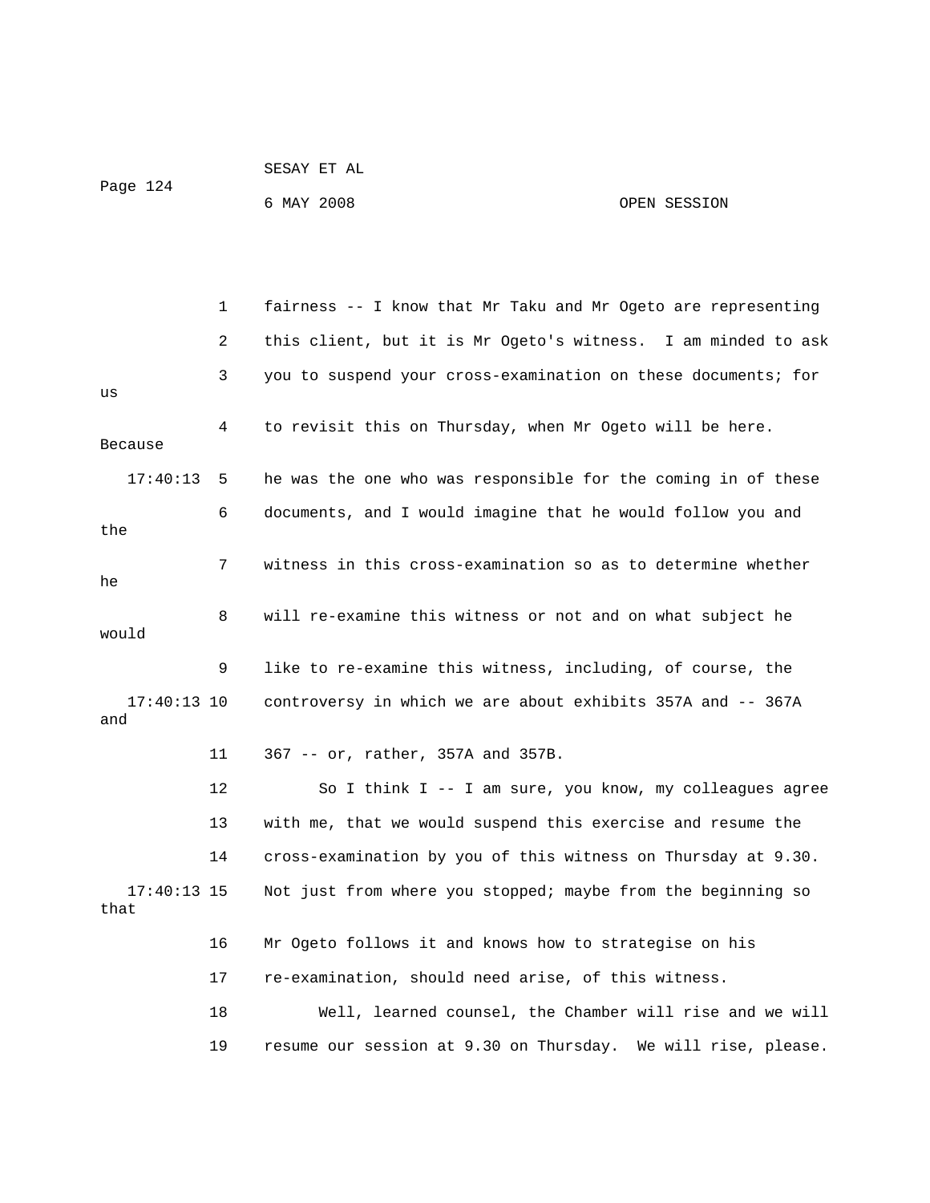1 fairness -- I know that Mr Taku and Mr Ogeto are representing

2 this client, but it is Mr Ogeto's witness. I am minded to ask

3 you to suspend your cross-examination on these documents; for us

4 to revisit this on Thursday, when Mr Ogeto will be here. Because

17:40:13 5 he was the one who was responsible for the coming in of these

6 documents, and I would imagine that he would follow you and the

7 witness in this cross-examination so as to determine whether he

8 will re-examine this witness or not and on what subject he would

9 like to re-examine this witness, including, of course, the

17:40:13 10 controversy in which we are about exhibits 357A and -- 367A and

11 367 -- or, rather, 357A and 357B.

12 So I think I -- I am sure, you know, my colleagues agree

13 with me, that we would suspend this exercise and resume the

14 cross-examination by you of this witness on Thursday at 9.30.

17:40:13 15 Not just from where you stopped; maybe from the beginning so that

16 Mr Ogeto follows it and knows how to strategise on his

17 re-examination, should need arise, of this witness.

18 Well, learned counsel, the Chamber will rise and we will

19 resume our session at 9.30 on Thursday. We will rise, please.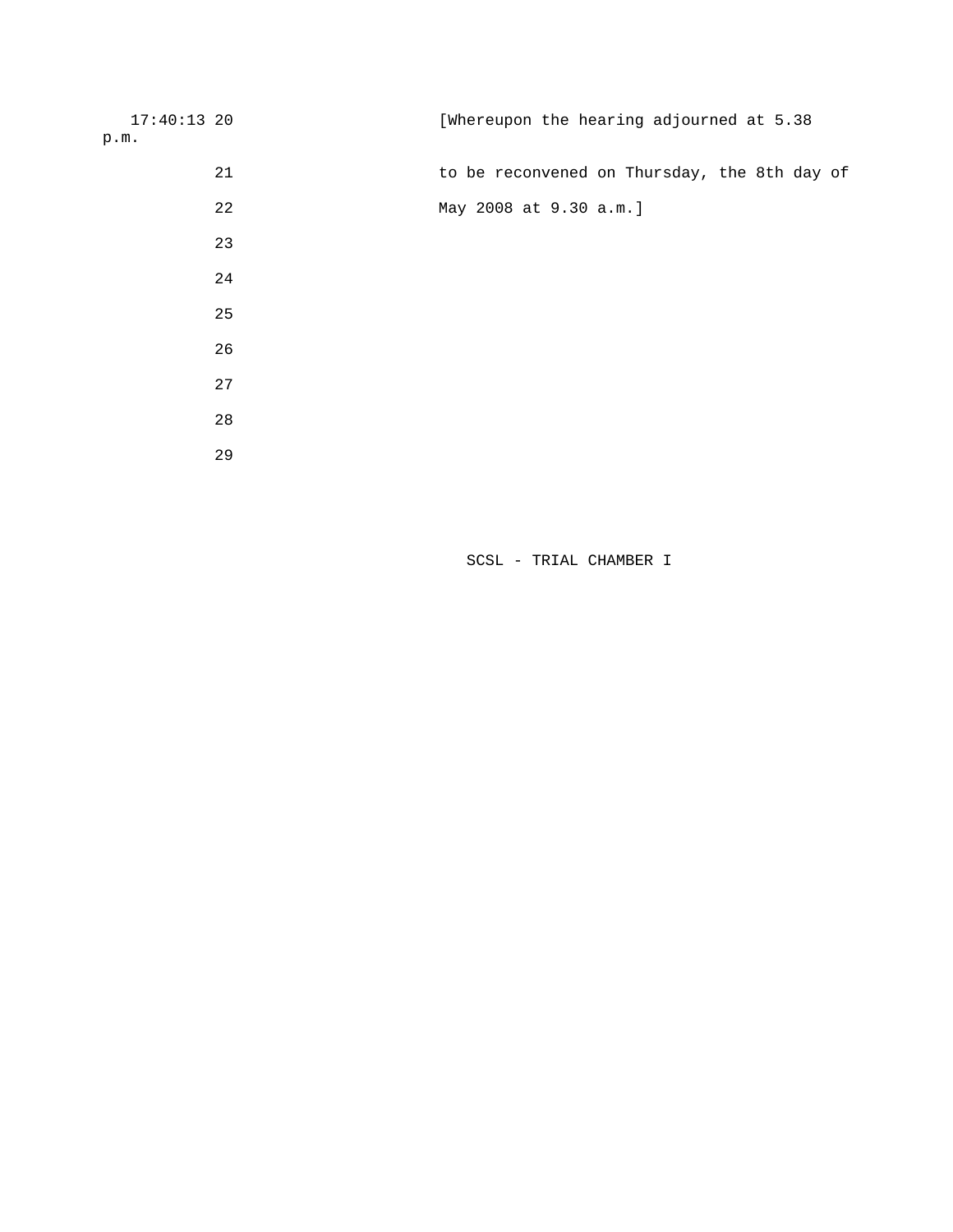17:40:13 20 [Whereupon the hearing adjourned at 5.38 p.m.

21 to be reconvened on Thursday, the 8th day of

22 May 2008 at 9.30 a.m.]

23

24

25

26

27

28

29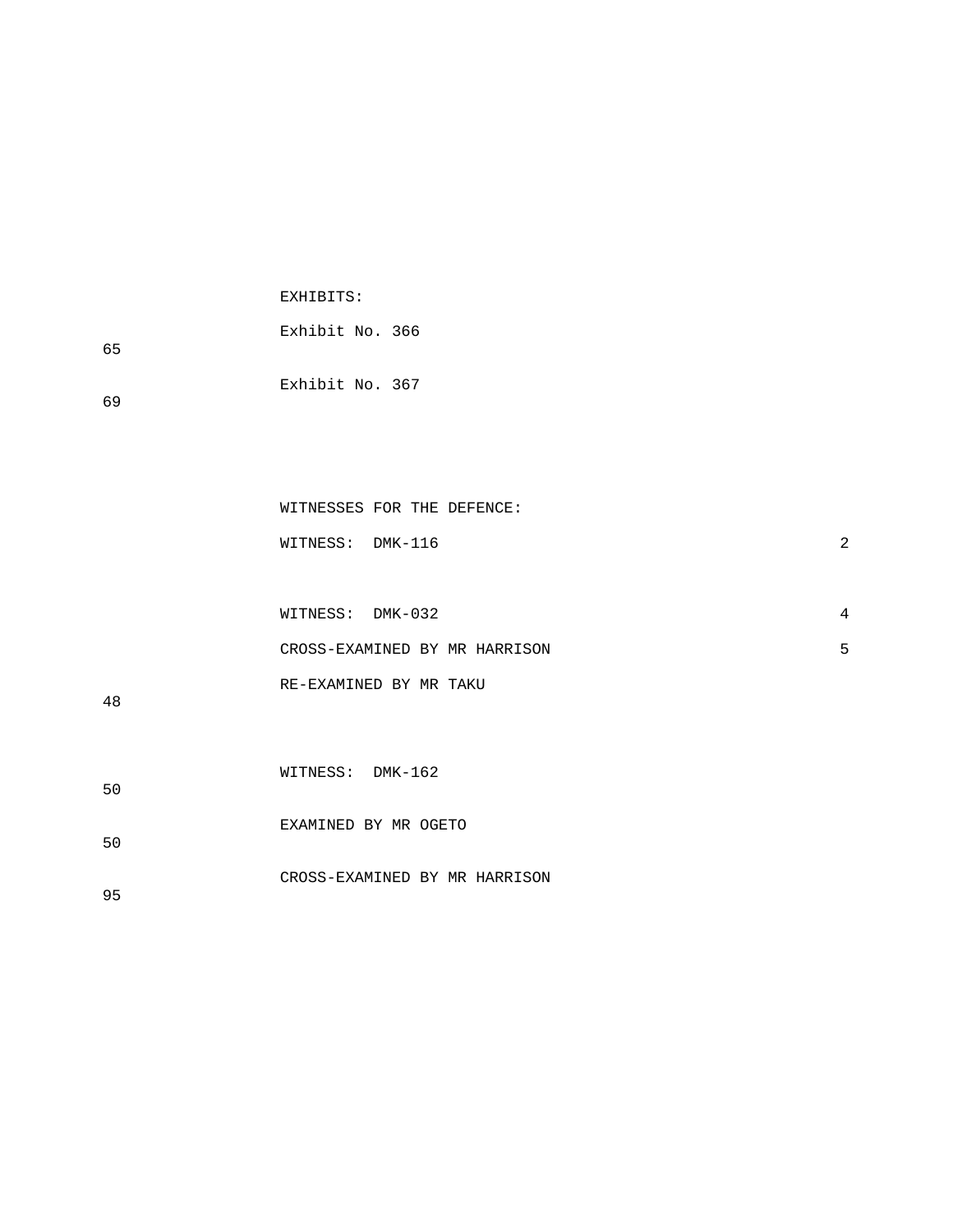EXHIBITS:

Exhibit No. 366 65

Exhibit No. 367 69

WITNESSES FOR THE DEFENCE:

WITNESS: DMK-116 2

WITNESS: DMK-032 4

CROSS-EXAMINED BY MR HARRISON 5

RE-EXAMINED BY MR TAKU 48

WITNESS: DMK-162 50

EXAMINED BY MR OGETO 50

CROSS-EXAMINED BY MR HARRISON 95